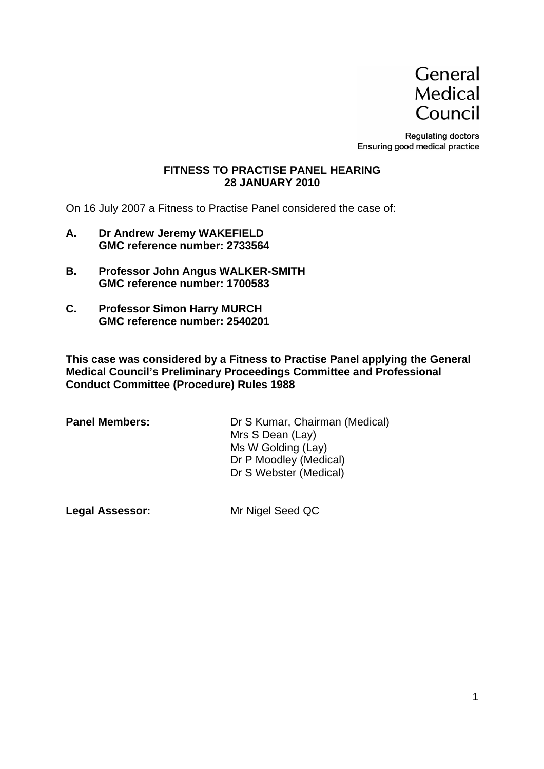General
Medical
Council

Regulating doctors
Ensuring good medical practice

## FITNESS TO PRACTISE PANEL HEARING
## 28 JANUARY 2010

On 16 July 2007 a Fitness to Practise Panel considered the case of:

**A. Dr Andrew Jeremy WAKEFIELD**
**GMC reference number: 2733564**

**B. Professor John Angus WALKER-SMITH**
**GMC reference number: 1700583**

**C. Professor Simon Harry MURCH**
**GMC reference number: 2540201**

**This case was considered by a Fitness to Practise Panel applying the General Medical Council's Preliminary Proceedings Committee and Professional Conduct Committee (Procedure) Rules 1988**

**Panel Members:** Dr S Kumar, Chairman (Medical)
Mrs S Dean (Lay)
Ms W Golding (Lay)
Dr P Moodley (Medical)
Dr S Webster (Medical)

**Legal Assessor:** Mr Nigel Seed QC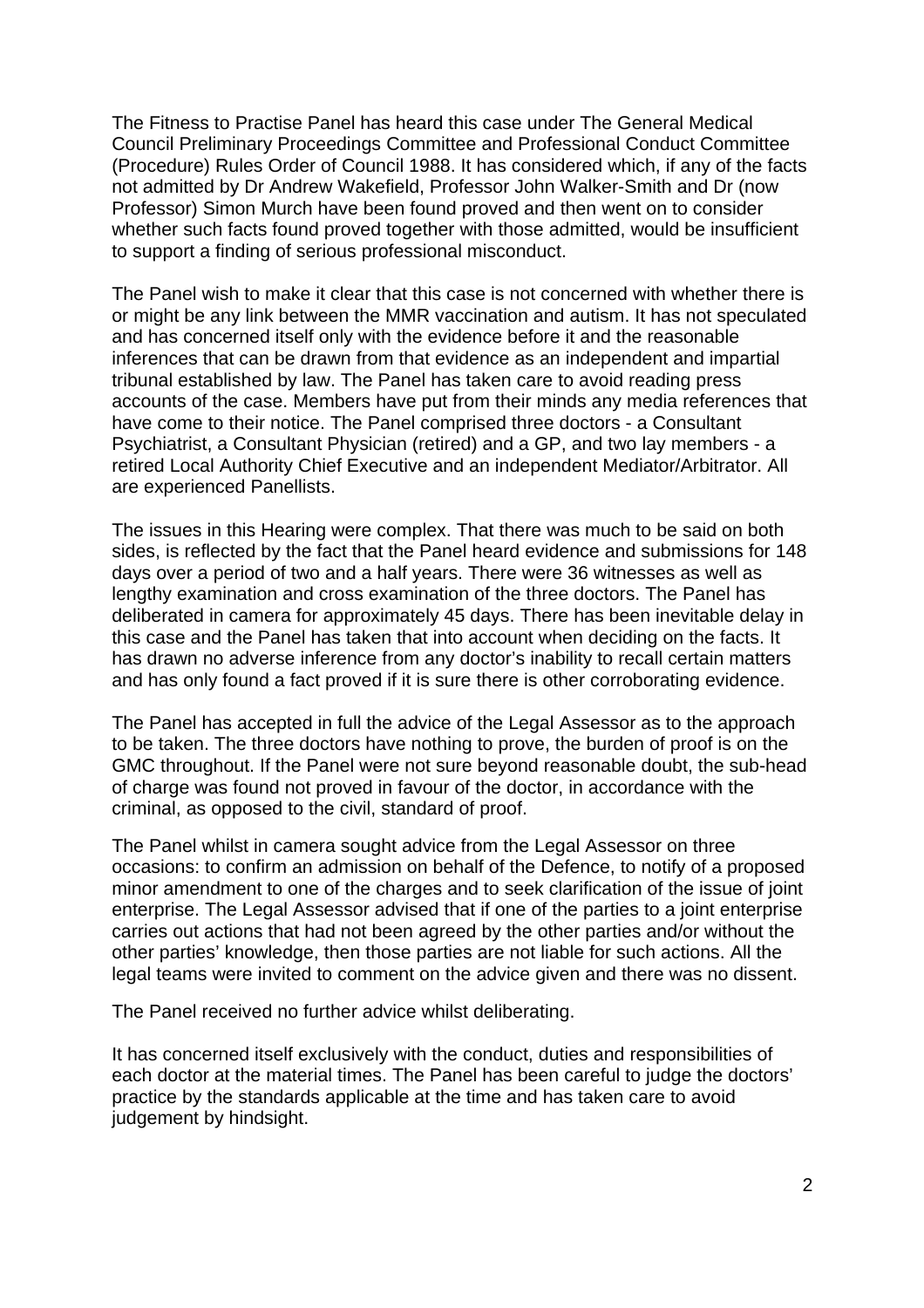The Fitness to Practise Panel has heard this case under The General Medical Council Preliminary Proceedings Committee and Professional Conduct Committee (Procedure) Rules Order of Council 1988. It has considered which, if any of the facts not admitted by Dr Andrew Wakefield, Professor John Walker-Smith and Dr (now Professor) Simon Murch have been found proved and then went on to consider whether such facts found proved together with those admitted, would be insufficient to support a finding of serious professional misconduct.

The Panel wish to make it clear that this case is not concerned with whether there is or might be any link between the MMR vaccination and autism. It has not speculated and has concerned itself only with the evidence before it and the reasonable inferences that can be drawn from that evidence as an independent and impartial tribunal established by law. The Panel has taken care to avoid reading press accounts of the case. Members have put from their minds any media references that have come to their notice. The Panel comprised three doctors - a Consultant Psychiatrist, a Consultant Physician (retired) and a GP, and two lay members - a retired Local Authority Chief Executive and an independent Mediator/Arbitrator. All are experienced Panellists.

The issues in this Hearing were complex. That there was much to be said on both sides, is reflected by the fact that the Panel heard evidence and submissions for 148 days over a period of two and a half years. There were 36 witnesses as well as lengthy examination and cross examination of the three doctors. The Panel has deliberated in camera for approximately 45 days. There has been inevitable delay in this case and the Panel has taken that into account when deciding on the facts. It has drawn no adverse inference from any doctor's inability to recall certain matters and has only found a fact proved if it is sure there is other corroborating evidence.

The Panel has accepted in full the advice of the Legal Assessor as to the approach to be taken. The three doctors have nothing to prove, the burden of proof is on the GMC throughout. If the Panel were not sure beyond reasonable doubt, the sub-head of charge was found not proved in favour of the doctor, in accordance with the criminal, as opposed to the civil, standard of proof.

The Panel whilst in camera sought advice from the Legal Assessor on three occasions: to confirm an admission on behalf of the Defence, to notify of a proposed minor amendment to one of the charges and to seek clarification of the issue of joint enterprise. The Legal Assessor advised that if one of the parties to a joint enterprise carries out actions that had not been agreed by the other parties and/or without the other parties' knowledge, then those parties are not liable for such actions. All the legal teams were invited to comment on the advice given and there was no dissent.

The Panel received no further advice whilst deliberating.

It has concerned itself exclusively with the conduct, duties and responsibilities of each doctor at the material times. The Panel has been careful to judge the doctors' practice by the standards applicable at the time and has taken care to avoid judgement by hindsight.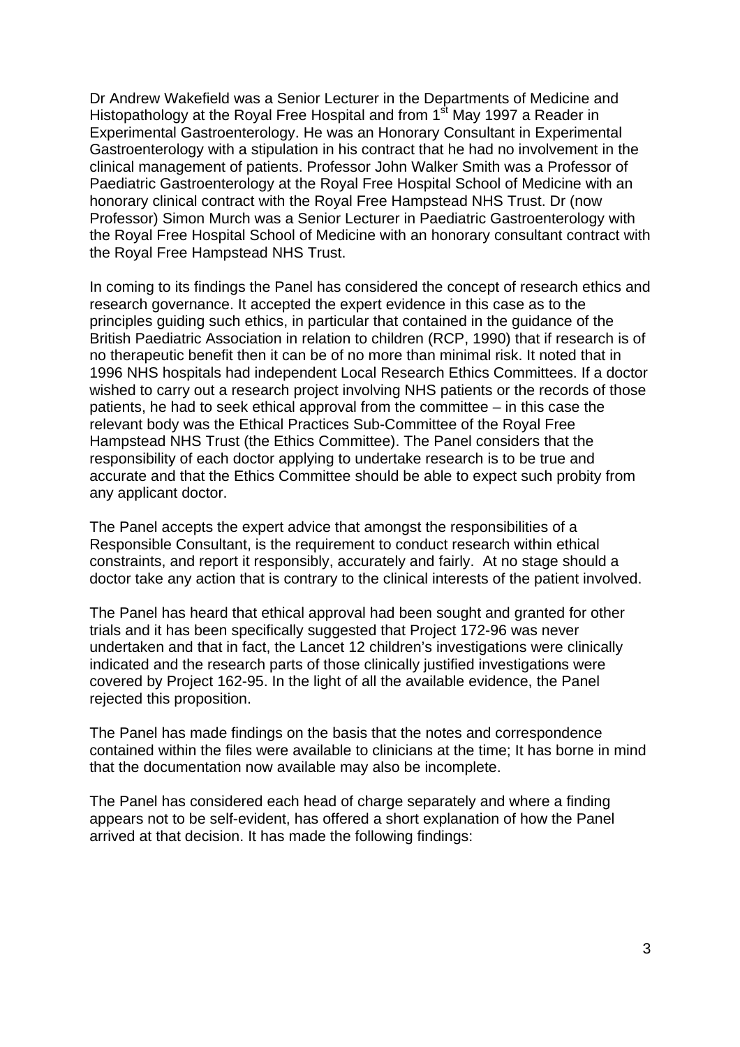Dr Andrew Wakefield was a Senior Lecturer in the Departments of Medicine and Histopathology at the Royal Free Hospital and from 1st May 1997 a Reader in Experimental Gastroenterology. He was an Honorary Consultant in Experimental Gastroenterology with a stipulation in his contract that he had no involvement in the clinical management of patients. Professor John Walker Smith was a Professor of Paediatric Gastroenterology at the Royal Free Hospital School of Medicine with an honorary clinical contract with the Royal Free Hampstead NHS Trust. Dr (now Professor) Simon Murch was a Senior Lecturer in Paediatric Gastroenterology with the Royal Free Hospital School of Medicine with an honorary consultant contract with the Royal Free Hampstead NHS Trust.

In coming to its findings the Panel has considered the concept of research ethics and research governance. It accepted the expert evidence in this case as to the principles guiding such ethics, in particular that contained in the guidance of the British Paediatric Association in relation to children (RCP, 1990) that if research is of no therapeutic benefit then it can be of no more than minimal risk. It noted that in 1996 NHS hospitals had independent Local Research Ethics Committees. If a doctor wished to carry out a research project involving NHS patients or the records of those patients, he had to seek ethical approval from the committee – in this case the relevant body was the Ethical Practices Sub-Committee of the Royal Free Hampstead NHS Trust (the Ethics Committee). The Panel considers that the responsibility of each doctor applying to undertake research is to be true and accurate and that the Ethics Committee should be able to expect such probity from any applicant doctor.

The Panel accepts the expert advice that amongst the responsibilities of a Responsible Consultant, is the requirement to conduct research within ethical constraints, and report it responsibly, accurately and fairly. At no stage should a doctor take any action that is contrary to the clinical interests of the patient involved.

The Panel has heard that ethical approval had been sought and granted for other trials and it has been specifically suggested that Project 172-96 was never undertaken and that in fact, the Lancet 12 children's investigations were clinically indicated and the research parts of those clinically justified investigations were covered by Project 162-95. In the light of all the available evidence, the Panel rejected this proposition.

The Panel has made findings on the basis that the notes and correspondence contained within the files were available to clinicians at the time; It has borne in mind that the documentation now available may also be incomplete.

The Panel has considered each head of charge separately and where a finding appears not to be self-evident, has offered a short explanation of how the Panel arrived at that decision. It has made the following findings: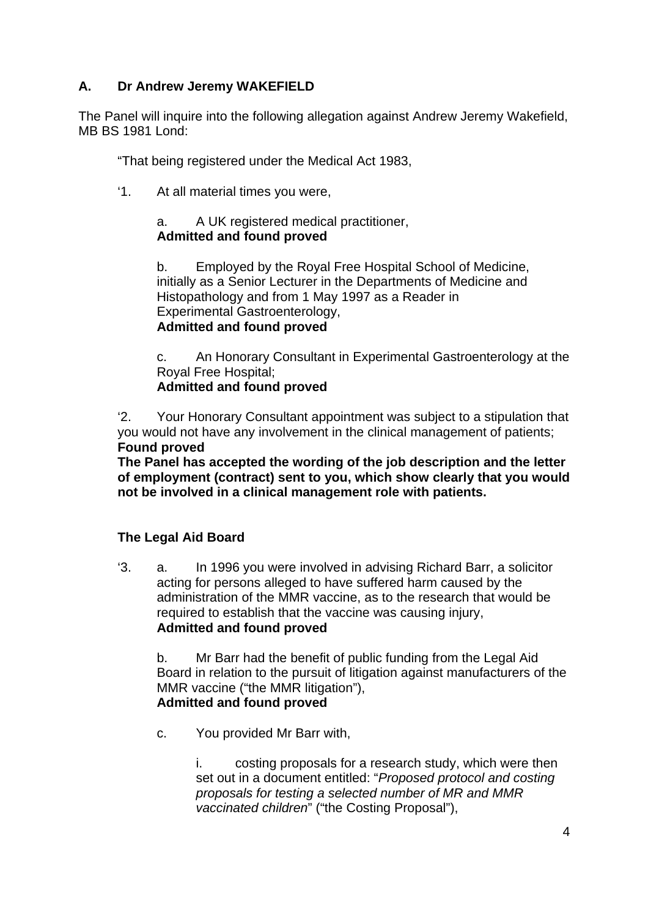## A. Dr Andrew Jeremy WAKEFIELD

The Panel will inquire into the following allegation against Andrew Jeremy Wakefield, MB BS 1981 Lond:

"That being registered under the Medical Act 1983,

'1. At all material times you were,

a. A UK registered medical practitioner,
**Admitted and found proved**

b. Employed by the Royal Free Hospital School of Medicine, initially as a Senior Lecturer in the Departments of Medicine and Histopathology and from 1 May 1997 as a Reader in Experimental Gastroenterology,
**Admitted and found proved**

c. An Honorary Consultant in Experimental Gastroenterology at the Royal Free Hospital;
**Admitted and found proved**

'2. Your Honorary Consultant appointment was subject to a stipulation that you would not have any involvement in the clinical management of patients;
**Found proved**
**The Panel has accepted the wording of the job description and the letter of employment (contract) sent to you, which show clearly that you would not be involved in a clinical management role with patients.**

### The Legal Aid Board

'3. a. In 1996 you were involved in advising Richard Barr, a solicitor acting for persons alleged to have suffered harm caused by the administration of the MMR vaccine, as to the research that would be required to establish that the vaccine was causing injury,
**Admitted and found proved**

b. Mr Barr had the benefit of public funding from the Legal Aid Board in relation to the pursuit of litigation against manufacturers of the MMR vaccine ("the MMR litigation"),
**Admitted and found proved**

c. You provided Mr Barr with,

i. costing proposals for a research study, which were then set out in a document entitled: "*Proposed protocol and costing proposals for testing a selected number of MR and MMR vaccinated children*" ("the Costing Proposal"),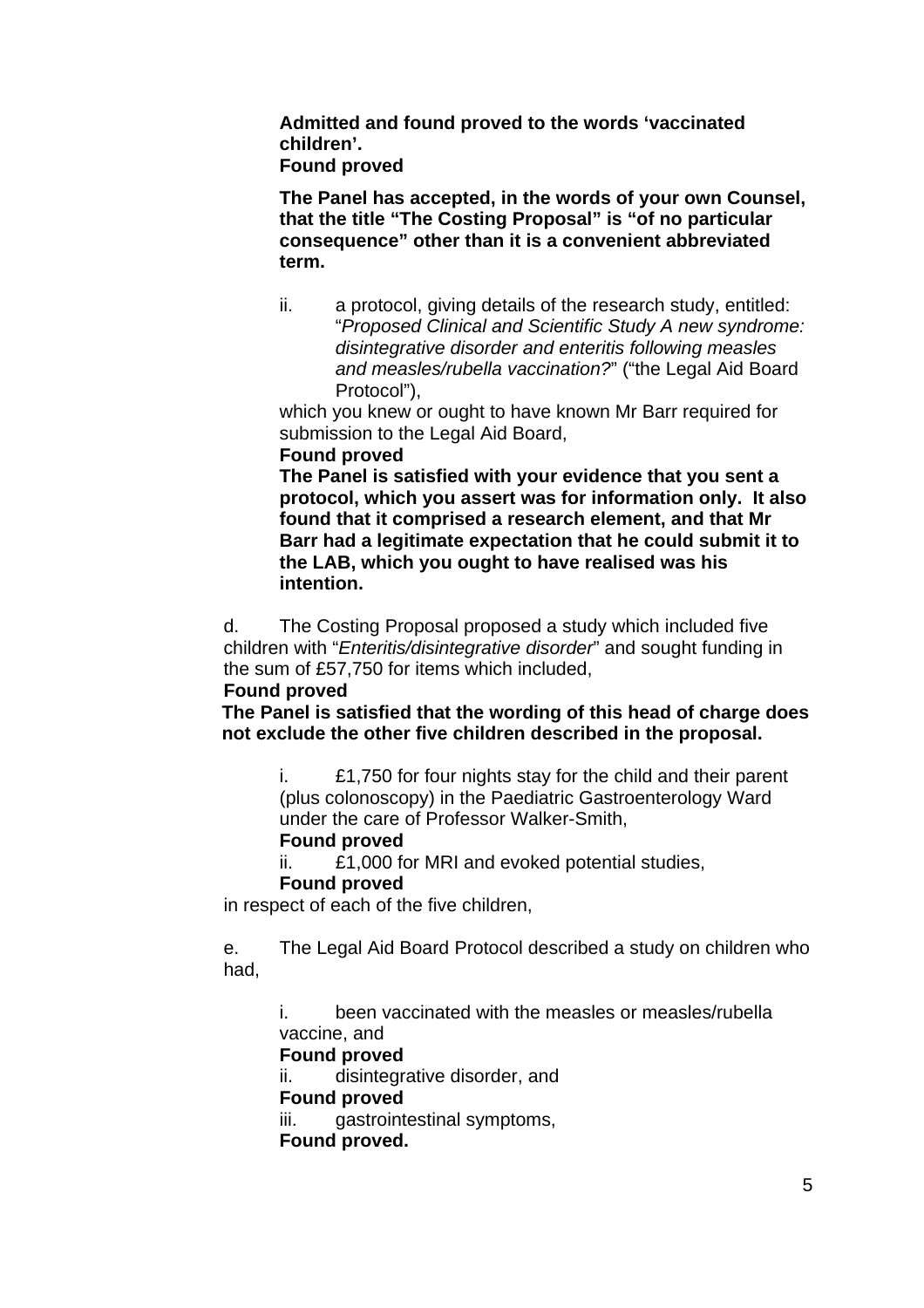**Admitted and found proved to the words 'vaccinated children'.**
**Found proved**

**The Panel has accepted, in the words of your own Counsel, that the title "The Costing Proposal" is "of no particular consequence" other than it is a convenient abbreviated term.**

ii. a protocol, giving details of the research study, entitled: "*Proposed Clinical and Scientific Study A new syndrome: disintegrative disorder and enteritis following measles and measles/rubella vaccination?*" ("the Legal Aid Board Protocol"),

which you knew or ought to have known Mr Barr required for submission to the Legal Aid Board,

**Found proved**

**The Panel is satisfied with your evidence that you sent a protocol, which you assert was for information only. It also found that it comprised a research element, and that Mr Barr had a legitimate expectation that he could submit it to the LAB, which you ought to have realised was his intention.**

d. The Costing Proposal proposed a study which included five children with "*Enteritis/disintegrative disorder*" and sought funding in the sum of £57,750 for items which included,

**Found proved**

**The Panel is satisfied that the wording of this head of charge does not exclude the other five children described in the proposal.**

i. £1,750 for four nights stay for the child and their parent (plus colonoscopy) in the Paediatric Gastroenterology Ward under the care of Professor Walker-Smith,

**Found proved**

ii. £1,000 for MRI and evoked potential studies,

**Found proved**

in respect of each of the five children,

e. The Legal Aid Board Protocol described a study on children who had,

i. been vaccinated with the measles or measles/rubella vaccine, and

**Found proved**

ii. disintegrative disorder, and

**Found proved**

iii. gastrointestinal symptoms,

**Found proved.**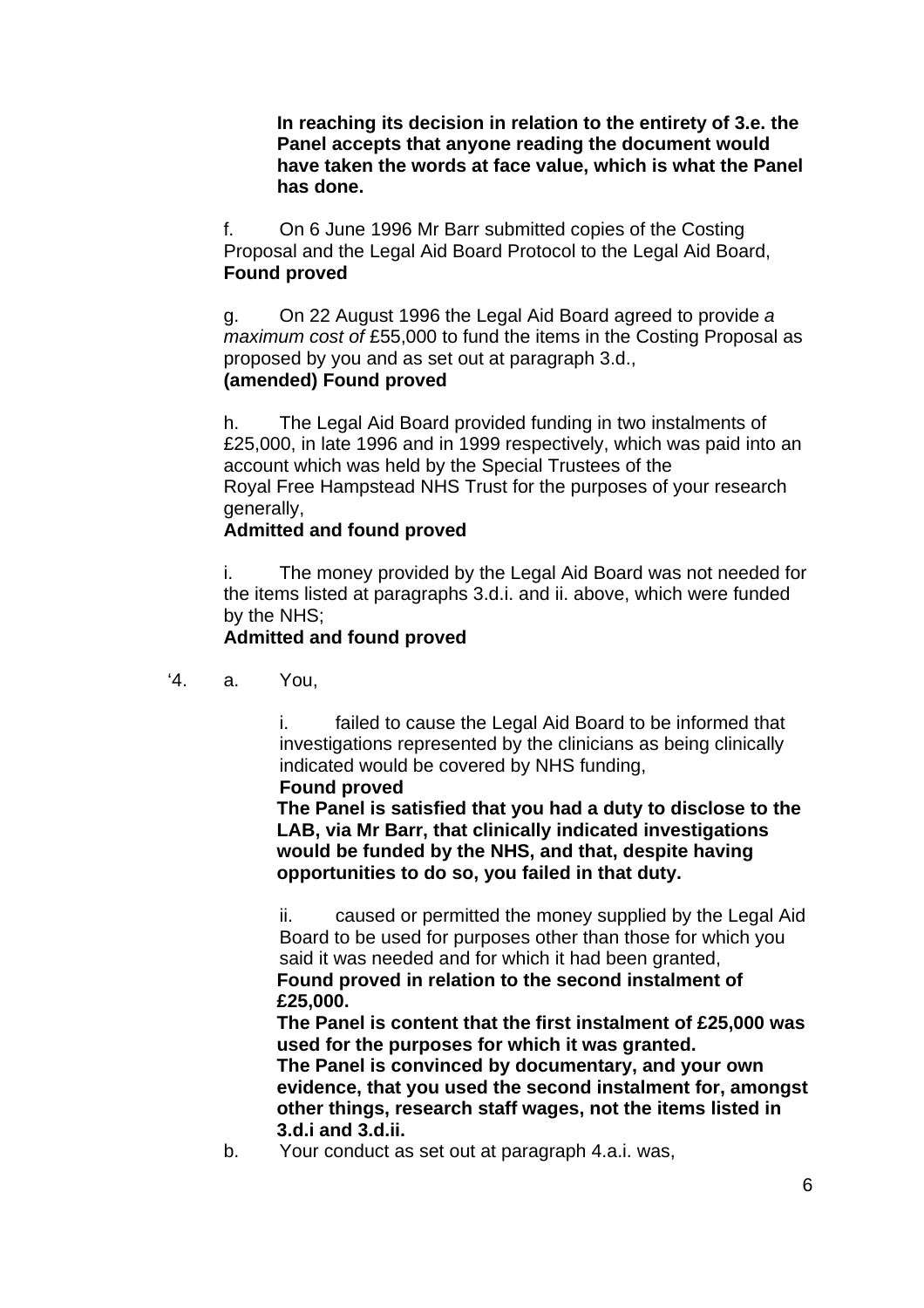**In reaching its decision in relation to the entirety of 3.e. the Panel accepts that anyone reading the document would have taken the words at face value, which is what the Panel has done.**

f. On 6 June 1996 Mr Barr submitted copies of the Costing Proposal and the Legal Aid Board Protocol to the Legal Aid Board,
**Found proved**

g. On 22 August 1996 the Legal Aid Board agreed to provide *a maximum cost of* £55,000 to fund the items in the Costing Proposal as proposed by you and as set out at paragraph 3.d.,
**(amended) Found proved**

h. The Legal Aid Board provided funding in two instalments of £25,000, in late 1996 and in 1999 respectively, which was paid into an account which was held by the Special Trustees of the Royal Free Hampstead NHS Trust for the purposes of your research generally,
**Admitted and found proved**

i. The money provided by the Legal Aid Board was not needed for the items listed at paragraphs 3.d.i. and ii. above, which were funded by the NHS;
**Admitted and found proved**

'4. a. You,

i. failed to cause the Legal Aid Board to be informed that investigations represented by the clinicians as being clinically indicated would be covered by NHS funding,
**Found proved**
**The Panel is satisfied that you had a duty to disclose to the LAB, via Mr Barr, that clinically indicated investigations would be funded by the NHS, and that, despite having opportunities to do so, you failed in that duty.**

ii. caused or permitted the money supplied by the Legal Aid Board to be used for purposes other than those for which you said it was needed and for which it had been granted,
**Found proved in relation to the second instalment of £25,000.**
**The Panel is content that the first instalment of £25,000 was used for the purposes for which it was granted.**
**The Panel is convinced by documentary, and your own evidence, that you used the second instalment for, amongst other things, research staff wages, not the items listed in 3.d.i and 3.d.ii.**

b. Your conduct as set out at paragraph 4.a.i. was,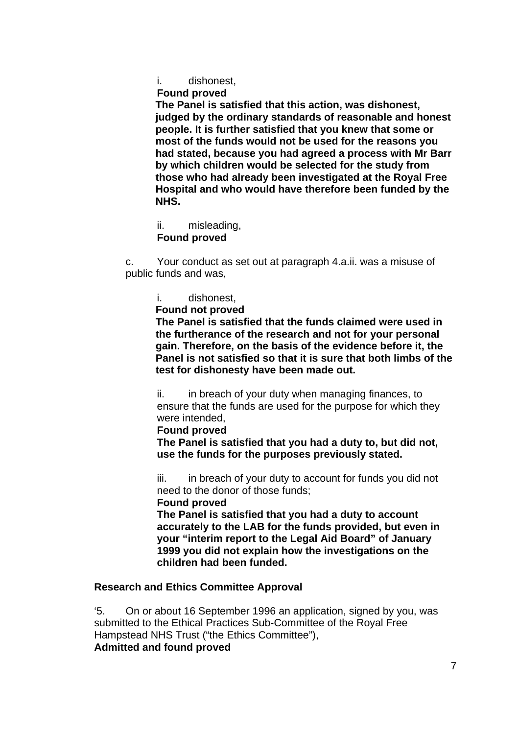i. dishonest,

**Found proved**

**The Panel is satisfied that this action, was dishonest, judged by the ordinary standards of reasonable and honest people. It is further satisfied that you knew that some or most of the funds would not be used for the reasons you had stated, because you had agreed a process with Mr Barr by which children would be selected for the study from those who had already been investigated at the Royal Free Hospital and who would have therefore been funded by the NHS.**

ii. misleading,

**Found proved**

c. Your conduct as set out at paragraph 4.a.ii. was a misuse of public funds and was,

i. dishonest,

**Found not proved**

**The Panel is satisfied that the funds claimed were used in the furtherance of the research and not for your personal gain. Therefore, on the basis of the evidence before it, the Panel is not satisfied so that it is sure that both limbs of the test for dishonesty have been made out.**

ii. in breach of your duty when managing finances, to ensure that the funds are used for the purpose for which they were intended,

**Found proved**

**The Panel is satisfied that you had a duty to, but did not, use the funds for the purposes previously stated.**

iii. in breach of your duty to account for funds you did not need to the donor of those funds;

**Found proved**

**The Panel is satisfied that you had a duty to account accurately to the LAB for the funds provided, but even in your "interim report to the Legal Aid Board" of January 1999 you did not explain how the investigations on the children had been funded.**

**Research and Ethics Committee Approval**

'5. On or about 16 September 1996 an application, signed by you, was submitted to the Ethical Practices Sub-Committee of the Royal Free Hampstead NHS Trust ("the Ethics Committee"),

**Admitted and found proved**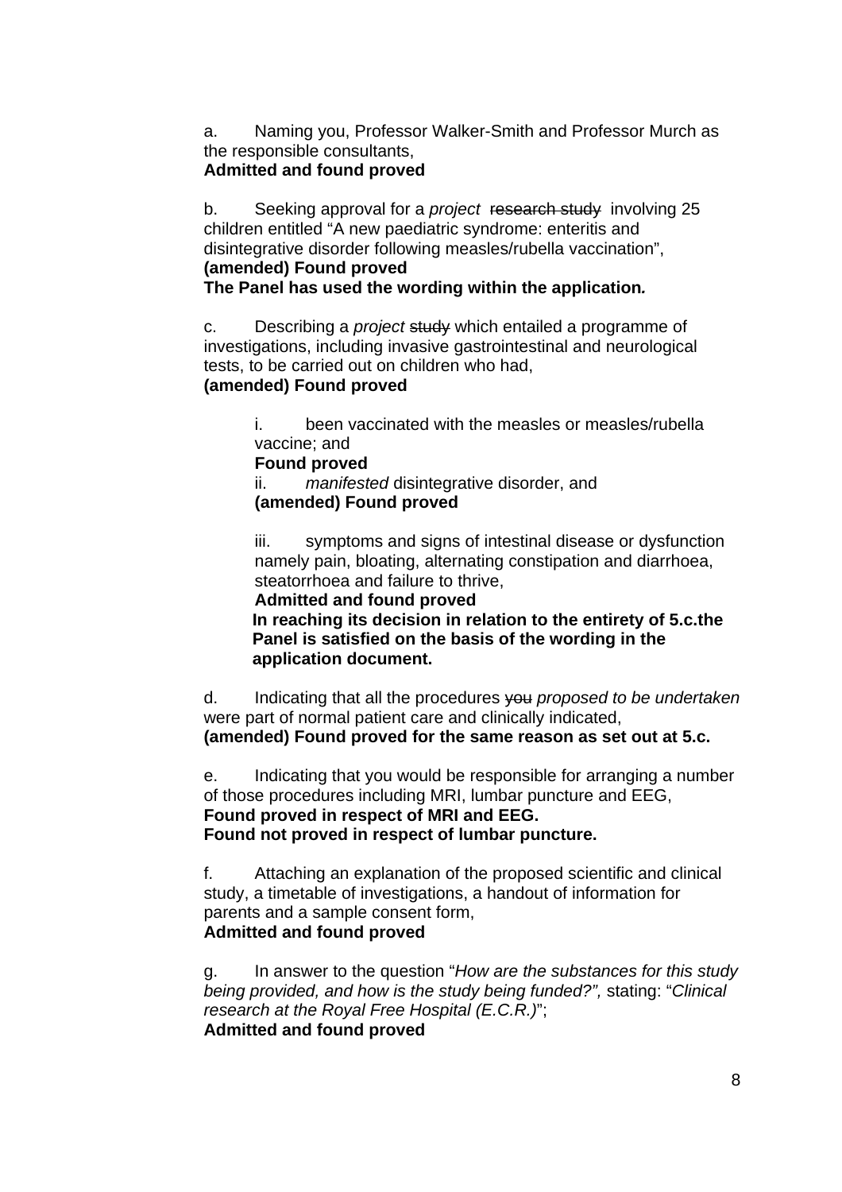a. Naming you, Professor Walker-Smith and Professor Murch as the responsible consultants,
**Admitted and found proved**

b. Seeking approval for a *project* ~~research study~~ involving 25 children entitled "A new paediatric syndrome: enteritis and disintegrative disorder following measles/rubella vaccination",
**(amended) Found proved**
**The Panel has used the wording within the application.**

c. Describing a *project* ~~study~~ which entailed a programme of investigations, including invasive gastrointestinal and neurological tests, to be carried out on children who had,
**(amended) Found proved**

> i. been vaccinated with the measles or measles/rubella vaccine; and
> **Found proved**
> ii. *manifested* disintegrative disorder, and
> **(amended) Found proved**
>
> iii. symptoms and signs of intestinal disease or dysfunction namely pain, bloating, alternating constipation and diarrhoea, steatorrhoea and failure to thrive,
> **Admitted and found proved**
> **In reaching its decision in relation to the entirety of 5.c.the Panel is satisfied on the basis of the wording in the application document.**

d. Indicating that all the procedures ~~you~~ *proposed to be undertaken* were part of normal patient care and clinically indicated,
**(amended) Found proved for the same reason as set out at 5.c.**

e. Indicating that you would be responsible for arranging a number of those procedures including MRI, lumbar puncture and EEG,
**Found proved in respect of MRI and EEG.**
**Found not proved in respect of lumbar puncture.**

f. Attaching an explanation of the proposed scientific and clinical study, a timetable of investigations, a handout of information for parents and a sample consent form,
**Admitted and found proved**

g. In answer to the question "*How are the substances for this study being provided, and how is the study being funded?",* stating: "*Clinical research at the Royal Free Hospital (E.C.R.)*";
**Admitted and found proved**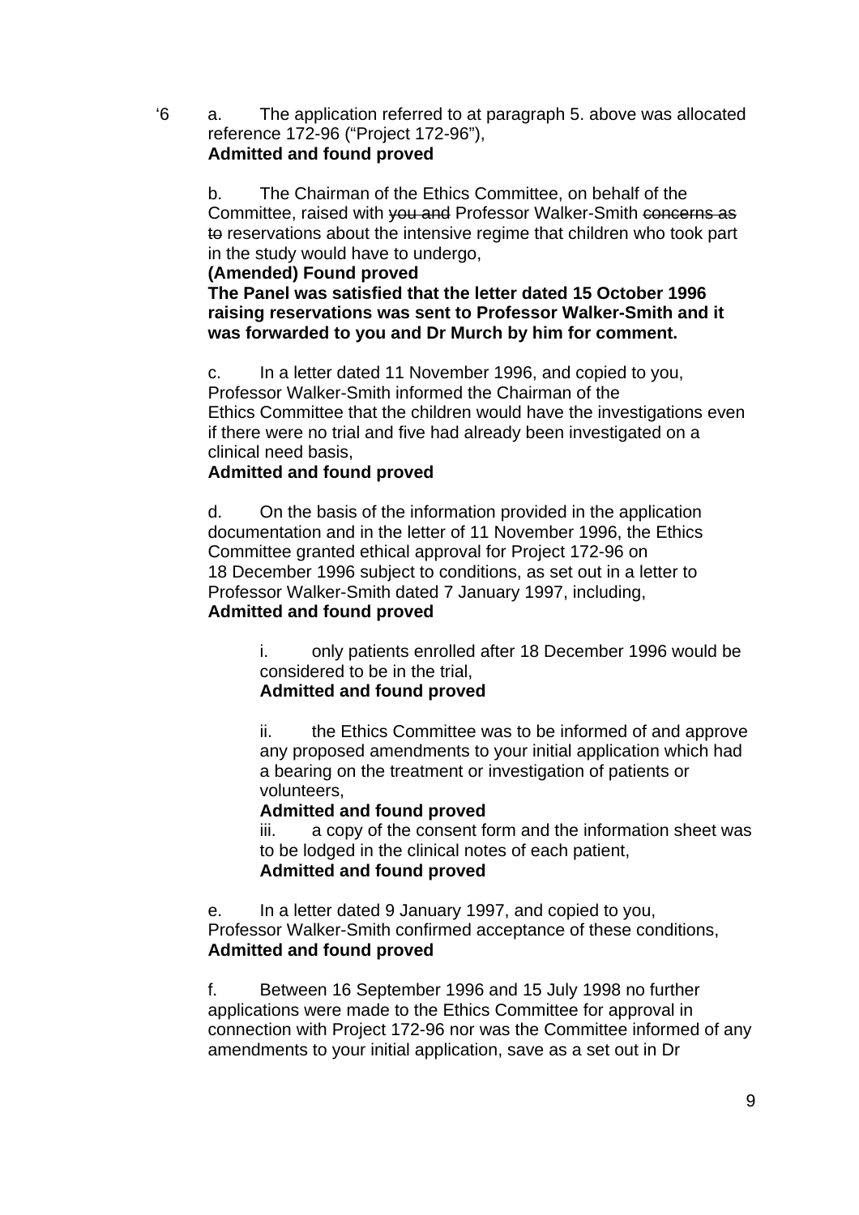‘6 a. The application referred to at paragraph 5. above was allocated reference 172-96 (“Project 172-96”),
**Admitted and found proved**

b. The Chairman of the Ethics Committee, on behalf of the Committee, raised with ~~you and~~ Professor Walker-Smith ~~concerns as to~~ reservations about the intensive regime that children who took part in the study would have to undergo,
**(Amended) Found proved**
**The Panel was satisfied that the letter dated 15 October 1996 raising reservations was sent to Professor Walker-Smith and it was forwarded to you and Dr Murch by him for comment.**

c. In a letter dated 11 November 1996, and copied to you, Professor Walker-Smith informed the Chairman of the Ethics Committee that the children would have the investigations even if there were no trial and five had already been investigated on a clinical need basis,
**Admitted and found proved**

d. On the basis of the information provided in the application documentation and in the letter of 11 November 1996, the Ethics Committee granted ethical approval for Project 172-96 on 18 December 1996 subject to conditions, as set out in a letter to Professor Walker-Smith dated 7 January 1997, including,
**Admitted and found proved**

i. only patients enrolled after 18 December 1996 would be considered to be in the trial,
**Admitted and found proved**

ii. the Ethics Committee was to be informed of and approve any proposed amendments to your initial application which had a bearing on the treatment or investigation of patients or volunteers,
**Admitted and found proved**

iii. a copy of the consent form and the information sheet was to be lodged in the clinical notes of each patient,
**Admitted and found proved**

e. In a letter dated 9 January 1997, and copied to you, Professor Walker-Smith confirmed acceptance of these conditions,
**Admitted and found proved**

f. Between 16 September 1996 and 15 July 1998 no further applications were made to the Ethics Committee for approval in connection with Project 172-96 nor was the Committee informed of any amendments to your initial application, save as a set out in Dr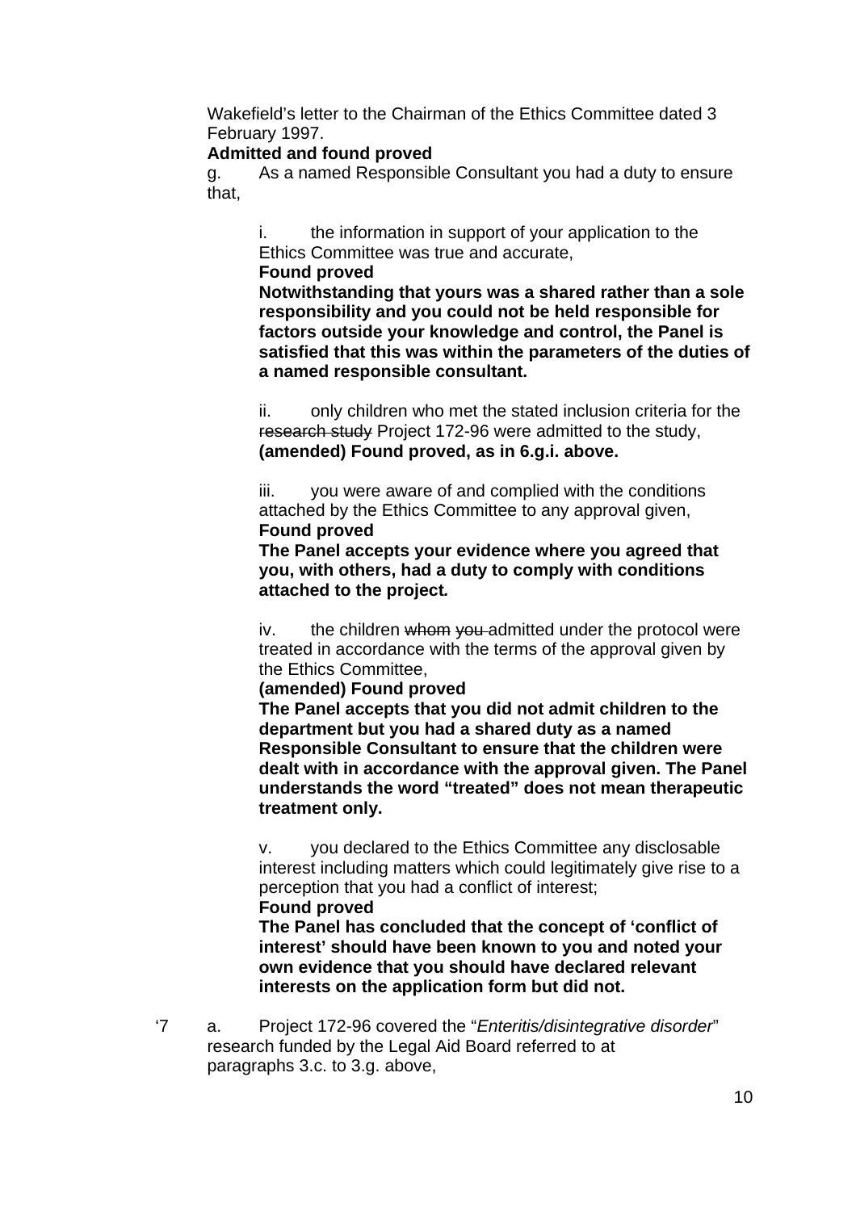Wakefield's letter to the Chairman of the Ethics Committee dated 3 February 1997.

**Admitted and found proved**

g. As a named Responsible Consultant you had a duty to ensure that,

i. the information in support of your application to the Ethics Committee was true and accurate,

**Found proved**

**Notwithstanding that yours was a shared rather than a sole responsibility and you could not be held responsible for factors outside your knowledge and control, the Panel is satisfied that this was within the parameters of the duties of a named responsible consultant.**

ii. only children who met the stated inclusion criteria for the ~~research study~~ Project 172-96 were admitted to the study,

**(amended) Found proved, as in 6.g.i. above.**

iii. you were aware of and complied with the conditions attached by the Ethics Committee to any approval given,

**Found proved**

**The Panel accepts your evidence where you agreed that you, with others, had a duty to comply with conditions attached to the project.**

iv. the children ~~whom you~~ admitted under the protocol were treated in accordance with the terms of the approval given by the Ethics Committee,

**(amended) Found proved**

**The Panel accepts that you did not admit children to the department but you had a shared duty as a named Responsible Consultant to ensure that the children were dealt with in accordance with the approval given. The Panel understands the word "treated" does not mean therapeutic treatment only.**

v. you declared to the Ethics Committee any disclosable interest including matters which could legitimately give rise to a perception that you had a conflict of interest;

**Found proved**

**The Panel has concluded that the concept of 'conflict of interest' should have been known to you and noted your own evidence that you should have declared relevant interests on the application form but did not.**

'7 a. Project 172-96 covered the "*Enteritis/disintegrative disorder*" research funded by the Legal Aid Board referred to at paragraphs 3.c. to 3.g. above,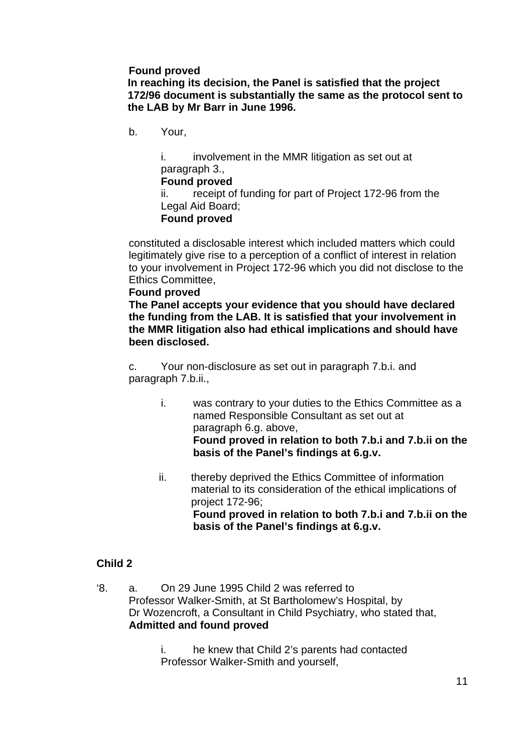**Found proved**
**In reaching its decision, the Panel is satisfied that the project 172/96 document is substantially the same as the protocol sent to the LAB by Mr Barr in June 1996.**

b. Your,

i. involvement in the MMR litigation as set out at paragraph 3.,
**Found proved**
ii. receipt of funding for part of Project 172-96 from the Legal Aid Board;
**Found proved**

constituted a disclosable interest which included matters which could legitimately give rise to a perception of a conflict of interest in relation to your involvement in Project 172-96 which you did not disclose to the Ethics Committee,
**Found proved**
**The Panel accepts your evidence that you should have declared the funding from the LAB. It is satisfied that your involvement in the MMR litigation also had ethical implications and should have been disclosed.**

c. Your non-disclosure as set out in paragraph 7.b.i. and paragraph 7.b.ii.,

i. was contrary to your duties to the Ethics Committee as a named Responsible Consultant as set out at paragraph 6.g. above,
**Found proved in relation to both 7.b.i and 7.b.ii on the basis of the Panel's findings at 6.g.v.**

ii. thereby deprived the Ethics Committee of information material to its consideration of the ethical implications of project 172-96;
**Found proved in relation to both 7.b.i and 7.b.ii on the basis of the Panel's findings at 6.g.v.**

**Child 2**

'8. a. On 29 June 1995 Child 2 was referred to Professor Walker-Smith, at St Bartholomew's Hospital, by Dr Wozencroft, a Consultant in Child Psychiatry, who stated that,
**Admitted and found proved**

i. he knew that Child 2's parents had contacted Professor Walker-Smith and yourself,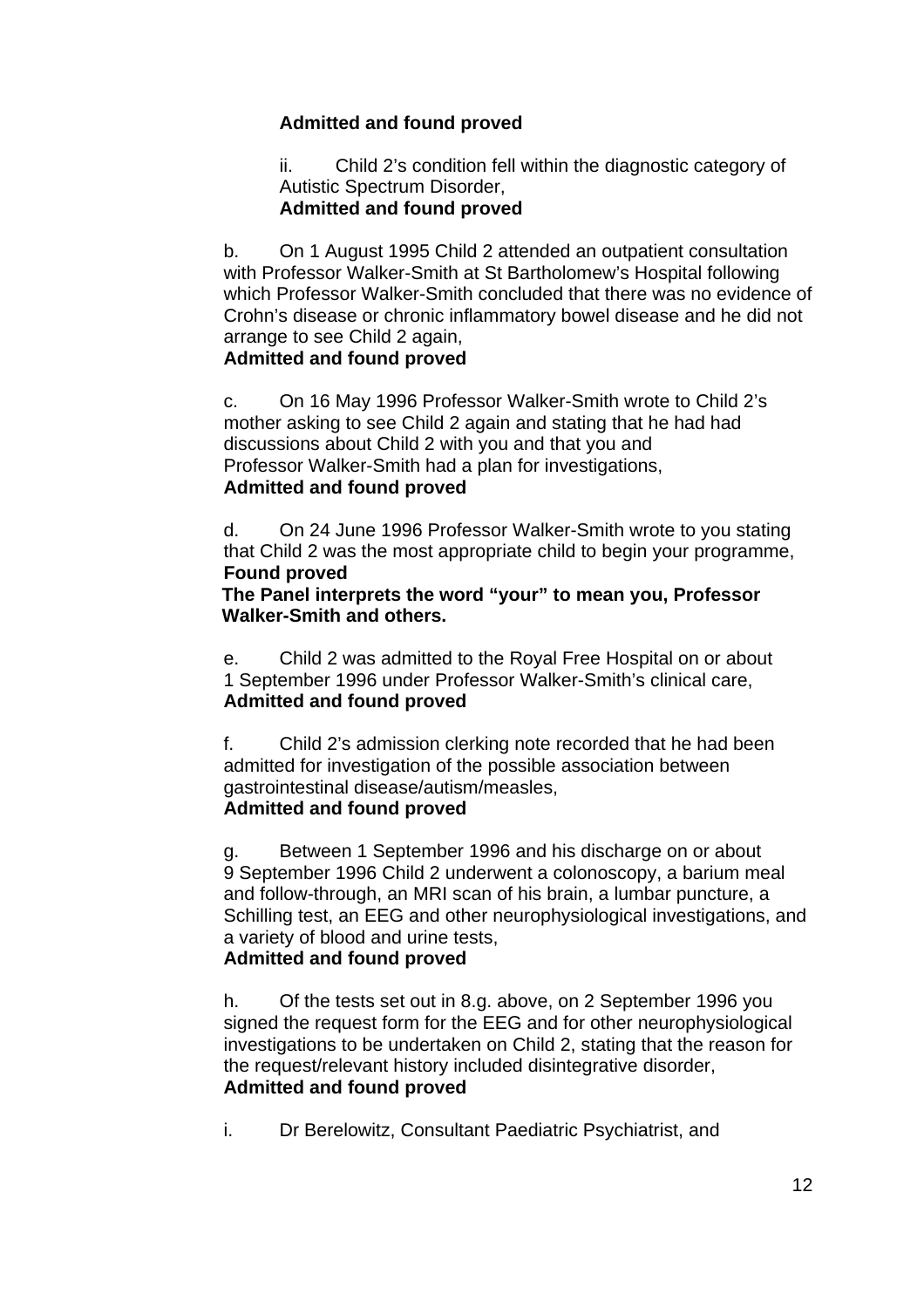**Admitted and found proved**

ii. Child 2's condition fell within the diagnostic category of Autistic Spectrum Disorder,
**Admitted and found proved**

b. On 1 August 1995 Child 2 attended an outpatient consultation with Professor Walker-Smith at St Bartholomew's Hospital following which Professor Walker-Smith concluded that there was no evidence of Crohn's disease or chronic inflammatory bowel disease and he did not arrange to see Child 2 again,
**Admitted and found proved**

c. On 16 May 1996 Professor Walker-Smith wrote to Child 2's mother asking to see Child 2 again and stating that he had had discussions about Child 2 with you and that you and Professor Walker-Smith had a plan for investigations,
**Admitted and found proved**

d. On 24 June 1996 Professor Walker-Smith wrote to you stating that Child 2 was the most appropriate child to begin your programme,
**Found proved**
**The Panel interprets the word "your" to mean you, Professor Walker-Smith and others.**

e. Child 2 was admitted to the Royal Free Hospital on or about 1 September 1996 under Professor Walker-Smith's clinical care,
**Admitted and found proved**

f. Child 2's admission clerking note recorded that he had been admitted for investigation of the possible association between gastrointestinal disease/autism/measles,
**Admitted and found proved**

g. Between 1 September 1996 and his discharge on or about 9 September 1996 Child 2 underwent a colonoscopy, a barium meal and follow-through, an MRI scan of his brain, a lumbar puncture, a Schilling test, an EEG and other neurophysiological investigations, and a variety of blood and urine tests,
**Admitted and found proved**

h. Of the tests set out in 8.g. above, on 2 September 1996 you signed the request form for the EEG and for other neurophysiological investigations to be undertaken on Child 2, stating that the reason for the request/relevant history included disintegrative disorder,
**Admitted and found proved**

i. Dr Berelowitz, Consultant Paediatric Psychiatrist, and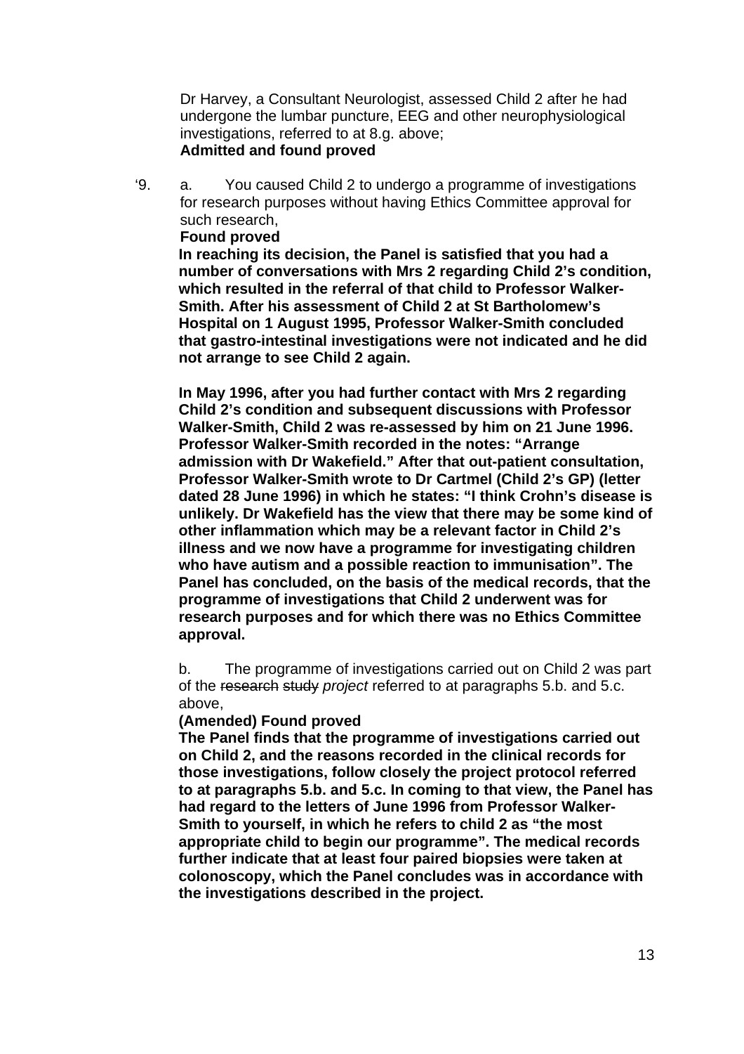Dr Harvey, a Consultant Neurologist, assessed Child 2 after he had undergone the lumbar puncture, EEG and other neurophysiological investigations, referred to at 8.g. above;
**Admitted and found proved**

‘9. a. You caused Child 2 to undergo a programme of investigations for research purposes without having Ethics Committee approval for such research,
**Found proved**
**In reaching its decision, the Panel is satisfied that you had a number of conversations with Mrs 2 regarding Child 2’s condition, which resulted in the referral of that child to Professor Walker-Smith. After his assessment of Child 2 at St Bartholomew’s Hospital on 1 August 1995, Professor Walker-Smith concluded that gastro-intestinal investigations were not indicated and he did not arrange to see Child 2 again.**

**In May 1996, after you had further contact with Mrs 2 regarding Child 2’s condition and subsequent discussions with Professor Walker-Smith, Child 2 was re-assessed by him on 21 June 1996. Professor Walker-Smith recorded in the notes: “Arrange admission with Dr Wakefield.” After that out-patient consultation, Professor Walker-Smith wrote to Dr Cartmel (Child 2’s GP) (letter dated 28 June 1996) in which he states: “I think Crohn’s disease is unlikely. Dr Wakefield has the view that there may be some kind of other inflammation which may be a relevant factor in Child 2’s illness and we now have a programme for investigating children who have autism and a possible reaction to immunisation”. The Panel has concluded, on the basis of the medical records, that the programme of investigations that Child 2 underwent was for research purposes and for which there was no Ethics Committee approval.**

b. The programme of investigations carried out on Child 2 was part of the ~~research study~~ *project* referred to at paragraphs 5.b. and 5.c. above,
**(Amended) Found proved**
**The Panel finds that the programme of investigations carried out on Child 2, and the reasons recorded in the clinical records for those investigations, follow closely the project protocol referred to at paragraphs 5.b. and 5.c. In coming to that view, the Panel has had regard to the letters of June 1996 from Professor Walker-Smith to yourself, in which he refers to child 2 as “the most appropriate child to begin our programme”. The medical records further indicate that at least four paired biopsies were taken at colonoscopy, which the Panel concludes was in accordance with the investigations described in the project.**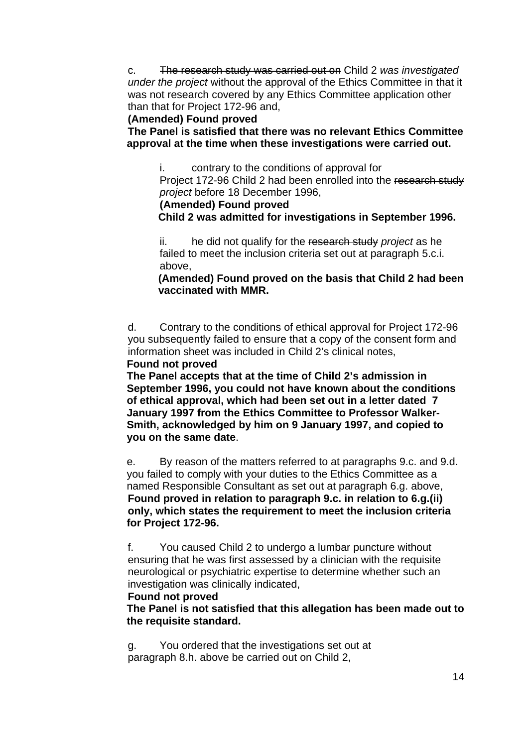c. ~~The research study was carried out on~~ Child 2 *was investigated under the project* without the approval of the Ethics Committee in that it was not research covered by any Ethics Committee application other than that for Project 172-96 and,

**(Amended) Found proved**

**The Panel is satisfied that there was no relevant Ethics Committee approval at the time when these investigations were carried out.**

> i. contrary to the conditions of approval for Project 172-96 Child 2 had been enrolled into the ~~research study~~ *project* before 18 December 1996,
>
> **(Amended) Found proved**
>
> **Child 2 was admitted for investigations in September 1996.**
>
> ii. he did not qualify for the ~~research study~~ *project* as he failed to meet the inclusion criteria set out at paragraph 5.c.i. above,
>
> **(Amended) Found proved on the basis that Child 2 had been vaccinated with MMR.**

d. Contrary to the conditions of ethical approval for Project 172-96 you subsequently failed to ensure that a copy of the consent form and information sheet was included in Child 2's clinical notes,

**Found not proved**

**The Panel accepts that at the time of Child 2's admission in September 1996, you could not have known about the conditions of ethical approval, which had been set out in a letter dated 7 January 1997 from the Ethics Committee to Professor Walker-Smith, acknowledged by him on 9 January 1997, and copied to you on the same date**.

e. By reason of the matters referred to at paragraphs 9.c. and 9.d. you failed to comply with your duties to the Ethics Committee as a named Responsible Consultant as set out at paragraph 6.g. above,

**Found proved in relation to paragraph 9.c. in relation to 6.g.(ii) only, which states the requirement to meet the inclusion criteria for Project 172-96.**

f. You caused Child 2 to undergo a lumbar puncture without ensuring that he was first assessed by a clinician with the requisite neurological or psychiatric expertise to determine whether such an investigation was clinically indicated,

**Found not proved**

**The Panel is not satisfied that this allegation has been made out to the requisite standard.**

g. You ordered that the investigations set out at paragraph 8.h. above be carried out on Child 2,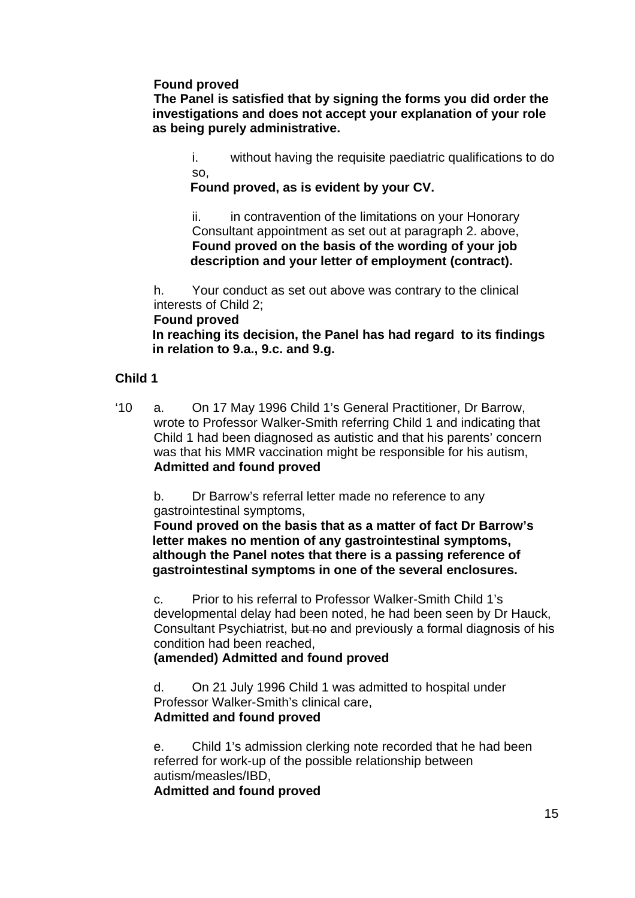**Found proved**
**The Panel is satisfied that by signing the forms you did order the investigations and does not accept your explanation of your role as being purely administrative.**

i. without having the requisite paediatric qualifications to do so,
**Found proved, as is evident by your CV.**

ii. in contravention of the limitations on your Honorary Consultant appointment as set out at paragraph 2. above,
**Found proved on the basis of the wording of your job description and your letter of employment (contract).**

h. Your conduct as set out above was contrary to the clinical interests of Child 2;
**Found proved**
**In reaching its decision, the Panel has had regard to its findings in relation to 9.a., 9.c. and 9.g.**

**Child 1**

‘10 a. On 17 May 1996 Child 1’s General Practitioner, Dr Barrow, wrote to Professor Walker-Smith referring Child 1 and indicating that Child 1 had been diagnosed as autistic and that his parents’ concern was that his MMR vaccination might be responsible for his autism,
**Admitted and found proved**

b. Dr Barrow’s referral letter made no reference to any gastrointestinal symptoms,
**Found proved on the basis that as a matter of fact Dr Barrow’s letter makes no mention of any gastrointestinal symptoms, although the Panel notes that there is a passing reference of gastrointestinal symptoms in one of the several enclosures.**

c. Prior to his referral to Professor Walker-Smith Child 1’s developmental delay had been noted, he had been seen by Dr Hauck, Consultant Psychiatrist, ~~but no~~ and previously a formal diagnosis of his condition had been reached,
**(amended) Admitted and found proved**

d. On 21 July 1996 Child 1 was admitted to hospital under Professor Walker-Smith’s clinical care,
**Admitted and found proved**

e. Child 1’s admission clerking note recorded that he had been referred for work-up of the possible relationship between autism/measles/IBD,
**Admitted and found proved**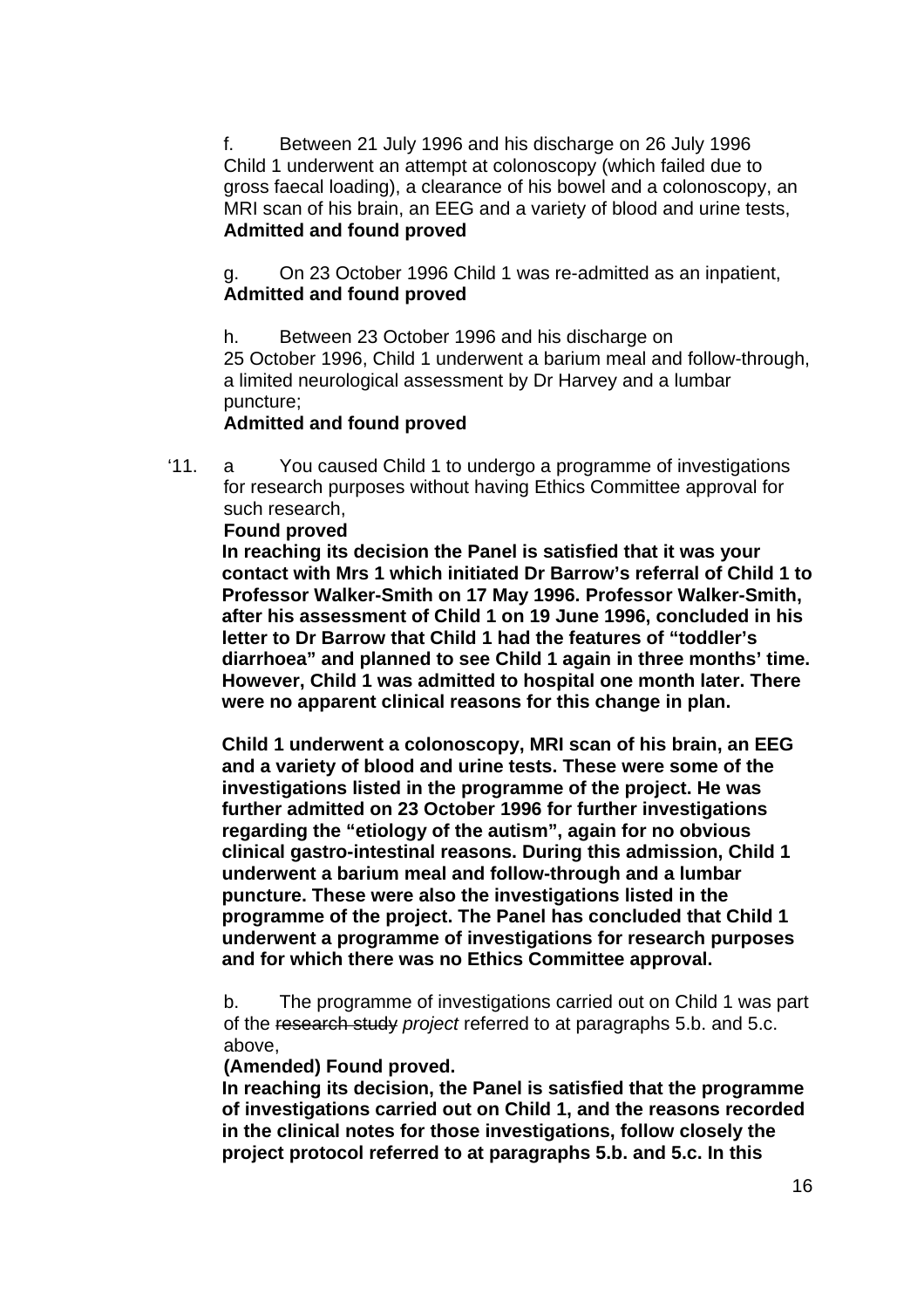f. Between 21 July 1996 and his discharge on 26 July 1996 Child 1 underwent an attempt at colonoscopy (which failed due to gross faecal loading), a clearance of his bowel and a colonoscopy, an MRI scan of his brain, an EEG and a variety of blood and urine tests,
**Admitted and found proved**

g. On 23 October 1996 Child 1 was re-admitted as an inpatient,
**Admitted and found proved**

h. Between 23 October 1996 and his discharge on 25 October 1996, Child 1 underwent a barium meal and follow-through, a limited neurological assessment by Dr Harvey and a lumbar puncture;
**Admitted and found proved**

'11. a You caused Child 1 to undergo a programme of investigations for research purposes without having Ethics Committee approval for such research,
**Found proved**
**In reaching its decision the Panel is satisfied that it was your contact with Mrs 1 which initiated Dr Barrow's referral of Child 1 to Professor Walker-Smith on 17 May 1996. Professor Walker-Smith, after his assessment of Child 1 on 19 June 1996, concluded in his letter to Dr Barrow that Child 1 had the features of "toddler's diarrhoea" and planned to see Child 1 again in three months' time. However, Child 1 was admitted to hospital one month later. There were no apparent clinical reasons for this change in plan.**

**Child 1 underwent a colonoscopy, MRI scan of his brain, an EEG and a variety of blood and urine tests. These were some of the investigations listed in the programme of the project. He was further admitted on 23 October 1996 for further investigations regarding the "etiology of the autism", again for no obvious clinical gastro-intestinal reasons. During this admission, Child 1 underwent a barium meal and follow-through and a lumbar puncture. These were also the investigations listed in the programme of the project. The Panel has concluded that Child 1 underwent a programme of investigations for research purposes and for which there was no Ethics Committee approval.**

b. The programme of investigations carried out on Child 1 was part of the ~~research study~~ *project* referred to at paragraphs 5.b. and 5.c. above,
**(Amended) Found proved.**
**In reaching its decision, the Panel is satisfied that the programme of investigations carried out on Child 1, and the reasons recorded in the clinical notes for those investigations, follow closely the project protocol referred to at paragraphs 5.b. and 5.c. In this**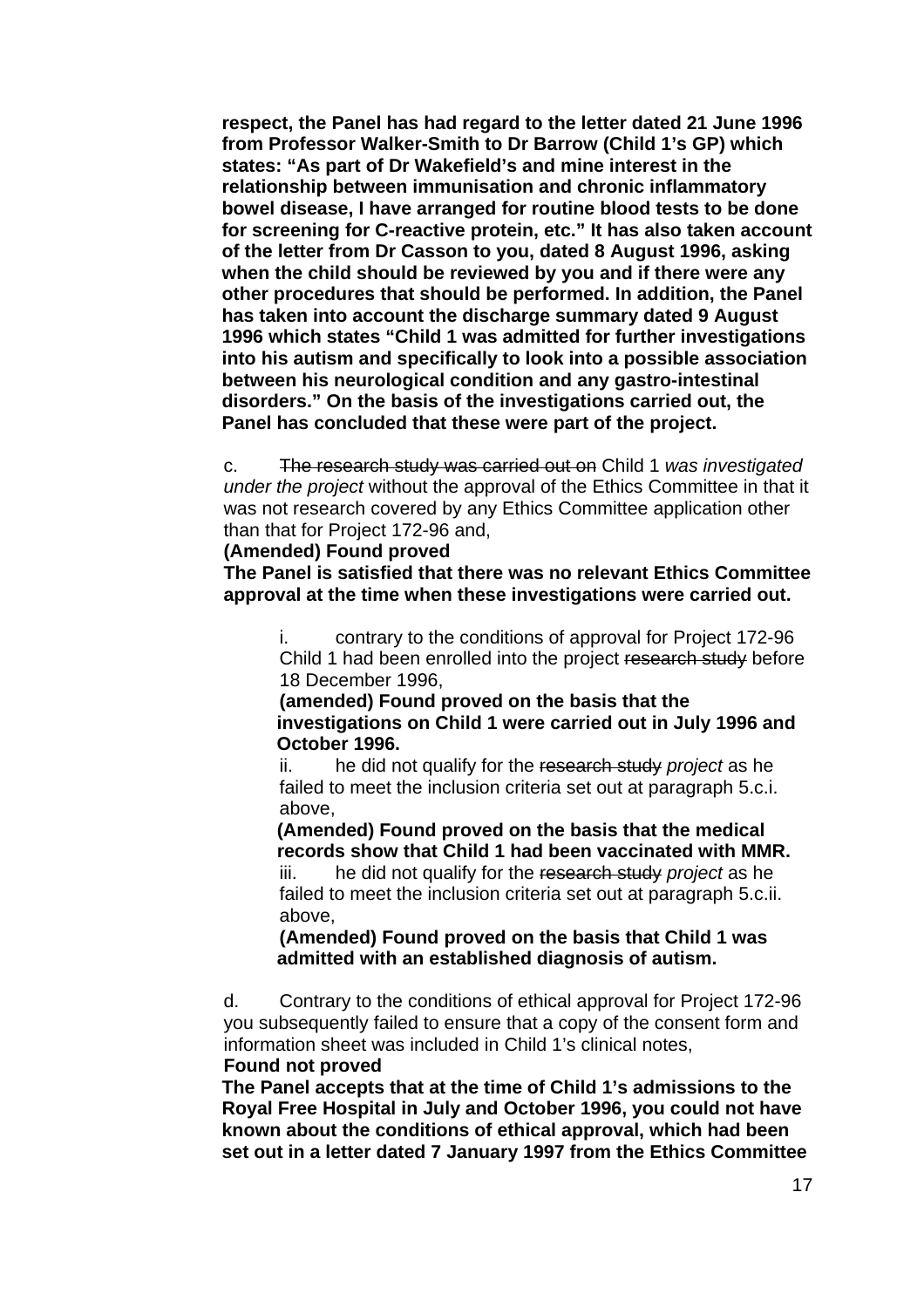**respect, the Panel has had regard to the letter dated 21 June 1996 from Professor Walker-Smith to Dr Barrow (Child 1's GP) which states: "As part of Dr Wakefield's and mine interest in the relationship between immunisation and chronic inflammatory bowel disease, I have arranged for routine blood tests to be done for screening for C-reactive protein, etc." It has also taken account of the letter from Dr Casson to you, dated 8 August 1996, asking when the child should be reviewed by you and if there were any other procedures that should be performed. In addition, the Panel has taken into account the discharge summary dated 9 August 1996 which states "Child 1 was admitted for further investigations into his autism and specifically to look into a possible association between his neurological condition and any gastro-intestinal disorders." On the basis of the investigations carried out, the Panel has concluded that these were part of the project.**

c. ~~The research study was carried out on~~ Child 1 *was investigated under the project* without the approval of the Ethics Committee in that it was not research covered by any Ethics Committee application other than that for Project 172-96 and,

**(Amended) Found proved**

**The Panel is satisfied that there was no relevant Ethics Committee approval at the time when these investigations were carried out.**

> i. contrary to the conditions of approval for Project 172-96 Child 1 had been enrolled into the project ~~research study~~ before 18 December 1996,
>
> **(amended) Found proved on the basis that the investigations on Child 1 were carried out in July 1996 and October 1996.**
>
> ii. he did not qualify for the ~~research study~~ *project* as he failed to meet the inclusion criteria set out at paragraph 5.c.i. above,
>
> **(Amended) Found proved on the basis that the medical records show that Child 1 had been vaccinated with MMR.**
>
> iii. he did not qualify for the ~~research study~~ *project* as he failed to meet the inclusion criteria set out at paragraph 5.c.ii. above,
>
> **(Amended) Found proved on the basis that Child 1 was admitted with an established diagnosis of autism.**

d. Contrary to the conditions of ethical approval for Project 172-96 you subsequently failed to ensure that a copy of the consent form and information sheet was included in Child 1's clinical notes,

**Found not proved**

**The Panel accepts that at the time of Child 1's admissions to the Royal Free Hospital in July and October 1996, you could not have known about the conditions of ethical approval, which had been set out in a letter dated 7 January 1997 from the Ethics Committee**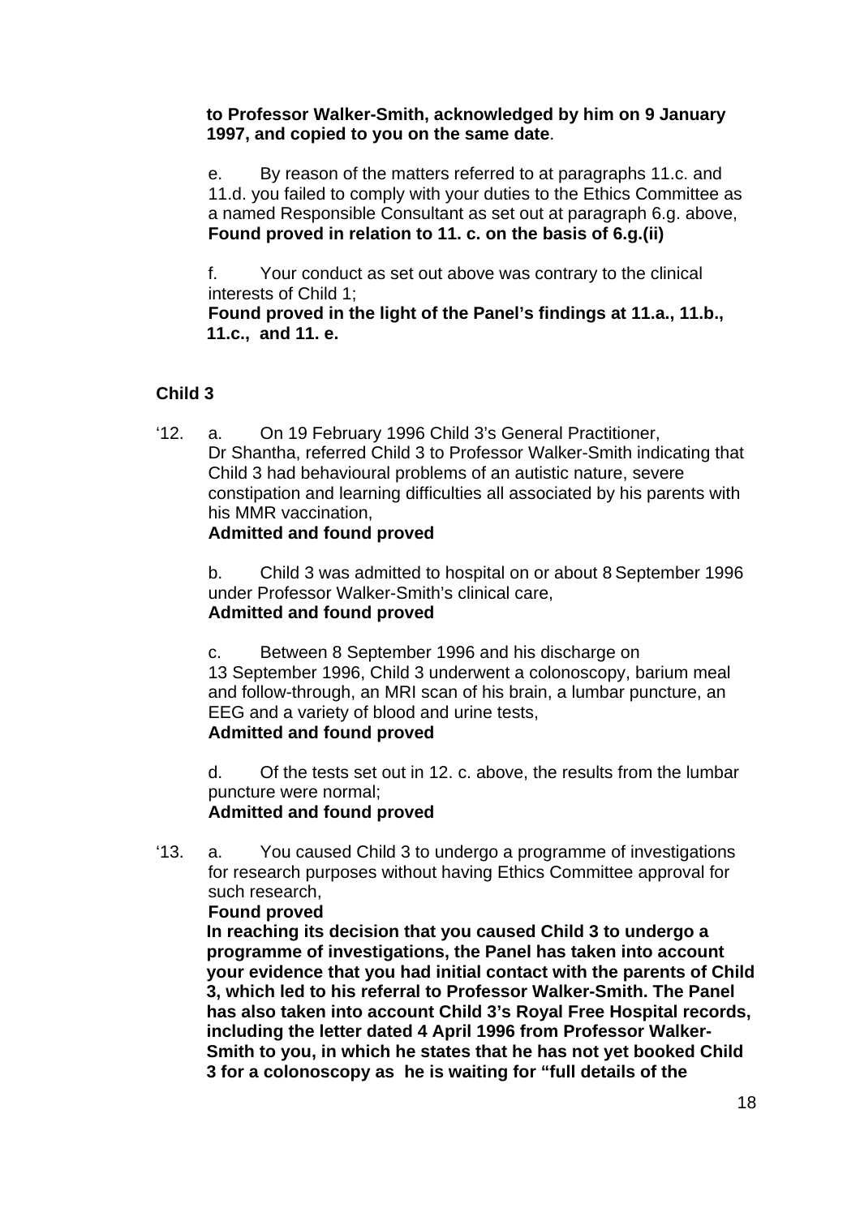**to Professor Walker-Smith, acknowledged by him on 9 January 1997, and copied to you on the same date**.

e. By reason of the matters referred to at paragraphs 11.c. and 11.d. you failed to comply with your duties to the Ethics Committee as a named Responsible Consultant as set out at paragraph 6.g. above,
**Found proved in relation to 11. c. on the basis of 6.g.(ii)**

f. Your conduct as set out above was contrary to the clinical interests of Child 1;
**Found proved in the light of the Panel's findings at 11.a., 11.b., 11.c., and 11. e.**

**Child 3**

'12. a. On 19 February 1996 Child 3's General Practitioner, Dr Shantha, referred Child 3 to Professor Walker-Smith indicating that Child 3 had behavioural problems of an autistic nature, severe constipation and learning difficulties all associated by his parents with his MMR vaccination,
**Admitted and found proved**

b. Child 3 was admitted to hospital on or about 8 September 1996 under Professor Walker-Smith's clinical care,
**Admitted and found proved**

c. Between 8 September 1996 and his discharge on 13 September 1996, Child 3 underwent a colonoscopy, barium meal and follow-through, an MRI scan of his brain, a lumbar puncture, an EEG and a variety of blood and urine tests,
**Admitted and found proved**

d. Of the tests set out in 12. c. above, the results from the lumbar puncture were normal;
**Admitted and found proved**

'13. a. You caused Child 3 to undergo a programme of investigations for research purposes without having Ethics Committee approval for such research,
**Found proved**
**In reaching its decision that you caused Child 3 to undergo a programme of investigations, the Panel has taken into account your evidence that you had initial contact with the parents of Child 3, which led to his referral to Professor Walker-Smith. The Panel has also taken into account Child 3's Royal Free Hospital records, including the letter dated 4 April 1996 from Professor Walker-Smith to you, in which he states that he has not yet booked Child 3 for a colonoscopy as he is waiting for "full details of the**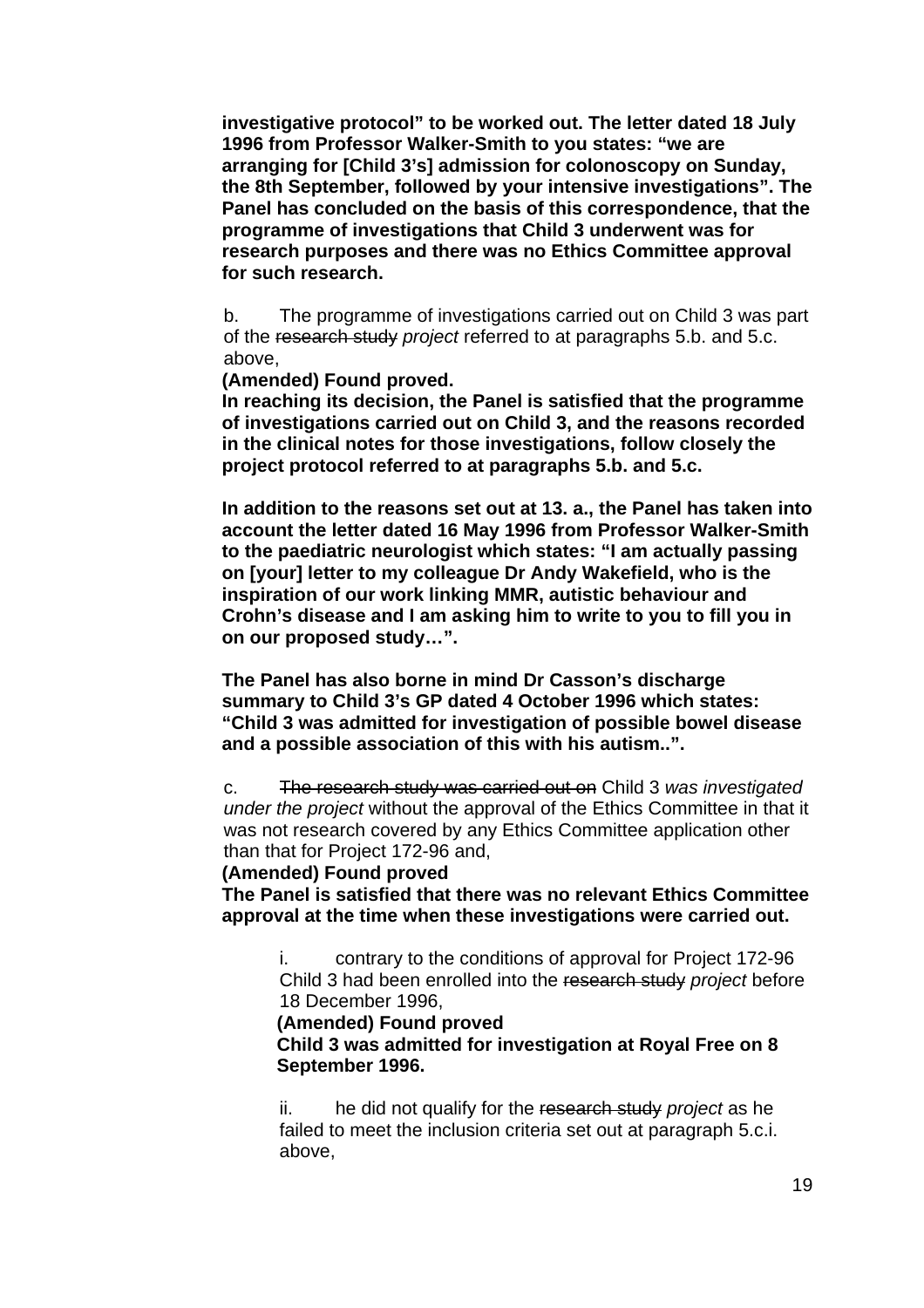**investigative protocol" to be worked out. The letter dated 18 July 1996 from Professor Walker-Smith to you states: "we are arranging for [Child 3's] admission for colonoscopy on Sunday, the 8th September, followed by your intensive investigations". The Panel has concluded on the basis of this correspondence, that the programme of investigations that Child 3 underwent was for research purposes and there was no Ethics Committee approval for such research.**

b. The programme of investigations carried out on Child 3 was part of the ~~research study~~ *project* referred to at paragraphs 5.b. and 5.c. above,

**(Amended) Found proved.**

**In reaching its decision, the Panel is satisfied that the programme of investigations carried out on Child 3, and the reasons recorded in the clinical notes for those investigations, follow closely the project protocol referred to at paragraphs 5.b. and 5.c.**

**In addition to the reasons set out at 13. a., the Panel has taken into account the letter dated 16 May 1996 from Professor Walker-Smith to the paediatric neurologist which states: "I am actually passing on [your] letter to my colleague Dr Andy Wakefield, who is the inspiration of our work linking MMR, autistic behaviour and Crohn's disease and I am asking him to write to you to fill you in on our proposed study…".**

**The Panel has also borne in mind Dr Casson's discharge summary to Child 3's GP dated 4 October 1996 which states: "Child 3 was admitted for investigation of possible bowel disease and a possible association of this with his autism..".**

c. ~~The research study was carried out on~~ Child 3 *was investigated under the project* without the approval of the Ethics Committee in that it was not research covered by any Ethics Committee application other than that for Project 172-96 and,

**(Amended) Found proved**

**The Panel is satisfied that there was no relevant Ethics Committee approval at the time when these investigations were carried out.**

i. contrary to the conditions of approval for Project 172-96 Child 3 had been enrolled into the ~~research study~~ *project* before 18 December 1996,

**(Amended) Found proved**

**Child 3 was admitted for investigation at Royal Free on 8 September 1996.**

ii. he did not qualify for the ~~research study~~ *project* as he failed to meet the inclusion criteria set out at paragraph 5.c.i. above,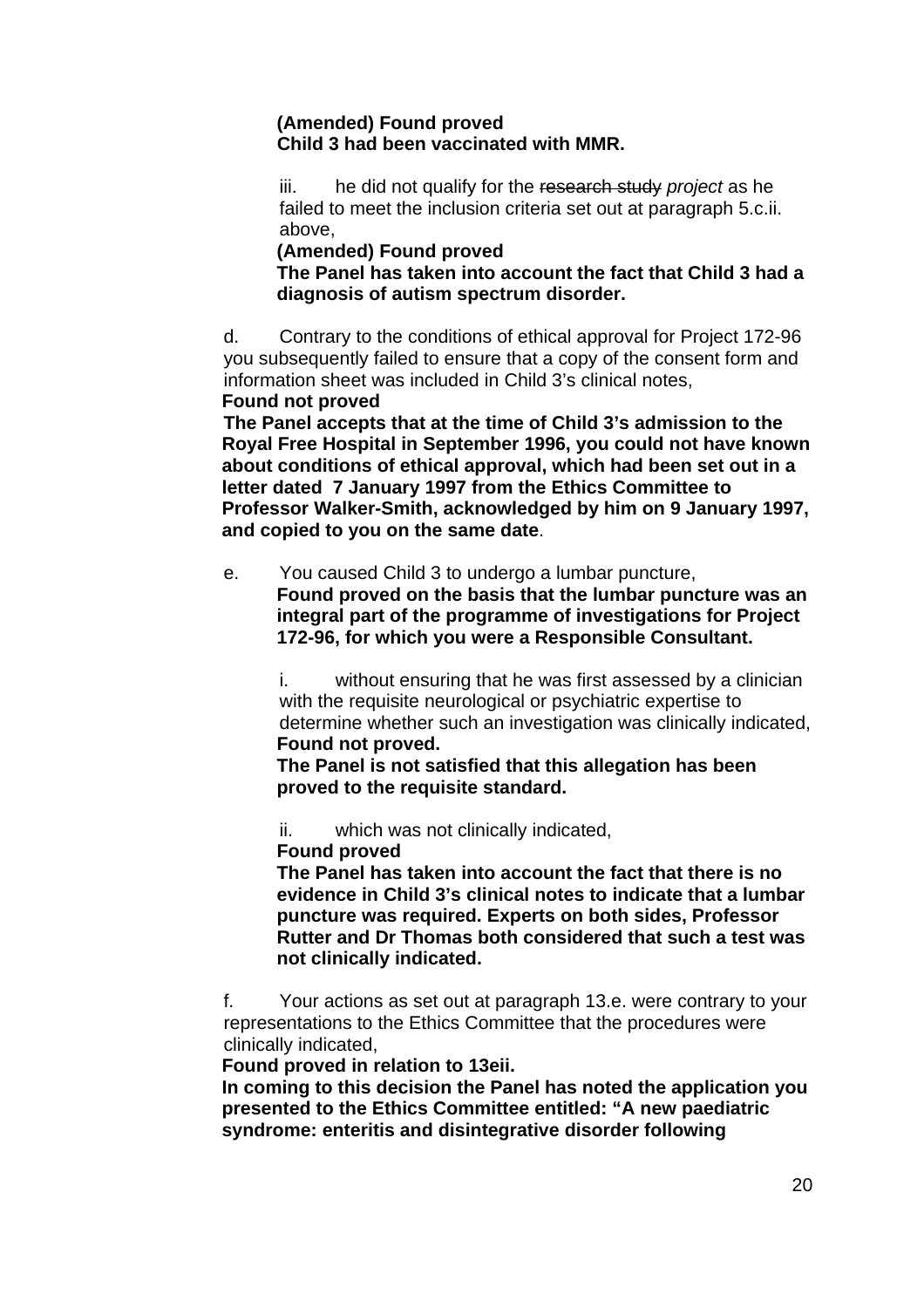**(Amended) Found proved**
**Child 3 had been vaccinated with MMR.**

iii. he did not qualify for the ~~research study~~ *project* as he failed to meet the inclusion criteria set out at paragraph 5.c.ii. above,

**(Amended) Found proved**
**The Panel has taken into account the fact that Child 3 had a diagnosis of autism spectrum disorder.**

d. Contrary to the conditions of ethical approval for Project 172-96 you subsequently failed to ensure that a copy of the consent form and information sheet was included in Child 3's clinical notes,

**Found not proved**
**The Panel accepts that at the time of Child 3's admission to the Royal Free Hospital in September 1996, you could not have known about conditions of ethical approval, which had been set out in a letter dated 7 January 1997 from the Ethics Committee to Professor Walker-Smith, acknowledged by him on 9 January 1997, and copied to you on the same date**.

e. You caused Child 3 to undergo a lumbar puncture,

**Found proved on the basis that the lumbar puncture was an integral part of the programme of investigations for Project 172-96, for which you were a Responsible Consultant.**

i. without ensuring that he was first assessed by a clinician with the requisite neurological or psychiatric expertise to determine whether such an investigation was clinically indicated,

**Found not proved.**
**The Panel is not satisfied that this allegation has been proved to the requisite standard.**

ii. which was not clinically indicated,

**Found proved**
**The Panel has taken into account the fact that there is no evidence in Child 3's clinical notes to indicate that a lumbar puncture was required. Experts on both sides, Professor Rutter and Dr Thomas both considered that such a test was not clinically indicated.**

f. Your actions as set out at paragraph 13.e. were contrary to your representations to the Ethics Committee that the procedures were clinically indicated,

**Found proved in relation to 13eii.**
**In coming to this decision the Panel has noted the application you presented to the Ethics Committee entitled: "A new paediatric syndrome: enteritis and disintegrative disorder following**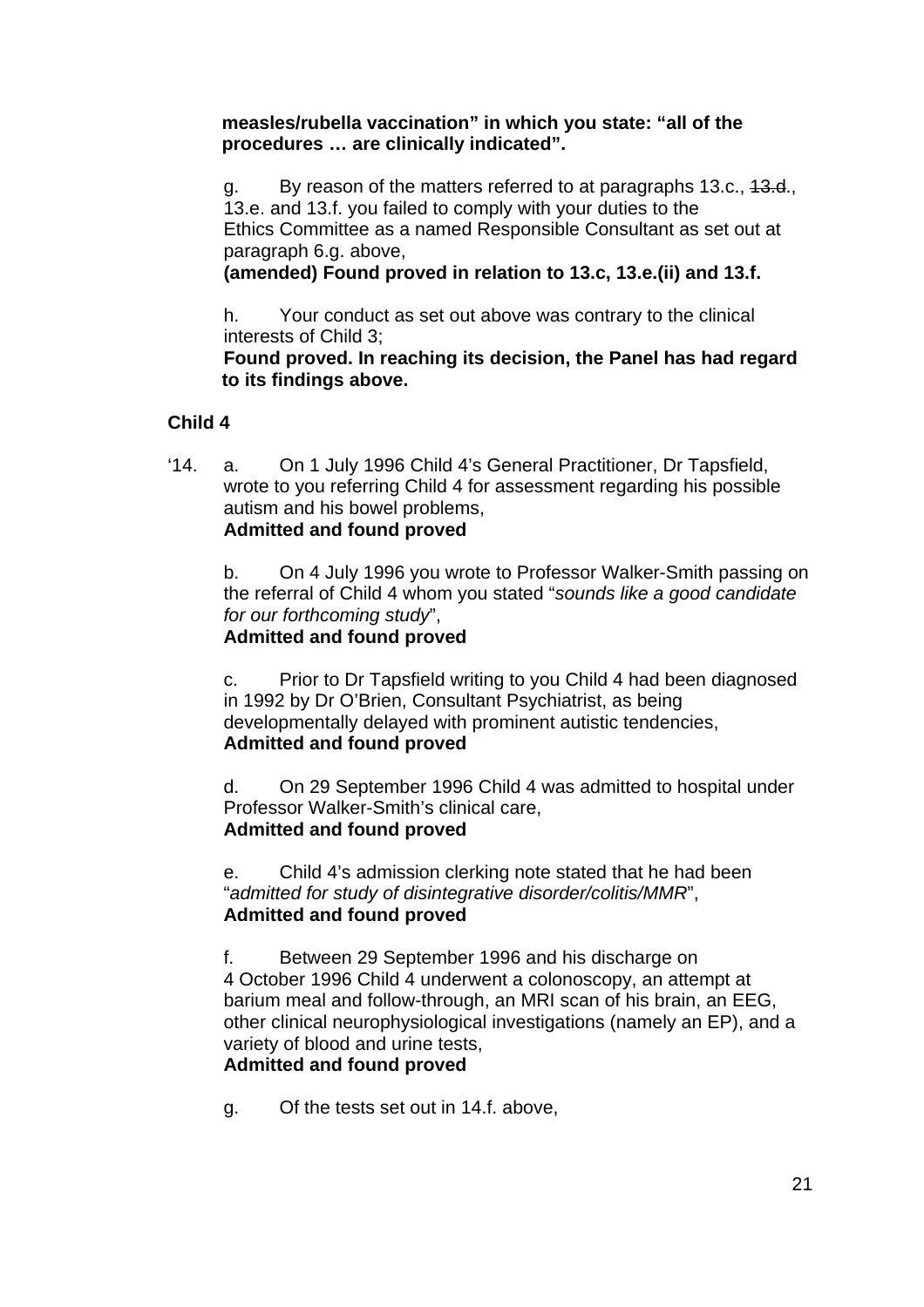**measles/rubella vaccination" in which you state: "all of the procedures … are clinically indicated".**

g. By reason of the matters referred to at paragraphs 13.c., ~~13.d.~~, 13.e. and 13.f. you failed to comply with your duties to the Ethics Committee as a named Responsible Consultant as set out at paragraph 6.g. above,
**(amended) Found proved in relation to 13.c, 13.e.(ii) and 13.f.**

h. Your conduct as set out above was contrary to the clinical interests of Child 3;
**Found proved. In reaching its decision, the Panel has had regard to its findings above.**

**Child 4**

'14. a. On 1 July 1996 Child 4's General Practitioner, Dr Tapsfield, wrote to you referring Child 4 for assessment regarding his possible autism and his bowel problems,
**Admitted and found proved**

b. On 4 July 1996 you wrote to Professor Walker-Smith passing on the referral of Child 4 whom you stated "*sounds like a good candidate for our forthcoming study*",
**Admitted and found proved**

c. Prior to Dr Tapsfield writing to you Child 4 had been diagnosed in 1992 by Dr O'Brien, Consultant Psychiatrist, as being developmentally delayed with prominent autistic tendencies,
**Admitted and found proved**

d. On 29 September 1996 Child 4 was admitted to hospital under Professor Walker-Smith's clinical care,
**Admitted and found proved**

e. Child 4's admission clerking note stated that he had been "*admitted for study of disintegrative disorder/colitis/MMR*",
**Admitted and found proved**

f. Between 29 September 1996 and his discharge on 4 October 1996 Child 4 underwent a colonoscopy, an attempt at barium meal and follow-through, an MRI scan of his brain, an EEG, other clinical neurophysiological investigations (namely an EP), and a variety of blood and urine tests,
**Admitted and found proved**

g. Of the tests set out in 14.f. above,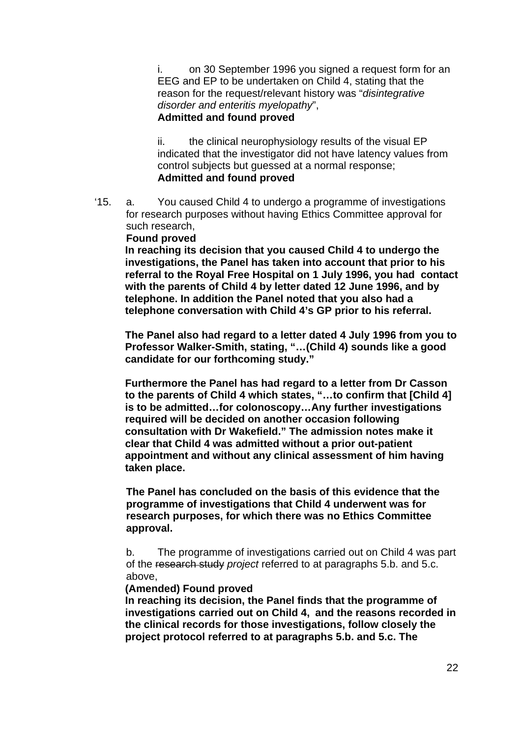i. on 30 September 1996 you signed a request form for an EEG and EP to be undertaken on Child 4, stating that the reason for the request/relevant history was "*disintegrative disorder and enteritis myelopathy*",
**Admitted and found proved**

ii. the clinical neurophysiology results of the visual EP indicated that the investigator did not have latency values from control subjects but guessed at a normal response;
**Admitted and found proved**

'15. a. You caused Child 4 to undergo a programme of investigations for research purposes without having Ethics Committee approval for such research,
**Found proved**
**In reaching its decision that you caused Child 4 to undergo the investigations, the Panel has taken into account that prior to his referral to the Royal Free Hospital on 1 July 1996, you had contact with the parents of Child 4 by letter dated 12 June 1996, and by telephone. In addition the Panel noted that you also had a telephone conversation with Child 4's GP prior to his referral.**

**The Panel also had regard to a letter dated 4 July 1996 from you to Professor Walker-Smith, stating, "…(Child 4) sounds like a good candidate for our forthcoming study."**

**Furthermore the Panel has had regard to a letter from Dr Casson to the parents of Child 4 which states, "…to confirm that [Child 4] is to be admitted…for colonoscopy…Any further investigations required will be decided on another occasion following consultation with Dr Wakefield." The admission notes make it clear that Child 4 was admitted without a prior out-patient appointment and without any clinical assessment of him having taken place.**

**The Panel has concluded on the basis of this evidence that the programme of investigations that Child 4 underwent was for research purposes, for which there was no Ethics Committee approval.**

b. The programme of investigations carried out on Child 4 was part of the ~~research study~~ *project* referred to at paragraphs 5.b. and 5.c. above,
**(Amended) Found proved**
**In reaching its decision, the Panel finds that the programme of investigations carried out on Child 4, and the reasons recorded in the clinical records for those investigations, follow closely the project protocol referred to at paragraphs 5.b. and 5.c. The**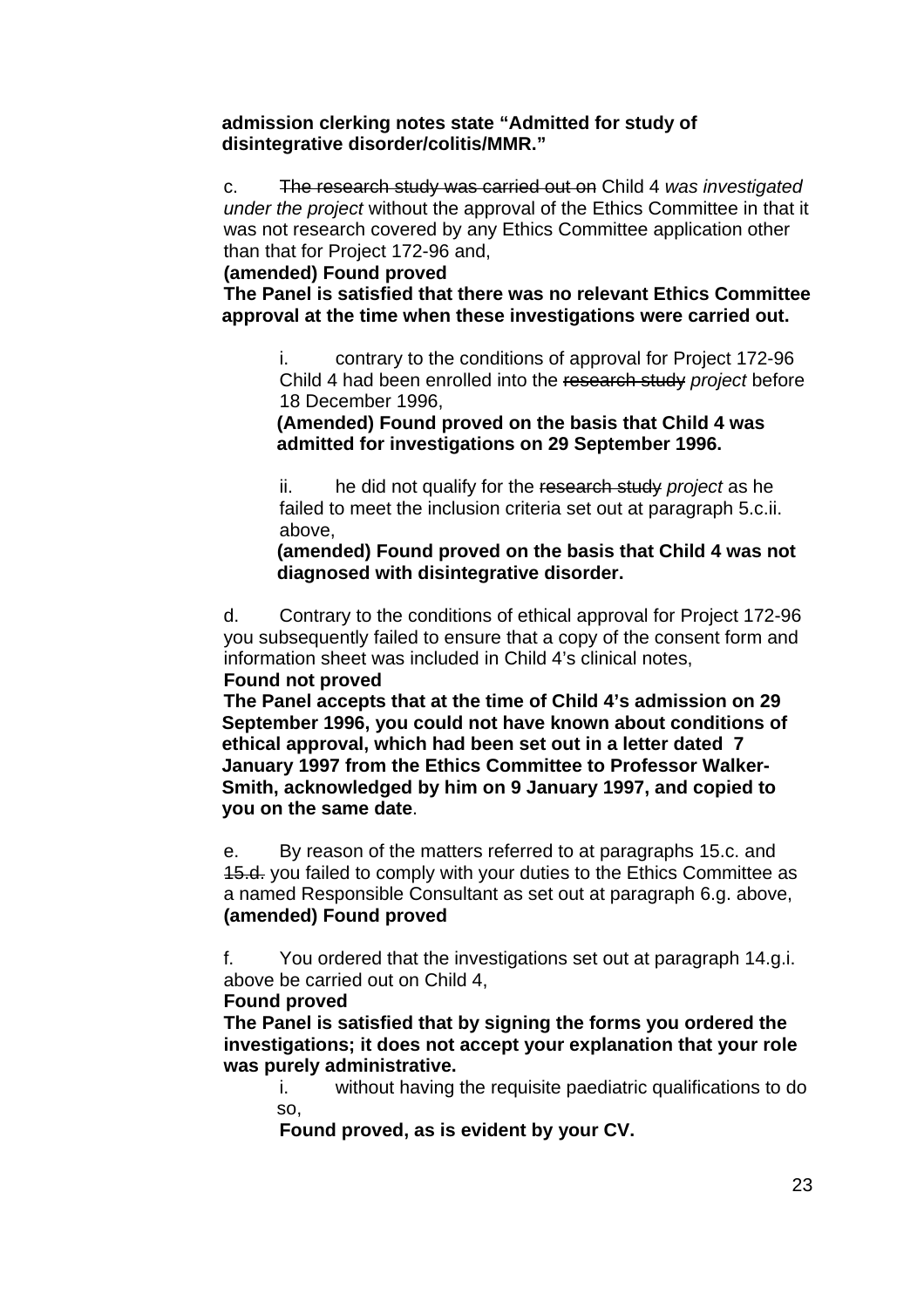**admission clerking notes state "Admitted for study of disintegrative disorder/colitis/MMR."**

c. ~~The research study was carried out on~~ Child 4 *was investigated under the project* without the approval of the Ethics Committee in that it was not research covered by any Ethics Committee application other than that for Project 172-96 and,

**(amended) Found proved**

**The Panel is satisfied that there was no relevant Ethics Committee approval at the time when these investigations were carried out.**

> i. contrary to the conditions of approval for Project 172-96 Child 4 had been enrolled into the ~~research study~~ *project* before 18 December 1996,
>
> **(Amended) Found proved on the basis that Child 4 was admitted for investigations on 29 September 1996.**
>
> ii. he did not qualify for the ~~research study~~ *project* as he failed to meet the inclusion criteria set out at paragraph 5.c.ii. above,
>
> **(amended) Found proved on the basis that Child 4 was not diagnosed with disintegrative disorder.**

d. Contrary to the conditions of ethical approval for Project 172-96 you subsequently failed to ensure that a copy of the consent form and information sheet was included in Child 4's clinical notes,

**Found not proved**

**The Panel accepts that at the time of Child 4's admission on 29 September 1996, you could not have known about conditions of ethical approval, which had been set out in a letter dated 7 January 1997 from the Ethics Committee to Professor Walker-Smith, acknowledged by him on 9 January 1997, and copied to you on the same date**.

e. By reason of the matters referred to at paragraphs 15.c. and ~~15.d.~~ you failed to comply with your duties to the Ethics Committee as a named Responsible Consultant as set out at paragraph 6.g. above,

**(amended) Found proved**

f. You ordered that the investigations set out at paragraph 14.g.i. above be carried out on Child 4,

**Found proved**

**The Panel is satisfied that by signing the forms you ordered the investigations; it does not accept your explanation that your role was purely administrative.**

> i. without having the requisite paediatric qualifications to do so,
>
> **Found proved, as is evident by your CV.**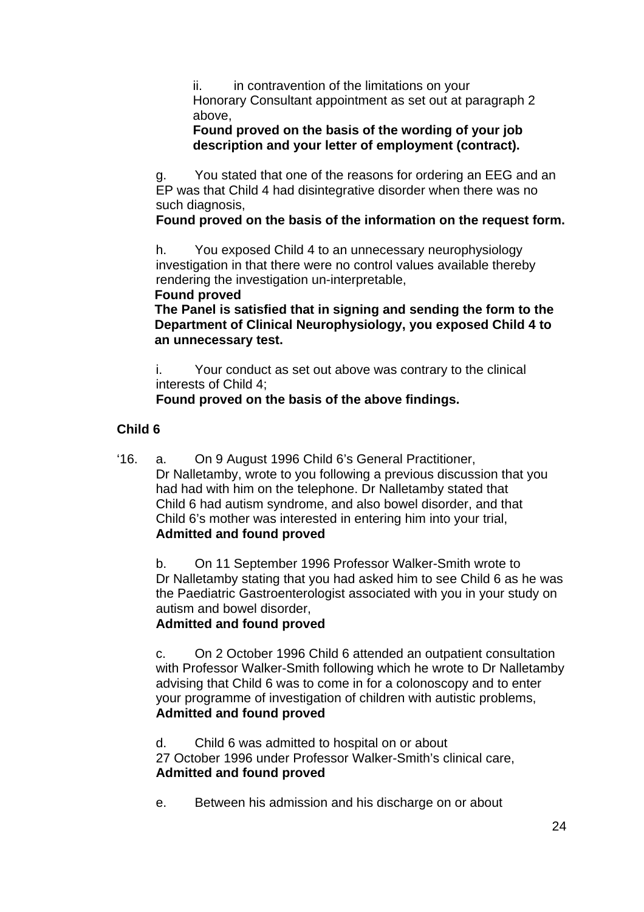ii. in contravention of the limitations on your Honorary Consultant appointment as set out at paragraph 2 above,

**Found proved on the basis of the wording of your job description and your letter of employment (contract).**

g. You stated that one of the reasons for ordering an EEG and an EP was that Child 4 had disintegrative disorder when there was no such diagnosis,

**Found proved on the basis of the information on the request form.**

h. You exposed Child 4 to an unnecessary neurophysiology investigation in that there were no control values available thereby rendering the investigation un-interpretable,

**Found proved**

**The Panel is satisfied that in signing and sending the form to the Department of Clinical Neurophysiology, you exposed Child 4 to an unnecessary test.**

i. Your conduct as set out above was contrary to the clinical interests of Child 4;

**Found proved on the basis of the above findings.**

**Child 6**

'16. a. On 9 August 1996 Child 6's General Practitioner, Dr Nalletamby, wrote to you following a previous discussion that you had had with him on the telephone. Dr Nalletamby stated that Child 6 had autism syndrome, and also bowel disorder, and that Child 6's mother was interested in entering him into your trial,

**Admitted and found proved**

b. On 11 September 1996 Professor Walker-Smith wrote to Dr Nalletamby stating that you had asked him to see Child 6 as he was the Paediatric Gastroenterologist associated with you in your study on autism and bowel disorder,

**Admitted and found proved**

c. On 2 October 1996 Child 6 attended an outpatient consultation with Professor Walker-Smith following which he wrote to Dr Nalletamby advising that Child 6 was to come in for a colonoscopy and to enter your programme of investigation of children with autistic problems,

**Admitted and found proved**

d. Child 6 was admitted to hospital on or about 27 October 1996 under Professor Walker-Smith's clinical care,

**Admitted and found proved**

e. Between his admission and his discharge on or about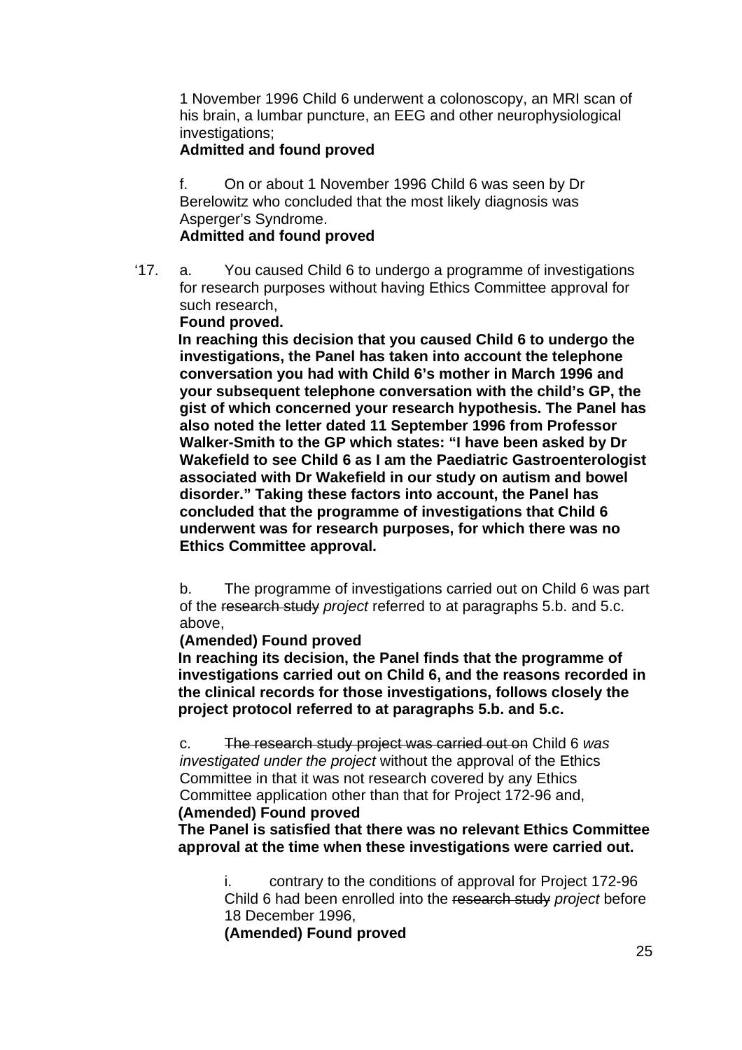1 November 1996 Child 6 underwent a colonoscopy, an MRI scan of his brain, a lumbar puncture, an EEG and other neurophysiological investigations;
**Admitted and found proved**

f. On or about 1 November 1996 Child 6 was seen by Dr Berelowitz who concluded that the most likely diagnosis was Asperger's Syndrome.
**Admitted and found proved**

'17. a. You caused Child 6 to undergo a programme of investigations for research purposes without having Ethics Committee approval for such research,
**Found proved.**
**In reaching this decision that you caused Child 6 to undergo the investigations, the Panel has taken into account the telephone conversation you had with Child 6's mother in March 1996 and your subsequent telephone conversation with the child's GP, the gist of which concerned your research hypothesis. The Panel has also noted the letter dated 11 September 1996 from Professor Walker-Smith to the GP which states: "I have been asked by Dr Wakefield to see Child 6 as I am the Paediatric Gastroenterologist associated with Dr Wakefield in our study on autism and bowel disorder." Taking these factors into account, the Panel has concluded that the programme of investigations that Child 6 underwent was for research purposes, for which there was no Ethics Committee approval.**

b. The programme of investigations carried out on Child 6 was part of the ~~research study~~ *project* referred to at paragraphs 5.b. and 5.c. above,
**(Amended) Found proved**
**In reaching its decision, the Panel finds that the programme of investigations carried out on Child 6, and the reasons recorded in the clinical records for those investigations, follows closely the project protocol referred to at paragraphs 5.b. and 5.c.**

c. ~~The research study project was carried out on~~ Child 6 *was investigated under the project* without the approval of the Ethics Committee in that it was not research covered by any Ethics Committee application other than that for Project 172-96 and,
**(Amended) Found proved**
**The Panel is satisfied that there was no relevant Ethics Committee approval at the time when these investigations were carried out.**

i. contrary to the conditions of approval for Project 172-96 Child 6 had been enrolled into the ~~research study~~ *project* before 18 December 1996,
**(Amended) Found proved**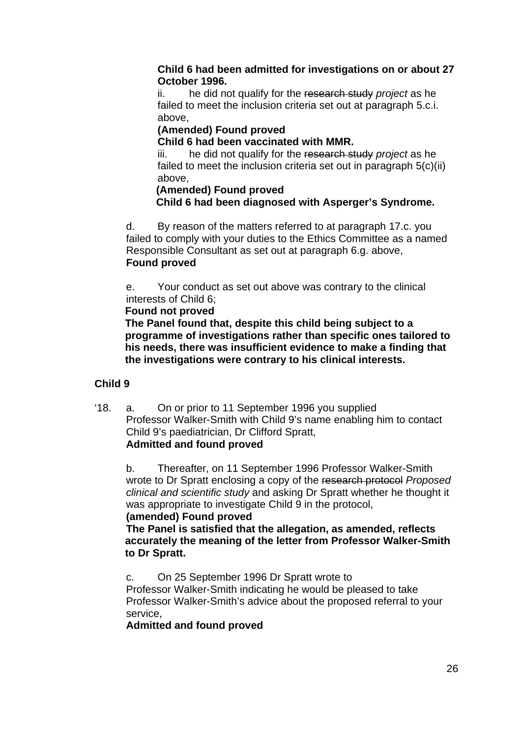**Child 6 had been admitted for investigations on or about 27 October 1996.**

ii. he did not qualify for the ~~research study~~ *project* as he failed to meet the inclusion criteria set out at paragraph 5.c.i. above,

**(Amended) Found proved**

**Child 6 had been vaccinated with MMR.**

iii. he did not qualify for the ~~research study~~ *project* as he failed to meet the inclusion criteria set out in paragraph 5(c)(ii) above,

**(Amended) Found proved**

**Child 6 had been diagnosed with Asperger's Syndrome.**

d. By reason of the matters referred to at paragraph 17.c. you failed to comply with your duties to the Ethics Committee as a named Responsible Consultant as set out at paragraph 6.g. above,

**Found proved**

e. Your conduct as set out above was contrary to the clinical interests of Child 6;

**Found not proved**

**The Panel found that, despite this child being subject to a programme of investigations rather than specific ones tailored to his needs, there was insufficient evidence to make a finding that the investigations were contrary to his clinical interests.**

**Child 9**

'18. a. On or prior to 11 September 1996 you supplied Professor Walker-Smith with Child 9's name enabling him to contact Child 9's paediatrician, Dr Clifford Spratt,

**Admitted and found proved**

b. Thereafter, on 11 September 1996 Professor Walker-Smith wrote to Dr Spratt enclosing a copy of the ~~research protocol~~ *Proposed clinical and scientific study* and asking Dr Spratt whether he thought it was appropriate to investigate Child 9 in the protocol,

**(amended) Found proved**

**The Panel is satisfied that the allegation, as amended, reflects accurately the meaning of the letter from Professor Walker-Smith to Dr Spratt.**

c. On 25 September 1996 Dr Spratt wrote to Professor Walker-Smith indicating he would be pleased to take Professor Walker-Smith's advice about the proposed referral to your service,

**Admitted and found proved**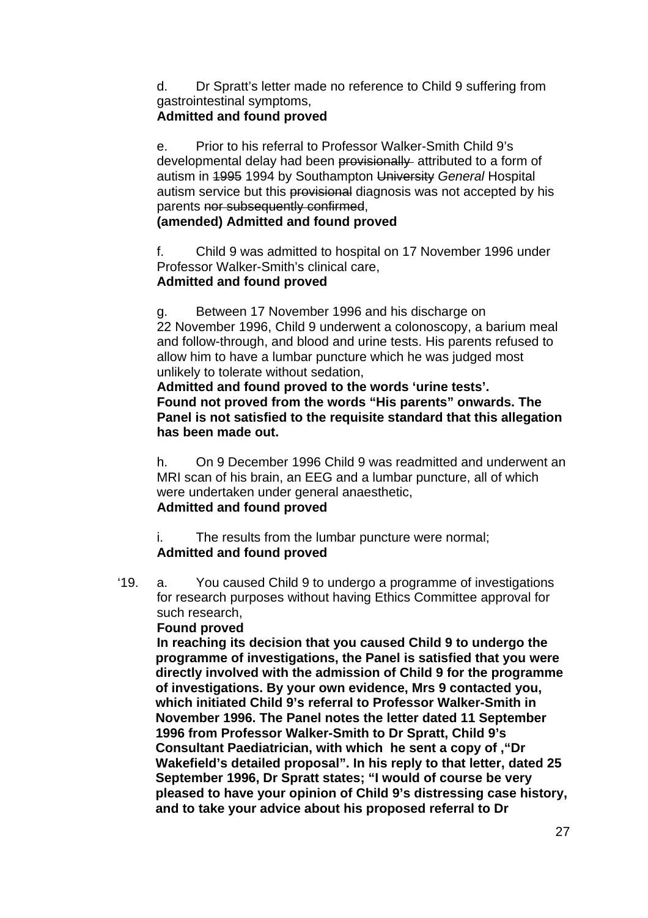d. Dr Spratt's letter made no reference to Child 9 suffering from gastrointestinal symptoms,
**Admitted and found proved**

e. Prior to his referral to Professor Walker-Smith Child 9's developmental delay had been ~~provisionally~~ attributed to a form of autism in ~~1995~~ 1994 by Southampton ~~University~~ *General* Hospital autism service but this ~~provisional~~ diagnosis was not accepted by his parents ~~nor subsequently confirmed~~,
**(amended) Admitted and found proved**

f. Child 9 was admitted to hospital on 17 November 1996 under Professor Walker-Smith's clinical care,
**Admitted and found proved**

g. Between 17 November 1996 and his discharge on 22 November 1996, Child 9 underwent a colonoscopy, a barium meal and follow-through, and blood and urine tests. His parents refused to allow him to have a lumbar puncture which he was judged most unlikely to tolerate without sedation,
**Admitted and found proved to the words 'urine tests'. Found not proved from the words "His parents" onwards. The Panel is not satisfied to the requisite standard that this allegation has been made out.**

h. On 9 December 1996 Child 9 was readmitted and underwent an MRI scan of his brain, an EEG and a lumbar puncture, all of which were undertaken under general anaesthetic,
**Admitted and found proved**

i. The results from the lumbar puncture were normal;
**Admitted and found proved**

'19. a. You caused Child 9 to undergo a programme of investigations for research purposes without having Ethics Committee approval for such research,
**Found proved**
**In reaching its decision that you caused Child 9 to undergo the programme of investigations, the Panel is satisfied that you were directly involved with the admission of Child 9 for the programme of investigations. By your own evidence, Mrs 9 contacted you, which initiated Child 9's referral to Professor Walker-Smith in November 1996. The Panel notes the letter dated 11 September 1996 from Professor Walker-Smith to Dr Spratt, Child 9's Consultant Paediatrician, with which he sent a copy of ,"Dr Wakefield's detailed proposal". In his reply to that letter, dated 25 September 1996, Dr Spratt states; "I would of course be very pleased to have your opinion of Child 9's distressing case history, and to take your advice about his proposed referral to Dr**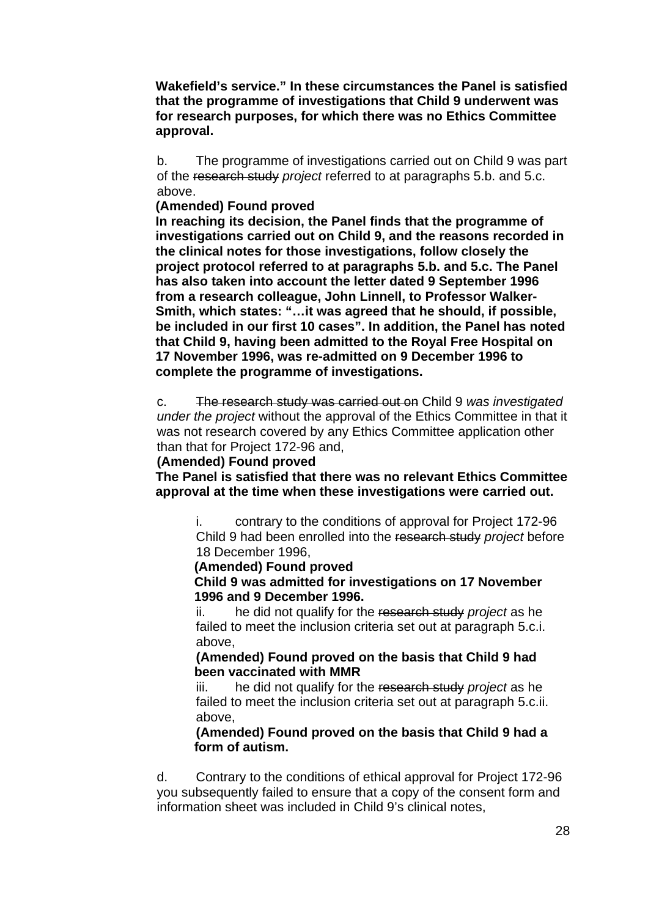**Wakefield's service." In these circumstances the Panel is satisfied that the programme of investigations that Child 9 underwent was for research purposes, for which there was no Ethics Committee approval.**

b. The programme of investigations carried out on Child 9 was part of the ~~research study~~ *project* referred to at paragraphs 5.b. and 5.c. above.

**(Amended) Found proved**

**In reaching its decision, the Panel finds that the programme of investigations carried out on Child 9, and the reasons recorded in the clinical notes for those investigations, follow closely the project protocol referred to at paragraphs 5.b. and 5.c. The Panel has also taken into account the letter dated 9 September 1996 from a research colleague, John Linnell, to Professor Walker-Smith, which states: "…it was agreed that he should, if possible, be included in our first 10 cases". In addition, the Panel has noted that Child 9, having been admitted to the Royal Free Hospital on 17 November 1996, was re-admitted on 9 December 1996 to complete the programme of investigations.**

c. ~~The research study was carried out on~~ Child 9 *was investigated under the project* without the approval of the Ethics Committee in that it was not research covered by any Ethics Committee application other than that for Project 172-96 and,

**(Amended) Found proved**

**The Panel is satisfied that there was no relevant Ethics Committee approval at the time when these investigations were carried out.**

> i. contrary to the conditions of approval for Project 172-96 Child 9 had been enrolled into the ~~research study~~ *project* before 18 December 1996,
>
> **(Amended) Found proved**
>
> **Child 9 was admitted for investigations on 17 November 1996 and 9 December 1996.**
>
> ii. he did not qualify for the ~~research study~~ *project* as he failed to meet the inclusion criteria set out at paragraph 5.c.i. above,
>
> **(Amended) Found proved on the basis that Child 9 had been vaccinated with MMR**
>
> iii. he did not qualify for the ~~research study~~ *project* as he failed to meet the inclusion criteria set out at paragraph 5.c.ii. above,
>
> **(Amended) Found proved on the basis that Child 9 had a form of autism.**

d. Contrary to the conditions of ethical approval for Project 172-96 you subsequently failed to ensure that a copy of the consent form and information sheet was included in Child 9's clinical notes,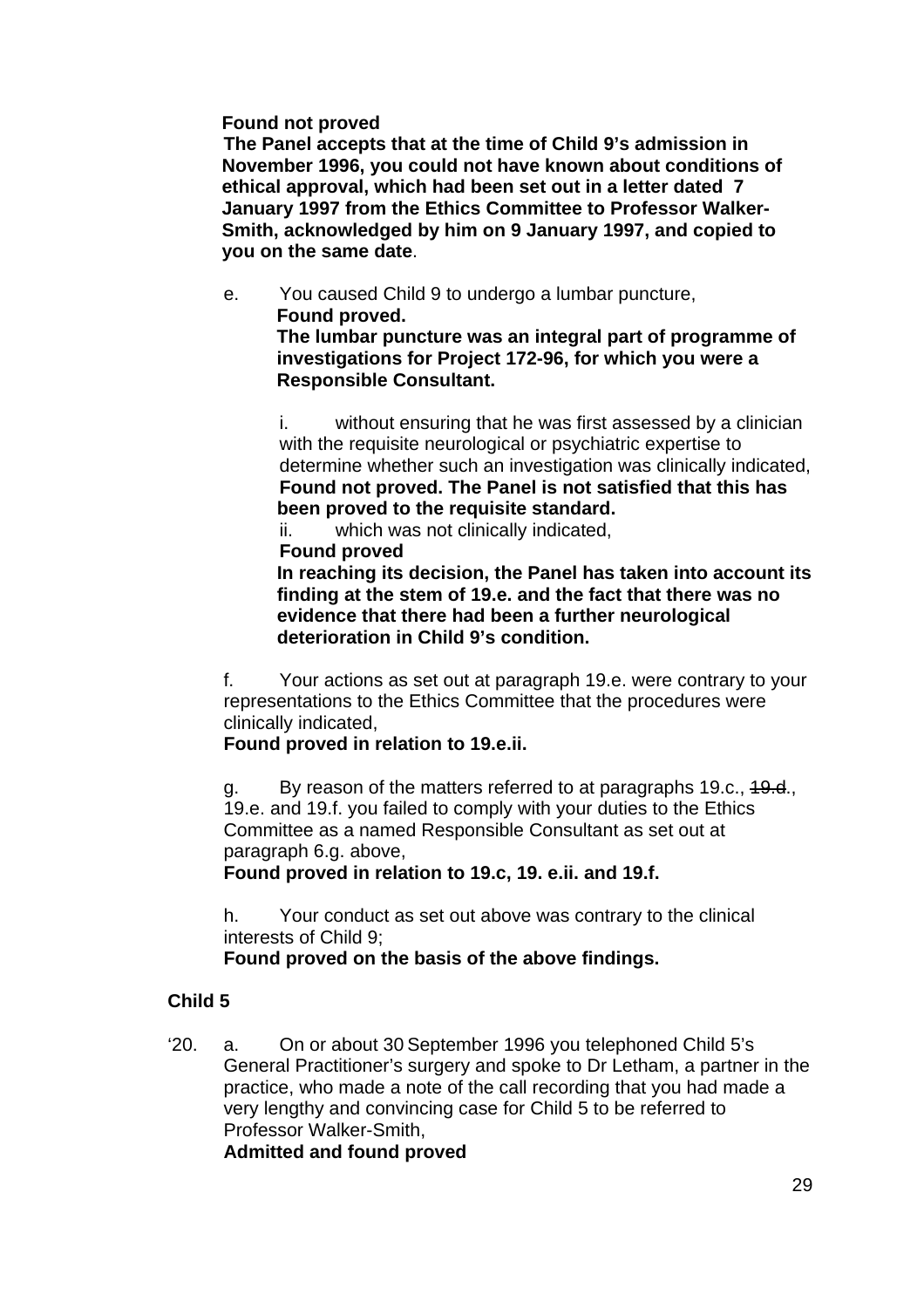**Found not proved**
**The Panel accepts that at the time of Child 9's admission in November 1996, you could not have known about conditions of ethical approval, which had been set out in a letter dated 7 January 1997 from the Ethics Committee to Professor Walker-Smith, acknowledged by him on 9 January 1997, and copied to you on the same date**.

e. You caused Child 9 to undergo a lumbar puncture,
**Found proved.**
**The lumbar puncture was an integral part of programme of investigations for Project 172-96, for which you were a Responsible Consultant.**

i. without ensuring that he was first assessed by a clinician with the requisite neurological or psychiatric expertise to determine whether such an investigation was clinically indicated,
**Found not proved. The Panel is not satisfied that this has been proved to the requisite standard.**

ii. which was not clinically indicated,
**Found proved**
**In reaching its decision, the Panel has taken into account its finding at the stem of 19.e. and the fact that there was no evidence that there had been a further neurological deterioration in Child 9's condition.**

f. Your actions as set out at paragraph 19.e. were contrary to your representations to the Ethics Committee that the procedures were clinically indicated,
**Found proved in relation to 19.e.ii.**

g. By reason of the matters referred to at paragraphs 19.c., ~~19.d~~., 19.e. and 19.f. you failed to comply with your duties to the Ethics Committee as a named Responsible Consultant as set out at paragraph 6.g. above,
**Found proved in relation to 19.c, 19. e.ii. and 19.f.**

h. Your conduct as set out above was contrary to the clinical interests of Child 9;
**Found proved on the basis of the above findings.**

**Child 5**

'20. a. On or about 30 September 1996 you telephoned Child 5's General Practitioner's surgery and spoke to Dr Letham, a partner in the practice, who made a note of the call recording that you had made a very lengthy and convincing case for Child 5 to be referred to Professor Walker-Smith,
**Admitted and found proved**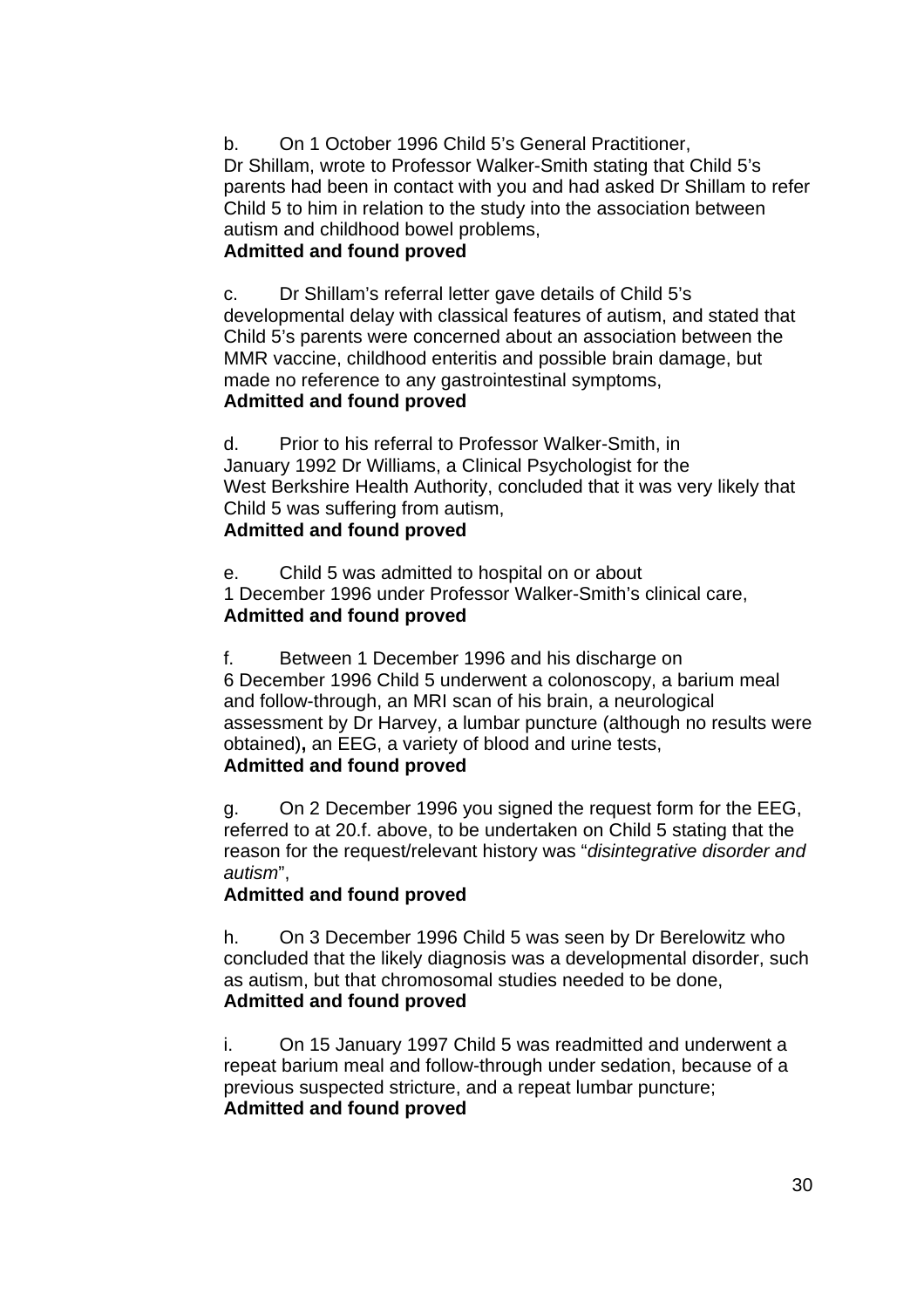b. On 1 October 1996 Child 5's General Practitioner, Dr Shillam, wrote to Professor Walker-Smith stating that Child 5's parents had been in contact with you and had asked Dr Shillam to refer Child 5 to him in relation to the study into the association between autism and childhood bowel problems,
**Admitted and found proved**

c. Dr Shillam's referral letter gave details of Child 5's developmental delay with classical features of autism, and stated that Child 5's parents were concerned about an association between the MMR vaccine, childhood enteritis and possible brain damage, but made no reference to any gastrointestinal symptoms,
**Admitted and found proved**

d. Prior to his referral to Professor Walker-Smith, in January 1992 Dr Williams, a Clinical Psychologist for the West Berkshire Health Authority, concluded that it was very likely that Child 5 was suffering from autism,
**Admitted and found proved**

e. Child 5 was admitted to hospital on or about 1 December 1996 under Professor Walker-Smith's clinical care,
**Admitted and found proved**

f. Between 1 December 1996 and his discharge on 6 December 1996 Child 5 underwent a colonoscopy, a barium meal and follow-through, an MRI scan of his brain, a neurological assessment by Dr Harvey, a lumbar puncture (although no results were obtained)**,** an EEG, a variety of blood and urine tests,
**Admitted and found proved**

g. On 2 December 1996 you signed the request form for the EEG, referred to at 20.f. above, to be undertaken on Child 5 stating that the reason for the request/relevant history was "*disintegrative disorder and autism*",
**Admitted and found proved**

h. On 3 December 1996 Child 5 was seen by Dr Berelowitz who concluded that the likely diagnosis was a developmental disorder, such as autism, but that chromosomal studies needed to be done,
**Admitted and found proved**

i. On 15 January 1997 Child 5 was readmitted and underwent a repeat barium meal and follow-through under sedation, because of a previous suspected stricture, and a repeat lumbar puncture;
**Admitted and found proved**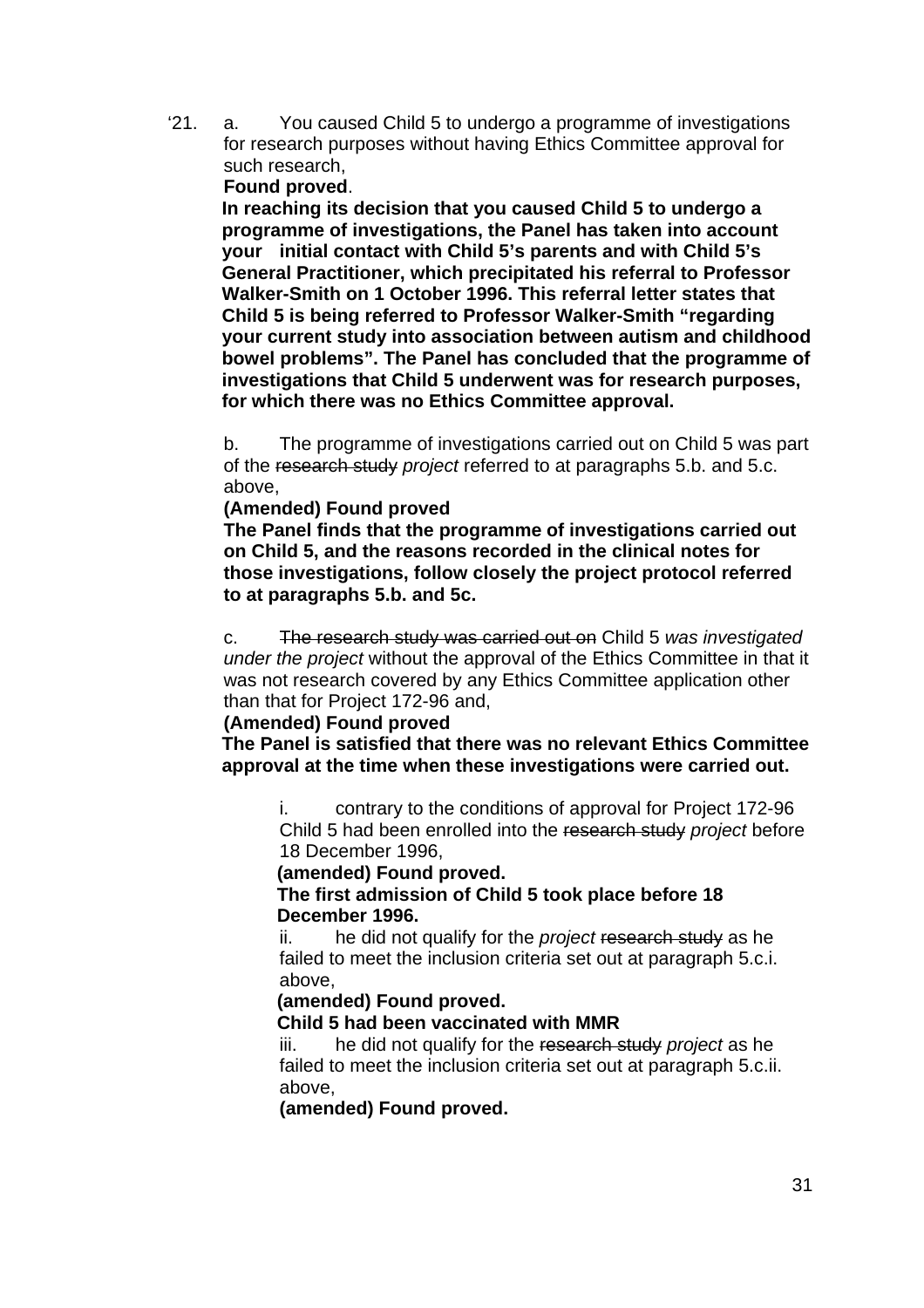‘21. a. You caused Child 5 to undergo a programme of investigations for research purposes without having Ethics Committee approval for such research,

**Found proved**.

**In reaching its decision that you caused Child 5 to undergo a programme of investigations, the Panel has taken into account your initial contact with Child 5’s parents and with Child 5’s General Practitioner, which precipitated his referral to Professor Walker-Smith on 1 October 1996. This referral letter states that Child 5 is being referred to Professor Walker-Smith “regarding your current study into association between autism and childhood bowel problems”. The Panel has concluded that the programme of investigations that Child 5 underwent was for research purposes, for which there was no Ethics Committee approval.**

b. The programme of investigations carried out on Child 5 was part of the ~~research study~~ *project* referred to at paragraphs 5.b. and 5.c. above,

**(Amended) Found proved**

**The Panel finds that the programme of investigations carried out on Child 5, and the reasons recorded in the clinical notes for those investigations, follow closely the project protocol referred to at paragraphs 5.b. and 5c.**

c. ~~The research study was carried out on~~ Child 5 *was investigated under the project* without the approval of the Ethics Committee in that it was not research covered by any Ethics Committee application other than that for Project 172-96 and,

**(Amended) Found proved**

**The Panel is satisfied that there was no relevant Ethics Committee approval at the time when these investigations were carried out.**

i. contrary to the conditions of approval for Project 172-96 Child 5 had been enrolled into the ~~research study~~ *project* before 18 December 1996,

**(amended) Found proved.**

**The first admission of Child 5 took place before 18 December 1996.**

ii. he did not qualify for the *project* ~~research study~~ as he failed to meet the inclusion criteria set out at paragraph 5.c.i. above,

**(amended) Found proved.**

**Child 5 had been vaccinated with MMR**

iii. he did not qualify for the ~~research study~~ *project* as he failed to meet the inclusion criteria set out at paragraph 5.c.ii. above,

**(amended) Found proved.**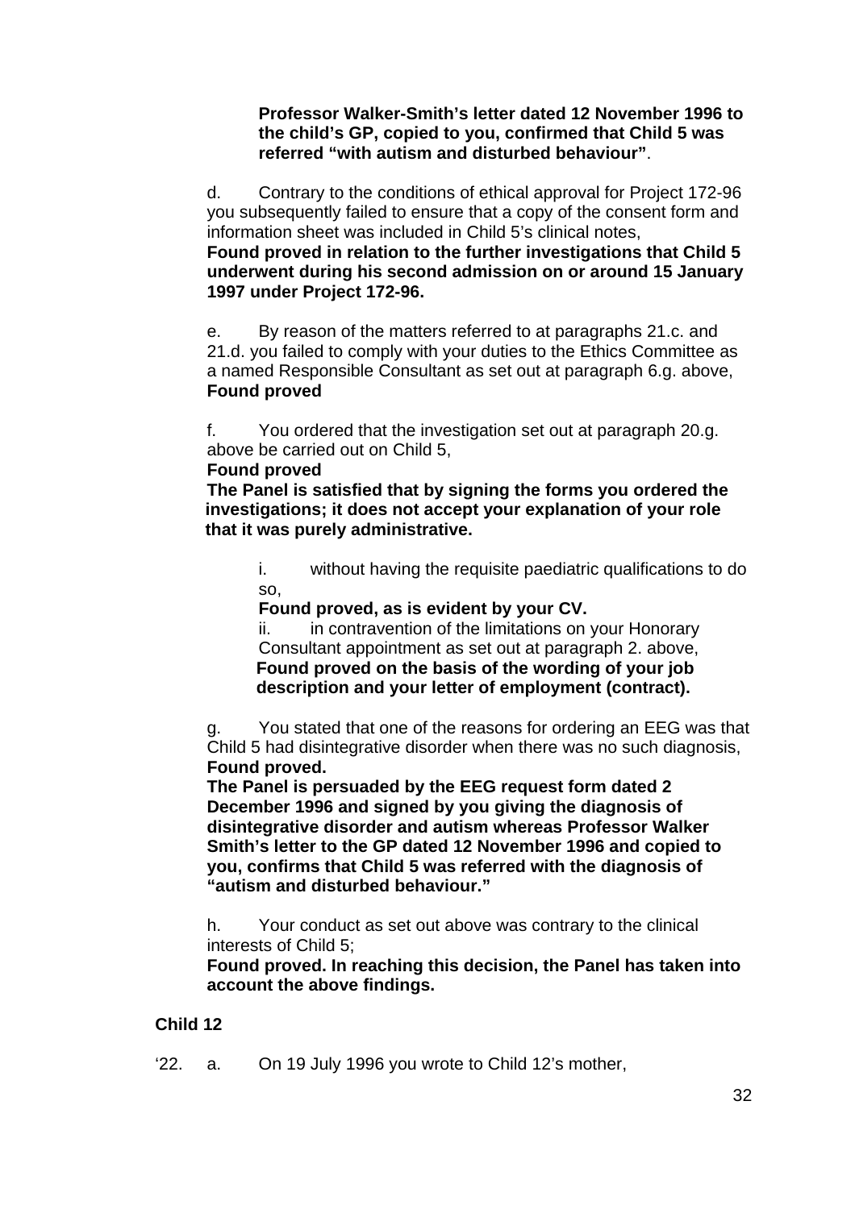**Professor Walker-Smith's letter dated 12 November 1996 to the child's GP, copied to you, confirmed that Child 5 was referred "with autism and disturbed behaviour"**.

d. Contrary to the conditions of ethical approval for Project 172-96 you subsequently failed to ensure that a copy of the consent form and information sheet was included in Child 5's clinical notes,
**Found proved in relation to the further investigations that Child 5 underwent during his second admission on or around 15 January 1997 under Project 172-96.**

e. By reason of the matters referred to at paragraphs 21.c. and 21.d. you failed to comply with your duties to the Ethics Committee as a named Responsible Consultant as set out at paragraph 6.g. above,
**Found proved**

f. You ordered that the investigation set out at paragraph 20.g. above be carried out on Child 5,
**Found proved**
**The Panel is satisfied that by signing the forms you ordered the investigations; it does not accept your explanation of your role that it was purely administrative.**

> i. without having the requisite paediatric qualifications to do so,
> **Found proved, as is evident by your CV.**
> ii. in contravention of the limitations on your Honorary Consultant appointment as set out at paragraph 2. above,
> **Found proved on the basis of the wording of your job description and your letter of employment (contract).**

g. You stated that one of the reasons for ordering an EEG was that Child 5 had disintegrative disorder when there was no such diagnosis,
**Found proved.**
**The Panel is persuaded by the EEG request form dated 2 December 1996 and signed by you giving the diagnosis of disintegrative disorder and autism whereas Professor Walker Smith's letter to the GP dated 12 November 1996 and copied to you, confirms that Child 5 was referred with the diagnosis of "autism and disturbed behaviour."**

h. Your conduct as set out above was contrary to the clinical interests of Child 5;
**Found proved. In reaching this decision, the Panel has taken into account the above findings.**

**Child 12**

'22. a. On 19 July 1996 you wrote to Child 12's mother,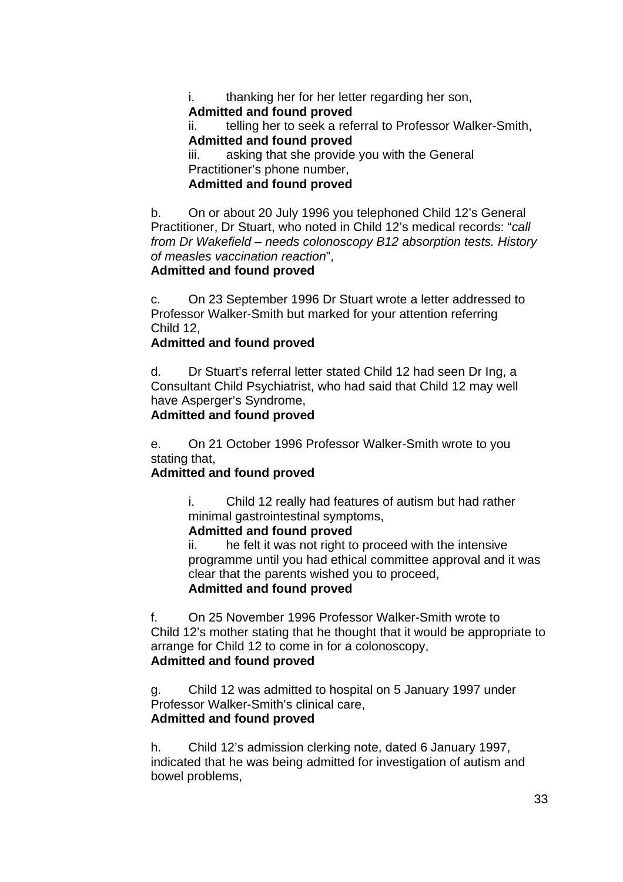i. thanking her for her letter regarding her son,
**Admitted and found proved**
ii. telling her to seek a referral to Professor Walker-Smith,
**Admitted and found proved**
iii. asking that she provide you with the General Practitioner's phone number,
**Admitted and found proved**

b. On or about 20 July 1996 you telephoned Child 12's General Practitioner, Dr Stuart, who noted in Child 12's medical records: "*call from Dr Wakefield – needs colonoscopy B12 absorption tests. History of measles vaccination reaction*",
**Admitted and found proved**

c. On 23 September 1996 Dr Stuart wrote a letter addressed to Professor Walker-Smith but marked for your attention referring Child 12,
**Admitted and found proved**

d. Dr Stuart's referral letter stated Child 12 had seen Dr Ing, a Consultant Child Psychiatrist, who had said that Child 12 may well have Asperger's Syndrome,
**Admitted and found proved**

e. On 21 October 1996 Professor Walker-Smith wrote to you stating that,
**Admitted and found proved**

i. Child 12 really had features of autism but had rather minimal gastrointestinal symptoms,
**Admitted and found proved**
ii. he felt it was not right to proceed with the intensive programme until you had ethical committee approval and it was clear that the parents wished you to proceed,
**Admitted and found proved**

f. On 25 November 1996 Professor Walker-Smith wrote to Child 12's mother stating that he thought that it would be appropriate to arrange for Child 12 to come in for a colonoscopy,
**Admitted and found proved**

g. Child 12 was admitted to hospital on 5 January 1997 under Professor Walker-Smith's clinical care,
**Admitted and found proved**

h. Child 12's admission clerking note, dated 6 January 1997, indicated that he was being admitted for investigation of autism and bowel problems,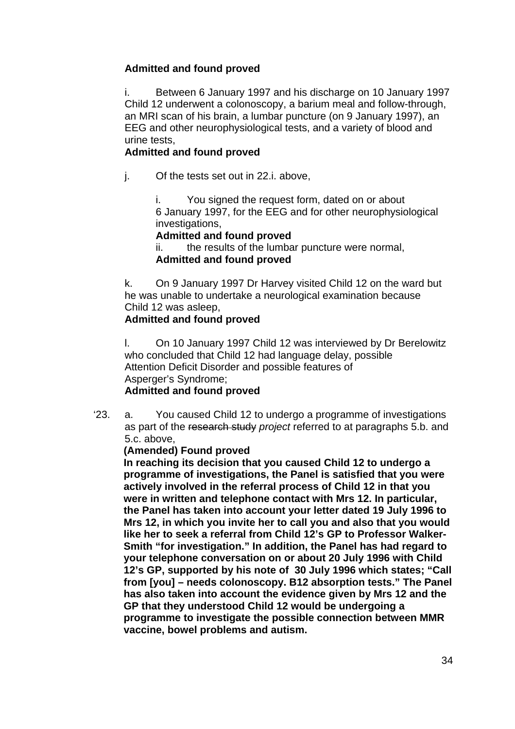**Admitted and found proved**

i. Between 6 January 1997 and his discharge on 10 January 1997 Child 12 underwent a colonoscopy, a barium meal and follow-through, an MRI scan of his brain, a lumbar puncture (on 9 January 1997), an EEG and other neurophysiological tests, and a variety of blood and urine tests,

**Admitted and found proved**

j. Of the tests set out in 22.i. above,

i. You signed the request form, dated on or about 6 January 1997, for the EEG and for other neurophysiological investigations,

**Admitted and found proved**

ii. the results of the lumbar puncture were normal,

**Admitted and found proved**

k. On 9 January 1997 Dr Harvey visited Child 12 on the ward but he was unable to undertake a neurological examination because Child 12 was asleep,

**Admitted and found proved**

l. On 10 January 1997 Child 12 was interviewed by Dr Berelowitz who concluded that Child 12 had language delay, possible Attention Deficit Disorder and possible features of Asperger's Syndrome;

**Admitted and found proved**

'23. a. You caused Child 12 to undergo a programme of investigations as part of the ~~research study~~ *project* referred to at paragraphs 5.b. and 5.c. above,

**(Amended) Found proved**

**In reaching its decision that you caused Child 12 to undergo a programme of investigations, the Panel is satisfied that you were actively involved in the referral process of Child 12 in that you were in written and telephone contact with Mrs 12. In particular, the Panel has taken into account your letter dated 19 July 1996 to Mrs 12, in which you invite her to call you and also that you would like her to seek a referral from Child 12's GP to Professor Walker-Smith "for investigation." In addition, the Panel has had regard to your telephone conversation on or about 20 July 1996 with Child 12's GP, supported by his note of 30 July 1996 which states; "Call from [you] – needs colonoscopy. B12 absorption tests." The Panel has also taken into account the evidence given by Mrs 12 and the GP that they understood Child 12 would be undergoing a programme to investigate the possible connection between MMR vaccine, bowel problems and autism.**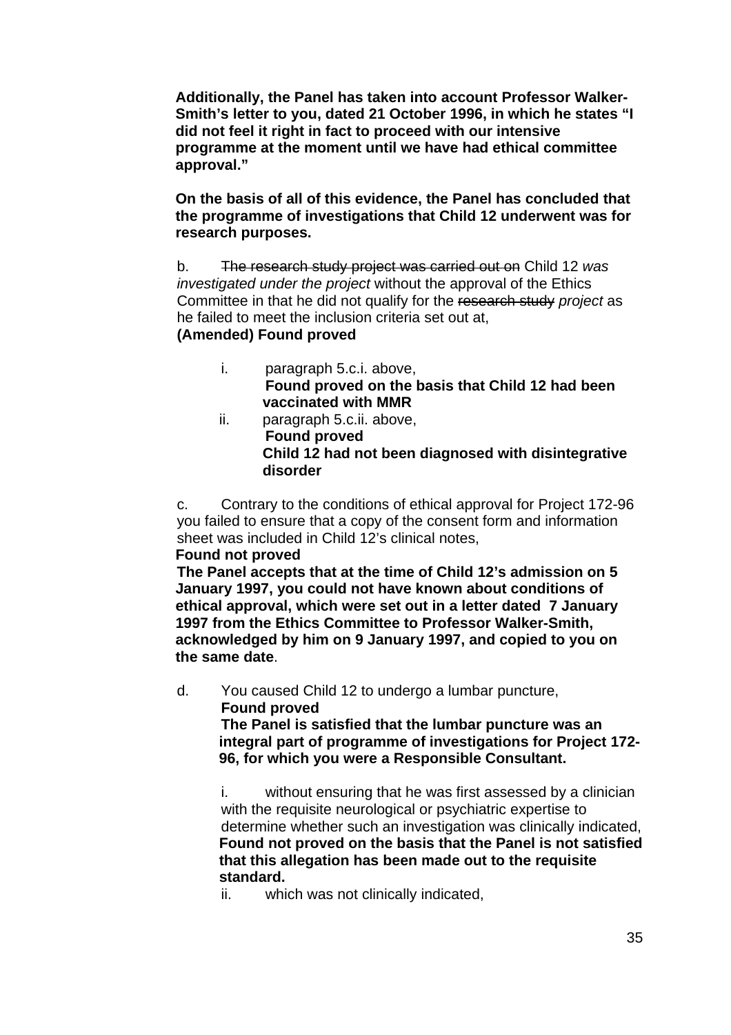**Additionally, the Panel has taken into account Professor Walker-Smith's letter to you, dated 21 October 1996, in which he states "I did not feel it right in fact to proceed with our intensive programme at the moment until we have had ethical committee approval."**

**On the basis of all of this evidence, the Panel has concluded that the programme of investigations that Child 12 underwent was for research purposes.**

b. ~~The research study project was carried out on~~ Child 12 *was investigated under the project* without the approval of the Ethics Committee in that he did not qualify for the ~~research study~~ *project* as he failed to meet the inclusion criteria set out at,
**(Amended) Found proved**

i. paragraph 5.c.i. above,
**Found proved on the basis that Child 12 had been vaccinated with MMR**

ii. paragraph 5.c.ii. above,
**Found proved**
**Child 12 had not been diagnosed with disintegrative disorder**

c. Contrary to the conditions of ethical approval for Project 172-96 you failed to ensure that a copy of the consent form and information sheet was included in Child 12's clinical notes,
**Found not proved**
**The Panel accepts that at the time of Child 12's admission on 5 January 1997, you could not have known about conditions of ethical approval, which were set out in a letter dated 7 January 1997 from the Ethics Committee to Professor Walker-Smith, acknowledged by him on 9 January 1997, and copied to you on the same date**.

d. You caused Child 12 to undergo a lumbar puncture,
**Found proved**
**The Panel is satisfied that the lumbar puncture was an integral part of programme of investigations for Project 172-96, for which you were a Responsible Consultant.**

i. without ensuring that he was first assessed by a clinician with the requisite neurological or psychiatric expertise to determine whether such an investigation was clinically indicated,
**Found not proved on the basis that the Panel is not satisfied that this allegation has been made out to the requisite standard.**

ii. which was not clinically indicated,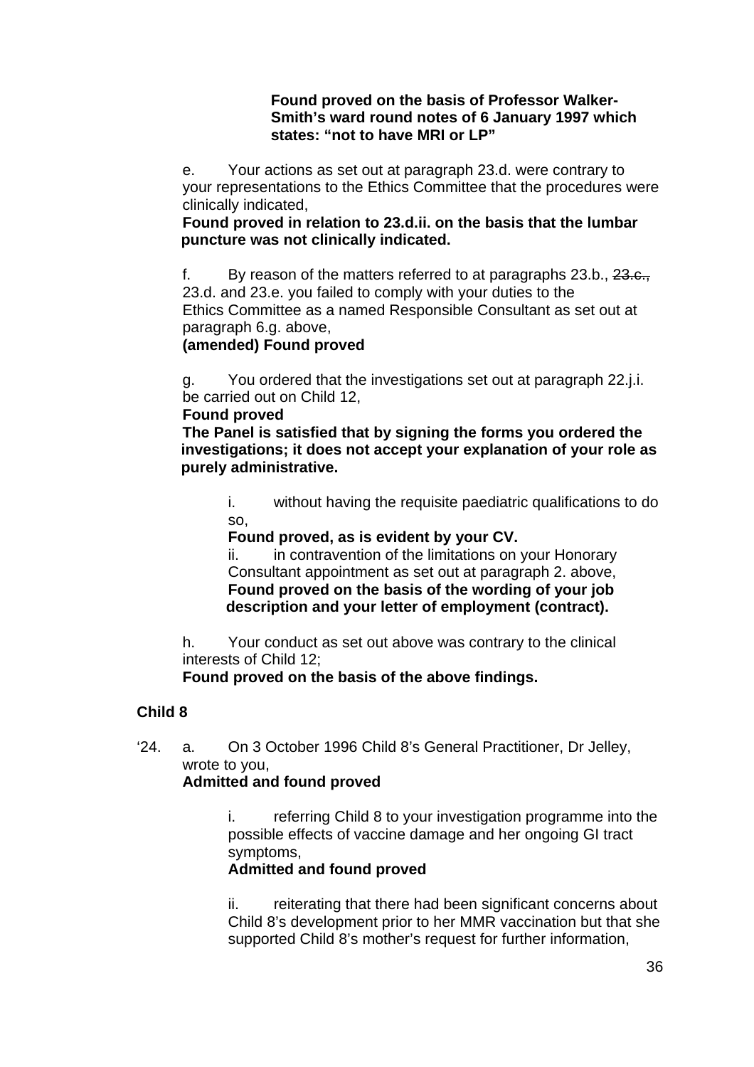**Found proved on the basis of Professor Walker-Smith's ward round notes of 6 January 1997 which states: "not to have MRI or LP"**

e. Your actions as set out at paragraph 23.d. were contrary to your representations to the Ethics Committee that the procedures were clinically indicated,

**Found proved in relation to 23.d.ii. on the basis that the lumbar puncture was not clinically indicated.**

f. By reason of the matters referred to at paragraphs 23.b., ~~23.c.,~~ 23.d. and 23.e. you failed to comply with your duties to the Ethics Committee as a named Responsible Consultant as set out at paragraph 6.g. above,

**(amended) Found proved**

g. You ordered that the investigations set out at paragraph 22.j.i. be carried out on Child 12,

**Found proved**

**The Panel is satisfied that by signing the forms you ordered the investigations; it does not accept your explanation of your role as purely administrative.**

i. without having the requisite paediatric qualifications to do so,

**Found proved, as is evident by your CV.**

ii. in contravention of the limitations on your Honorary Consultant appointment as set out at paragraph 2. above,

**Found proved on the basis of the wording of your job description and your letter of employment (contract).**

h. Your conduct as set out above was contrary to the clinical interests of Child 12;

**Found proved on the basis of the above findings.**

**Child 8**

'24. a. On 3 October 1996 Child 8's General Practitioner, Dr Jelley, wrote to you,

**Admitted and found proved**

i. referring Child 8 to your investigation programme into the possible effects of vaccine damage and her ongoing GI tract symptoms,

**Admitted and found proved**

ii. reiterating that there had been significant concerns about Child 8's development prior to her MMR vaccination but that she supported Child 8's mother's request for further information,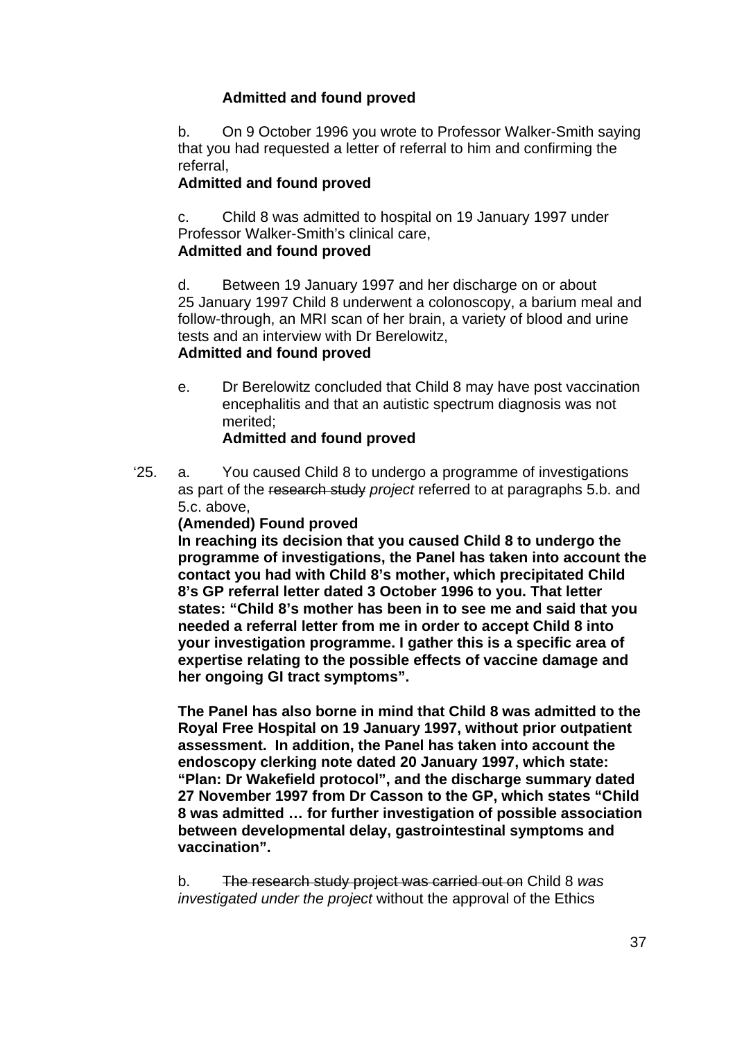**Admitted and found proved**

b. On 9 October 1996 you wrote to Professor Walker-Smith saying that you had requested a letter of referral to him and confirming the referral,

**Admitted and found proved**

c. Child 8 was admitted to hospital on 19 January 1997 under Professor Walker-Smith's clinical care,

**Admitted and found proved**

d. Between 19 January 1997 and her discharge on or about 25 January 1997 Child 8 underwent a colonoscopy, a barium meal and follow-through, an MRI scan of her brain, a variety of blood and urine tests and an interview with Dr Berelowitz,

**Admitted and found proved**

e. Dr Berelowitz concluded that Child 8 may have post vaccination encephalitis and that an autistic spectrum diagnosis was not merited;

**Admitted and found proved**

'25. a. You caused Child 8 to undergo a programme of investigations as part of the ~~research study~~ *project* referred to at paragraphs 5.b. and 5.c. above,

**(Amended) Found proved**

**In reaching its decision that you caused Child 8 to undergo the programme of investigations, the Panel has taken into account the contact you had with Child 8's mother, which precipitated Child 8's GP referral letter dated 3 October 1996 to you. That letter states: "Child 8's mother has been in to see me and said that you needed a referral letter from me in order to accept Child 8 into your investigation programme. I gather this is a specific area of expertise relating to the possible effects of vaccine damage and her ongoing GI tract symptoms".**

**The Panel has also borne in mind that Child 8 was admitted to the Royal Free Hospital on 19 January 1997, without prior outpatient assessment. In addition, the Panel has taken into account the endoscopy clerking note dated 20 January 1997, which state: "Plan: Dr Wakefield protocol", and the discharge summary dated 27 November 1997 from Dr Casson to the GP, which states "Child 8 was admitted … for further investigation of possible association between developmental delay, gastrointestinal symptoms and vaccination".**

b. ~~The research study project was carried out on~~ Child 8 *was investigated under the project* without the approval of the Ethics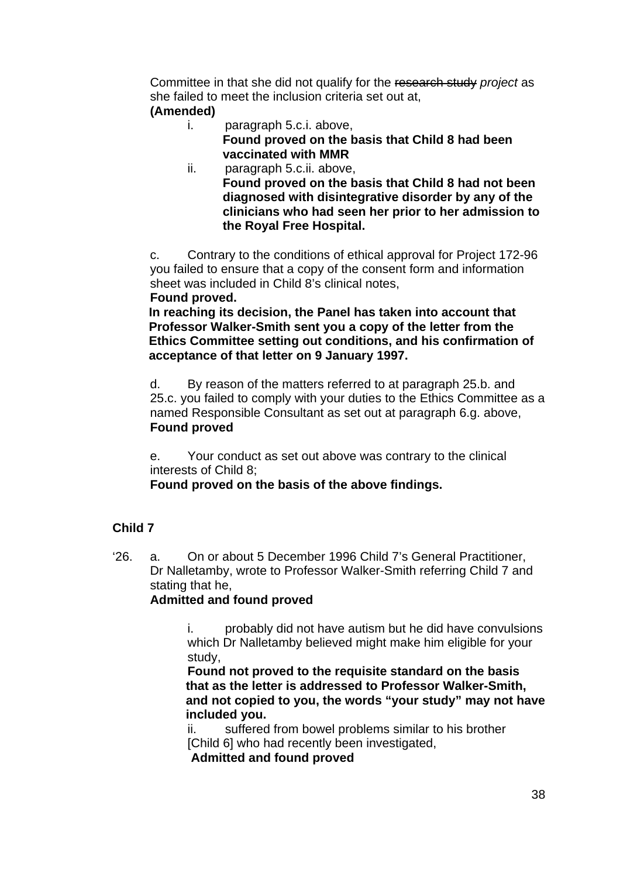Committee in that she did not qualify for the ~~research study~~ *project* as she failed to meet the inclusion criteria set out at,
**(Amended)**

i. paragraph 5.c.i. above,
**Found proved on the basis that Child 8 had been vaccinated with MMR**

ii. paragraph 5.c.ii. above,
**Found proved on the basis that Child 8 had not been diagnosed with disintegrative disorder by any of the clinicians who had seen her prior to her admission to the Royal Free Hospital.**

c. Contrary to the conditions of ethical approval for Project 172-96 you failed to ensure that a copy of the consent form and information sheet was included in Child 8's clinical notes,
**Found proved.**
**In reaching its decision, the Panel has taken into account that Professor Walker-Smith sent you a copy of the letter from the Ethics Committee setting out conditions, and his confirmation of acceptance of that letter on 9 January 1997.**

d. By reason of the matters referred to at paragraph 25.b. and 25.c. you failed to comply with your duties to the Ethics Committee as a named Responsible Consultant as set out at paragraph 6.g. above,
**Found proved**

e. Your conduct as set out above was contrary to the clinical interests of Child 8;
**Found proved on the basis of the above findings.**

**Child 7**

'26. a. On or about 5 December 1996 Child 7's General Practitioner, Dr Nalletamby, wrote to Professor Walker-Smith referring Child 7 and stating that he,
**Admitted and found proved**

i. probably did not have autism but he did have convulsions which Dr Nalletamby believed might make him eligible for your study,
**Found not proved to the requisite standard on the basis that as the letter is addressed to Professor Walker-Smith, and not copied to you, the words "your study" may not have included you.**

ii. suffered from bowel problems similar to his brother [Child 6] who had recently been investigated,
**Admitted and found proved**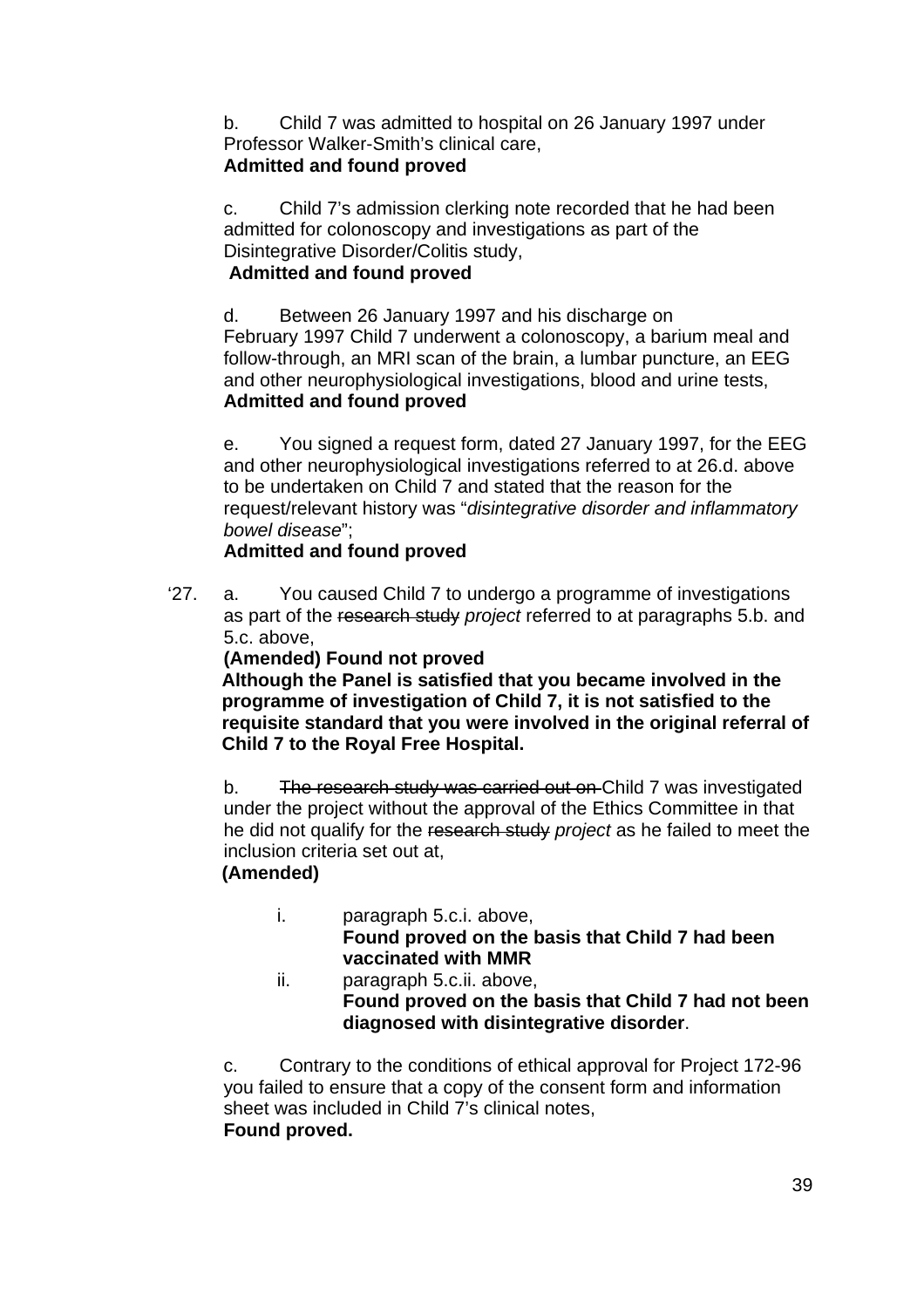b. Child 7 was admitted to hospital on 26 January 1997 under Professor Walker-Smith's clinical care,
**Admitted and found proved**

c. Child 7's admission clerking note recorded that he had been admitted for colonoscopy and investigations as part of the Disintegrative Disorder/Colitis study,
**Admitted and found proved**

d. Between 26 January 1997 and his discharge on February 1997 Child 7 underwent a colonoscopy, a barium meal and follow-through, an MRI scan of the brain, a lumbar puncture, an EEG and other neurophysiological investigations, blood and urine tests,
**Admitted and found proved**

e. You signed a request form, dated 27 January 1997, for the EEG and other neurophysiological investigations referred to at 26.d. above to be undertaken on Child 7 and stated that the reason for the request/relevant history was "*disintegrative disorder and inflammatory bowel disease*";
**Admitted and found proved**

'27. a. You caused Child 7 to undergo a programme of investigations as part of the ~~research study~~ *project* referred to at paragraphs 5.b. and 5.c. above,
**(Amended) Found not proved**
**Although the Panel is satisfied that you became involved in the programme of investigation of Child 7, it is not satisfied to the requisite standard that you were involved in the original referral of Child 7 to the Royal Free Hospital.**

b. ~~The research study was carried out on~~ Child 7 was investigated under the project without the approval of the Ethics Committee in that he did not qualify for the ~~research study~~ *project* as he failed to meet the inclusion criteria set out at,
**(Amended)**

i. paragraph 5.c.i. above,
**Found proved on the basis that Child 7 had been vaccinated with MMR**

ii. paragraph 5.c.ii. above,
**Found proved on the basis that Child 7 had not been diagnosed with disintegrative disorder**.

c. Contrary to the conditions of ethical approval for Project 172-96 you failed to ensure that a copy of the consent form and information sheet was included in Child 7's clinical notes,
**Found proved.**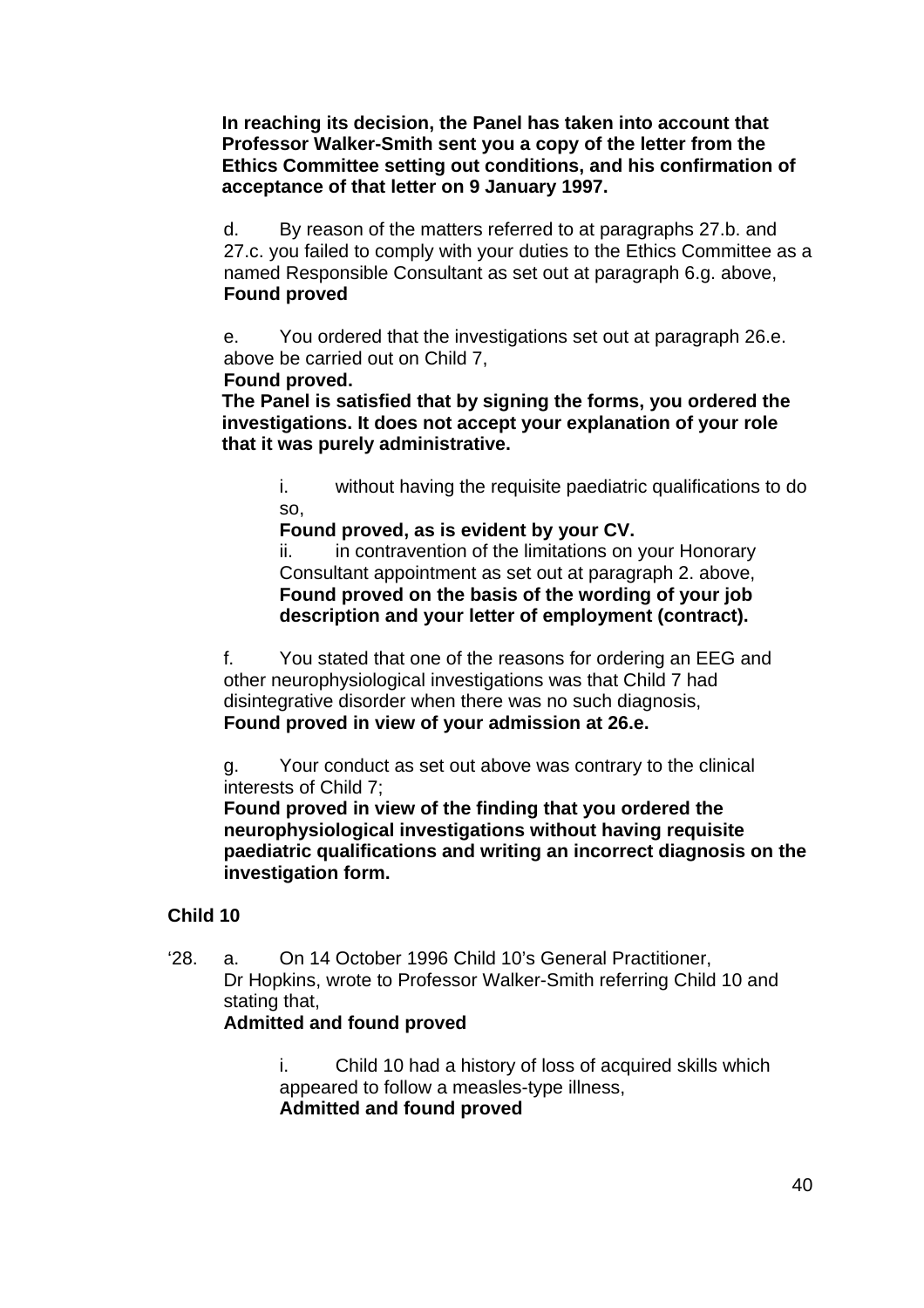**In reaching its decision, the Panel has taken into account that Professor Walker-Smith sent you a copy of the letter from the Ethics Committee setting out conditions, and his confirmation of acceptance of that letter on 9 January 1997.**

d. By reason of the matters referred to at paragraphs 27.b. and 27.c. you failed to comply with your duties to the Ethics Committee as a named Responsible Consultant as set out at paragraph 6.g. above,
**Found proved**

e. You ordered that the investigations set out at paragraph 26.e. above be carried out on Child 7,
**Found proved.**
**The Panel is satisfied that by signing the forms, you ordered the investigations. It does not accept your explanation of your role that it was purely administrative.**

i. without having the requisite paediatric qualifications to do so,
**Found proved, as is evident by your CV.**
ii. in contravention of the limitations on your Honorary Consultant appointment as set out at paragraph 2. above,
**Found proved on the basis of the wording of your job description and your letter of employment (contract).**

f. You stated that one of the reasons for ordering an EEG and other neurophysiological investigations was that Child 7 had disintegrative disorder when there was no such diagnosis,
**Found proved in view of your admission at 26.e.**

g. Your conduct as set out above was contrary to the clinical interests of Child 7;
**Found proved in view of the finding that you ordered the neurophysiological investigations without having requisite paediatric qualifications and writing an incorrect diagnosis on the investigation form.**

**Child 10**

'28. a. On 14 October 1996 Child 10's General Practitioner, Dr Hopkins, wrote to Professor Walker-Smith referring Child 10 and stating that,
**Admitted and found proved**

i. Child 10 had a history of loss of acquired skills which appeared to follow a measles-type illness,
**Admitted and found proved**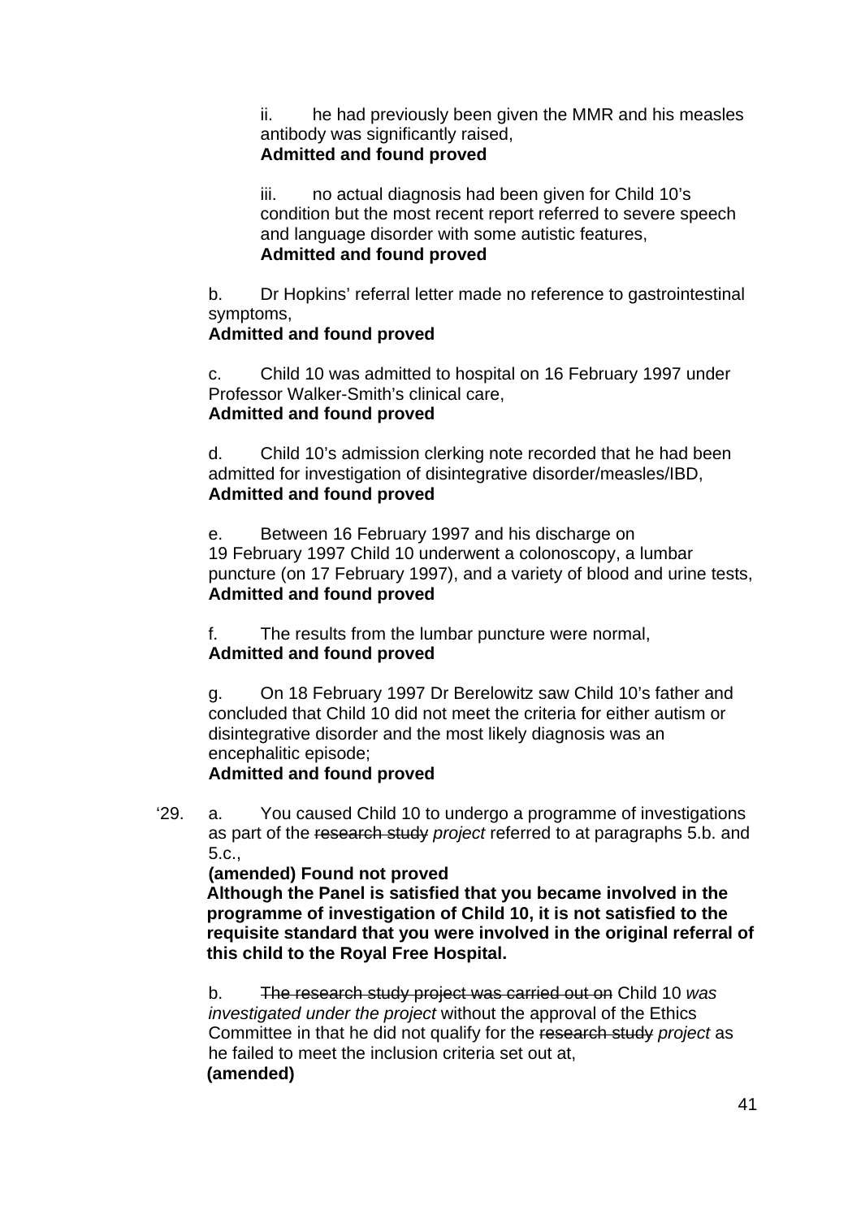ii. he had previously been given the MMR and his measles antibody was significantly raised,
**Admitted and found proved**

iii. no actual diagnosis had been given for Child 10's condition but the most recent report referred to severe speech and language disorder with some autistic features,
**Admitted and found proved**

b. Dr Hopkins' referral letter made no reference to gastrointestinal symptoms,
**Admitted and found proved**

c. Child 10 was admitted to hospital on 16 February 1997 under Professor Walker-Smith's clinical care,
**Admitted and found proved**

d. Child 10's admission clerking note recorded that he had been admitted for investigation of disintegrative disorder/measles/IBD,
**Admitted and found proved**

e. Between 16 February 1997 and his discharge on 19 February 1997 Child 10 underwent a colonoscopy, a lumbar puncture (on 17 February 1997), and a variety of blood and urine tests,
**Admitted and found proved**

f. The results from the lumbar puncture were normal,
**Admitted and found proved**

g. On 18 February 1997 Dr Berelowitz saw Child 10's father and concluded that Child 10 did not meet the criteria for either autism or disintegrative disorder and the most likely diagnosis was an encephalitic episode;
**Admitted and found proved**

'29. a. You caused Child 10 to undergo a programme of investigations as part of the ~~research study~~ *project* referred to at paragraphs 5.b. and 5.c.,
**(amended) Found not proved**
**Although the Panel is satisfied that you became involved in the programme of investigation of Child 10, it is not satisfied to the requisite standard that you were involved in the original referral of this child to the Royal Free Hospital.**

b. ~~The research study project was carried out on~~ Child 10 *was investigated under the project* without the approval of the Ethics Committee in that he did not qualify for the ~~research study~~ *project* as he failed to meet the inclusion criteria set out at,
**(amended)**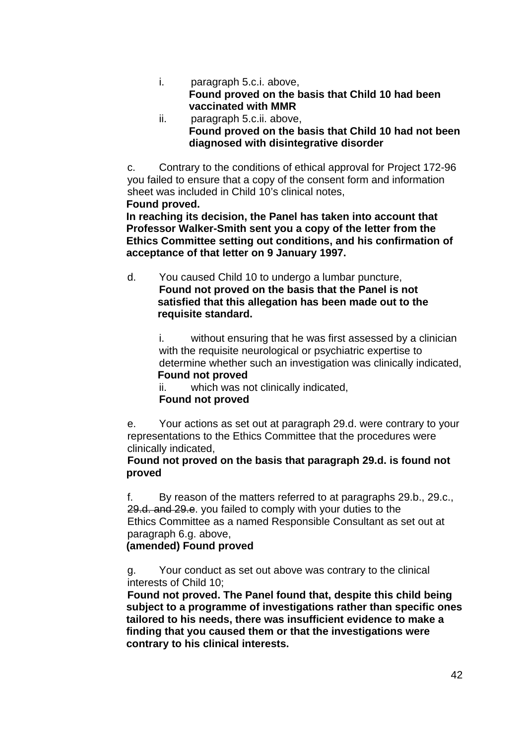i. paragraph 5.c.i. above,
**Found proved on the basis that Child 10 had been vaccinated with MMR**

ii. paragraph 5.c.ii. above,
**Found proved on the basis that Child 10 had not been diagnosed with disintegrative disorder**

c. Contrary to the conditions of ethical approval for Project 172-96 you failed to ensure that a copy of the consent form and information sheet was included in Child 10's clinical notes,
**Found proved.**
**In reaching its decision, the Panel has taken into account that Professor Walker-Smith sent you a copy of the letter from the Ethics Committee setting out conditions, and his confirmation of acceptance of that letter on 9 January 1997.**

d. You caused Child 10 to undergo a lumbar puncture,
**Found not proved on the basis that the Panel is not satisfied that this allegation has been made out to the requisite standard.**

i. without ensuring that he was first assessed by a clinician with the requisite neurological or psychiatric expertise to determine whether such an investigation was clinically indicated,
**Found not proved**

ii. which was not clinically indicated,
**Found not proved**

e. Your actions as set out at paragraph 29.d. were contrary to your representations to the Ethics Committee that the procedures were clinically indicated,
**Found not proved on the basis that paragraph 29.d. is found not proved**

f. By reason of the matters referred to at paragraphs 29.b., 29.c., ~~29.d. and 29.e~~. you failed to comply with your duties to the Ethics Committee as a named Responsible Consultant as set out at paragraph 6.g. above,
**(amended) Found proved**

g. Your conduct as set out above was contrary to the clinical interests of Child 10;
**Found not proved. The Panel found that, despite this child being subject to a programme of investigations rather than specific ones tailored to his needs, there was insufficient evidence to make a finding that you caused them or that the investigations were contrary to his clinical interests.**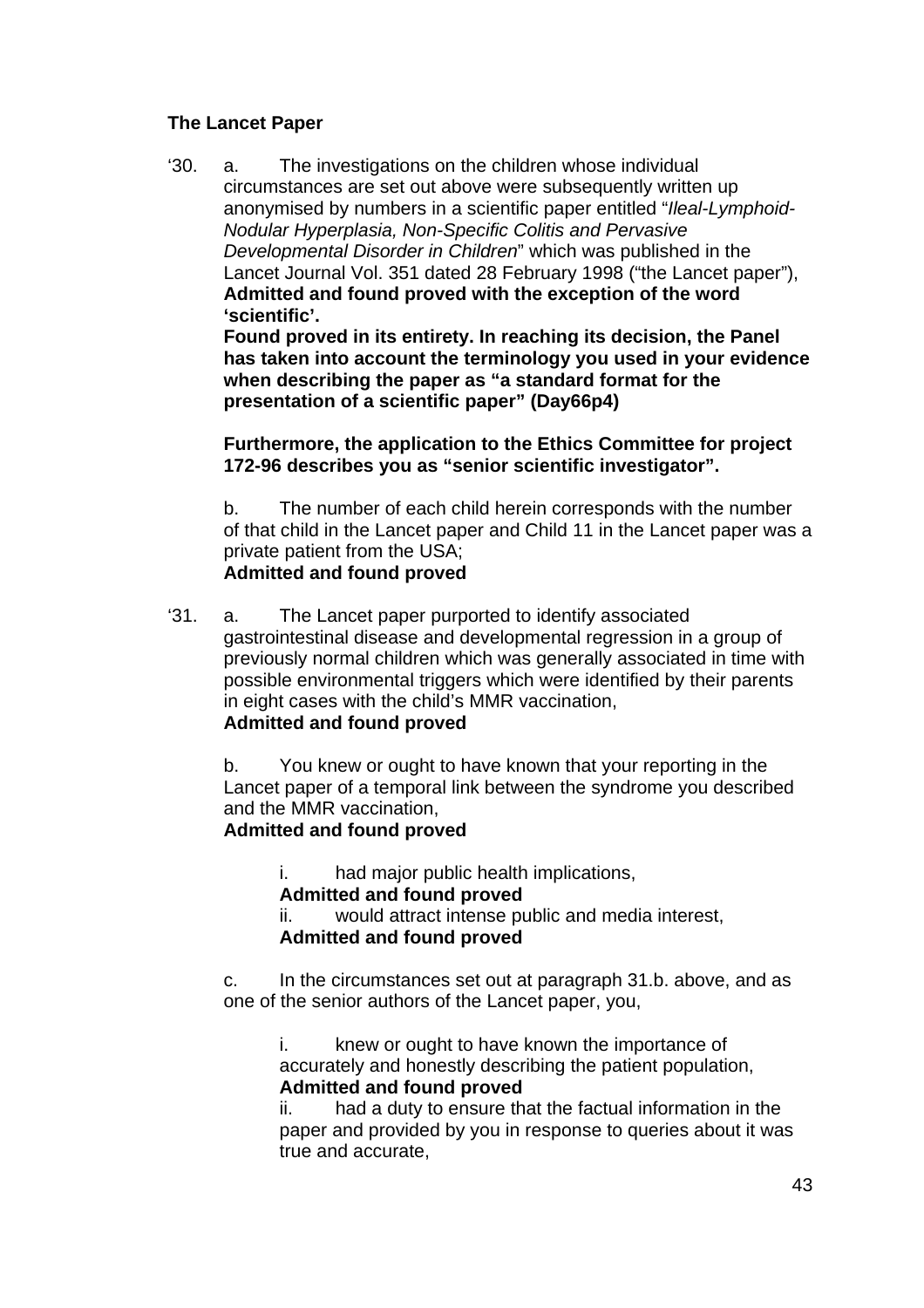**The Lancet Paper**

'30. a. The investigations on the children whose individual circumstances are set out above were subsequently written up anonymised by numbers in a scientific paper entitled "*Ileal-Lymphoid-Nodular Hyperplasia, Non-Specific Colitis and Pervasive Developmental Disorder in Children*" which was published in the Lancet Journal Vol. 351 dated 28 February 1998 ("the Lancet paper"),
**Admitted and found proved with the exception of the word 'scientific'.**
**Found proved in its entirety. In reaching its decision, the Panel has taken into account the terminology you used in your evidence when describing the paper as "a standard format for the presentation of a scientific paper" (Day66p4)**

**Furthermore, the application to the Ethics Committee for project 172-96 describes you as "senior scientific investigator".**

b. The number of each child herein corresponds with the number of that child in the Lancet paper and Child 11 in the Lancet paper was a private patient from the USA;
**Admitted and found proved**

'31. a. The Lancet paper purported to identify associated gastrointestinal disease and developmental regression in a group of previously normal children which was generally associated in time with possible environmental triggers which were identified by their parents in eight cases with the child's MMR vaccination,
**Admitted and found proved**

b. You knew or ought to have known that your reporting in the Lancet paper of a temporal link between the syndrome you described and the MMR vaccination,
**Admitted and found proved**

i. had major public health implications,
**Admitted and found proved**
ii. would attract intense public and media interest,
**Admitted and found proved**

c. In the circumstances set out at paragraph 31.b. above, and as one of the senior authors of the Lancet paper, you,

i. knew or ought to have known the importance of accurately and honestly describing the patient population,
**Admitted and found proved**
ii. had a duty to ensure that the factual information in the paper and provided by you in response to queries about it was true and accurate,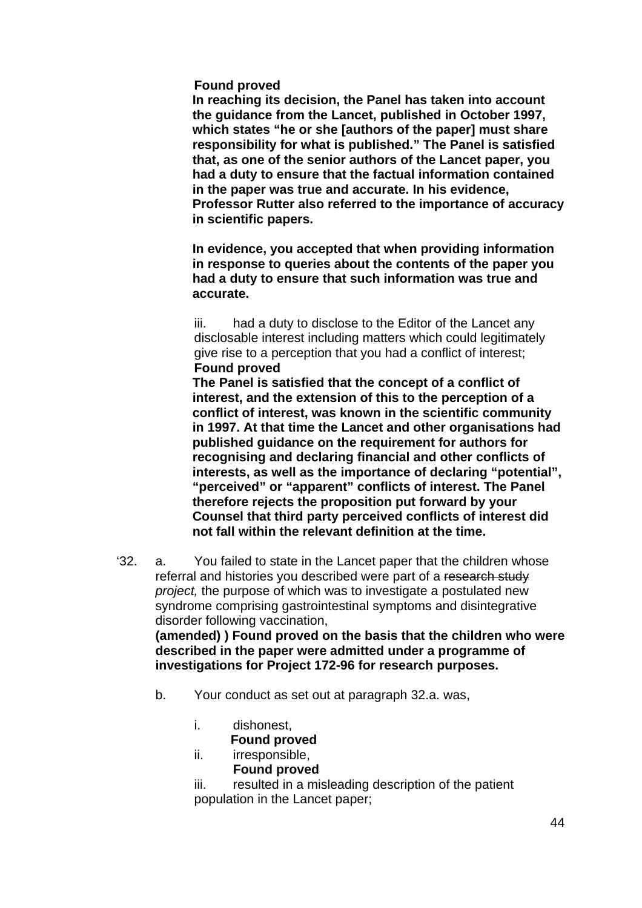**Found proved**

**In reaching its decision, the Panel has taken into account the guidance from the Lancet, published in October 1997, which states "he or she [authors of the paper] must share responsibility for what is published." The Panel is satisfied that, as one of the senior authors of the Lancet paper, you had a duty to ensure that the factual information contained in the paper was true and accurate. In his evidence, Professor Rutter also referred to the importance of accuracy in scientific papers.**

**In evidence, you accepted that when providing information in response to queries about the contents of the paper you had a duty to ensure that such information was true and accurate.**

iii. had a duty to disclose to the Editor of the Lancet any disclosable interest including matters which could legitimately give rise to a perception that you had a conflict of interest;

**Found proved**

**The Panel is satisfied that the concept of a conflict of interest, and the extension of this to the perception of a conflict of interest, was known in the scientific community in 1997. At that time the Lancet and other organisations had published guidance on the requirement for authors for recognising and declaring financial and other conflicts of interests, as well as the importance of declaring "potential", "perceived" or "apparent" conflicts of interest. The Panel therefore rejects the proposition put forward by your Counsel that third party perceived conflicts of interest did not fall within the relevant definition at the time.**

'32. a. You failed to state in the Lancet paper that the children whose referral and histories you described were part of a ~~research study~~ *project,* the purpose of which was to investigate a postulated new syndrome comprising gastrointestinal symptoms and disintegrative disorder following vaccination,

**(amended) ) Found proved on the basis that the children who were described in the paper were admitted under a programme of investigations for Project 172-96 for research purposes.**

b. Your conduct as set out at paragraph 32.a. was,

i. dishonest,

**Found proved**

ii. irresponsible,

**Found proved**

iii. resulted in a misleading description of the patient population in the Lancet paper;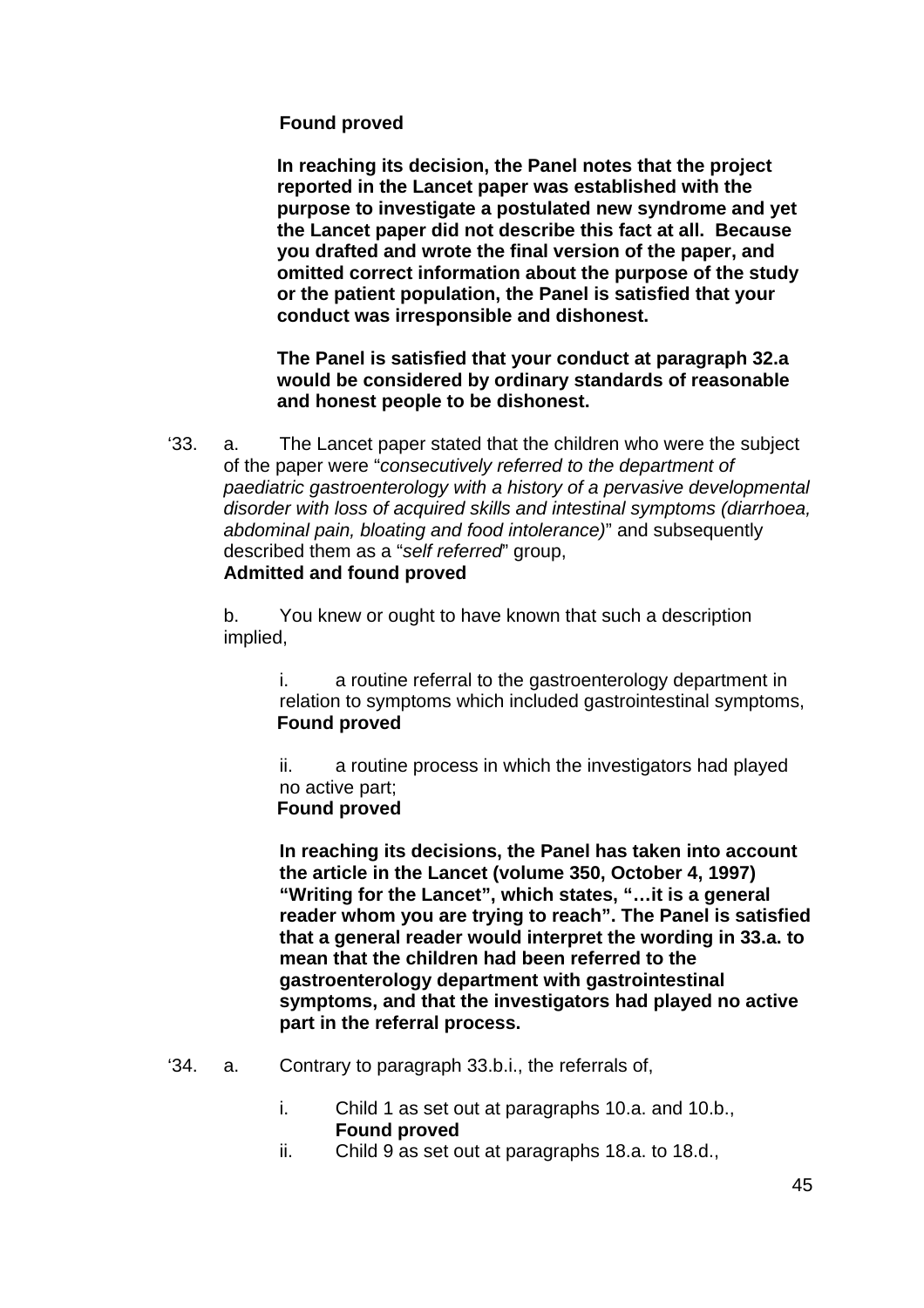**Found proved**

**In reaching its decision, the Panel notes that the project reported in the Lancet paper was established with the purpose to investigate a postulated new syndrome and yet the Lancet paper did not describe this fact at all. Because you drafted and wrote the final version of the paper, and omitted correct information about the purpose of the study or the patient population, the Panel is satisfied that your conduct was irresponsible and dishonest.**

**The Panel is satisfied that your conduct at paragraph 32.a would be considered by ordinary standards of reasonable and honest people to be dishonest.**

'33. a. The Lancet paper stated that the children who were the subject of the paper were "*consecutively referred to the department of paediatric gastroenterology with a history of a pervasive developmental disorder with loss of acquired skills and intestinal symptoms (diarrhoea, abdominal pain, bloating and food intolerance)*" and subsequently described them as a "*self referred*" group,
**Admitted and found proved**

b. You knew or ought to have known that such a description implied,

i. a routine referral to the gastroenterology department in relation to symptoms which included gastrointestinal symptoms,
**Found proved**

ii. a routine process in which the investigators had played no active part;
**Found proved**

**In reaching its decisions, the Panel has taken into account the article in the Lancet (volume 350, October 4, 1997) "Writing for the Lancet", which states, "…it is a general reader whom you are trying to reach". The Panel is satisfied that a general reader would interpret the wording in 33.a. to mean that the children had been referred to the gastroenterology department with gastrointestinal symptoms, and that the investigators had played no active part in the referral process.**

'34. a. Contrary to paragraph 33.b.i., the referrals of,

i. Child 1 as set out at paragraphs 10.a. and 10.b.,
**Found proved**

ii. Child 9 as set out at paragraphs 18.a. to 18.d.,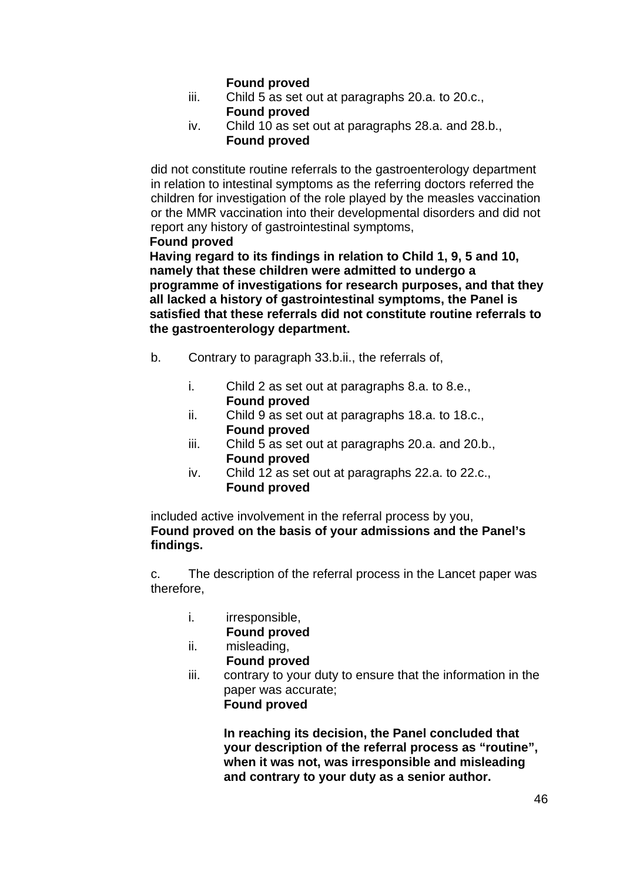**Found proved**

iii. Child 5 as set out at paragraphs 20.a. to 20.c.,
**Found proved**

iv. Child 10 as set out at paragraphs 28.a. and 28.b.,
**Found proved**

did not constitute routine referrals to the gastroenterology department in relation to intestinal symptoms as the referring doctors referred the children for investigation of the role played by the measles vaccination or the MMR vaccination into their developmental disorders and did not report any history of gastrointestinal symptoms,
**Found proved**
**Having regard to its findings in relation to Child 1, 9, 5 and 10, namely that these children were admitted to undergo a programme of investigations for research purposes, and that they all lacked a history of gastrointestinal symptoms, the Panel is satisfied that these referrals did not constitute routine referrals to the gastroenterology department.**

b. Contrary to paragraph 33.b.ii., the referrals of,

i. Child 2 as set out at paragraphs 8.a. to 8.e.,
**Found proved**

ii. Child 9 as set out at paragraphs 18.a. to 18.c.,
**Found proved**

iii. Child 5 as set out at paragraphs 20.a. and 20.b.,
**Found proved**

iv. Child 12 as set out at paragraphs 22.a. to 22.c.,
**Found proved**

included active involvement in the referral process by you,
**Found proved on the basis of your admissions and the Panel's findings.**

c. The description of the referral process in the Lancet paper was therefore,

i. irresponsible,
**Found proved**

ii. misleading,
**Found proved**

iii. contrary to your duty to ensure that the information in the paper was accurate;
**Found proved**

**In reaching its decision, the Panel concluded that your description of the referral process as "routine", when it was not, was irresponsible and misleading and contrary to your duty as a senior author.**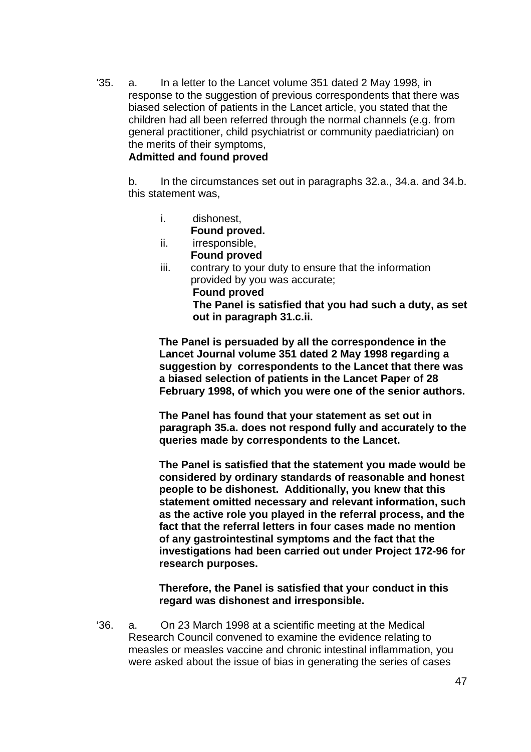‘35. a. In a letter to the Lancet volume 351 dated 2 May 1998, in response to the suggestion of previous correspondents that there was biased selection of patients in the Lancet article, you stated that the children had all been referred through the normal channels (e.g. from general practitioner, child psychiatrist or community paediatrician) on the merits of their symptoms,
**Admitted and found proved**

b. In the circumstances set out in paragraphs 32.a., 34.a. and 34.b. this statement was,

- i. dishonest,
  **Found proved.**
- ii. irresponsible,
  **Found proved**
- iii. contrary to your duty to ensure that the information provided by you was accurate;
  **Found proved**
  **The Panel is satisfied that you had such a duty, as set out in paragraph 31.c.ii.**

**The Panel is persuaded by all the correspondence in the Lancet Journal volume 351 dated 2 May 1998 regarding a suggestion by correspondents to the Lancet that there was a biased selection of patients in the Lancet Paper of 28 February 1998, of which you were one of the senior authors.**

**The Panel has found that your statement as set out in paragraph 35.a. does not respond fully and accurately to the queries made by correspondents to the Lancet.**

**The Panel is satisfied that the statement you made would be considered by ordinary standards of reasonable and honest people to be dishonest. Additionally, you knew that this statement omitted necessary and relevant information, such as the active role you played in the referral process, and the fact that the referral letters in four cases made no mention of any gastrointestinal symptoms and the fact that the investigations had been carried out under Project 172-96 for research purposes.**

**Therefore, the Panel is satisfied that your conduct in this regard was dishonest and irresponsible.**

‘36. a. On 23 March 1998 at a scientific meeting at the Medical Research Council convened to examine the evidence relating to measles or measles vaccine and chronic intestinal inflammation, you were asked about the issue of bias in generating the series of cases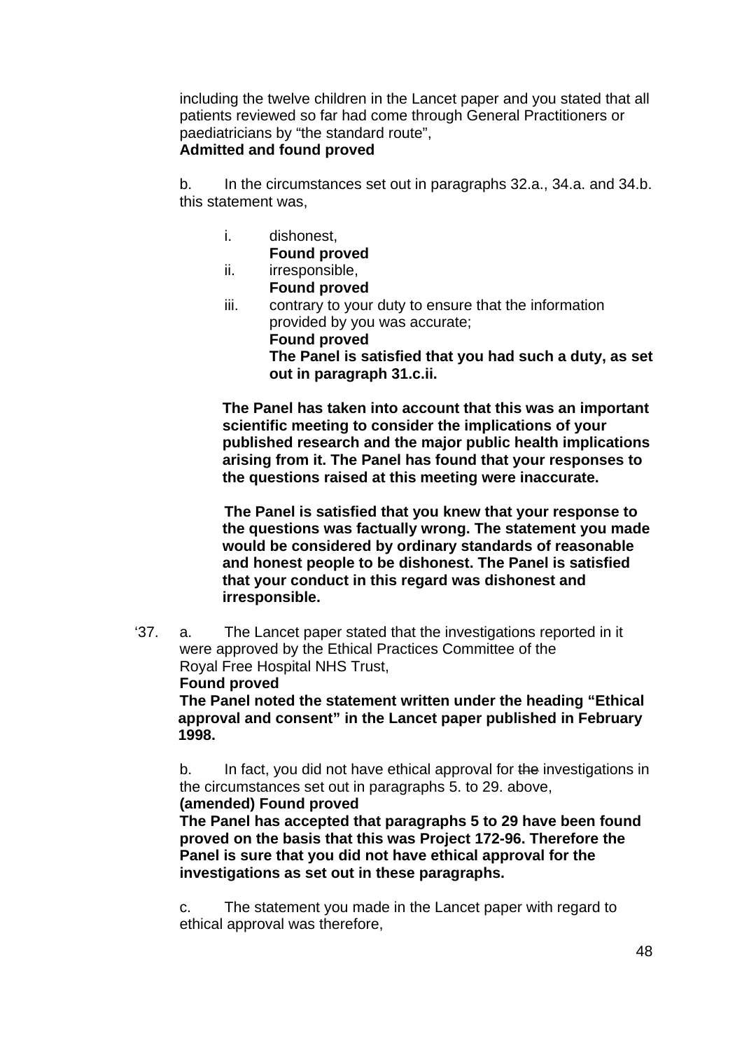including the twelve children in the Lancet paper and you stated that all patients reviewed so far had come through General Practitioners or paediatricians by "the standard route",
**Admitted and found proved**

b. In the circumstances set out in paragraphs 32.a., 34.a. and 34.b. this statement was,

i. dishonest,
**Found proved**

ii. irresponsible,
**Found proved**

iii. contrary to your duty to ensure that the information provided by you was accurate;
**Found proved**
**The Panel is satisfied that you had such a duty, as set out in paragraph 31.c.ii.**

**The Panel has taken into account that this was an important scientific meeting to consider the implications of your published research and the major public health implications arising from it. The Panel has found that your responses to the questions raised at this meeting were inaccurate.**

**The Panel is satisfied that you knew that your response to the questions was factually wrong. The statement you made would be considered by ordinary standards of reasonable and honest people to be dishonest. The Panel is satisfied that your conduct in this regard was dishonest and irresponsible.**

'37. a. The Lancet paper stated that the investigations reported in it were approved by the Ethical Practices Committee of the Royal Free Hospital NHS Trust,
**Found proved**
**The Panel noted the statement written under the heading "Ethical approval and consent" in the Lancet paper published in February 1998.**

b. In fact, you did not have ethical approval for ~~the~~ investigations in the circumstances set out in paragraphs 5. to 29. above,
**(amended) Found proved**
**The Panel has accepted that paragraphs 5 to 29 have been found proved on the basis that this was Project 172-96. Therefore the Panel is sure that you did not have ethical approval for the investigations as set out in these paragraphs.**

c. The statement you made in the Lancet paper with regard to ethical approval was therefore,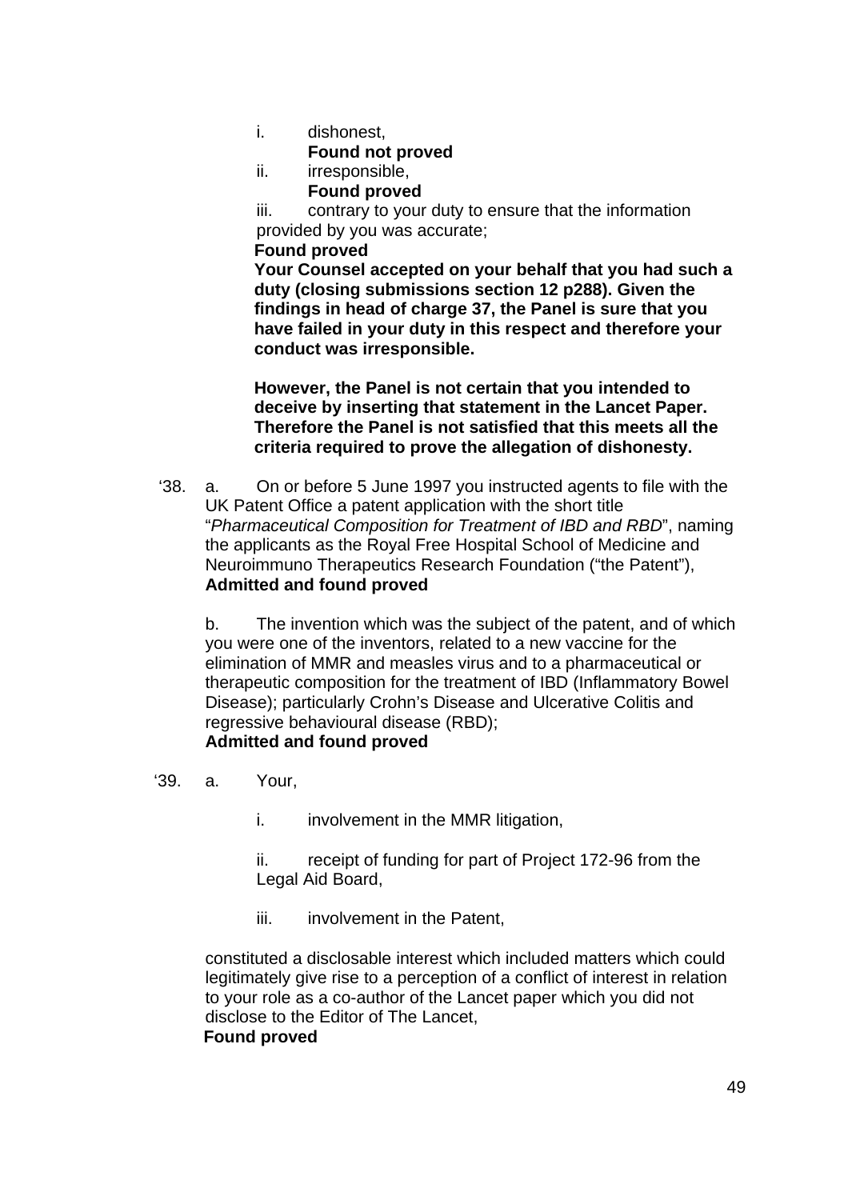i. dishonest,
**Found not proved**

ii. irresponsible,
**Found proved**

iii. contrary to your duty to ensure that the information provided by you was accurate;
**Found proved**

**Your Counsel accepted on your behalf that you had such a duty (closing submissions section 12 p288). Given the findings in head of charge 37, the Panel is sure that you have failed in your duty in this respect and therefore your conduct was irresponsible.**

**However, the Panel is not certain that you intended to deceive by inserting that statement in the Lancet Paper. Therefore the Panel is not satisfied that this meets all the criteria required to prove the allegation of dishonesty.**

‘38. a. On or before 5 June 1997 you instructed agents to file with the UK Patent Office a patent application with the short title “*Pharmaceutical Composition for Treatment of IBD and RBD*”, naming the applicants as the Royal Free Hospital School of Medicine and Neuroimmuno Therapeutics Research Foundation (“the Patent”),
**Admitted and found proved**

b. The invention which was the subject of the patent, and of which you were one of the inventors, related to a new vaccine for the elimination of MMR and measles virus and to a pharmaceutical or therapeutic composition for the treatment of IBD (Inflammatory Bowel Disease); particularly Crohn’s Disease and Ulcerative Colitis and regressive behavioural disease (RBD);
**Admitted and found proved**

‘39. a. Your,

i. involvement in the MMR litigation,

ii. receipt of funding for part of Project 172-96 from the Legal Aid Board,

iii. involvement in the Patent,

constituted a disclosable interest which included matters which could legitimately give rise to a perception of a conflict of interest in relation to your role as a co-author of the Lancet paper which you did not disclose to the Editor of The Lancet,
**Found proved**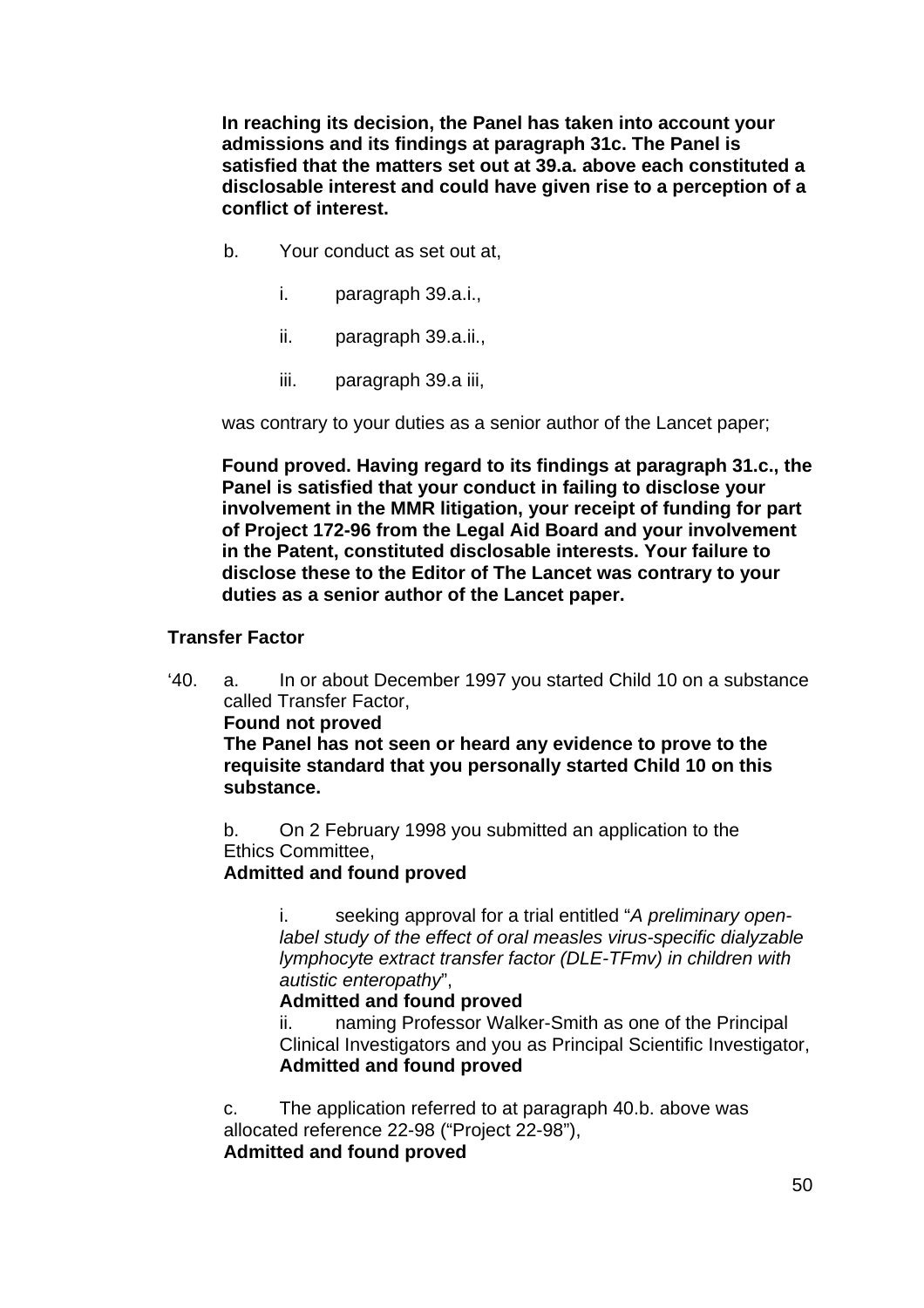**In reaching its decision, the Panel has taken into account your admissions and its findings at paragraph 31c. The Panel is satisfied that the matters set out at 39.a. above each constituted a disclosable interest and could have given rise to a perception of a conflict of interest.**

b. Your conduct as set out at,

i. paragraph 39.a.i.,

ii. paragraph 39.a.ii.,

iii. paragraph 39.a iii,

was contrary to your duties as a senior author of the Lancet paper;

**Found proved. Having regard to its findings at paragraph 31.c., the Panel is satisfied that your conduct in failing to disclose your involvement in the MMR litigation, your receipt of funding for part of Project 172-96 from the Legal Aid Board and your involvement in the Patent, constituted disclosable interests. Your failure to disclose these to the Editor of The Lancet was contrary to your duties as a senior author of the Lancet paper.**

**Transfer Factor**

'40. a. In or about December 1997 you started Child 10 on a substance called Transfer Factor,
**Found not proved**
**The Panel has not seen or heard any evidence to prove to the requisite standard that you personally started Child 10 on this substance.**

b. On 2 February 1998 you submitted an application to the Ethics Committee,
**Admitted and found proved**

i. seeking approval for a trial entitled "*A preliminary open-label study of the effect of oral measles virus-specific dialyzable lymphocyte extract transfer factor (DLE-TFmv) in children with autistic enteropathy*",
**Admitted and found proved**
ii. naming Professor Walker-Smith as one of the Principal Clinical Investigators and you as Principal Scientific Investigator,
**Admitted and found proved**

c. The application referred to at paragraph 40.b. above was allocated reference 22-98 ("Project 22-98"),
**Admitted and found proved**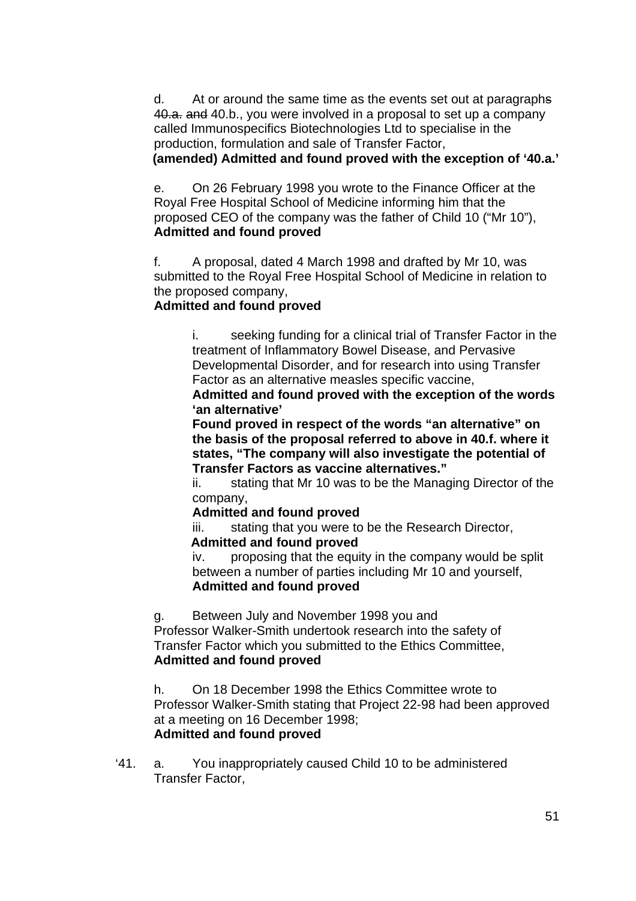d. At or around the same time as the events set out at paragraphs ~~40.a. and~~ 40.b., you were involved in a proposal to set up a company called Immunospecifics Biotechnologies Ltd to specialise in the production, formulation and sale of Transfer Factor,
**(amended) Admitted and found proved with the exception of '40.a.'**

e. On 26 February 1998 you wrote to the Finance Officer at the Royal Free Hospital School of Medicine informing him that the proposed CEO of the company was the father of Child 10 ("Mr 10"),
**Admitted and found proved**

f. A proposal, dated 4 March 1998 and drafted by Mr 10, was submitted to the Royal Free Hospital School of Medicine in relation to the proposed company,
**Admitted and found proved**

> i. seeking funding for a clinical trial of Transfer Factor in the treatment of Inflammatory Bowel Disease, and Pervasive Developmental Disorder, and for research into using Transfer Factor as an alternative measles specific vaccine,
> **Admitted and found proved with the exception of the words 'an alternative'**
> **Found proved in respect of the words "an alternative" on the basis of the proposal referred to above in 40.f. where it states, "The company will also investigate the potential of Transfer Factors as vaccine alternatives."**
>
> ii. stating that Mr 10 was to be the Managing Director of the company,
> **Admitted and found proved**
>
> iii. stating that you were to be the Research Director,
> **Admitted and found proved**
>
> iv. proposing that the equity in the company would be split between a number of parties including Mr 10 and yourself,
> **Admitted and found proved**

g. Between July and November 1998 you and Professor Walker-Smith undertook research into the safety of Transfer Factor which you submitted to the Ethics Committee,
**Admitted and found proved**

h. On 18 December 1998 the Ethics Committee wrote to Professor Walker-Smith stating that Project 22-98 had been approved at a meeting on 16 December 1998;
**Admitted and found proved**

'41. a. You inappropriately caused Child 10 to be administered Transfer Factor,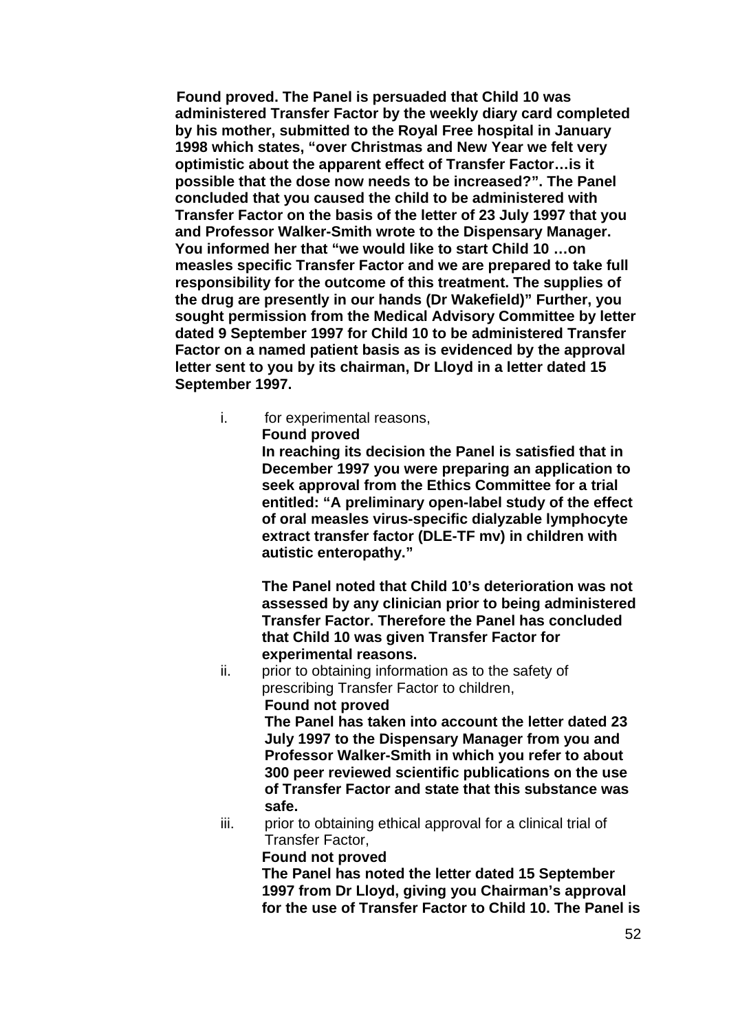**Found proved. The Panel is persuaded that Child 10 was administered Transfer Factor by the weekly diary card completed by his mother, submitted to the Royal Free hospital in January 1998 which states, "over Christmas and New Year we felt very optimistic about the apparent effect of Transfer Factor…is it possible that the dose now needs to be increased?". The Panel concluded that you caused the child to be administered with Transfer Factor on the basis of the letter of 23 July 1997 that you and Professor Walker-Smith wrote to the Dispensary Manager. You informed her that "we would like to start Child 10 …on measles specific Transfer Factor and we are prepared to take full responsibility for the outcome of this treatment. The supplies of the drug are presently in our hands (Dr Wakefield)" Further, you sought permission from the Medical Advisory Committee by letter dated 9 September 1997 for Child 10 to be administered Transfer Factor on a named patient basis as is evidenced by the approval letter sent to you by its chairman, Dr Lloyd in a letter dated 15 September 1997.**

i. for experimental reasons,

   **Found proved**

   **In reaching its decision the Panel is satisfied that in December 1997 you were preparing an application to seek approval from the Ethics Committee for a trial entitled: "A preliminary open-label study of the effect of oral measles virus-specific dialyzable lymphocyte extract transfer factor (DLE-TF mv) in children with autistic enteropathy."**

   **The Panel noted that Child 10's deterioration was not assessed by any clinician prior to being administered Transfer Factor. Therefore the Panel has concluded that Child 10 was given Transfer Factor for experimental reasons.**

ii. prior to obtaining information as to the safety of prescribing Transfer Factor to children,

   **Found not proved**

   **The Panel has taken into account the letter dated 23 July 1997 to the Dispensary Manager from you and Professor Walker-Smith in which you refer to about 300 peer reviewed scientific publications on the use of Transfer Factor and state that this substance was safe.**

iii. prior to obtaining ethical approval for a clinical trial of Transfer Factor,

   **Found not proved**

   **The Panel has noted the letter dated 15 September 1997 from Dr Lloyd, giving you Chairman's approval for the use of Transfer Factor to Child 10. The Panel is**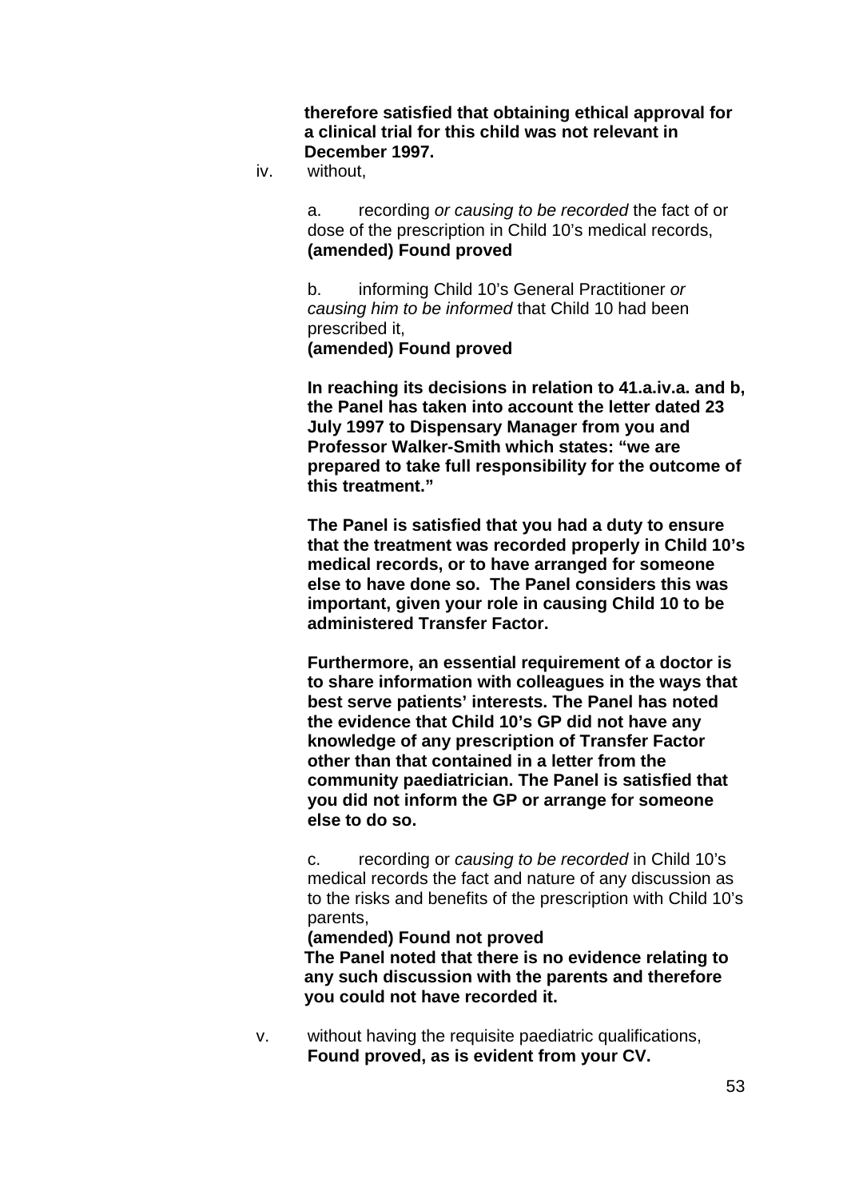**therefore satisfied that obtaining ethical approval for a clinical trial for this child was not relevant in December 1997.**

iv. without,

a. recording *or causing to be recorded* the fact of or dose of the prescription in Child 10's medical records,
**(amended) Found proved**

b. informing Child 10's General Practitioner *or causing him to be informed* that Child 10 had been prescribed it,
**(amended) Found proved**

**In reaching its decisions in relation to 41.a.iv.a. and b, the Panel has taken into account the letter dated 23 July 1997 to Dispensary Manager from you and Professor Walker-Smith which states: "we are prepared to take full responsibility for the outcome of this treatment."**

**The Panel is satisfied that you had a duty to ensure that the treatment was recorded properly in Child 10's medical records, or to have arranged for someone else to have done so. The Panel considers this was important, given your role in causing Child 10 to be administered Transfer Factor.**

**Furthermore, an essential requirement of a doctor is to share information with colleagues in the ways that best serve patients' interests. The Panel has noted the evidence that Child 10's GP did not have any knowledge of any prescription of Transfer Factor other than that contained in a letter from the community paediatrician. The Panel is satisfied that you did not inform the GP or arrange for someone else to do so.**

c. recording or *causing to be recorded* in Child 10's medical records the fact and nature of any discussion as to the risks and benefits of the prescription with Child 10's parents,
**(amended) Found not proved**
**The Panel noted that there is no evidence relating to any such discussion with the parents and therefore you could not have recorded it.**

v. without having the requisite paediatric qualifications,
**Found proved, as is evident from your CV.**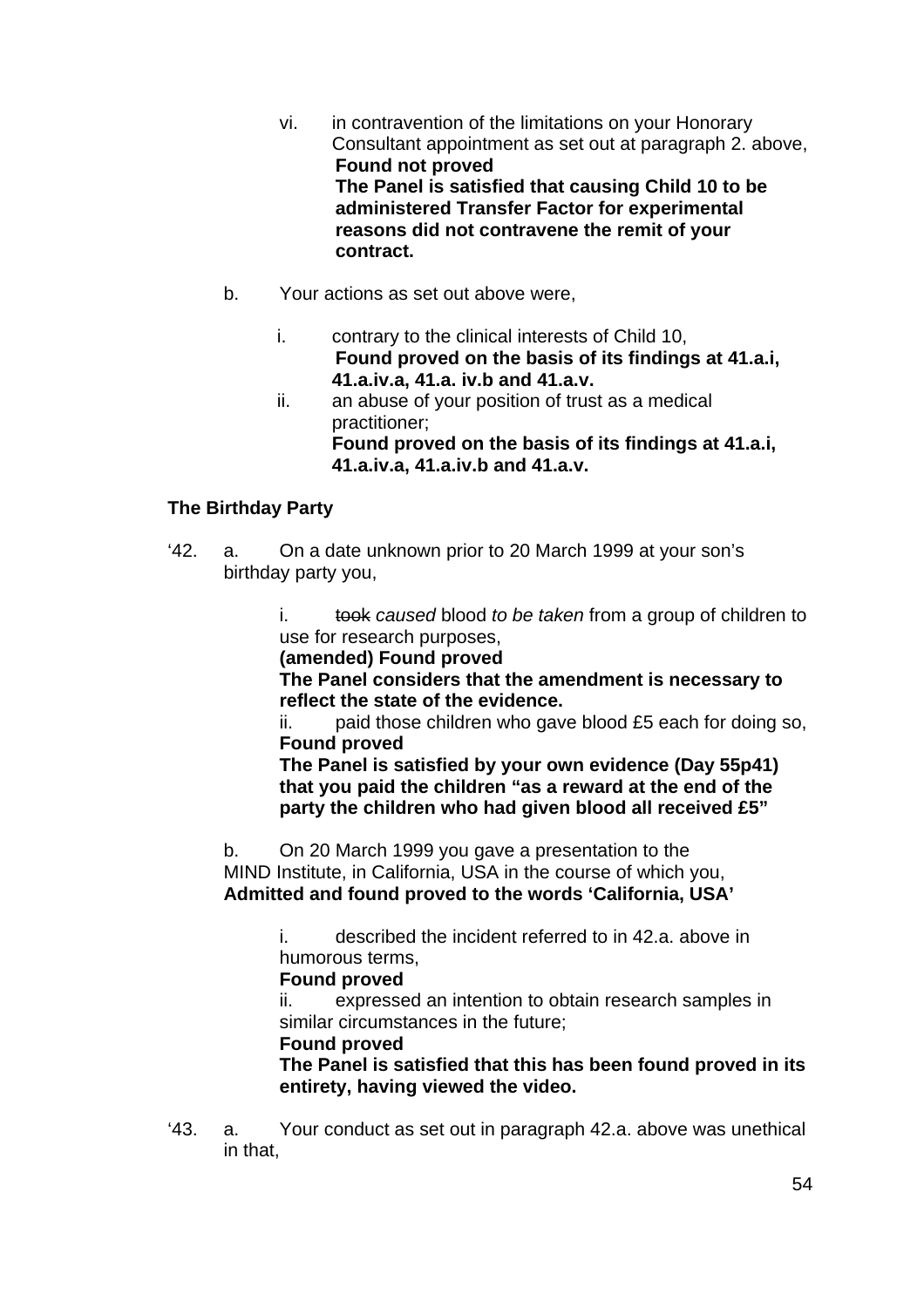vi. in contravention of the limitations on your Honorary Consultant appointment as set out at paragraph 2. above,
**Found not proved**
**The Panel is satisfied that causing Child 10 to be administered Transfer Factor for experimental reasons did not contravene the remit of your contract.**

b. Your actions as set out above were,

i. contrary to the clinical interests of Child 10,
**Found proved on the basis of its findings at 41.a.i, 41.a.iv.a, 41.a. iv.b and 41.a.v.**

ii. an abuse of your position of trust as a medical practitioner;
**Found proved on the basis of its findings at 41.a.i, 41.a.iv.a, 41.a.iv.b and 41.a.v.**

**The Birthday Party**

'42. a. On a date unknown prior to 20 March 1999 at your son's birthday party you,

i. ~~took~~ *caused* blood *to be taken* from a group of children to use for research purposes,
**(amended) Found proved**
**The Panel considers that the amendment is necessary to reflect the state of the evidence.**

ii. paid those children who gave blood £5 each for doing so,
**Found proved**
**The Panel is satisfied by your own evidence (Day 55p41) that you paid the children "as a reward at the end of the party the children who had given blood all received £5"**

b. On 20 March 1999 you gave a presentation to the MIND Institute, in California, USA in the course of which you,
**Admitted and found proved to the words 'California, USA'**

i. described the incident referred to in 42.a. above in humorous terms,
**Found proved**

ii. expressed an intention to obtain research samples in similar circumstances in the future;
**Found proved**
**The Panel is satisfied that this has been found proved in its entirety, having viewed the video.**

'43. a. Your conduct as set out in paragraph 42.a. above was unethical in that,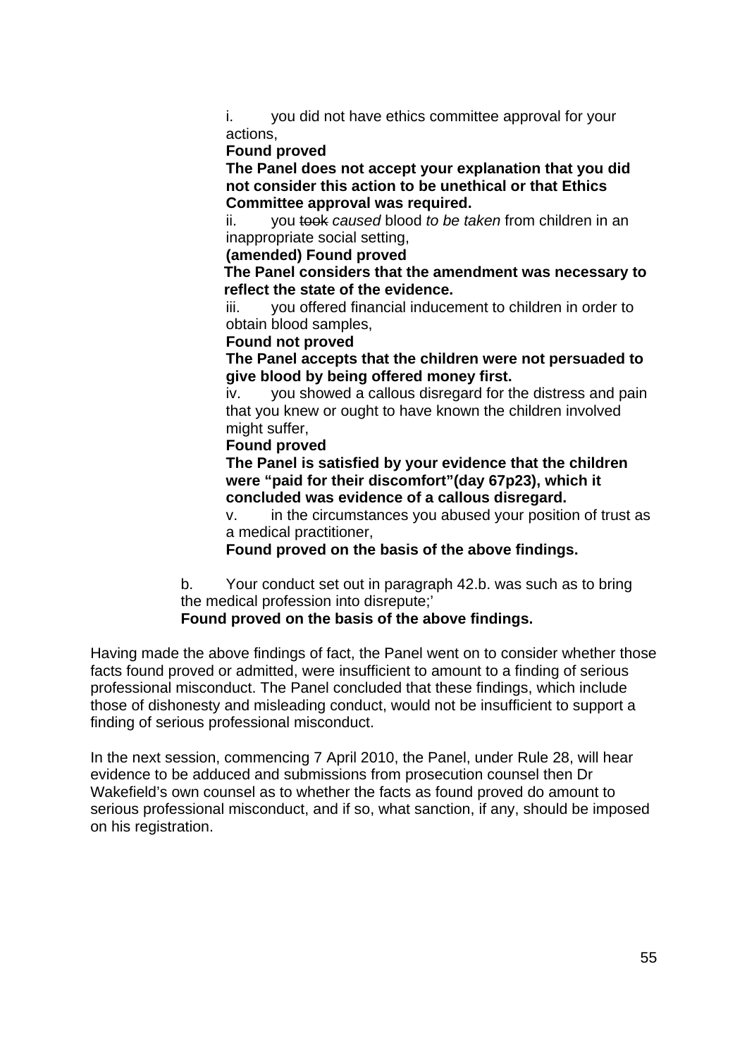i. you did not have ethics committee approval for your actions,

**Found proved**

**The Panel does not accept your explanation that you did not consider this action to be unethical or that Ethics Committee approval was required.**

ii. you ~~took~~ *caused* blood *to be taken* from children in an inappropriate social setting,

**(amended) Found proved**

**The Panel considers that the amendment was necessary to reflect the state of the evidence.**

iii. you offered financial inducement to children in order to obtain blood samples,

**Found not proved**

**The Panel accepts that the children were not persuaded to give blood by being offered money first.**

iv. you showed a callous disregard for the distress and pain that you knew or ought to have known the children involved might suffer,

**Found proved**

**The Panel is satisfied by your evidence that the children were "paid for their discomfort"(day 67p23), which it concluded was evidence of a callous disregard.**

v. in the circumstances you abused your position of trust as a medical practitioner,

**Found proved on the basis of the above findings.**

b. Your conduct set out in paragraph 42.b. was such as to bring the medical profession into disrepute;'

**Found proved on the basis of the above findings.**

Having made the above findings of fact, the Panel went on to consider whether those facts found proved or admitted, were insufficient to amount to a finding of serious professional misconduct. The Panel concluded that these findings, which include those of dishonesty and misleading conduct, would not be insufficient to support a finding of serious professional misconduct.

In the next session, commencing 7 April 2010, the Panel, under Rule 28, will hear evidence to be adduced and submissions from prosecution counsel then Dr Wakefield's own counsel as to whether the facts as found proved do amount to serious professional misconduct, and if so, what sanction, if any, should be imposed on his registration.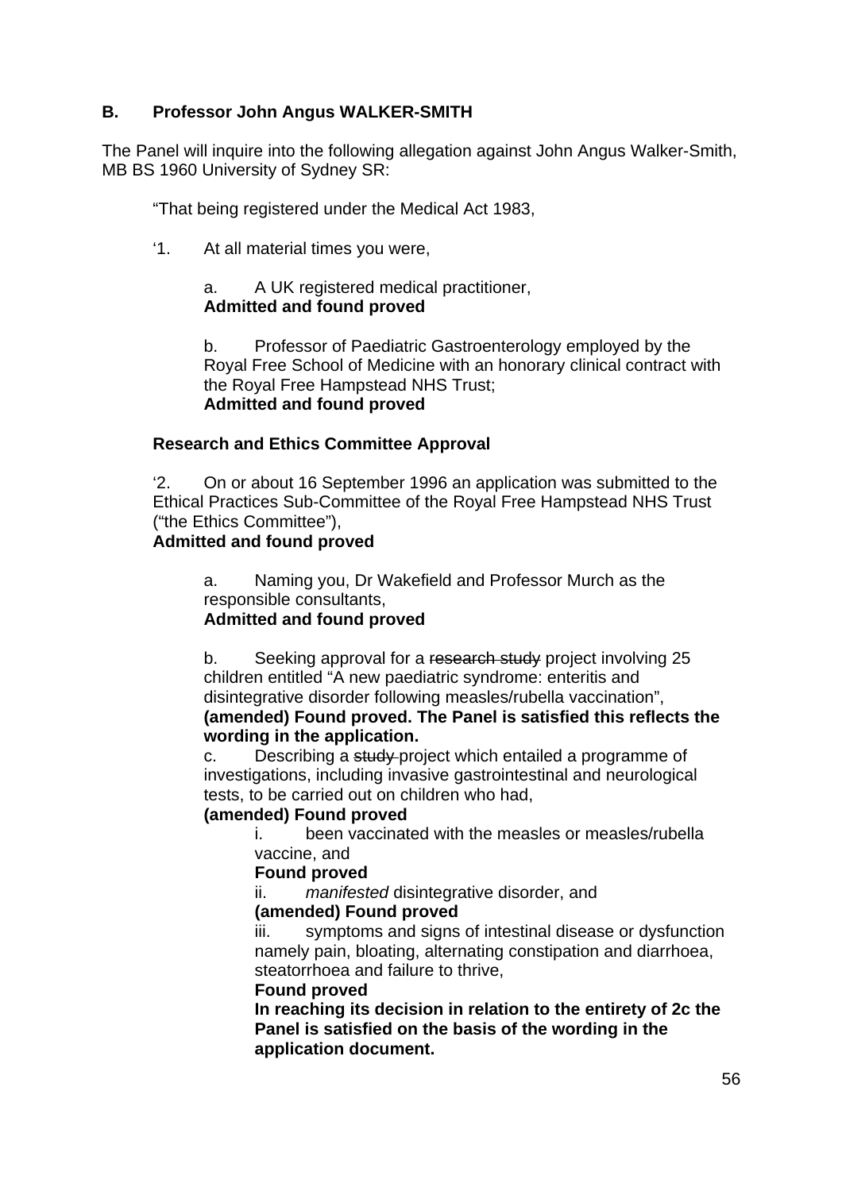**B. Professor John Angus WALKER-SMITH**

The Panel will inquire into the following allegation against John Angus Walker-Smith, MB BS 1960 University of Sydney SR:

"That being registered under the Medical Act 1983,

'1. At all material times you were,

a. A UK registered medical practitioner,
**Admitted and found proved**

b. Professor of Paediatric Gastroenterology employed by the Royal Free School of Medicine with an honorary clinical contract with the Royal Free Hampstead NHS Trust;
**Admitted and found proved**

**Research and Ethics Committee Approval**

'2. On or about 16 September 1996 an application was submitted to the Ethical Practices Sub-Committee of the Royal Free Hampstead NHS Trust ("the Ethics Committee"),
**Admitted and found proved**

a. Naming you, Dr Wakefield and Professor Murch as the responsible consultants,
**Admitted and found proved**

b. Seeking approval for a ~~research study~~ project involving 25 children entitled "A new paediatric syndrome: enteritis and disintegrative disorder following measles/rubella vaccination",
**(amended) Found proved. The Panel is satisfied this reflects the wording in the application.**

c. Describing a ~~study~~ project which entailed a programme of investigations, including invasive gastrointestinal and neurological tests, to be carried out on children who had,
**(amended) Found proved**

i. been vaccinated with the measles or measles/rubella vaccine, and
**Found proved**

ii. *manifested* disintegrative disorder, and
**(amended) Found proved**

iii. symptoms and signs of intestinal disease or dysfunction namely pain, bloating, alternating constipation and diarrhoea, steatorrhoea and failure to thrive,
**Found proved**

**In reaching its decision in relation to the entirety of 2c the Panel is satisfied on the basis of the wording in the application document.**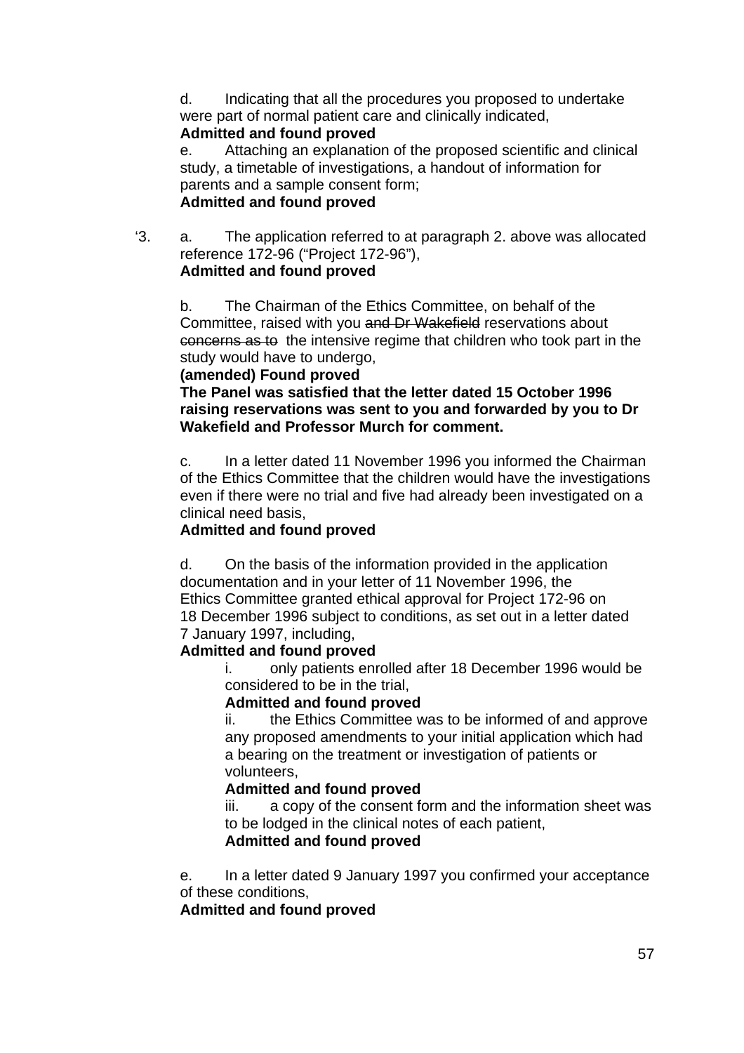d. Indicating that all the procedures you proposed to undertake were part of normal patient care and clinically indicated,
**Admitted and found proved**

e. Attaching an explanation of the proposed scientific and clinical study, a timetable of investigations, a handout of information for parents and a sample consent form;
**Admitted and found proved**

‘3. a. The application referred to at paragraph 2. above was allocated reference 172-96 (“Project 172-96”),
**Admitted and found proved**

b. The Chairman of the Ethics Committee, on behalf of the Committee, raised with you ~~and Dr Wakefield~~ reservations about ~~concerns as to~~ the intensive regime that children who took part in the study would have to undergo,
**(amended) Found proved**
**The Panel was satisfied that the letter dated 15 October 1996 raising reservations was sent to you and forwarded by you to Dr Wakefield and Professor Murch for comment.**

c. In a letter dated 11 November 1996 you informed the Chairman of the Ethics Committee that the children would have the investigations even if there were no trial and five had already been investigated on a clinical need basis,
**Admitted and found proved**

d. On the basis of the information provided in the application documentation and in your letter of 11 November 1996, the Ethics Committee granted ethical approval for Project 172-96 on 18 December 1996 subject to conditions, as set out in a letter dated 7 January 1997, including,
**Admitted and found proved**

i. only patients enrolled after 18 December 1996 would be considered to be in the trial,
**Admitted and found proved**

ii. the Ethics Committee was to be informed of and approve any proposed amendments to your initial application which had a bearing on the treatment or investigation of patients or volunteers,
**Admitted and found proved**

iii. a copy of the consent form and the information sheet was to be lodged in the clinical notes of each patient,
**Admitted and found proved**

e. In a letter dated 9 January 1997 you confirmed your acceptance of these conditions,
**Admitted and found proved**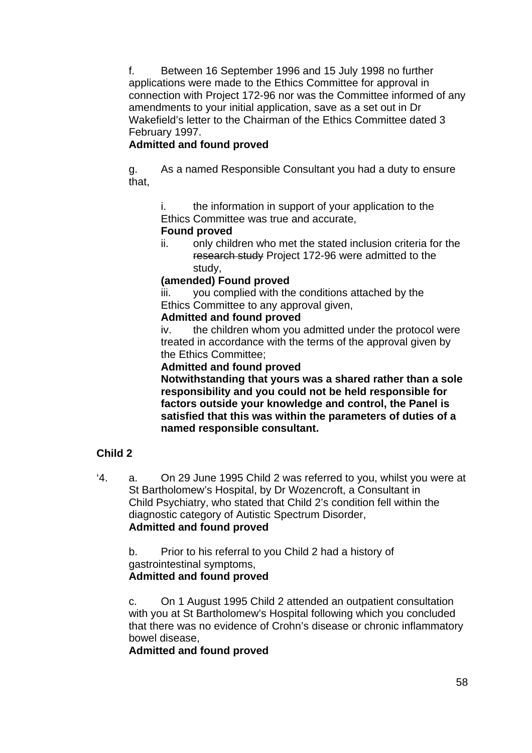f. Between 16 September 1996 and 15 July 1998 no further applications were made to the Ethics Committee for approval in connection with Project 172-96 nor was the Committee informed of any amendments to your initial application, save as a set out in Dr Wakefield's letter to the Chairman of the Ethics Committee dated 3 February 1997.
**Admitted and found proved**

g. As a named Responsible Consultant you had a duty to ensure that,

i. the information in support of your application to the Ethics Committee was true and accurate,
**Found proved**

ii. only children who met the stated inclusion criteria for the ~~research study~~ Project 172-96 were admitted to the study,
**(amended) Found proved**

iii. you complied with the conditions attached by the Ethics Committee to any approval given,
**Admitted and found proved**

iv. the children whom you admitted under the protocol were treated in accordance with the terms of the approval given by the Ethics Committee;
**Admitted and found proved**
**Notwithstanding that yours was a shared rather than a sole responsibility and you could not be held responsible for factors outside your knowledge and control, the Panel is satisfied that this was within the parameters of duties of a named responsible consultant.**

**Child 2**

'4. a. On 29 June 1995 Child 2 was referred to you, whilst you were at St Bartholomew's Hospital, by Dr Wozencroft, a Consultant in Child Psychiatry, who stated that Child 2's condition fell within the diagnostic category of Autistic Spectrum Disorder,
**Admitted and found proved**

b. Prior to his referral to you Child 2 had a history of gastrointestinal symptoms,
**Admitted and found proved**

c. On 1 August 1995 Child 2 attended an outpatient consultation with you at St Bartholomew's Hospital following which you concluded that there was no evidence of Crohn's disease or chronic inflammatory bowel disease,
**Admitted and found proved**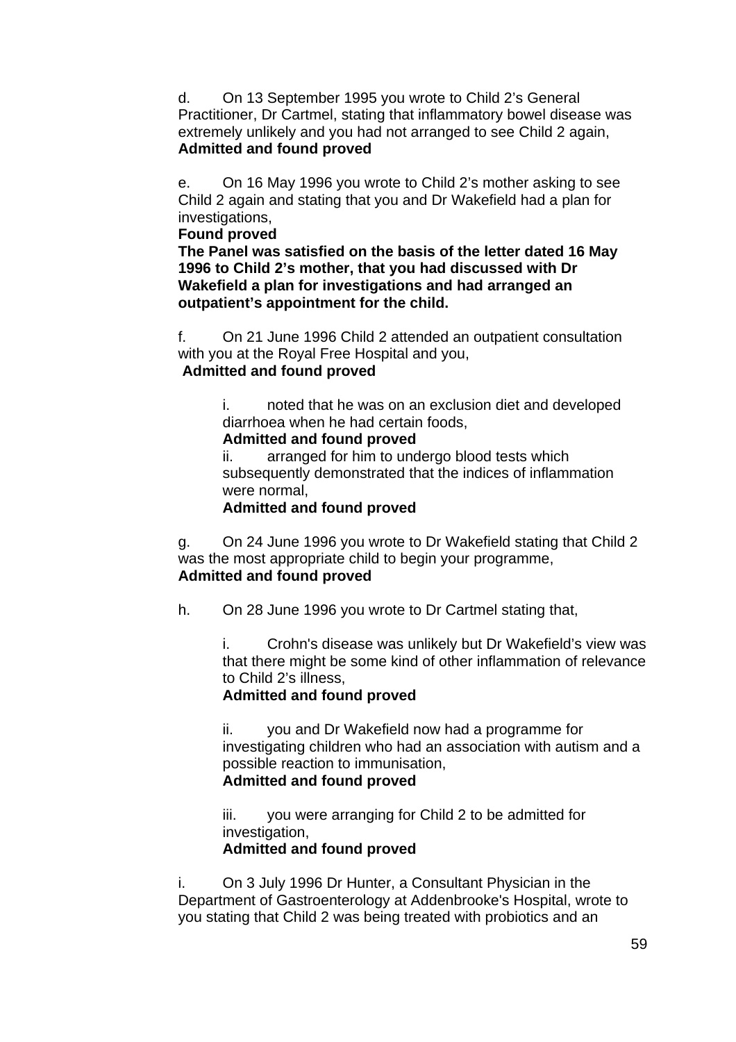d. On 13 September 1995 you wrote to Child 2's General Practitioner, Dr Cartmel, stating that inflammatory bowel disease was extremely unlikely and you had not arranged to see Child 2 again,
**Admitted and found proved**

e. On 16 May 1996 you wrote to Child 2's mother asking to see Child 2 again and stating that you and Dr Wakefield had a plan for investigations,
**Found proved**
**The Panel was satisfied on the basis of the letter dated 16 May 1996 to Child 2's mother, that you had discussed with Dr Wakefield a plan for investigations and had arranged an outpatient's appointment for the child.**

f. On 21 June 1996 Child 2 attended an outpatient consultation with you at the Royal Free Hospital and you,
**Admitted and found proved**

> i. noted that he was on an exclusion diet and developed diarrhoea when he had certain foods,
> **Admitted and found proved**
> ii. arranged for him to undergo blood tests which subsequently demonstrated that the indices of inflammation were normal,
> **Admitted and found proved**

g. On 24 June 1996 you wrote to Dr Wakefield stating that Child 2 was the most appropriate child to begin your programme,
**Admitted and found proved**

h. On 28 June 1996 you wrote to Dr Cartmel stating that,

> i. Crohn's disease was unlikely but Dr Wakefield's view was that there might be some kind of other inflammation of relevance to Child 2's illness,
> **Admitted and found proved**
>
> ii. you and Dr Wakefield now had a programme for investigating children who had an association with autism and a possible reaction to immunisation,
> **Admitted and found proved**
>
> iii. you were arranging for Child 2 to be admitted for investigation,
> **Admitted and found proved**

i. On 3 July 1996 Dr Hunter, a Consultant Physician in the Department of Gastroenterology at Addenbrooke's Hospital, wrote to you stating that Child 2 was being treated with probiotics and an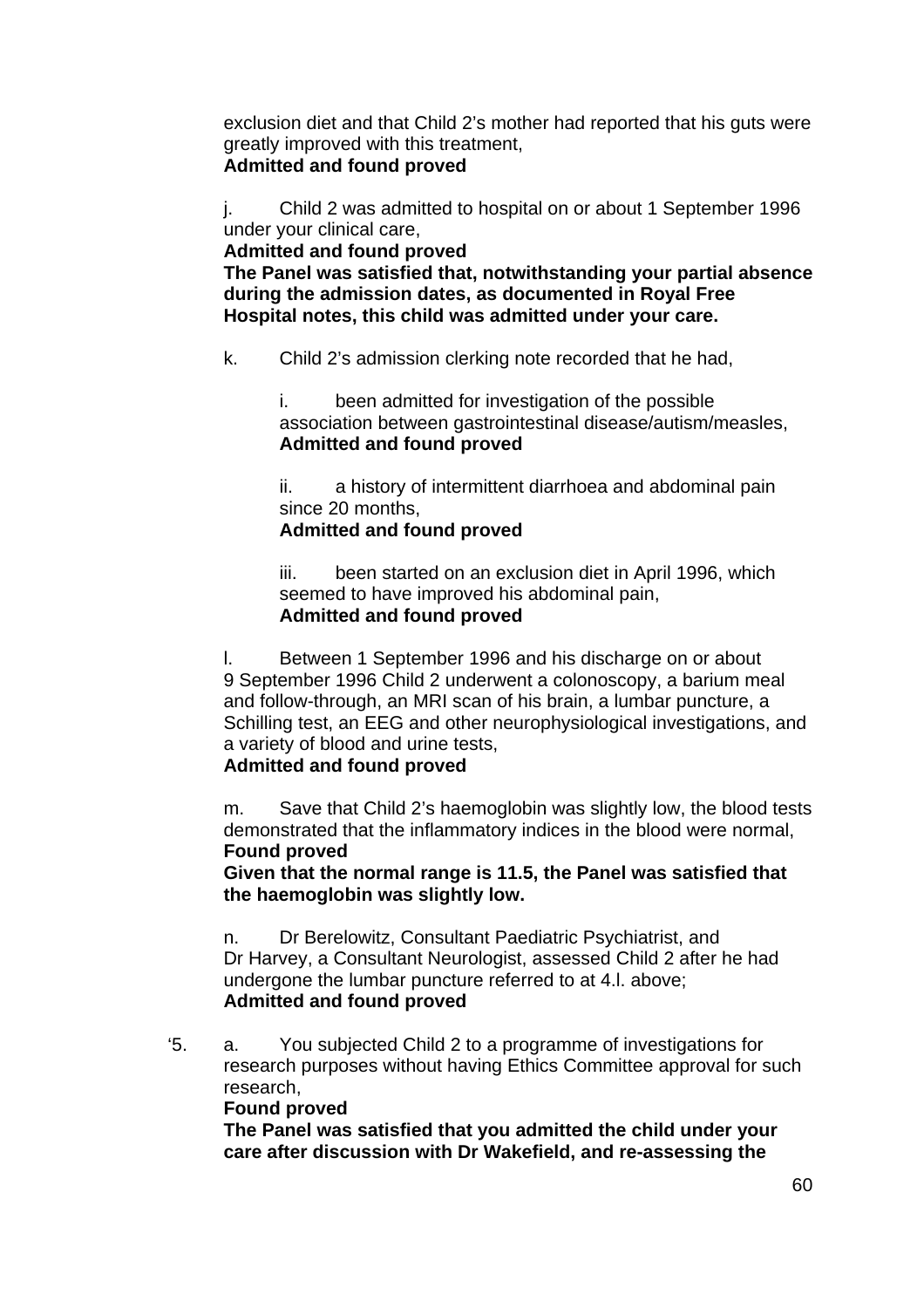exclusion diet and that Child 2's mother had reported that his guts were greatly improved with this treatment,
**Admitted and found proved**

j. Child 2 was admitted to hospital on or about 1 September 1996 under your clinical care,
**Admitted and found proved**
**The Panel was satisfied that, notwithstanding your partial absence during the admission dates, as documented in Royal Free Hospital notes, this child was admitted under your care.**

k. Child 2's admission clerking note recorded that he had,

i. been admitted for investigation of the possible association between gastrointestinal disease/autism/measles,
**Admitted and found proved**

ii. a history of intermittent diarrhoea and abdominal pain since 20 months,
**Admitted and found proved**

iii. been started on an exclusion diet in April 1996, which seemed to have improved his abdominal pain,
**Admitted and found proved**

l. Between 1 September 1996 and his discharge on or about 9 September 1996 Child 2 underwent a colonoscopy, a barium meal and follow-through, an MRI scan of his brain, a lumbar puncture, a Schilling test, an EEG and other neurophysiological investigations, and a variety of blood and urine tests,
**Admitted and found proved**

m. Save that Child 2's haemoglobin was slightly low, the blood tests demonstrated that the inflammatory indices in the blood were normal,
**Found proved**
**Given that the normal range is 11.5, the Panel was satisfied that the haemoglobin was slightly low.**

n. Dr Berelowitz, Consultant Paediatric Psychiatrist, and Dr Harvey, a Consultant Neurologist, assessed Child 2 after he had undergone the lumbar puncture referred to at 4.l. above;
**Admitted and found proved**

'5. a. You subjected Child 2 to a programme of investigations for research purposes without having Ethics Committee approval for such research,
**Found proved**
**The Panel was satisfied that you admitted the child under your care after discussion with Dr Wakefield, and re-assessing the**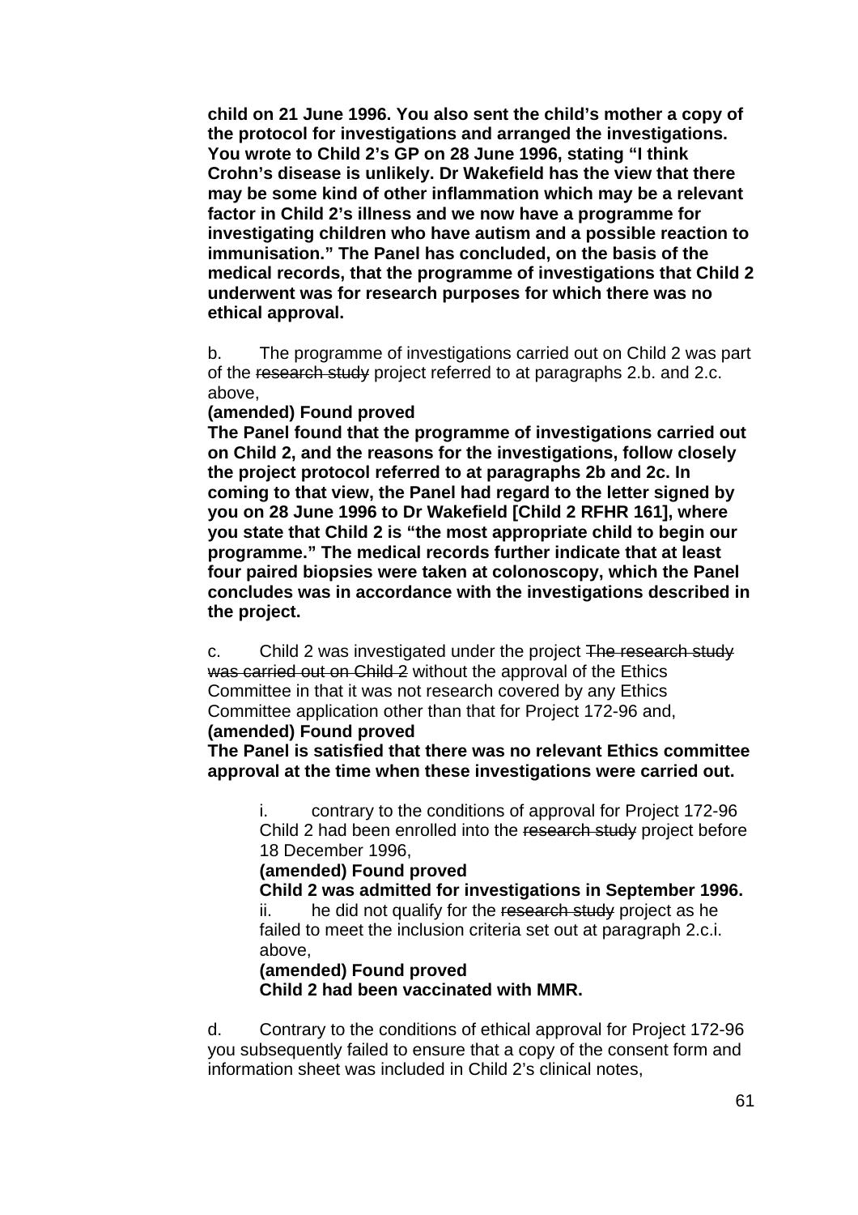**child on 21 June 1996. You also sent the child's mother a copy of the protocol for investigations and arranged the investigations. You wrote to Child 2's GP on 28 June 1996, stating "I think Crohn's disease is unlikely. Dr Wakefield has the view that there may be some kind of other inflammation which may be a relevant factor in Child 2's illness and we now have a programme for investigating children who have autism and a possible reaction to immunisation." The Panel has concluded, on the basis of the medical records, that the programme of investigations that Child 2 underwent was for research purposes for which there was no ethical approval.**

b. The programme of investigations carried out on Child 2 was part of the ~~research study~~ project referred to at paragraphs 2.b. and 2.c. above,

**(amended) Found proved**

**The Panel found that the programme of investigations carried out on Child 2, and the reasons for the investigations, follow closely the project protocol referred to at paragraphs 2b and 2c. In coming to that view, the Panel had regard to the letter signed by you on 28 June 1996 to Dr Wakefield [Child 2 RFHR 161], where you state that Child 2 is "the most appropriate child to begin our programme." The medical records further indicate that at least four paired biopsies were taken at colonoscopy, which the Panel concludes was in accordance with the investigations described in the project.**

c. Child 2 was investigated under the project ~~The research study was carried out on Child 2~~ without the approval of the Ethics Committee in that it was not research covered by any Ethics Committee application other than that for Project 172-96 and,

**(amended) Found proved**

**The Panel is satisfied that there was no relevant Ethics committee approval at the time when these investigations were carried out.**

> i. contrary to the conditions of approval for Project 172-96 Child 2 had been enrolled into the ~~research study~~ project before 18 December 1996,
>
> **(amended) Found proved**
>
> **Child 2 was admitted for investigations in September 1996.**
>
> ii. he did not qualify for the ~~research study~~ project as he failed to meet the inclusion criteria set out at paragraph 2.c.i. above,
>
> **(amended) Found proved**
>
> **Child 2 had been vaccinated with MMR.**

d. Contrary to the conditions of ethical approval for Project 172-96 you subsequently failed to ensure that a copy of the consent form and information sheet was included in Child 2's clinical notes,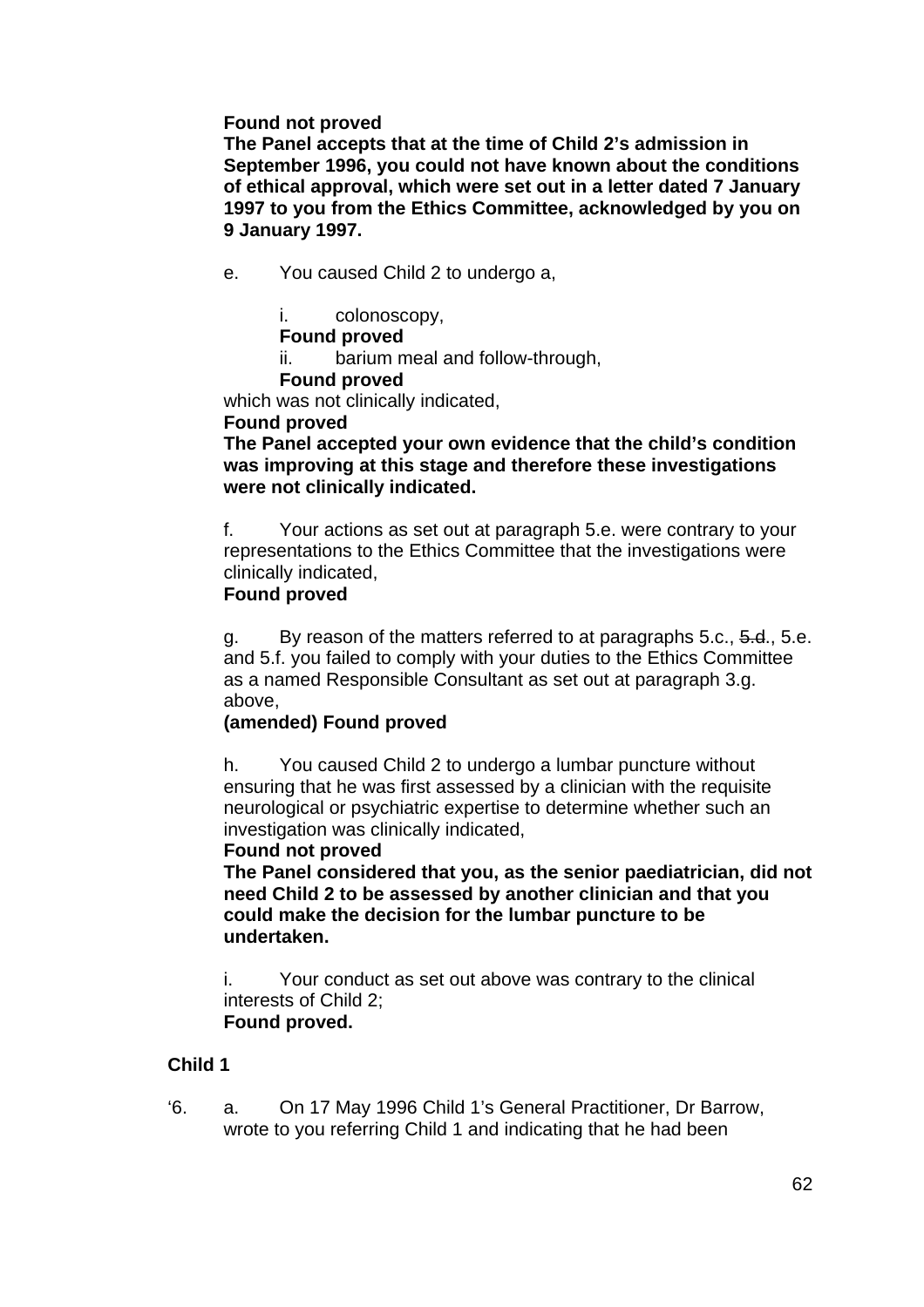**Found not proved**
**The Panel accepts that at the time of Child 2's admission in September 1996, you could not have known about the conditions of ethical approval, which were set out in a letter dated 7 January 1997 to you from the Ethics Committee, acknowledged by you on 9 January 1997.**

e. You caused Child 2 to undergo a,

i. colonoscopy,
**Found proved**
ii. barium meal and follow-through,
**Found proved**

which was not clinically indicated,
**Found proved**
**The Panel accepted your own evidence that the child's condition was improving at this stage and therefore these investigations were not clinically indicated.**

f. Your actions as set out at paragraph 5.e. were contrary to your representations to the Ethics Committee that the investigations were clinically indicated,
**Found proved**

g. By reason of the matters referred to at paragraphs 5.c., ~~5.d.~~, 5.e. and 5.f. you failed to comply with your duties to the Ethics Committee as a named Responsible Consultant as set out at paragraph 3.g. above,
**(amended) Found proved**

h. You caused Child 2 to undergo a lumbar puncture without ensuring that he was first assessed by a clinician with the requisite neurological or psychiatric expertise to determine whether such an investigation was clinically indicated,
**Found not proved**
**The Panel considered that you, as the senior paediatrician, did not need Child 2 to be assessed by another clinician and that you could make the decision for the lumbar puncture to be undertaken.**

i. Your conduct as set out above was contrary to the clinical interests of Child 2;
**Found proved.**

**Child 1**

'6. a. On 17 May 1996 Child 1's General Practitioner, Dr Barrow, wrote to you referring Child 1 and indicating that he had been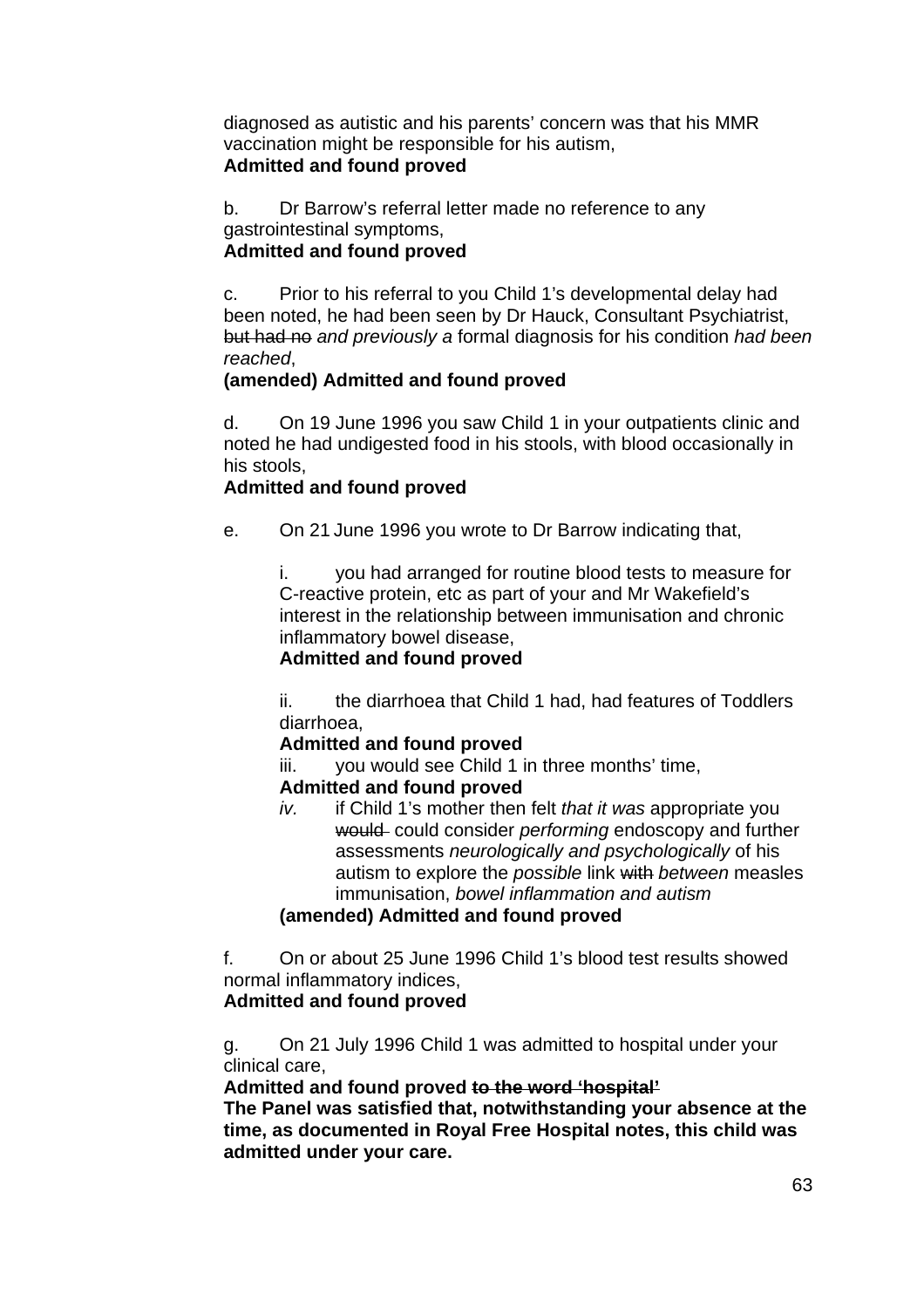diagnosed as autistic and his parents' concern was that his MMR vaccination might be responsible for his autism,
**Admitted and found proved**

b. Dr Barrow's referral letter made no reference to any gastrointestinal symptoms,
**Admitted and found proved**

c. Prior to his referral to you Child 1's developmental delay had been noted, he had been seen by Dr Hauck, Consultant Psychiatrist, ~~but had no~~ *and previously a* formal diagnosis for his condition *had been reached*,
**(amended) Admitted and found proved**

d. On 19 June 1996 you saw Child 1 in your outpatients clinic and noted he had undigested food in his stools, with blood occasionally in his stools,
**Admitted and found proved**

e. On 21 June 1996 you wrote to Dr Barrow indicating that,

i. you had arranged for routine blood tests to measure for C-reactive protein, etc as part of your and Mr Wakefield's interest in the relationship between immunisation and chronic inflammatory bowel disease,
**Admitted and found proved**

ii. the diarrhoea that Child 1 had, had features of Toddlers diarrhoea,
**Admitted and found proved**

iii. you would see Child 1 in three months' time,
**Admitted and found proved**

*iv.* if Child 1's mother then felt *that it was* appropriate you ~~would~~ could consider *performing* endoscopy and further assessments *neurologically and psychologically* of his autism to explore the *possible* link ~~with~~ *between* measles immunisation, *bowel inflammation and autism*
**(amended) Admitted and found proved**

f. On or about 25 June 1996 Child 1's blood test results showed normal inflammatory indices,
**Admitted and found proved**

g. On 21 July 1996 Child 1 was admitted to hospital under your clinical care,
**Admitted and found proved ~~to the word 'hospital'~~**
**The Panel was satisfied that, notwithstanding your absence at the time, as documented in Royal Free Hospital notes, this child was admitted under your care.**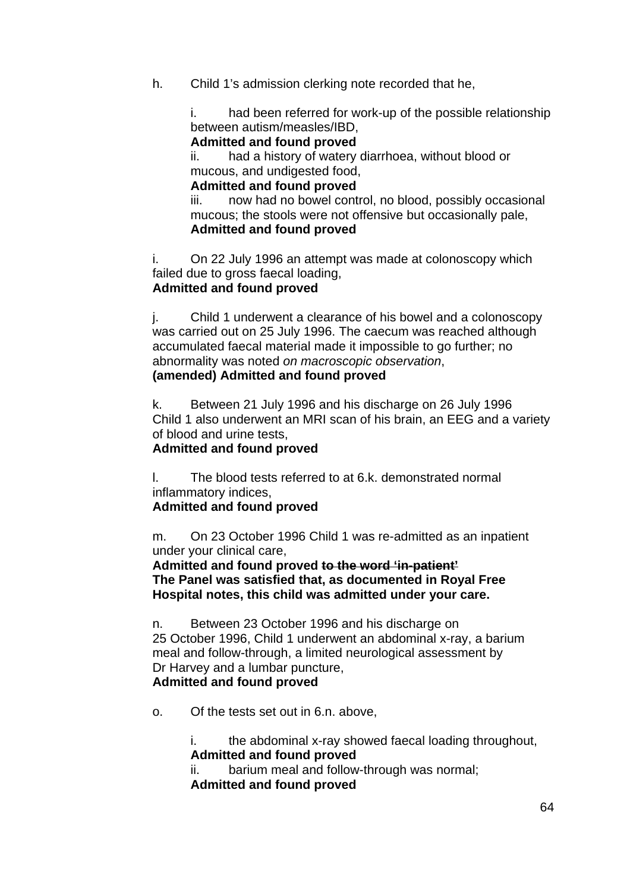h. Child 1's admission clerking note recorded that he,

i. had been referred for work-up of the possible relationship between autism/measles/IBD,
**Admitted and found proved**
ii. had a history of watery diarrhoea, without blood or mucous, and undigested food,
**Admitted and found proved**
iii. now had no bowel control, no blood, possibly occasional mucous; the stools were not offensive but occasionally pale,
**Admitted and found proved**

i. On 22 July 1996 an attempt was made at colonoscopy which failed due to gross faecal loading,
**Admitted and found proved**

j. Child 1 underwent a clearance of his bowel and a colonoscopy was carried out on 25 July 1996. The caecum was reached although accumulated faecal material made it impossible to go further; no abnormality was noted *on macroscopic observation*,
**(amended) Admitted and found proved**

k. Between 21 July 1996 and his discharge on 26 July 1996 Child 1 also underwent an MRI scan of his brain, an EEG and a variety of blood and urine tests,
**Admitted and found proved**

l. The blood tests referred to at 6.k. demonstrated normal inflammatory indices,
**Admitted and found proved**

m. On 23 October 1996 Child 1 was re-admitted as an inpatient under your clinical care,
**Admitted and found proved ~~to the word 'in-patient'~~**
**The Panel was satisfied that, as documented in Royal Free Hospital notes, this child was admitted under your care.**

n. Between 23 October 1996 and his discharge on 25 October 1996, Child 1 underwent an abdominal x-ray, a barium meal and follow-through, a limited neurological assessment by Dr Harvey and a lumbar puncture,
**Admitted and found proved**

o. Of the tests set out in 6.n. above,

i. the abdominal x-ray showed faecal loading throughout,
**Admitted and found proved**
ii. barium meal and follow-through was normal;
**Admitted and found proved**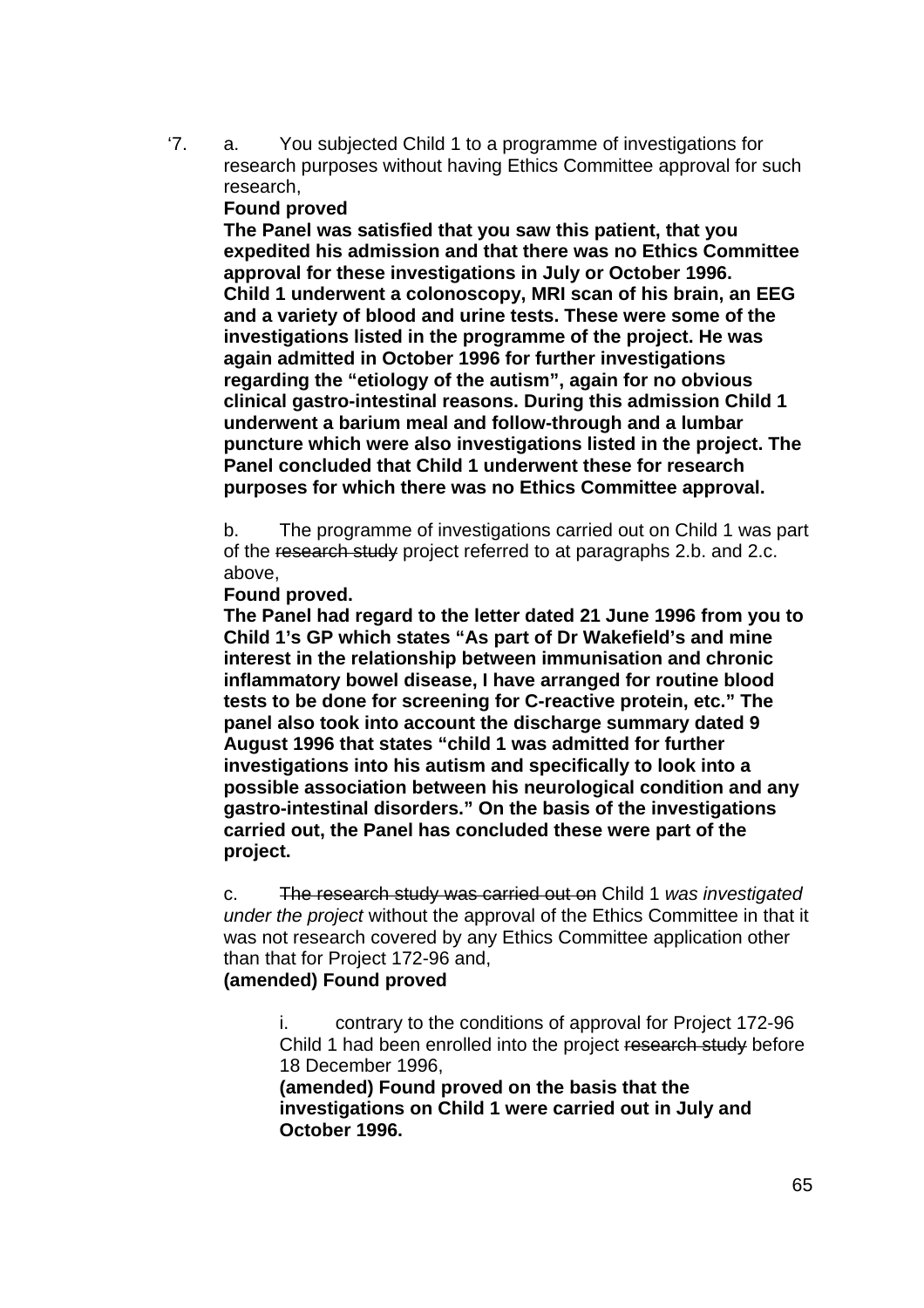‘7. a. You subjected Child 1 to a programme of investigations for research purposes without having Ethics Committee approval for such research,

**Found proved**

**The Panel was satisfied that you saw this patient, that you expedited his admission and that there was no Ethics Committee approval for these investigations in July or October 1996. Child 1 underwent a colonoscopy, MRI scan of his brain, an EEG and a variety of blood and urine tests. These were some of the investigations listed in the programme of the project. He was again admitted in October 1996 for further investigations regarding the “etiology of the autism”, again for no obvious clinical gastro-intestinal reasons. During this admission Child 1 underwent a barium meal and follow-through and a lumbar puncture which were also investigations listed in the project. The Panel concluded that Child 1 underwent these for research purposes for which there was no Ethics Committee approval.**

b. The programme of investigations carried out on Child 1 was part of the ~~research study~~ project referred to at paragraphs 2.b. and 2.c. above,

**Found proved.**

**The Panel had regard to the letter dated 21 June 1996 from you to Child 1’s GP which states “As part of Dr Wakefield’s and mine interest in the relationship between immunisation and chronic inflammatory bowel disease, I have arranged for routine blood tests to be done for screening for C-reactive protein, etc.” The panel also took into account the discharge summary dated 9 August 1996 that states “child 1 was admitted for further investigations into his autism and specifically to look into a possible association between his neurological condition and any gastro-intestinal disorders.” On the basis of the investigations carried out, the Panel has concluded these were part of the project.**

c. ~~The research study was carried out on~~ Child 1 *was investigated under the project* without the approval of the Ethics Committee in that it was not research covered by any Ethics Committee application other than that for Project 172-96 and,

**(amended) Found proved**

i. contrary to the conditions of approval for Project 172-96 Child 1 had been enrolled into the project ~~research study~~ before 18 December 1996,

**(amended) Found proved on the basis that the investigations on Child 1 were carried out in July and October 1996.**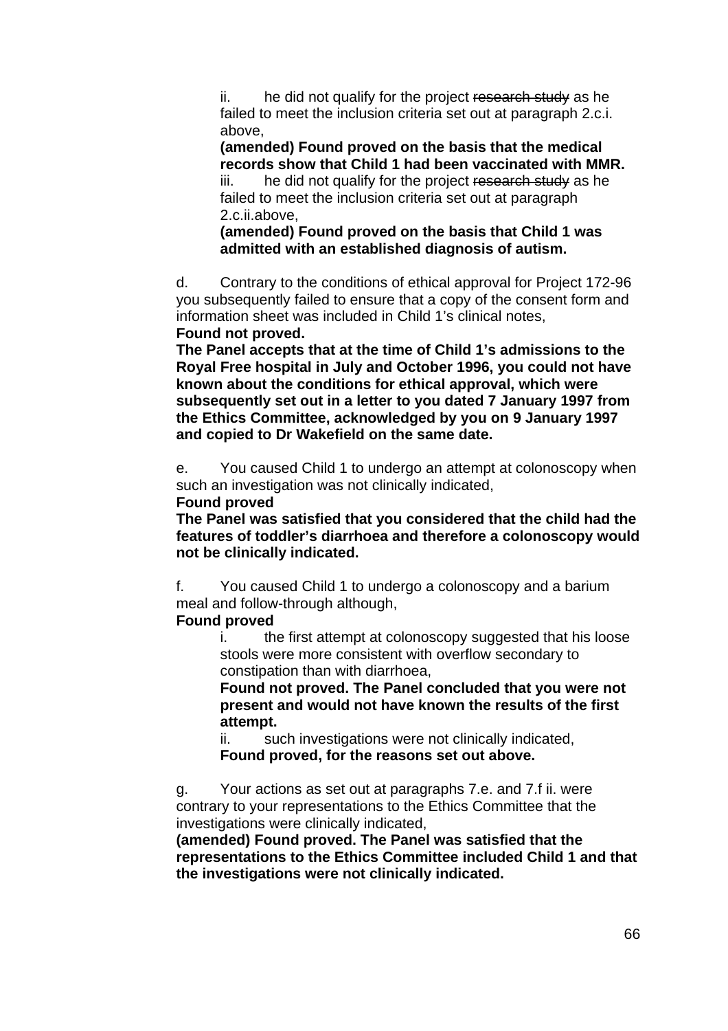ii. he did not qualify for the project ~~research study~~ as he failed to meet the inclusion criteria set out at paragraph 2.c.i. above,

**(amended) Found proved on the basis that the medical records show that Child 1 had been vaccinated with MMR.**

iii. he did not qualify for the project ~~research study~~ as he failed to meet the inclusion criteria set out at paragraph 2.c.ii.above,

**(amended) Found proved on the basis that Child 1 was admitted with an established diagnosis of autism.**

d. Contrary to the conditions of ethical approval for Project 172-96 you subsequently failed to ensure that a copy of the consent form and information sheet was included in Child 1's clinical notes,

**Found not proved.**

**The Panel accepts that at the time of Child 1's admissions to the Royal Free hospital in July and October 1996, you could not have known about the conditions for ethical approval, which were subsequently set out in a letter to you dated 7 January 1997 from the Ethics Committee, acknowledged by you on 9 January 1997 and copied to Dr Wakefield on the same date.**

e. You caused Child 1 to undergo an attempt at colonoscopy when such an investigation was not clinically indicated,

**Found proved**

**The Panel was satisfied that you considered that the child had the features of toddler's diarrhoea and therefore a colonoscopy would not be clinically indicated.**

f. You caused Child 1 to undergo a colonoscopy and a barium meal and follow-through although,

**Found proved**

i. the first attempt at colonoscopy suggested that his loose stools were more consistent with overflow secondary to constipation than with diarrhoea,

**Found not proved. The Panel concluded that you were not present and would not have known the results of the first attempt.**

ii. such investigations were not clinically indicated,

**Found proved, for the reasons set out above.**

g. Your actions as set out at paragraphs 7.e. and 7.f ii. were contrary to your representations to the Ethics Committee that the investigations were clinically indicated,

**(amended) Found proved. The Panel was satisfied that the representations to the Ethics Committee included Child 1 and that the investigations were not clinically indicated.**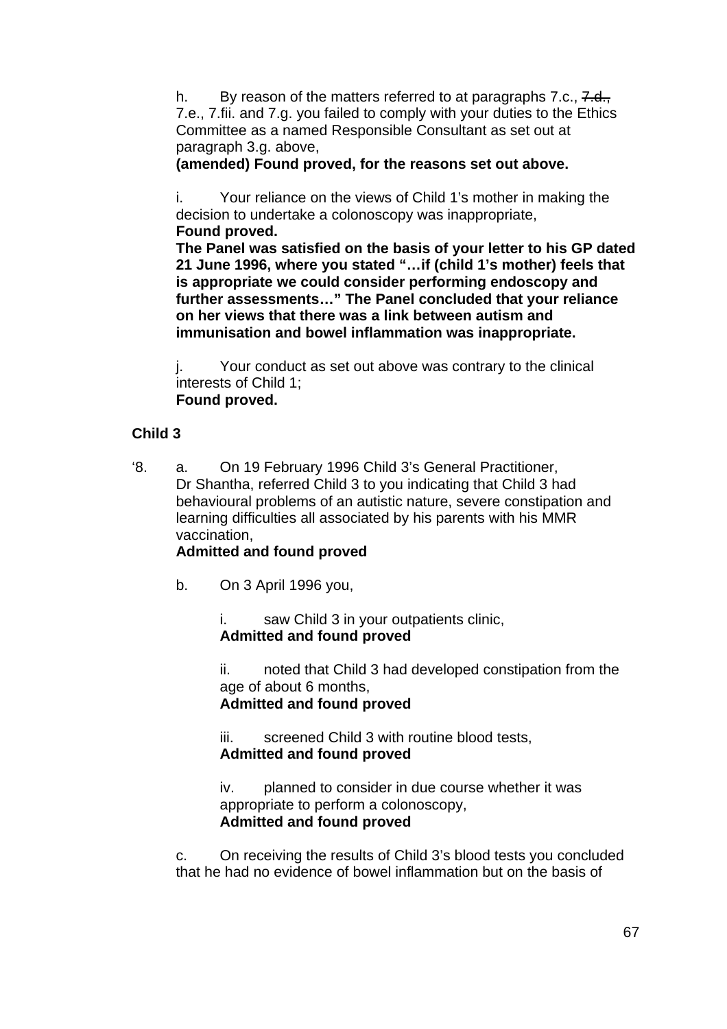h. By reason of the matters referred to at paragraphs 7.c., ~~7.d.,~~ 7.e., 7.fii. and 7.g. you failed to comply with your duties to the Ethics Committee as a named Responsible Consultant as set out at paragraph 3.g. above,

**(amended) Found proved, for the reasons set out above.**

i. Your reliance on the views of Child 1's mother in making the decision to undertake a colonoscopy was inappropriate,

**Found proved.**

**The Panel was satisfied on the basis of your letter to his GP dated 21 June 1996, where you stated "…if (child 1's mother) feels that is appropriate we could consider performing endoscopy and further assessments…" The Panel concluded that your reliance on her views that there was a link between autism and immunisation and bowel inflammation was inappropriate.**

j. Your conduct as set out above was contrary to the clinical interests of Child 1;

**Found proved.**

**Child 3**

'8. a. On 19 February 1996 Child 3's General Practitioner, Dr Shantha, referred Child 3 to you indicating that Child 3 had behavioural problems of an autistic nature, severe constipation and learning difficulties all associated by his parents with his MMR vaccination,

**Admitted and found proved**

b. On 3 April 1996 you,

i. saw Child 3 in your outpatients clinic,

**Admitted and found proved**

ii. noted that Child 3 had developed constipation from the age of about 6 months,

**Admitted and found proved**

iii. screened Child 3 with routine blood tests,

**Admitted and found proved**

iv. planned to consider in due course whether it was appropriate to perform a colonoscopy,

**Admitted and found proved**

c. On receiving the results of Child 3's blood tests you concluded that he had no evidence of bowel inflammation but on the basis of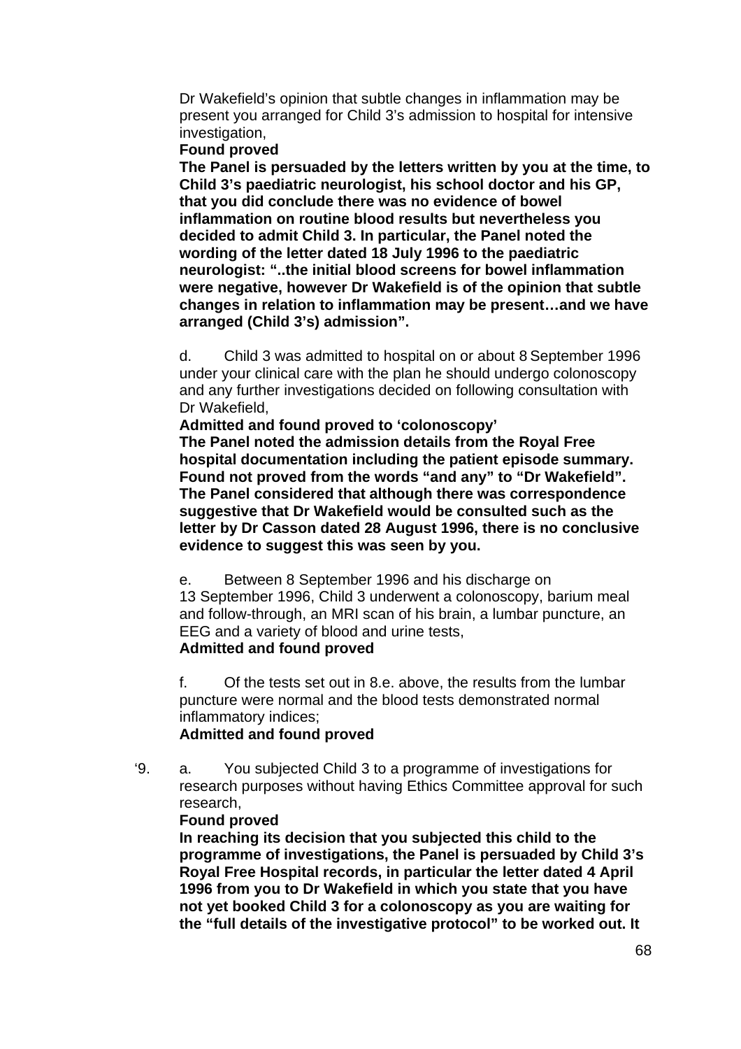Dr Wakefield's opinion that subtle changes in inflammation may be present you arranged for Child 3's admission to hospital for intensive investigation,

**Found proved**

**The Panel is persuaded by the letters written by you at the time, to Child 3's paediatric neurologist, his school doctor and his GP, that you did conclude there was no evidence of bowel inflammation on routine blood results but nevertheless you decided to admit Child 3. In particular, the Panel noted the wording of the letter dated 18 July 1996 to the paediatric neurologist: "..the initial blood screens for bowel inflammation were negative, however Dr Wakefield is of the opinion that subtle changes in relation to inflammation may be present…and we have arranged (Child 3's) admission".**

d. Child 3 was admitted to hospital on or about 8 September 1996 under your clinical care with the plan he should undergo colonoscopy and any further investigations decided on following consultation with Dr Wakefield,

**Admitted and found proved to 'colonoscopy'**

**The Panel noted the admission details from the Royal Free hospital documentation including the patient episode summary. Found not proved from the words "and any" to "Dr Wakefield". The Panel considered that although there was correspondence suggestive that Dr Wakefield would be consulted such as the letter by Dr Casson dated 28 August 1996, there is no conclusive evidence to suggest this was seen by you.**

e. Between 8 September 1996 and his discharge on 13 September 1996, Child 3 underwent a colonoscopy, barium meal and follow-through, an MRI scan of his brain, a lumbar puncture, an EEG and a variety of blood and urine tests,

**Admitted and found proved**

f. Of the tests set out in 8.e. above, the results from the lumbar puncture were normal and the blood tests demonstrated normal inflammatory indices;

**Admitted and found proved**

'9. a. You subjected Child 3 to a programme of investigations for research purposes without having Ethics Committee approval for such research,

**Found proved**

**In reaching its decision that you subjected this child to the programme of investigations, the Panel is persuaded by Child 3's Royal Free Hospital records, in particular the letter dated 4 April 1996 from you to Dr Wakefield in which you state that you have not yet booked Child 3 for a colonoscopy as you are waiting for the "full details of the investigative protocol" to be worked out. It**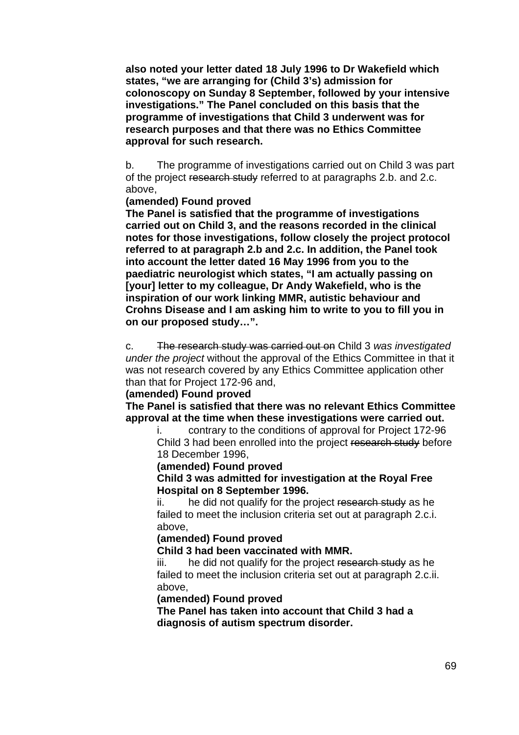**also noted your letter dated 18 July 1996 to Dr Wakefield which states, "we are arranging for (Child 3's) admission for colonoscopy on Sunday 8 September, followed by your intensive investigations." The Panel concluded on this basis that the programme of investigations that Child 3 underwent was for research purposes and that there was no Ethics Committee approval for such research.**

b. The programme of investigations carried out on Child 3 was part of the project ~~research study~~ referred to at paragraphs 2.b. and 2.c. above,

**(amended) Found proved**

**The Panel is satisfied that the programme of investigations carried out on Child 3, and the reasons recorded in the clinical notes for those investigations, follow closely the project protocol referred to at paragraph 2.b and 2.c. In addition, the Panel took into account the letter dated 16 May 1996 from you to the paediatric neurologist which states, "I am actually passing on [your] letter to my colleague, Dr Andy Wakefield, who is the inspiration of our work linking MMR, autistic behaviour and Crohns Disease and I am asking him to write to you to fill you in on our proposed study…".**

c. ~~The research study was carried out on~~ Child 3 *was investigated under the project* without the approval of the Ethics Committee in that it was not research covered by any Ethics Committee application other than that for Project 172-96 and,

**(amended) Found proved**

**The Panel is satisfied that there was no relevant Ethics Committee approval at the time when these investigations were carried out.**

> i. contrary to the conditions of approval for Project 172-96 Child 3 had been enrolled into the project ~~research study~~ before 18 December 1996,
>
> **(amended) Found proved**
>
> **Child 3 was admitted for investigation at the Royal Free Hospital on 8 September 1996.**
>
> ii. he did not qualify for the project ~~research study~~ as he failed to meet the inclusion criteria set out at paragraph 2.c.i. above,
>
> **(amended) Found proved**
>
> **Child 3 had been vaccinated with MMR.**
>
> iii. he did not qualify for the project ~~research study~~ as he failed to meet the inclusion criteria set out at paragraph 2.c.ii. above,
>
> **(amended) Found proved**
>
> **The Panel has taken into account that Child 3 had a diagnosis of autism spectrum disorder.**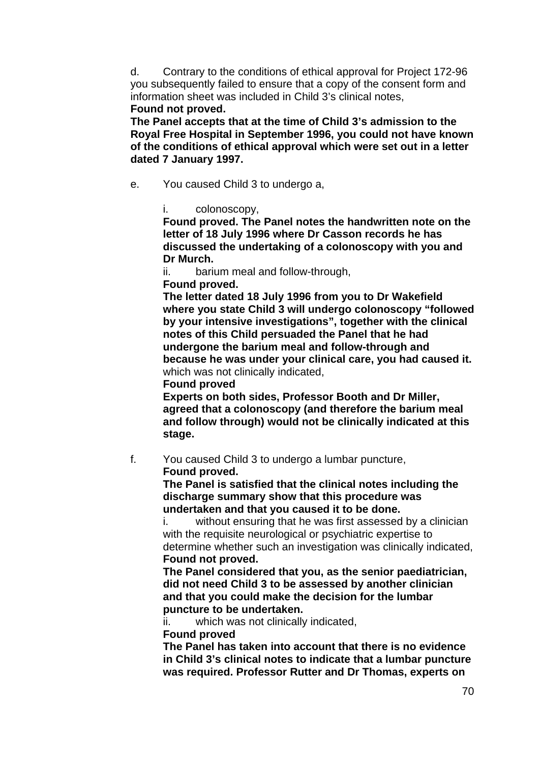d. Contrary to the conditions of ethical approval for Project 172-96 you subsequently failed to ensure that a copy of the consent form and information sheet was included in Child 3's clinical notes,
**Found not proved.**
**The Panel accepts that at the time of Child 3's admission to the Royal Free Hospital in September 1996, you could not have known of the conditions of ethical approval which were set out in a letter dated 7 January 1997.**

e. You caused Child 3 to undergo a,

i. colonoscopy,
**Found proved. The Panel notes the handwritten note on the letter of 18 July 1996 where Dr Casson records he has discussed the undertaking of a colonoscopy with you and Dr Murch.**

ii. barium meal and follow-through,
**Found proved.**
**The letter dated 18 July 1996 from you to Dr Wakefield where you state Child 3 will undergo colonoscopy "followed by your intensive investigations", together with the clinical notes of this Child persuaded the Panel that he had undergone the barium meal and follow-through and because he was under your clinical care, you had caused it.**
which was not clinically indicated,
**Found proved**
**Experts on both sides, Professor Booth and Dr Miller, agreed that a colonoscopy (and therefore the barium meal and follow through) would not be clinically indicated at this stage.**

f. You caused Child 3 to undergo a lumbar puncture,
**Found proved.**
**The Panel is satisfied that the clinical notes including the discharge summary show that this procedure was undertaken and that you caused it to be done.**

i. without ensuring that he was first assessed by a clinician with the requisite neurological or psychiatric expertise to determine whether such an investigation was clinically indicated,
**Found not proved.**
**The Panel considered that you, as the senior paediatrician, did not need Child 3 to be assessed by another clinician and that you could make the decision for the lumbar puncture to be undertaken.**

ii. which was not clinically indicated,
**Found proved**
**The Panel has taken into account that there is no evidence in Child 3's clinical notes to indicate that a lumbar puncture was required. Professor Rutter and Dr Thomas, experts on**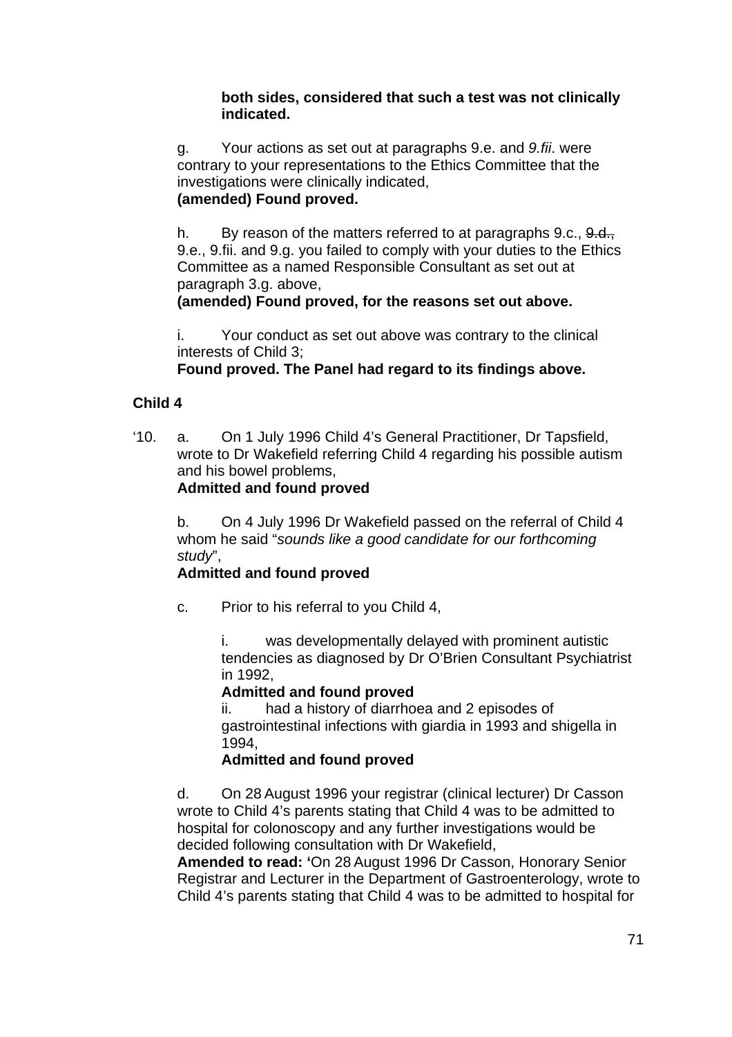**both sides, considered that such a test was not clinically indicated.**

g. Your actions as set out at paragraphs 9.e. and *9.fii*. were contrary to your representations to the Ethics Committee that the investigations were clinically indicated,
**(amended) Found proved.**

h. By reason of the matters referred to at paragraphs 9.c., ~~9.d.,~~ 9.e., 9.fii. and 9.g. you failed to comply with your duties to the Ethics Committee as a named Responsible Consultant as set out at paragraph 3.g. above,
**(amended) Found proved, for the reasons set out above.**

i. Your conduct as set out above was contrary to the clinical interests of Child 3;
**Found proved. The Panel had regard to its findings above.**

**Child 4**

'10. a. On 1 July 1996 Child 4's General Practitioner, Dr Tapsfield, wrote to Dr Wakefield referring Child 4 regarding his possible autism and his bowel problems,
**Admitted and found proved**

b. On 4 July 1996 Dr Wakefield passed on the referral of Child 4 whom he said "*sounds like a good candidate for our forthcoming study*",
**Admitted and found proved**

c. Prior to his referral to you Child 4,

i. was developmentally delayed with prominent autistic tendencies as diagnosed by Dr O'Brien Consultant Psychiatrist in 1992,
**Admitted and found proved**

ii. had a history of diarrhoea and 2 episodes of gastrointestinal infections with giardia in 1993 and shigella in 1994,
**Admitted and found proved**

d. On 28 August 1996 your registrar (clinical lecturer) Dr Casson wrote to Child 4's parents stating that Child 4 was to be admitted to hospital for colonoscopy and any further investigations would be decided following consultation with Dr Wakefield,
**Amended to read: '**On 28 August 1996 Dr Casson, Honorary Senior Registrar and Lecturer in the Department of Gastroenterology, wrote to Child 4's parents stating that Child 4 was to be admitted to hospital for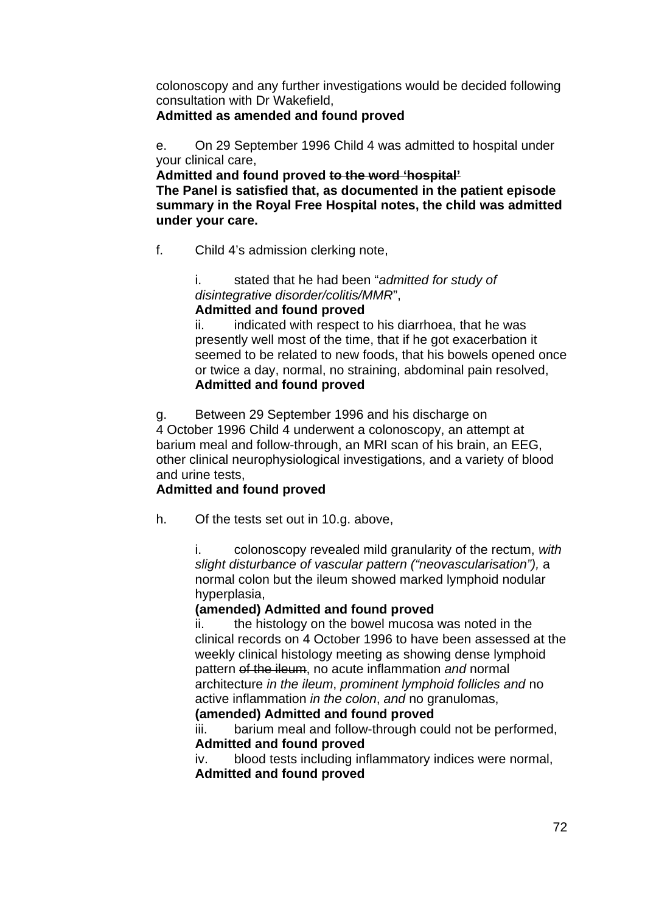colonoscopy and any further investigations would be decided following consultation with Dr Wakefield,
**Admitted as amended and found proved**

e. On 29 September 1996 Child 4 was admitted to hospital under your clinical care,
**Admitted and found proved ~~to the word ‘hospital’~~**
**The Panel is satisfied that, as documented in the patient episode summary in the Royal Free Hospital notes, the child was admitted under your care.**

f. Child 4’s admission clerking note,

> i. stated that he had been “*admitted for study of disintegrative disorder/colitis/MMR*”,
> **Admitted and found proved**
>
> ii. indicated with respect to his diarrhoea, that he was presently well most of the time, that if he got exacerbation it seemed to be related to new foods, that his bowels opened once or twice a day, normal, no straining, abdominal pain resolved,
> **Admitted and found proved**

g. Between 29 September 1996 and his discharge on 4 October 1996 Child 4 underwent a colonoscopy, an attempt at barium meal and follow-through, an MRI scan of his brain, an EEG, other clinical neurophysiological investigations, and a variety of blood and urine tests,
**Admitted and found proved**

h. Of the tests set out in 10.g. above,

> i. colonoscopy revealed mild granularity of the rectum, *with slight disturbance of vascular pattern (“neovascularisation”),* a normal colon but the ileum showed marked lymphoid nodular hyperplasia,
> **(amended) Admitted and found proved**
>
> ii. the histology on the bowel mucosa was noted in the clinical records on 4 October 1996 to have been assessed at the weekly clinical histology meeting as showing dense lymphoid pattern ~~of the ileum~~, no acute inflammation *and* normal architecture *in the ileum*, *prominent lymphoid follicles and* no active inflammation *in the colon*, *and* no granulomas,
> **(amended) Admitted and found proved**
>
> iii. barium meal and follow-through could not be performed,
> **Admitted and found proved**
>
> iv. blood tests including inflammatory indices were normal,
> **Admitted and found proved**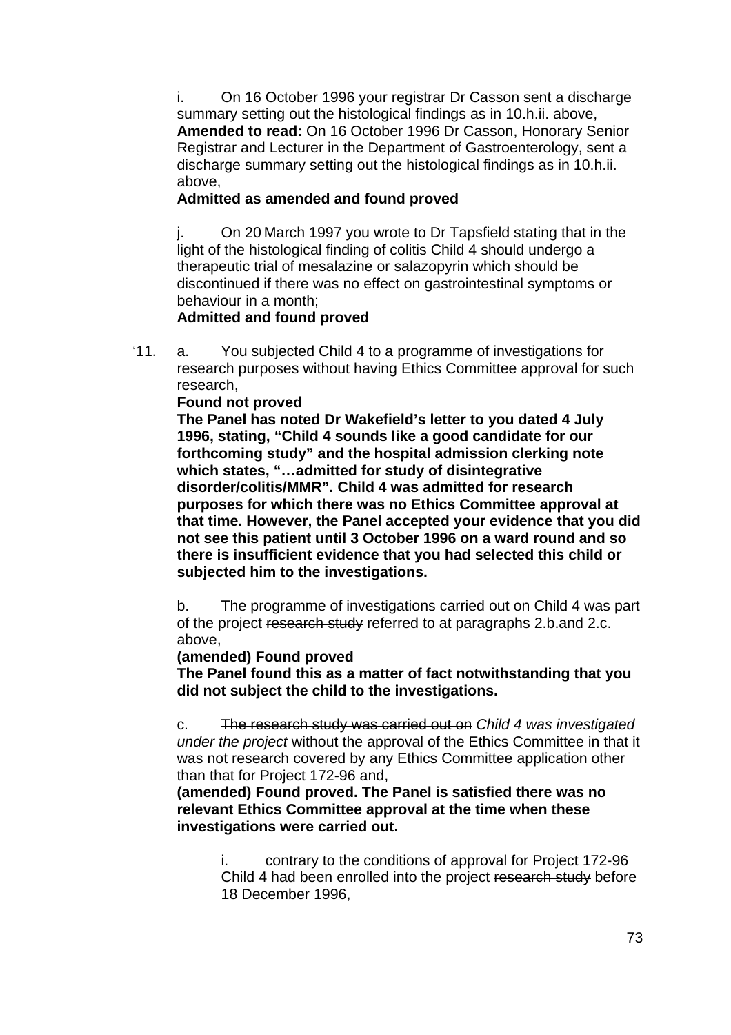i. On 16 October 1996 your registrar Dr Casson sent a discharge summary setting out the histological findings as in 10.h.ii. above,
**Amended to read:** On 16 October 1996 Dr Casson, Honorary Senior Registrar and Lecturer in the Department of Gastroenterology, sent a discharge summary setting out the histological findings as in 10.h.ii. above,
**Admitted as amended and found proved**

j. On 20 March 1997 you wrote to Dr Tapsfield stating that in the light of the histological finding of colitis Child 4 should undergo a therapeutic trial of mesalazine or salazopyrin which should be discontinued if there was no effect on gastrointestinal symptoms or behaviour in a month;
**Admitted and found proved**

'11. a. You subjected Child 4 to a programme of investigations for research purposes without having Ethics Committee approval for such research,
**Found not proved**
**The Panel has noted Dr Wakefield's letter to you dated 4 July 1996, stating, "Child 4 sounds like a good candidate for our forthcoming study" and the hospital admission clerking note which states, "…admitted for study of disintegrative disorder/colitis/MMR". Child 4 was admitted for research purposes for which there was no Ethics Committee approval at that time. However, the Panel accepted your evidence that you did not see this patient until 3 October 1996 on a ward round and so there is insufficient evidence that you had selected this child or subjected him to the investigations.**

b. The programme of investigations carried out on Child 4 was part of the project ~~research study~~ referred to at paragraphs 2.b.and 2.c. above,
**(amended) Found proved**
**The Panel found this as a matter of fact notwithstanding that you did not subject the child to the investigations.**

c. ~~The research study was carried out on~~ *Child 4 was investigated under the project* without the approval of the Ethics Committee in that it was not research covered by any Ethics Committee application other than that for Project 172-96 and,
**(amended) Found proved. The Panel is satisfied there was no relevant Ethics Committee approval at the time when these investigations were carried out.**

i. contrary to the conditions of approval for Project 172-96 Child 4 had been enrolled into the project ~~research study~~ before 18 December 1996,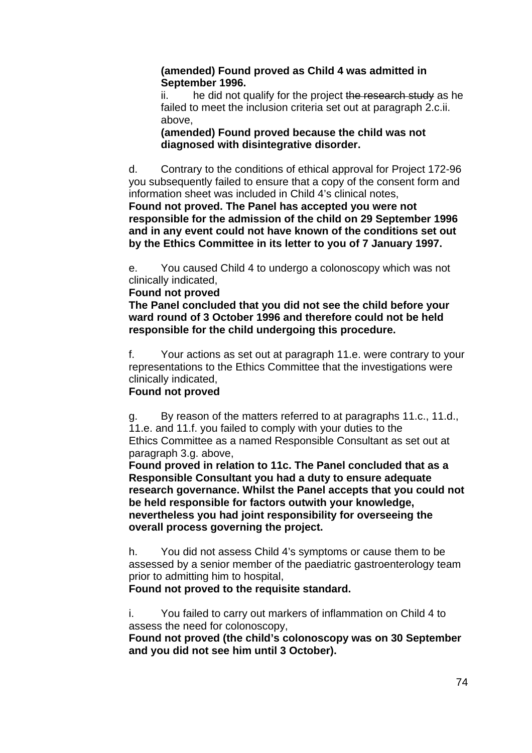**(amended) Found proved as Child 4 was admitted in September 1996.**

ii. he did not qualify for the project ~~the research study~~ as he failed to meet the inclusion criteria set out at paragraph 2.c.ii. above,

**(amended) Found proved because the child was not diagnosed with disintegrative disorder.**

d. Contrary to the conditions of ethical approval for Project 172-96 you subsequently failed to ensure that a copy of the consent form and information sheet was included in Child 4's clinical notes,

**Found not proved. The Panel has accepted you were not responsible for the admission of the child on 29 September 1996 and in any event could not have known of the conditions set out by the Ethics Committee in its letter to you of 7 January 1997.**

e. You caused Child 4 to undergo a colonoscopy which was not clinically indicated,

**Found not proved**

**The Panel concluded that you did not see the child before your ward round of 3 October 1996 and therefore could not be held responsible for the child undergoing this procedure.**

f. Your actions as set out at paragraph 11.e. were contrary to your representations to the Ethics Committee that the investigations were clinically indicated,

**Found not proved**

g. By reason of the matters referred to at paragraphs 11.c., 11.d., 11.e. and 11.f. you failed to comply with your duties to the Ethics Committee as a named Responsible Consultant as set out at paragraph 3.g. above,

**Found proved in relation to 11c. The Panel concluded that as a Responsible Consultant you had a duty to ensure adequate research governance. Whilst the Panel accepts that you could not be held responsible for factors outwith your knowledge, nevertheless you had joint responsibility for overseeing the overall process governing the project.**

h. You did not assess Child 4's symptoms or cause them to be assessed by a senior member of the paediatric gastroenterology team prior to admitting him to hospital,

**Found not proved to the requisite standard.**

i. You failed to carry out markers of inflammation on Child 4 to assess the need for colonoscopy,

**Found not proved (the child's colonoscopy was on 30 September and you did not see him until 3 October).**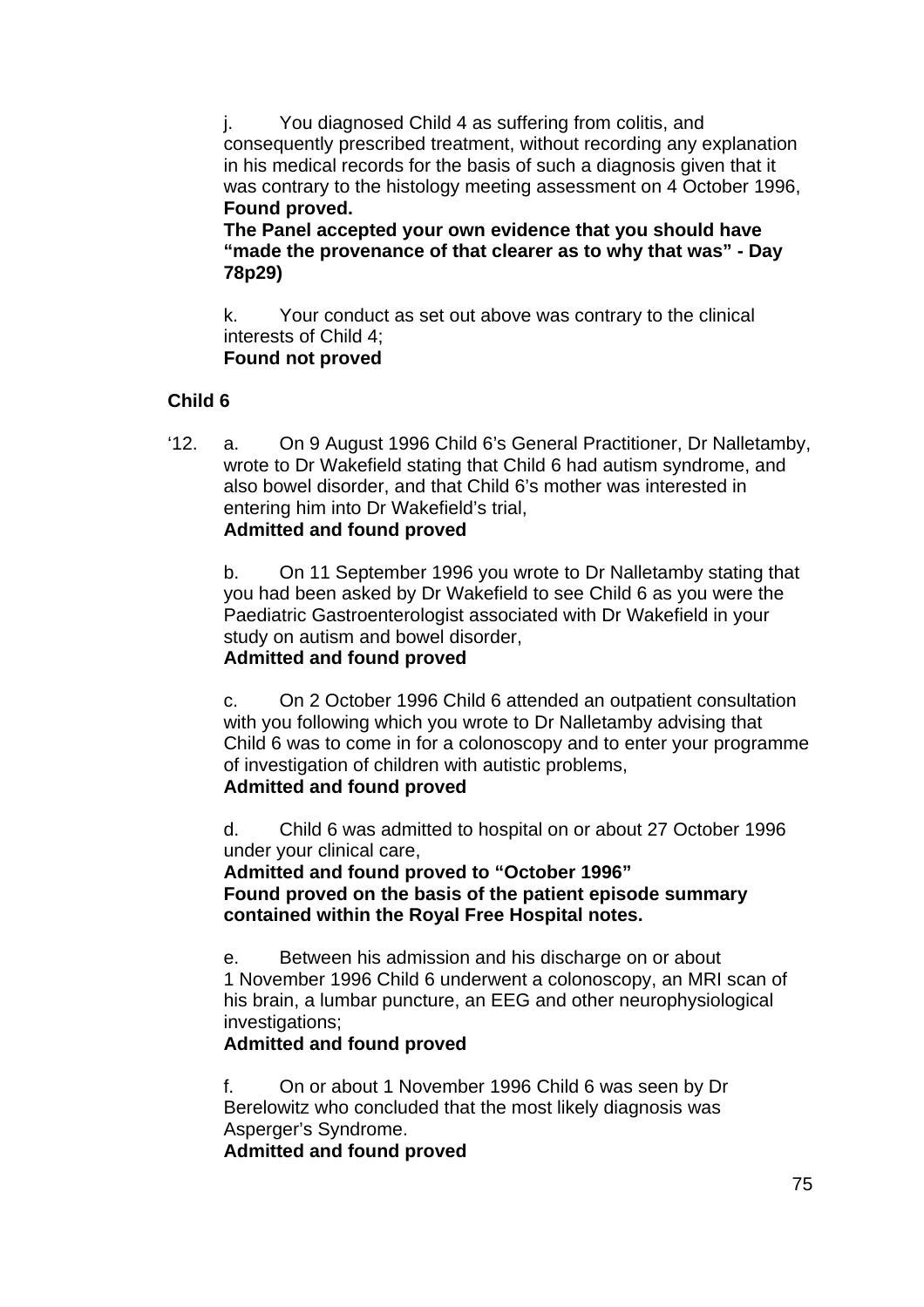j. You diagnosed Child 4 as suffering from colitis, and consequently prescribed treatment, without recording any explanation in his medical records for the basis of such a diagnosis given that it was contrary to the histology meeting assessment on 4 October 1996,
**Found proved.**
**The Panel accepted your own evidence that you should have "made the provenance of that clearer as to why that was" - Day 78p29)**

k. Your conduct as set out above was contrary to the clinical interests of Child 4;
**Found not proved**

**Child 6**

'12. a. On 9 August 1996 Child 6's General Practitioner, Dr Nalletamby, wrote to Dr Wakefield stating that Child 6 had autism syndrome, and also bowel disorder, and that Child 6's mother was interested in entering him into Dr Wakefield's trial,
**Admitted and found proved**

b. On 11 September 1996 you wrote to Dr Nalletamby stating that you had been asked by Dr Wakefield to see Child 6 as you were the Paediatric Gastroenterologist associated with Dr Wakefield in your study on autism and bowel disorder,
**Admitted and found proved**

c. On 2 October 1996 Child 6 attended an outpatient consultation with you following which you wrote to Dr Nalletamby advising that Child 6 was to come in for a colonoscopy and to enter your programme of investigation of children with autistic problems,
**Admitted and found proved**

d. Child 6 was admitted to hospital on or about 27 October 1996 under your clinical care,
**Admitted and found proved to "October 1996"**
**Found proved on the basis of the patient episode summary contained within the Royal Free Hospital notes.**

e. Between his admission and his discharge on or about 1 November 1996 Child 6 underwent a colonoscopy, an MRI scan of his brain, a lumbar puncture, an EEG and other neurophysiological investigations;
**Admitted and found proved**

f. On or about 1 November 1996 Child 6 was seen by Dr Berelowitz who concluded that the most likely diagnosis was Asperger's Syndrome.
**Admitted and found proved**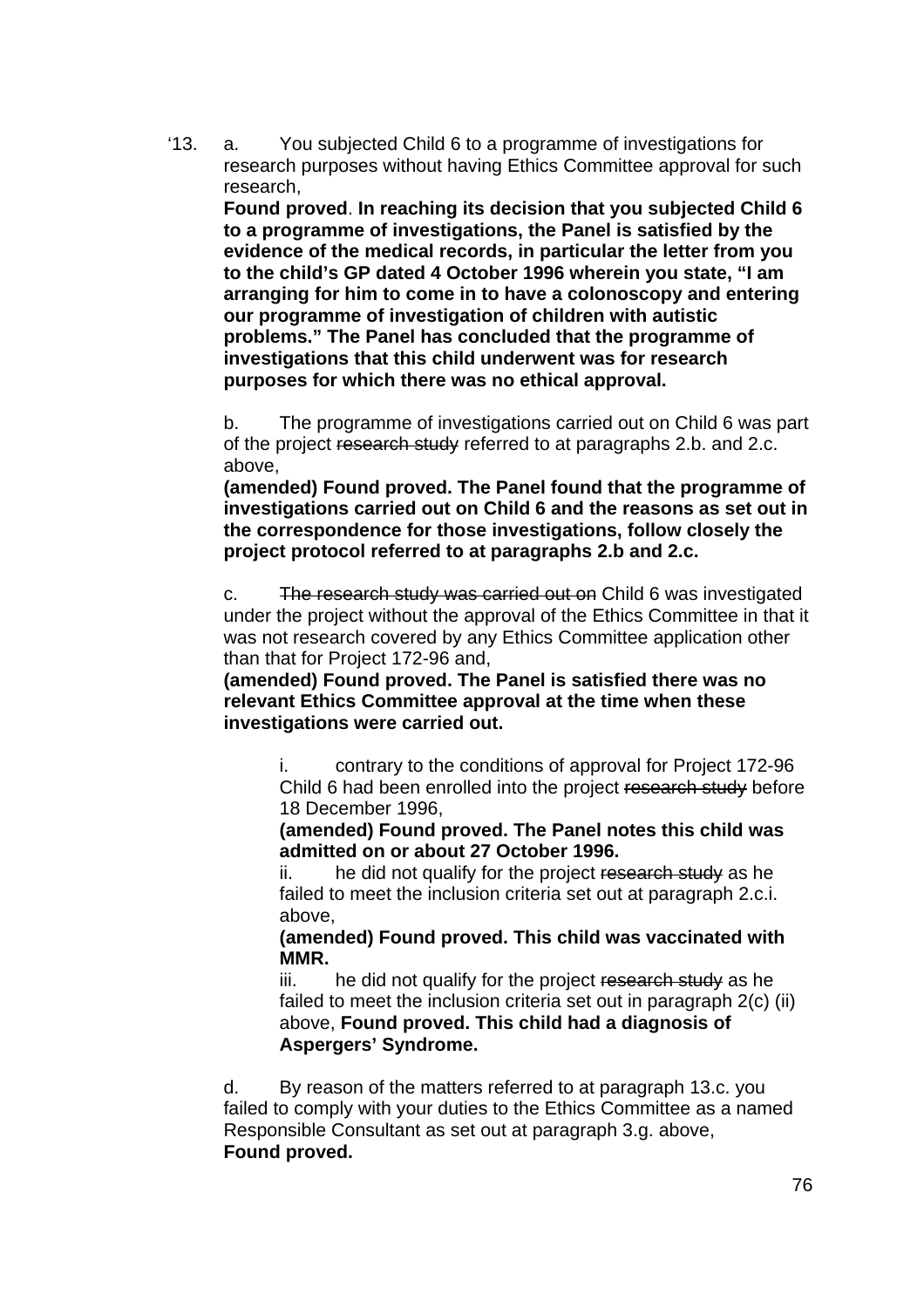‘13. a. You subjected Child 6 to a programme of investigations for research purposes without having Ethics Committee approval for such research,

**Found proved**. **In reaching its decision that you subjected Child 6 to a programme of investigations, the Panel is satisfied by the evidence of the medical records, in particular the letter from you to the child’s GP dated 4 October 1996 wherein you state, “I am arranging for him to come in to have a colonoscopy and entering our programme of investigation of children with autistic problems.” The Panel has concluded that the programme of investigations that this child underwent was for research purposes for which there was no ethical approval.**

b. The programme of investigations carried out on Child 6 was part of the project ~~research study~~ referred to at paragraphs 2.b. and 2.c. above,

**(amended) Found proved. The Panel found that the programme of investigations carried out on Child 6 and the reasons as set out in the correspondence for those investigations, follow closely the project protocol referred to at paragraphs 2.b and 2.c.**

c. ~~The research study was carried out on~~ Child 6 was investigated under the project without the approval of the Ethics Committee in that it was not research covered by any Ethics Committee application other than that for Project 172-96 and,

**(amended) Found proved. The Panel is satisfied there was no relevant Ethics Committee approval at the time when these investigations were carried out.**

i. contrary to the conditions of approval for Project 172-96 Child 6 had been enrolled into the project ~~research study~~ before 18 December 1996,

**(amended) Found proved. The Panel notes this child was admitted on or about 27 October 1996.**

ii. he did not qualify for the project ~~research study~~ as he failed to meet the inclusion criteria set out at paragraph 2.c.i. above,

**(amended) Found proved. This child was vaccinated with MMR.**

iii. he did not qualify for the project ~~research study~~ as he failed to meet the inclusion criteria set out in paragraph 2(c) (ii) above, **Found proved. This child had a diagnosis of Aspergers’ Syndrome.**

d. By reason of the matters referred to at paragraph 13.c. you failed to comply with your duties to the Ethics Committee as a named Responsible Consultant as set out at paragraph 3.g. above,

**Found proved.**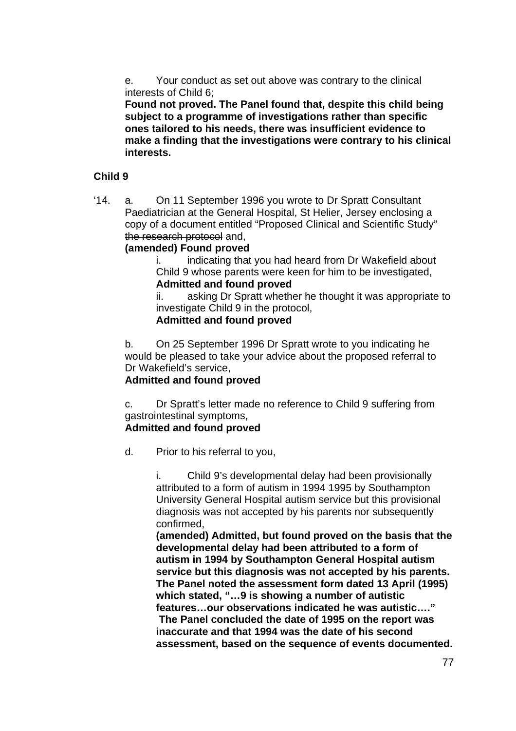e. Your conduct as set out above was contrary to the clinical interests of Child 6;

**Found not proved. The Panel found that, despite this child being subject to a programme of investigations rather than specific ones tailored to his needs, there was insufficient evidence to make a finding that the investigations were contrary to his clinical interests.**

**Child 9**

'14. a. On 11 September 1996 you wrote to Dr Spratt Consultant Paediatrician at the General Hospital, St Helier, Jersey enclosing a copy of a document entitled "Proposed Clinical and Scientific Study" ~~the research protocol~~ and,

**(amended) Found proved**

i. indicating that you had heard from Dr Wakefield about Child 9 whose parents were keen for him to be investigated,

**Admitted and found proved**

ii. asking Dr Spratt whether he thought it was appropriate to investigate Child 9 in the protocol,

**Admitted and found proved**

b. On 25 September 1996 Dr Spratt wrote to you indicating he would be pleased to take your advice about the proposed referral to Dr Wakefield's service,

**Admitted and found proved**

c. Dr Spratt's letter made no reference to Child 9 suffering from gastrointestinal symptoms,

**Admitted and found proved**

d. Prior to his referral to you,

i. Child 9's developmental delay had been provisionally attributed to a form of autism in 1994 ~~1995~~ by Southampton University General Hospital autism service but this provisional diagnosis was not accepted by his parents nor subsequently confirmed,

**(amended) Admitted, but found proved on the basis that the developmental delay had been attributed to a form of autism in 1994 by Southampton General Hospital autism service but this diagnosis was not accepted by his parents. The Panel noted the assessment form dated 13 April (1995) which stated, "…9 is showing a number of autistic features…our observations indicated he was autistic.…" The Panel concluded the date of 1995 on the report was inaccurate and that 1994 was the date of his second assessment, based on the sequence of events documented.**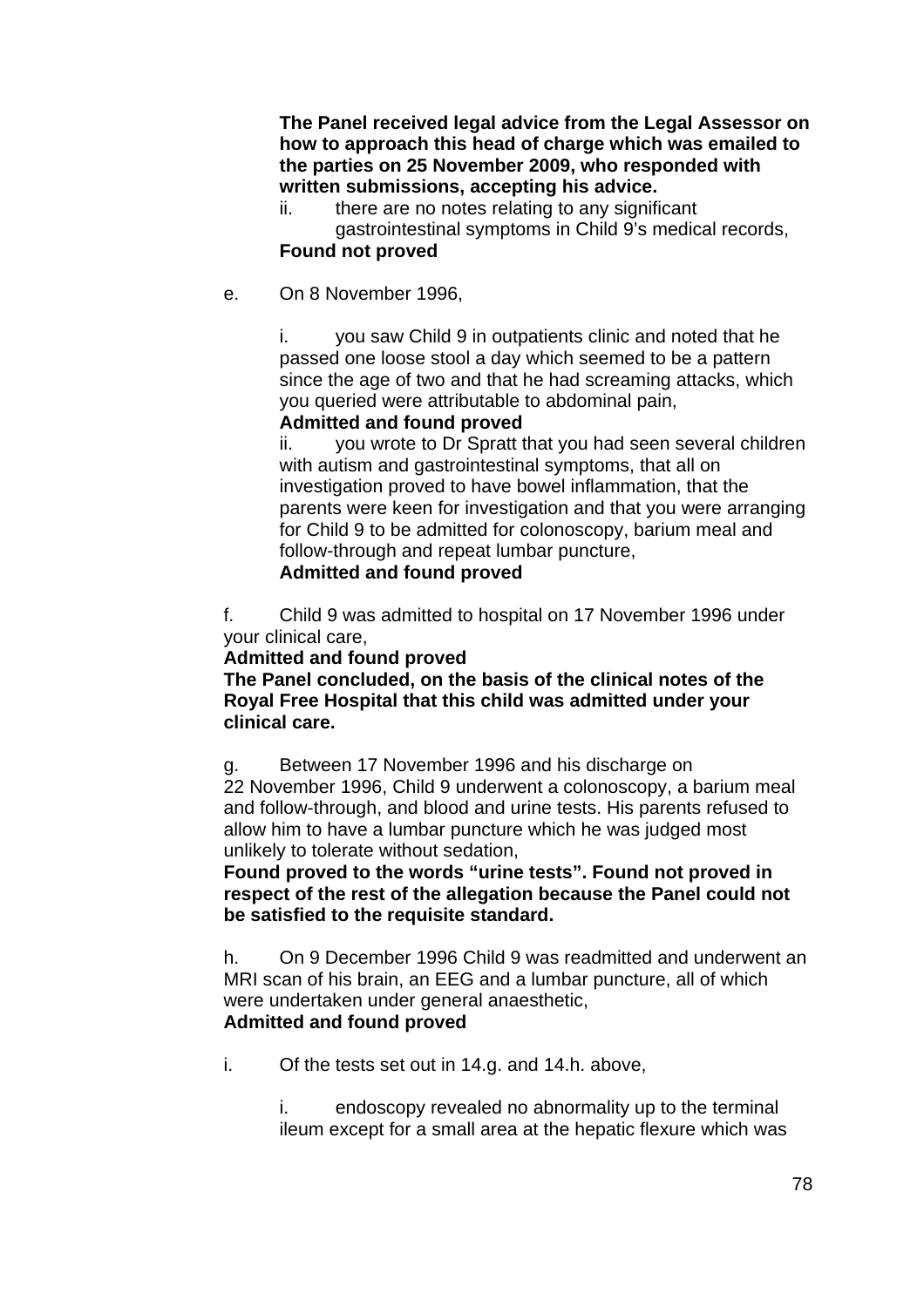**The Panel received legal advice from the Legal Assessor on how to approach this head of charge which was emailed to the parties on 25 November 2009, who responded with written submissions, accepting his advice.**

ii. there are no notes relating to any significant gastrointestinal symptoms in Child 9's medical records,

**Found not proved**

e. On 8 November 1996,

i. you saw Child 9 in outpatients clinic and noted that he passed one loose stool a day which seemed to be a pattern since the age of two and that he had screaming attacks, which you queried were attributable to abdominal pain,

**Admitted and found proved**

ii. you wrote to Dr Spratt that you had seen several children with autism and gastrointestinal symptoms, that all on investigation proved to have bowel inflammation, that the parents were keen for investigation and that you were arranging for Child 9 to be admitted for colonoscopy, barium meal and follow-through and repeat lumbar puncture,

**Admitted and found proved**

f. Child 9 was admitted to hospital on 17 November 1996 under your clinical care,

**Admitted and found proved**

**The Panel concluded, on the basis of the clinical notes of the Royal Free Hospital that this child was admitted under your clinical care.**

g. Between 17 November 1996 and his discharge on 22 November 1996, Child 9 underwent a colonoscopy, a barium meal and follow-through, and blood and urine tests. His parents refused to allow him to have a lumbar puncture which he was judged most unlikely to tolerate without sedation,

**Found proved to the words "urine tests". Found not proved in respect of the rest of the allegation because the Panel could not be satisfied to the requisite standard.**

h. On 9 December 1996 Child 9 was readmitted and underwent an MRI scan of his brain, an EEG and a lumbar puncture, all of which were undertaken under general anaesthetic,

**Admitted and found proved**

i. Of the tests set out in 14.g. and 14.h. above,

i. endoscopy revealed no abnormality up to the terminal ileum except for a small area at the hepatic flexure which was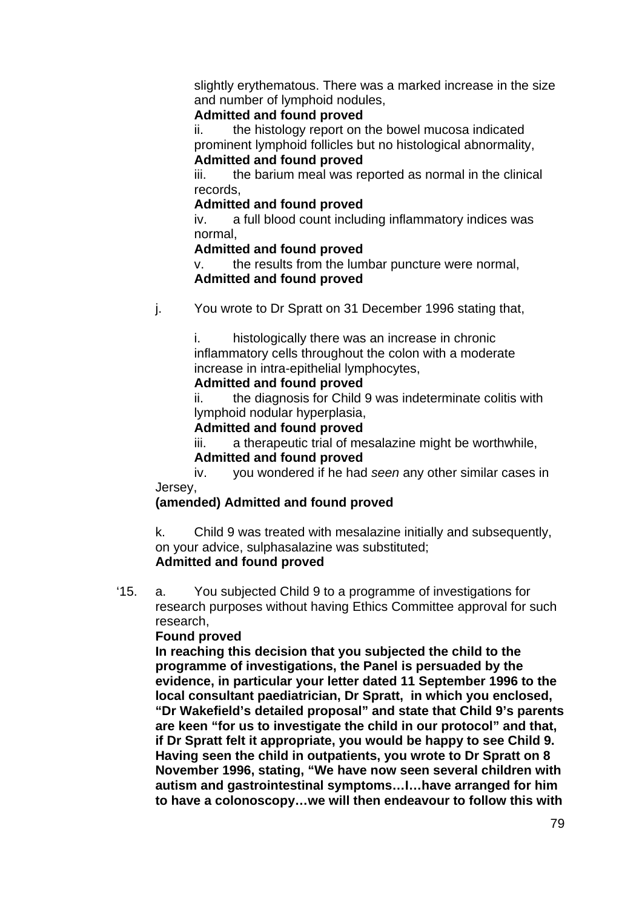slightly erythematous. There was a marked increase in the size and number of lymphoid nodules,
**Admitted and found proved**

ii. the histology report on the bowel mucosa indicated prominent lymphoid follicles but no histological abnormality,
**Admitted and found proved**

iii. the barium meal was reported as normal in the clinical records,
**Admitted and found proved**

iv. a full blood count including inflammatory indices was normal,
**Admitted and found proved**

v. the results from the lumbar puncture were normal,
**Admitted and found proved**

j. You wrote to Dr Spratt on 31 December 1996 stating that,

i. histologically there was an increase in chronic inflammatory cells throughout the colon with a moderate increase in intra-epithelial lymphocytes,
**Admitted and found proved**

ii. the diagnosis for Child 9 was indeterminate colitis with lymphoid nodular hyperplasia,
**Admitted and found proved**

iii. a therapeutic trial of mesalazine might be worthwhile,
**Admitted and found proved**

iv. you wondered if he had *seen* any other similar cases in Jersey,
**(amended) Admitted and found proved**

k. Child 9 was treated with mesalazine initially and subsequently, on your advice, sulphasalazine was substituted;
**Admitted and found proved**

‘15. a. You subjected Child 9 to a programme of investigations for research purposes without having Ethics Committee approval for such research,
**Found proved**
**In reaching this decision that you subjected the child to the programme of investigations, the Panel is persuaded by the evidence, in particular your letter dated 11 September 1996 to the local consultant paediatrician, Dr Spratt, in which you enclosed, “Dr Wakefield’s detailed proposal” and state that Child 9’s parents are keen “for us to investigate the child in our protocol” and that, if Dr Spratt felt it appropriate, you would be happy to see Child 9. Having seen the child in outpatients, you wrote to Dr Spratt on 8 November 1996, stating, “We have now seen several children with autism and gastrointestinal symptoms…I…have arranged for him to have a colonoscopy…we will then endeavour to follow this with**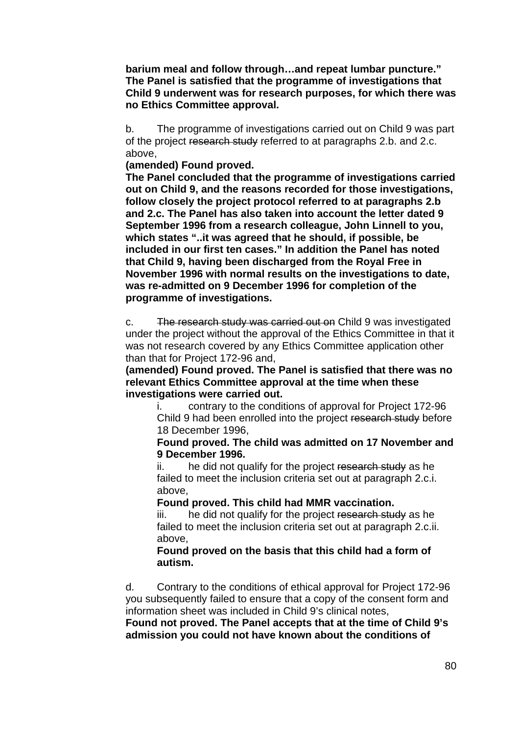**barium meal and follow through…and repeat lumbar puncture." The Panel is satisfied that the programme of investigations that Child 9 underwent was for research purposes, for which there was no Ethics Committee approval.**

b. The programme of investigations carried out on Child 9 was part of the project ~~research study~~ referred to at paragraphs 2.b. and 2.c. above,

**(amended) Found proved.**

**The Panel concluded that the programme of investigations carried out on Child 9, and the reasons recorded for those investigations, follow closely the project protocol referred to at paragraphs 2.b and 2.c. The Panel has also taken into account the letter dated 9 September 1996 from a research colleague, John Linnell to you, which states "..it was agreed that he should, if possible, be included in our first ten cases." In addition the Panel has noted that Child 9, having been discharged from the Royal Free in November 1996 with normal results on the investigations to date, was re-admitted on 9 December 1996 for completion of the programme of investigations.**

c. ~~The research study was carried out on~~ Child 9 was investigated under the project without the approval of the Ethics Committee in that it was not research covered by any Ethics Committee application other than that for Project 172-96 and,

**(amended) Found proved. The Panel is satisfied that there was no relevant Ethics Committee approval at the time when these investigations were carried out.**

> i. contrary to the conditions of approval for Project 172-96 Child 9 had been enrolled into the project ~~research study~~ before 18 December 1996,
>
> **Found proved. The child was admitted on 17 November and 9 December 1996.**
>
> ii. he did not qualify for the project ~~research study~~ as he failed to meet the inclusion criteria set out at paragraph 2.c.i. above,
>
> **Found proved. This child had MMR vaccination.**
>
> iii. he did not qualify for the project ~~research study~~ as he failed to meet the inclusion criteria set out at paragraph 2.c.ii. above,
>
> **Found proved on the basis that this child had a form of autism.**

d. Contrary to the conditions of ethical approval for Project 172-96 you subsequently failed to ensure that a copy of the consent form and information sheet was included in Child 9's clinical notes,

**Found not proved. The Panel accepts that at the time of Child 9's admission you could not have known about the conditions of**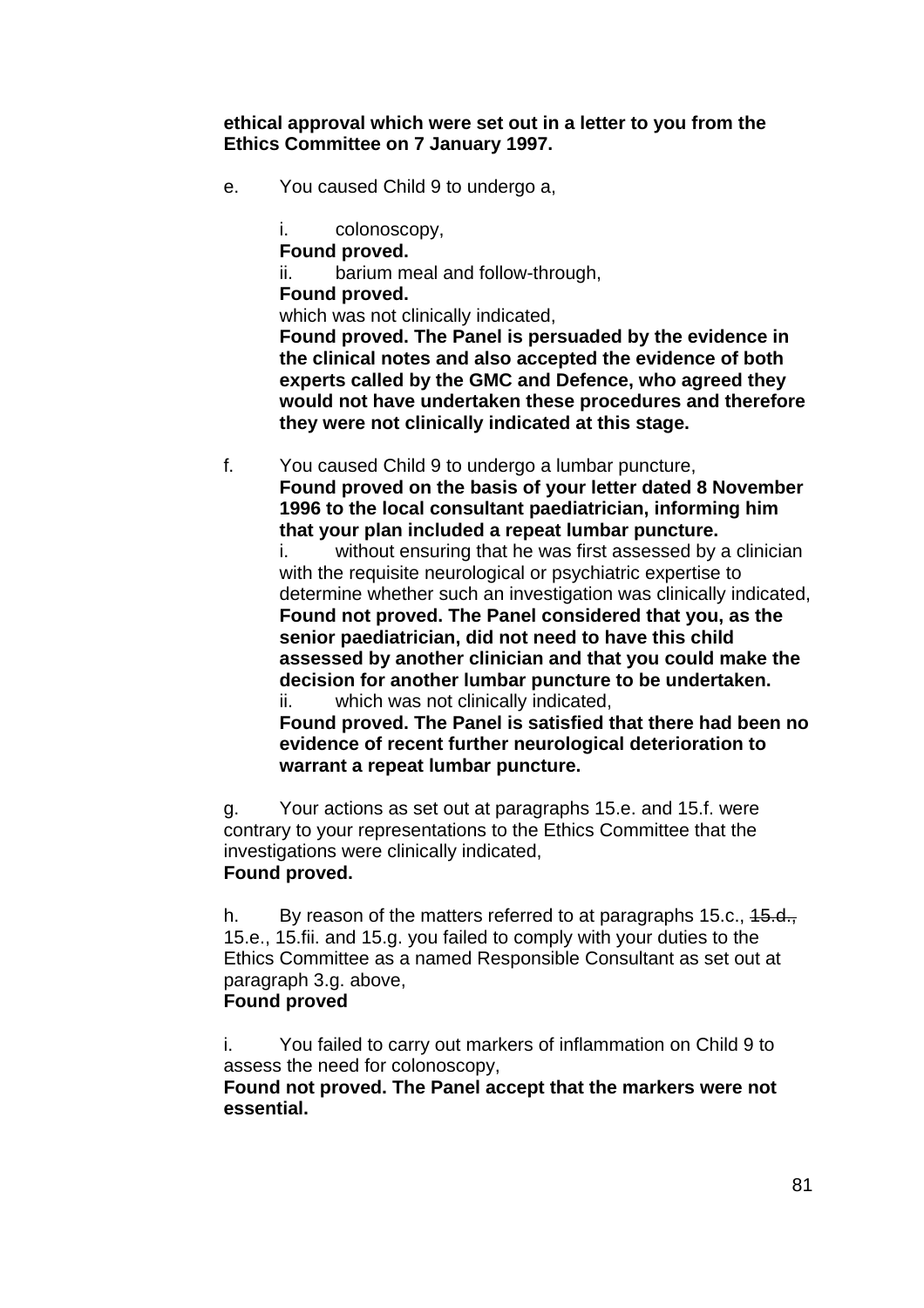**ethical approval which were set out in a letter to you from the Ethics Committee on 7 January 1997.**

e. You caused Child 9 to undergo a,

  i. colonoscopy,
  **Found proved.**
  ii. barium meal and follow-through,
  **Found proved.**
  which was not clinically indicated,
  **Found proved. The Panel is persuaded by the evidence in the clinical notes and also accepted the evidence of both experts called by the GMC and Defence, who agreed they would not have undertaken these procedures and therefore they were not clinically indicated at this stage.**

f. You caused Child 9 to undergo a lumbar puncture,
**Found proved on the basis of your letter dated 8 November 1996 to the local consultant paediatrician, informing him that your plan included a repeat lumbar puncture.**
  i. without ensuring that he was first assessed by a clinician with the requisite neurological or psychiatric expertise to determine whether such an investigation was clinically indicated,
  **Found not proved. The Panel considered that you, as the senior paediatrician, did not need to have this child assessed by another clinician and that you could make the decision for another lumbar puncture to be undertaken.**
  ii. which was not clinically indicated,
  **Found proved. The Panel is satisfied that there had been no evidence of recent further neurological deterioration to warrant a repeat lumbar puncture.**

g. Your actions as set out at paragraphs 15.e. and 15.f. were contrary to your representations to the Ethics Committee that the investigations were clinically indicated,
**Found proved.**

h. By reason of the matters referred to at paragraphs 15.c., ~~15.d.,~~ 15.e., 15.fii. and 15.g. you failed to comply with your duties to the Ethics Committee as a named Responsible Consultant as set out at paragraph 3.g. above,
**Found proved**

i. You failed to carry out markers of inflammation on Child 9 to assess the need for colonoscopy,
**Found not proved. The Panel accept that the markers were not essential.**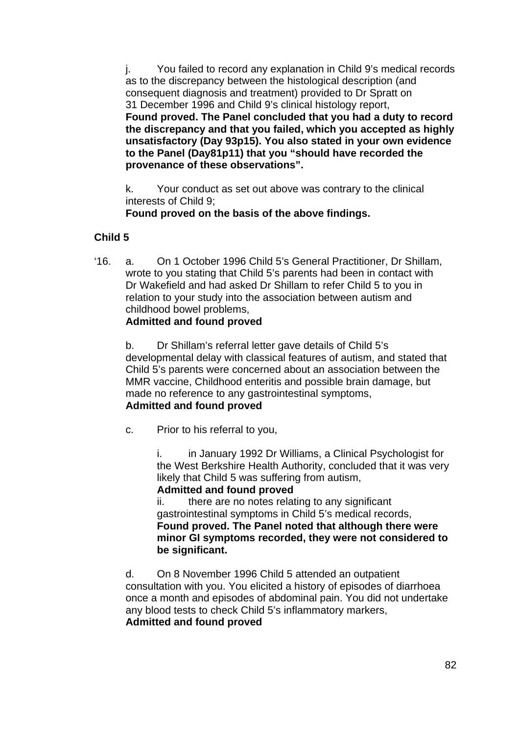j. You failed to record any explanation in Child 9's medical records as to the discrepancy between the histological description (and consequent diagnosis and treatment) provided to Dr Spratt on 31 December 1996 and Child 9's clinical histology report,
**Found proved. The Panel concluded that you had a duty to record the discrepancy and that you failed, which you accepted as highly unsatisfactory (Day 93p15). You also stated in your own evidence to the Panel (Day81p11) that you "should have recorded the provenance of these observations".**

k. Your conduct as set out above was contrary to the clinical interests of Child 9;
**Found proved on the basis of the above findings.**

**Child 5**

'16. a. On 1 October 1996 Child 5's General Practitioner, Dr Shillam, wrote to you stating that Child 5's parents had been in contact with Dr Wakefield and had asked Dr Shillam to refer Child 5 to you in relation to your study into the association between autism and childhood bowel problems,
**Admitted and found proved**

b. Dr Shillam's referral letter gave details of Child 5's developmental delay with classical features of autism, and stated that Child 5's parents were concerned about an association between the MMR vaccine, Childhood enteritis and possible brain damage, but made no reference to any gastrointestinal symptoms,
**Admitted and found proved**

c. Prior to his referral to you,

i. in January 1992 Dr Williams, a Clinical Psychologist for the West Berkshire Health Authority, concluded that it was very likely that Child 5 was suffering from autism,
**Admitted and found proved**

ii. there are no notes relating to any significant gastrointestinal symptoms in Child 5's medical records,
**Found proved. The Panel noted that although there were minor GI symptoms recorded, they were not considered to be significant.**

d. On 8 November 1996 Child 5 attended an outpatient consultation with you. You elicited a history of episodes of diarrhoea once a month and episodes of abdominal pain. You did not undertake any blood tests to check Child 5's inflammatory markers,
**Admitted and found proved**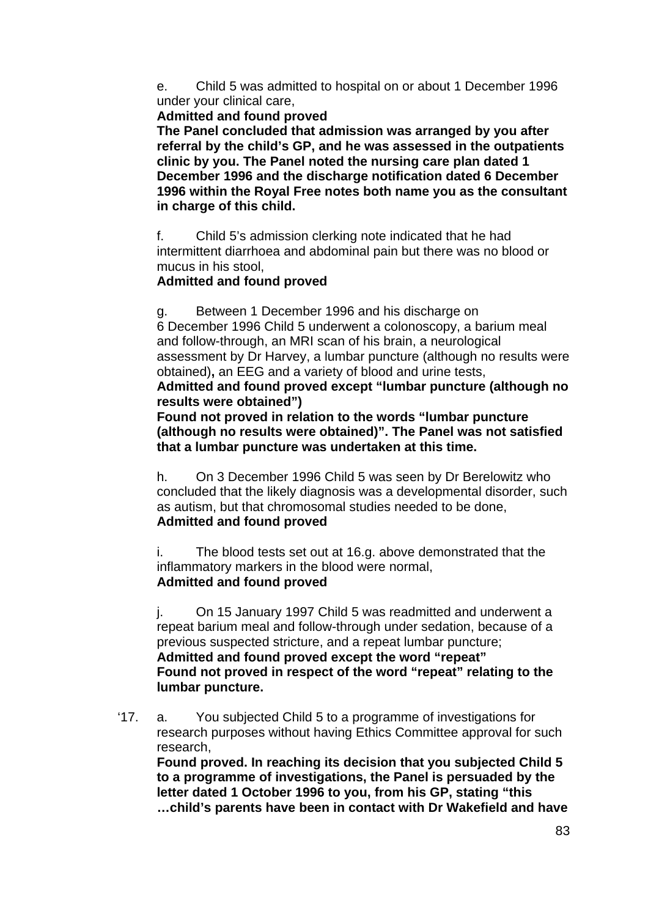e. Child 5 was admitted to hospital on or about 1 December 1996 under your clinical care,

**Admitted and found proved**

**The Panel concluded that admission was arranged by you after referral by the child's GP, and he was assessed in the outpatients clinic by you. The Panel noted the nursing care plan dated 1 December 1996 and the discharge notification dated 6 December 1996 within the Royal Free notes both name you as the consultant in charge of this child.**

f. Child 5's admission clerking note indicated that he had intermittent diarrhoea and abdominal pain but there was no blood or mucus in his stool,

**Admitted and found proved**

g. Between 1 December 1996 and his discharge on 6 December 1996 Child 5 underwent a colonoscopy, a barium meal and follow-through, an MRI scan of his brain, a neurological assessment by Dr Harvey, a lumbar puncture (although no results were obtained)**,** an EEG and a variety of blood and urine tests,

**Admitted and found proved except "lumbar puncture (although no results were obtained")**

**Found not proved in relation to the words "lumbar puncture (although no results were obtained)". The Panel was not satisfied that a lumbar puncture was undertaken at this time.**

h. On 3 December 1996 Child 5 was seen by Dr Berelowitz who concluded that the likely diagnosis was a developmental disorder, such as autism, but that chromosomal studies needed to be done,

**Admitted and found proved**

i. The blood tests set out at 16.g. above demonstrated that the inflammatory markers in the blood were normal,

**Admitted and found proved**

j. On 15 January 1997 Child 5 was readmitted and underwent a repeat barium meal and follow-through under sedation, because of a previous suspected stricture, and a repeat lumbar puncture;

**Admitted and found proved except the word "repeat"**

**Found not proved in respect of the word "repeat" relating to the lumbar puncture.**

'17. a. You subjected Child 5 to a programme of investigations for research purposes without having Ethics Committee approval for such research,

**Found proved. In reaching its decision that you subjected Child 5 to a programme of investigations, the Panel is persuaded by the letter dated 1 October 1996 to you, from his GP, stating "this …child's parents have been in contact with Dr Wakefield and have**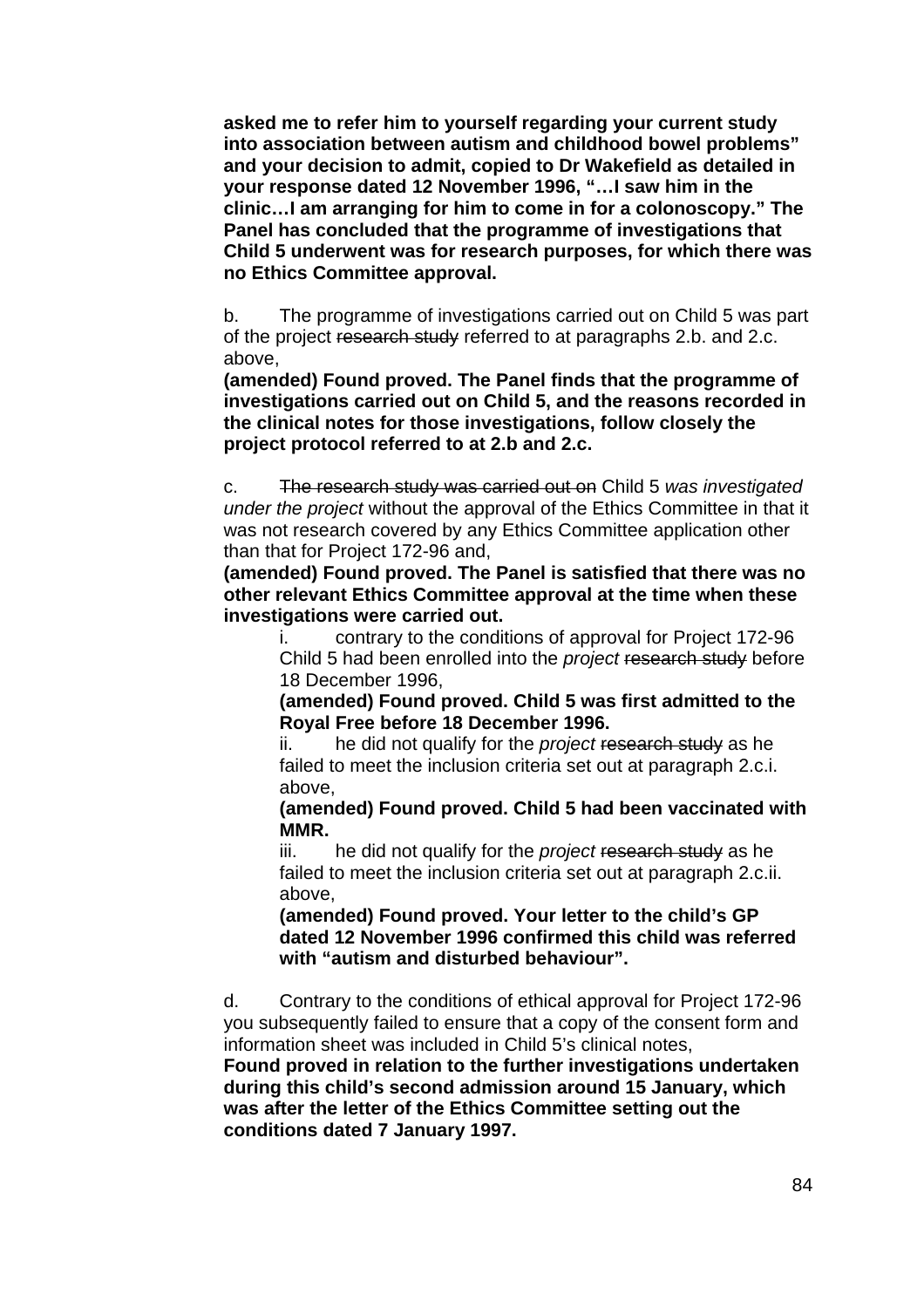**asked me to refer him to yourself regarding your current study into association between autism and childhood bowel problems" and your decision to admit, copied to Dr Wakefield as detailed in your response dated 12 November 1996, "…I saw him in the clinic…I am arranging for him to come in for a colonoscopy." The Panel has concluded that the programme of investigations that Child 5 underwent was for research purposes, for which there was no Ethics Committee approval.**

b. The programme of investigations carried out on Child 5 was part of the project ~~research study~~ referred to at paragraphs 2.b. and 2.c. above,

**(amended) Found proved. The Panel finds that the programme of investigations carried out on Child 5, and the reasons recorded in the clinical notes for those investigations, follow closely the project protocol referred to at 2.b and 2.c.**

c. ~~The research study was carried out on~~ Child 5 *was investigated under the project* without the approval of the Ethics Committee in that it was not research covered by any Ethics Committee application other than that for Project 172-96 and,

**(amended) Found proved. The Panel is satisfied that there was no other relevant Ethics Committee approval at the time when these investigations were carried out.**

> i. contrary to the conditions of approval for Project 172-96 Child 5 had been enrolled into the *project* ~~research study~~ before 18 December 1996,
>
> **(amended) Found proved. Child 5 was first admitted to the Royal Free before 18 December 1996.**
>
> ii. he did not qualify for the *project* ~~research study~~ as he failed to meet the inclusion criteria set out at paragraph 2.c.i. above,
>
> **(amended) Found proved. Child 5 had been vaccinated with MMR.**
>
> iii. he did not qualify for the *project* ~~research study~~ as he failed to meet the inclusion criteria set out at paragraph 2.c.ii. above,
>
> **(amended) Found proved. Your letter to the child's GP dated 12 November 1996 confirmed this child was referred with "autism and disturbed behaviour".**

d. Contrary to the conditions of ethical approval for Project 172-96 you subsequently failed to ensure that a copy of the consent form and information sheet was included in Child 5's clinical notes,

**Found proved in relation to the further investigations undertaken during this child's second admission around 15 January, which was after the letter of the Ethics Committee setting out the conditions dated 7 January 1997.**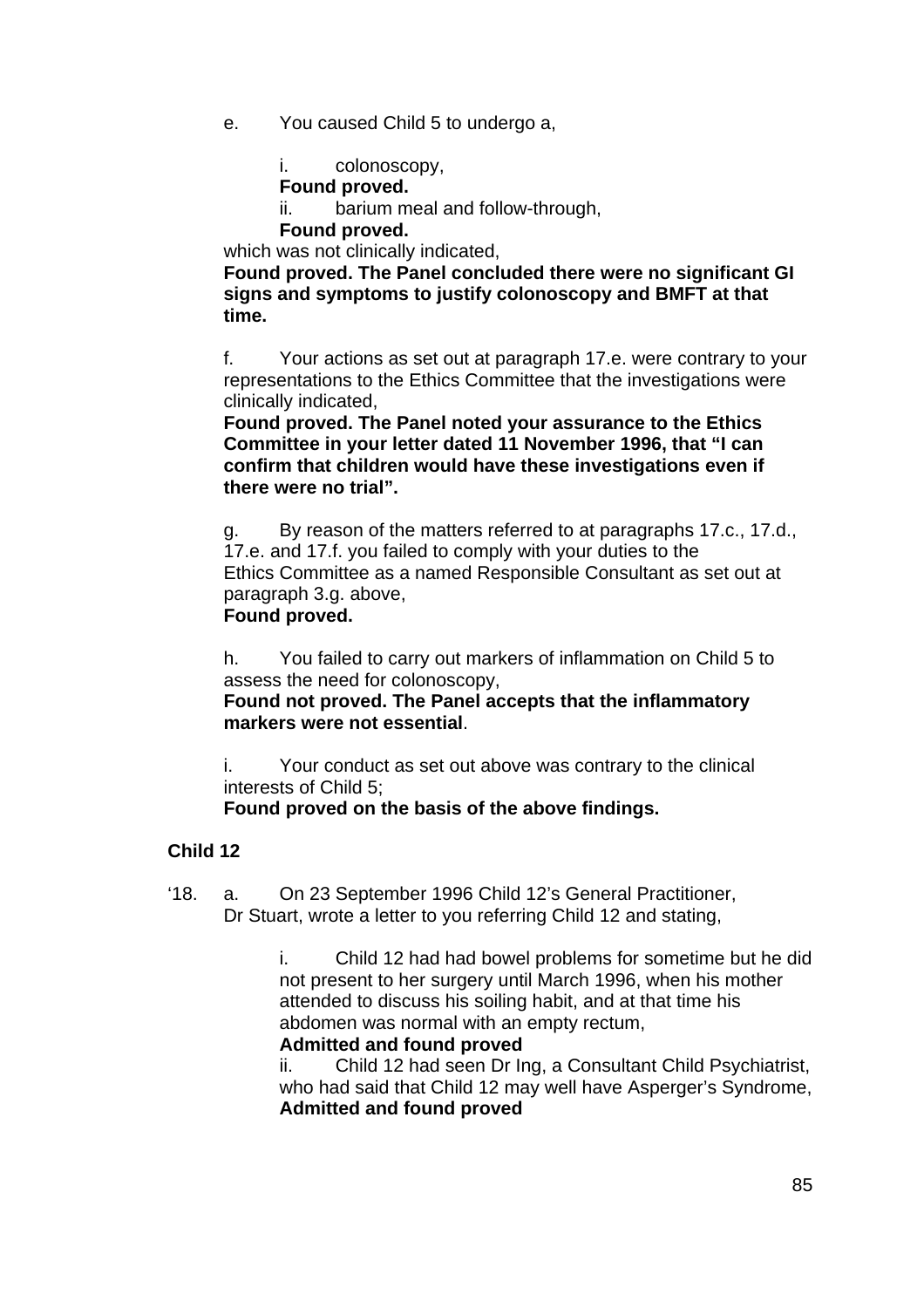e. You caused Child 5 to undergo a,

i. colonoscopy,
**Found proved.**
ii. barium meal and follow-through,
**Found proved.**

which was not clinically indicated,
**Found proved. The Panel concluded there were no significant GI signs and symptoms to justify colonoscopy and BMFT at that time.**

f. Your actions as set out at paragraph 17.e. were contrary to your representations to the Ethics Committee that the investigations were clinically indicated,
**Found proved. The Panel noted your assurance to the Ethics Committee in your letter dated 11 November 1996, that "I can confirm that children would have these investigations even if there were no trial".**

g. By reason of the matters referred to at paragraphs 17.c., 17.d., 17.e. and 17.f. you failed to comply with your duties to the Ethics Committee as a named Responsible Consultant as set out at paragraph 3.g. above,
**Found proved.**

h. You failed to carry out markers of inflammation on Child 5 to assess the need for colonoscopy,
**Found not proved. The Panel accepts that the inflammatory markers were not essential**.

i. Your conduct as set out above was contrary to the clinical interests of Child 5;
**Found proved on the basis of the above findings.**

**Child 12**

'18. a. On 23 September 1996 Child 12's General Practitioner, Dr Stuart, wrote a letter to you referring Child 12 and stating,

i. Child 12 had had bowel problems for sometime but he did not present to her surgery until March 1996, when his mother attended to discuss his soiling habit, and at that time his abdomen was normal with an empty rectum,
**Admitted and found proved**
ii. Child 12 had seen Dr Ing, a Consultant Child Psychiatrist, who had said that Child 12 may well have Asperger's Syndrome,
**Admitted and found proved**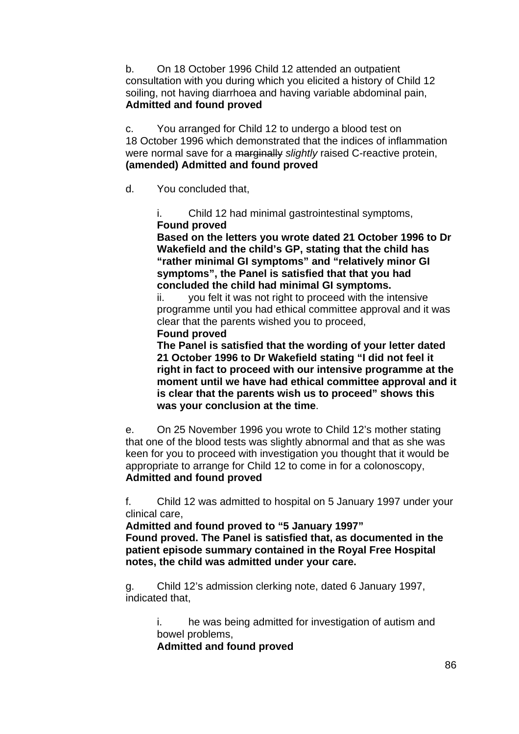b. On 18 October 1996 Child 12 attended an outpatient consultation with you during which you elicited a history of Child 12 soiling, not having diarrhoea and having variable abdominal pain,
**Admitted and found proved**

c. You arranged for Child 12 to undergo a blood test on 18 October 1996 which demonstrated that the indices of inflammation were normal save for a ~~marginally~~ *slightly* raised C-reactive protein,
**(amended) Admitted and found proved**

d. You concluded that,

> i. Child 12 had minimal gastrointestinal symptoms,
> **Found proved**
> **Based on the letters you wrote dated 21 October 1996 to Dr Wakefield and the child's GP, stating that the child has "rather minimal GI symptoms" and "relatively minor GI symptoms", the Panel is satisfied that that you had concluded the child had minimal GI symptoms.**
>
> ii. you felt it was not right to proceed with the intensive programme until you had ethical committee approval and it was clear that the parents wished you to proceed,
> **Found proved**
> **The Panel is satisfied that the wording of your letter dated 21 October 1996 to Dr Wakefield stating "I did not feel it right in fact to proceed with our intensive programme at the moment until we have had ethical committee approval and it is clear that the parents wish us to proceed" shows this was your conclusion at the time**.

e. On 25 November 1996 you wrote to Child 12's mother stating that one of the blood tests was slightly abnormal and that as she was keen for you to proceed with investigation you thought that it would be appropriate to arrange for Child 12 to come in for a colonoscopy,
**Admitted and found proved**

f. Child 12 was admitted to hospital on 5 January 1997 under your clinical care,
**Admitted and found proved to "5 January 1997"**
**Found proved. The Panel is satisfied that, as documented in the patient episode summary contained in the Royal Free Hospital notes, the child was admitted under your care.**

g. Child 12's admission clerking note, dated 6 January 1997, indicated that,

> i. he was being admitted for investigation of autism and bowel problems,
> **Admitted and found proved**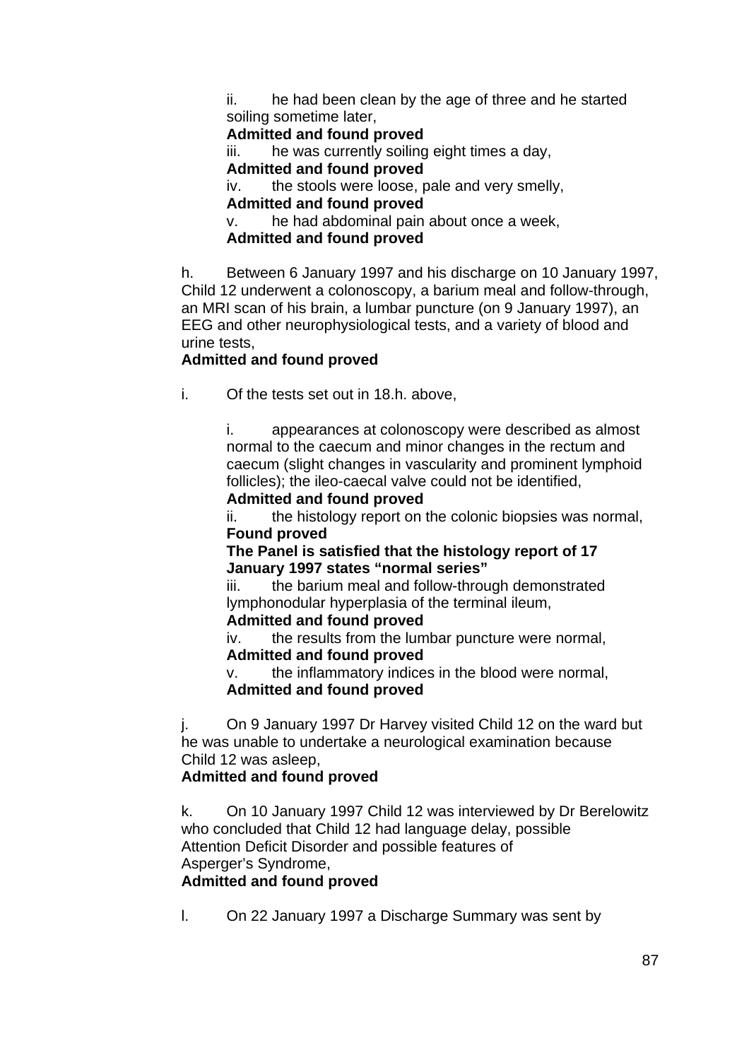ii. he had been clean by the age of three and he started soiling sometime later,

**Admitted and found proved**

iii. he was currently soiling eight times a day,

**Admitted and found proved**

iv. the stools were loose, pale and very smelly,

**Admitted and found proved**

v. he had abdominal pain about once a week,

**Admitted and found proved**

h. Between 6 January 1997 and his discharge on 10 January 1997, Child 12 underwent a colonoscopy, a barium meal and follow-through, an MRI scan of his brain, a lumbar puncture (on 9 January 1997), an EEG and other neurophysiological tests, and a variety of blood and urine tests,

**Admitted and found proved**

i. Of the tests set out in 18.h. above,

i. appearances at colonoscopy were described as almost normal to the caecum and minor changes in the rectum and caecum (slight changes in vascularity and prominent lymphoid follicles); the ileo-caecal valve could not be identified,

**Admitted and found proved**

ii. the histology report on the colonic biopsies was normal,

**Found proved**

**The Panel is satisfied that the histology report of 17 January 1997 states "normal series"**

iii. the barium meal and follow-through demonstrated lymphonodular hyperplasia of the terminal ileum,

**Admitted and found proved**

iv. the results from the lumbar puncture were normal,

**Admitted and found proved**

v. the inflammatory indices in the blood were normal,

**Admitted and found proved**

j. On 9 January 1997 Dr Harvey visited Child 12 on the ward but he was unable to undertake a neurological examination because Child 12 was asleep,

**Admitted and found proved**

k. On 10 January 1997 Child 12 was interviewed by Dr Berelowitz who concluded that Child 12 had language delay, possible Attention Deficit Disorder and possible features of Asperger's Syndrome,

**Admitted and found proved**

l. On 22 January 1997 a Discharge Summary was sent by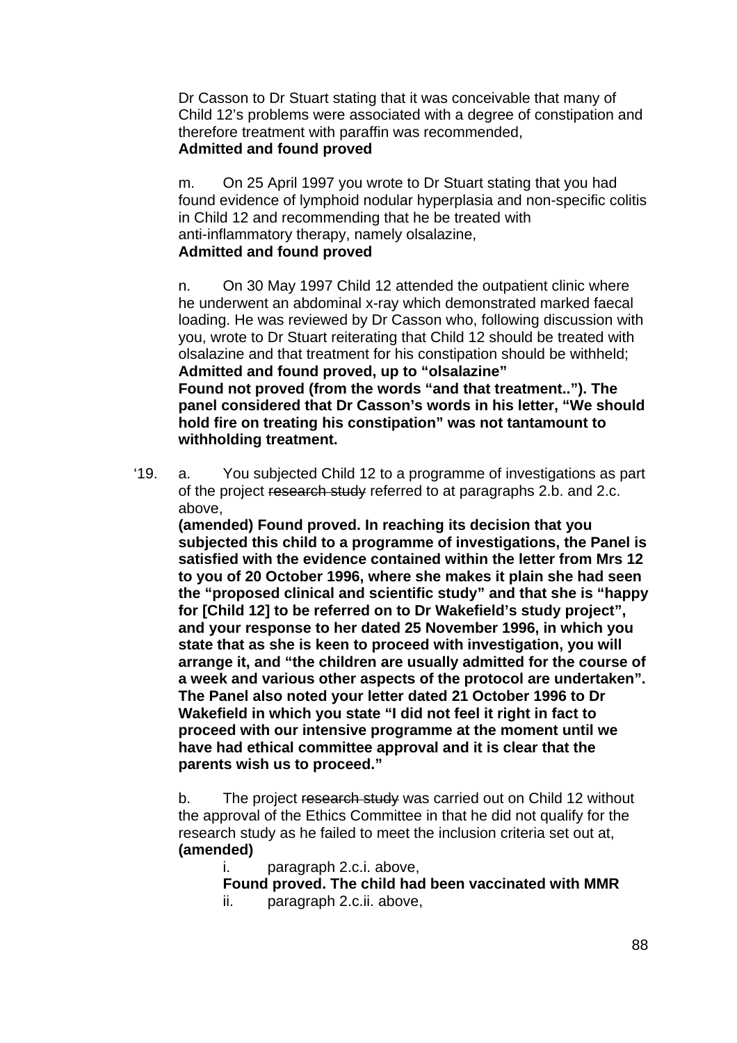Dr Casson to Dr Stuart stating that it was conceivable that many of Child 12's problems were associated with a degree of constipation and therefore treatment with paraffin was recommended,
**Admitted and found proved**

m. On 25 April 1997 you wrote to Dr Stuart stating that you had found evidence of lymphoid nodular hyperplasia and non-specific colitis in Child 12 and recommending that he be treated with anti-inflammatory therapy, namely olsalazine,
**Admitted and found proved**

n. On 30 May 1997 Child 12 attended the outpatient clinic where he underwent an abdominal x-ray which demonstrated marked faecal loading. He was reviewed by Dr Casson who, following discussion with you, wrote to Dr Stuart reiterating that Child 12 should be treated with olsalazine and that treatment for his constipation should be withheld;
**Admitted and found proved, up to "olsalazine"**
**Found not proved (from the words "and that treatment.."). The panel considered that Dr Casson's words in his letter, "We should hold fire on treating his constipation" was not tantamount to withholding treatment.**

'19. a. You subjected Child 12 to a programme of investigations as part of the project ~~research study~~ referred to at paragraphs 2.b. and 2.c. above,
**(amended) Found proved. In reaching its decision that you subjected this child to a programme of investigations, the Panel is satisfied with the evidence contained within the letter from Mrs 12 to you of 20 October 1996, where she makes it plain she had seen the "proposed clinical and scientific study" and that she is "happy for [Child 12] to be referred on to Dr Wakefield's study project", and your response to her dated 25 November 1996, in which you state that as she is keen to proceed with investigation, you will arrange it, and "the children are usually admitted for the course of a week and various other aspects of the protocol are undertaken". The Panel also noted your letter dated 21 October 1996 to Dr Wakefield in which you state "I did not feel it right in fact to proceed with our intensive programme at the moment until we have had ethical committee approval and it is clear that the parents wish us to proceed."**

b. The project ~~research study~~ was carried out on Child 12 without the approval of the Ethics Committee in that he did not qualify for the research study as he failed to meet the inclusion criteria set out at,
**(amended)**

i. paragraph 2.c.i. above,
**Found proved. The child had been vaccinated with MMR**

ii. paragraph 2.c.ii. above,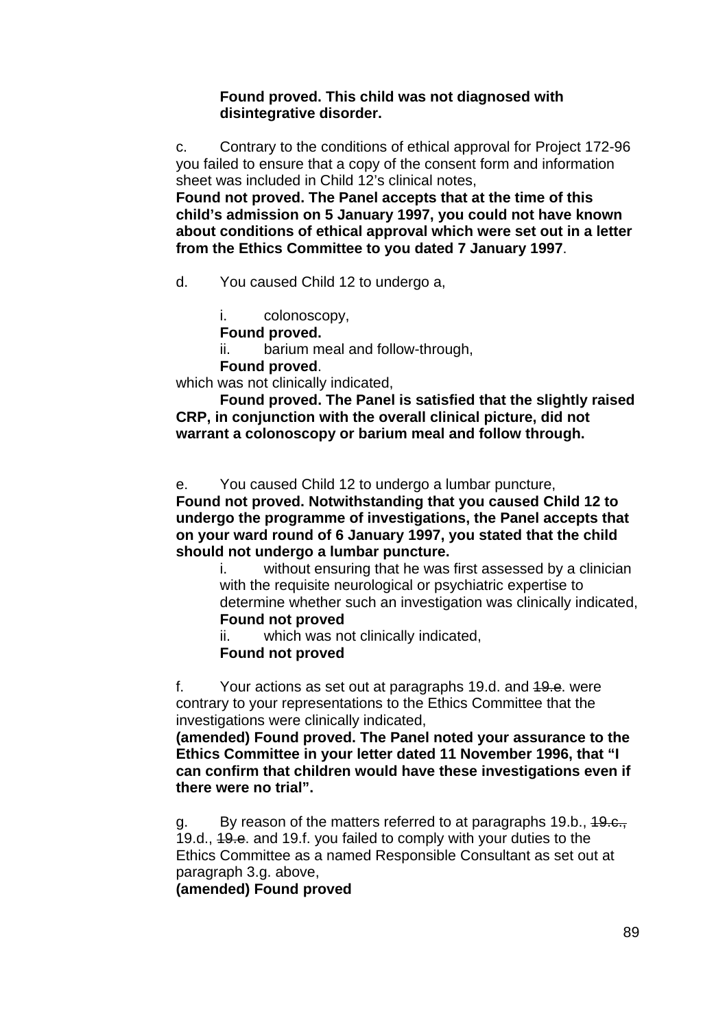**Found proved. This child was not diagnosed with disintegrative disorder.**

c. Contrary to the conditions of ethical approval for Project 172-96 you failed to ensure that a copy of the consent form and information sheet was included in Child 12's clinical notes,
**Found not proved. The Panel accepts that at the time of this child's admission on 5 January 1997, you could not have known about conditions of ethical approval which were set out in a letter from the Ethics Committee to you dated 7 January 1997**.

d. You caused Child 12 to undergo a,

i. colonoscopy,
**Found proved.**
ii. barium meal and follow-through,
**Found proved**.

which was not clinically indicated,
**Found proved. The Panel is satisfied that the slightly raised CRP, in conjunction with the overall clinical picture, did not warrant a colonoscopy or barium meal and follow through.**

e. You caused Child 12 to undergo a lumbar puncture,
**Found not proved. Notwithstanding that you caused Child 12 to undergo the programme of investigations, the Panel accepts that on your ward round of 6 January 1997, you stated that the child should not undergo a lumbar puncture.**

i. without ensuring that he was first assessed by a clinician with the requisite neurological or psychiatric expertise to determine whether such an investigation was clinically indicated,
**Found not proved**
ii. which was not clinically indicated,
**Found not proved**

f. Your actions as set out at paragraphs 19.d. and ~~19.e~~. were contrary to your representations to the Ethics Committee that the investigations were clinically indicated,
**(amended) Found proved. The Panel noted your assurance to the Ethics Committee in your letter dated 11 November 1996, that "I can confirm that children would have these investigations even if there were no trial".**

g. By reason of the matters referred to at paragraphs 19.b., ~~19.c.,~~ 19.d., ~~19.e~~. and 19.f. you failed to comply with your duties to the Ethics Committee as a named Responsible Consultant as set out at paragraph 3.g. above,
**(amended) Found proved**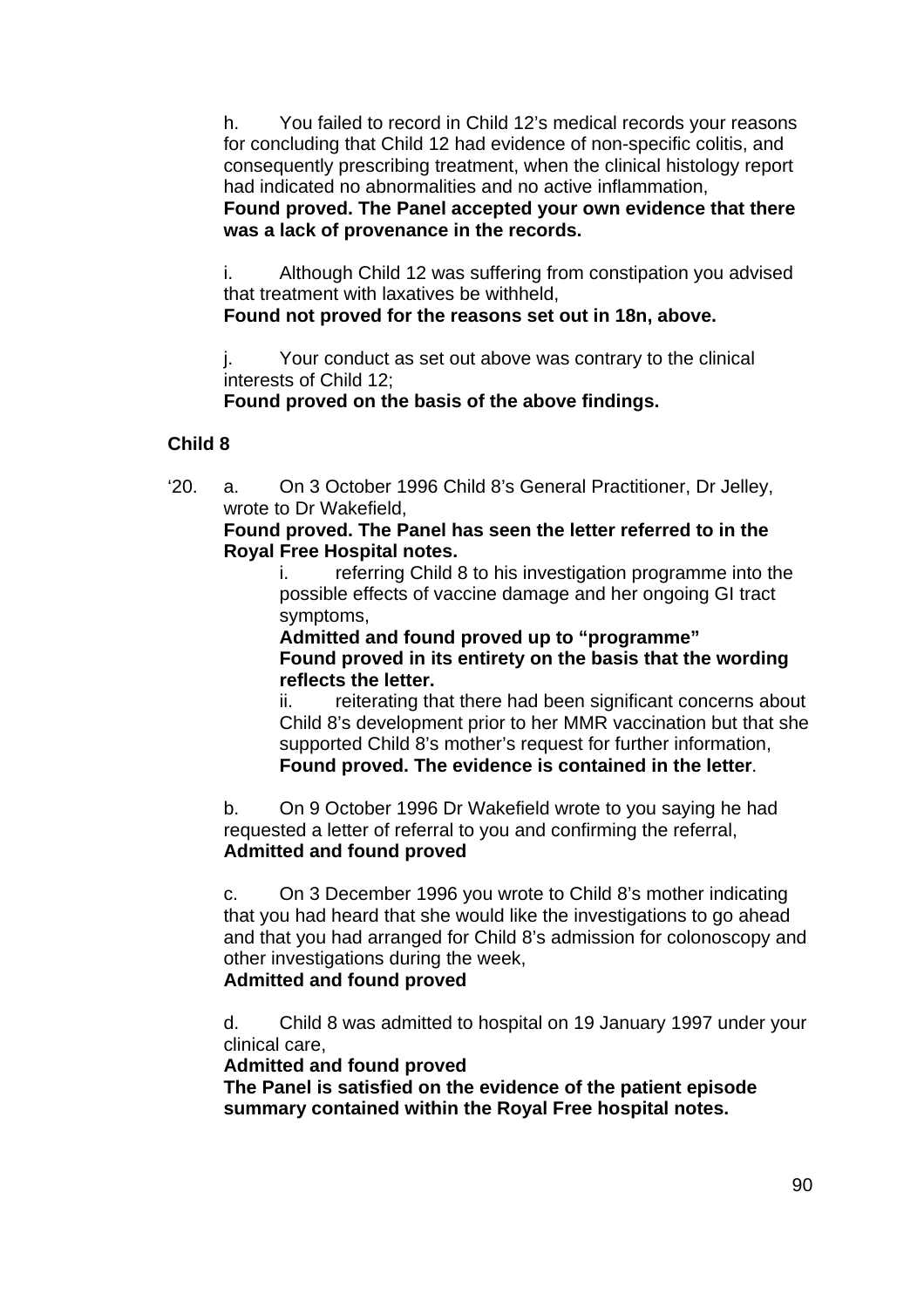h. You failed to record in Child 12's medical records your reasons for concluding that Child 12 had evidence of non-specific colitis, and consequently prescribing treatment, when the clinical histology report had indicated no abnormalities and no active inflammation,
**Found proved. The Panel accepted your own evidence that there was a lack of provenance in the records.**

i. Although Child 12 was suffering from constipation you advised that treatment with laxatives be withheld,
**Found not proved for the reasons set out in 18n, above.**

j. Your conduct as set out above was contrary to the clinical interests of Child 12;
**Found proved on the basis of the above findings.**

**Child 8**

'20. a. On 3 October 1996 Child 8's General Practitioner, Dr Jelley, wrote to Dr Wakefield,
**Found proved. The Panel has seen the letter referred to in the Royal Free Hospital notes.**

i. referring Child 8 to his investigation programme into the possible effects of vaccine damage and her ongoing GI tract symptoms,
**Admitted and found proved up to "programme"**
**Found proved in its entirety on the basis that the wording reflects the letter.**

ii. reiterating that there had been significant concerns about Child 8's development prior to her MMR vaccination but that she supported Child 8's mother's request for further information,
**Found proved. The evidence is contained in the letter**.

b. On 9 October 1996 Dr Wakefield wrote to you saying he had requested a letter of referral to you and confirming the referral,
**Admitted and found proved**

c. On 3 December 1996 you wrote to Child 8's mother indicating that you had heard that she would like the investigations to go ahead and that you had arranged for Child 8's admission for colonoscopy and other investigations during the week,
**Admitted and found proved**

d. Child 8 was admitted to hospital on 19 January 1997 under your clinical care,
**Admitted and found proved**
**The Panel is satisfied on the evidence of the patient episode summary contained within the Royal Free hospital notes.**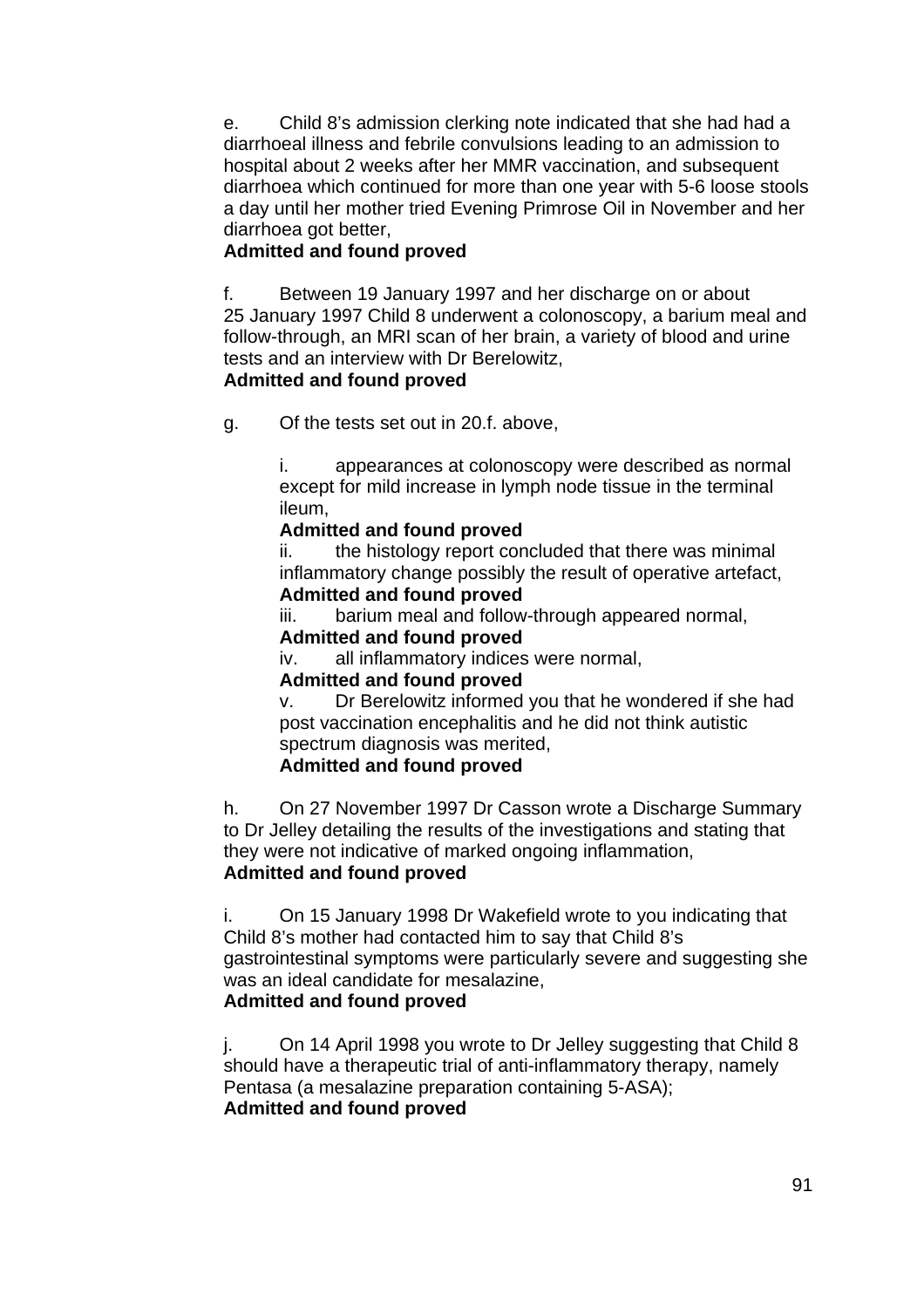e. Child 8's admission clerking note indicated that she had had a diarrhoeal illness and febrile convulsions leading to an admission to hospital about 2 weeks after her MMR vaccination, and subsequent diarrhoea which continued for more than one year with 5-6 loose stools a day until her mother tried Evening Primrose Oil in November and her diarrhoea got better,
**Admitted and found proved**

f. Between 19 January 1997 and her discharge on or about 25 January 1997 Child 8 underwent a colonoscopy, a barium meal and follow-through, an MRI scan of her brain, a variety of blood and urine tests and an interview with Dr Berelowitz,
**Admitted and found proved**

g. Of the tests set out in 20.f. above,

i. appearances at colonoscopy were described as normal except for mild increase in lymph node tissue in the terminal ileum,
**Admitted and found proved**

ii. the histology report concluded that there was minimal inflammatory change possibly the result of operative artefact,
**Admitted and found proved**

iii. barium meal and follow-through appeared normal,
**Admitted and found proved**

iv. all inflammatory indices were normal,
**Admitted and found proved**

v. Dr Berelowitz informed you that he wondered if she had post vaccination encephalitis and he did not think autistic spectrum diagnosis was merited,
**Admitted and found proved**

h. On 27 November 1997 Dr Casson wrote a Discharge Summary to Dr Jelley detailing the results of the investigations and stating that they were not indicative of marked ongoing inflammation,
**Admitted and found proved**

i. On 15 January 1998 Dr Wakefield wrote to you indicating that Child 8's mother had contacted him to say that Child 8's gastrointestinal symptoms were particularly severe and suggesting she was an ideal candidate for mesalazine,
**Admitted and found proved**

j. On 14 April 1998 you wrote to Dr Jelley suggesting that Child 8 should have a therapeutic trial of anti-inflammatory therapy, namely Pentasa (a mesalazine preparation containing 5-ASA);
**Admitted and found proved**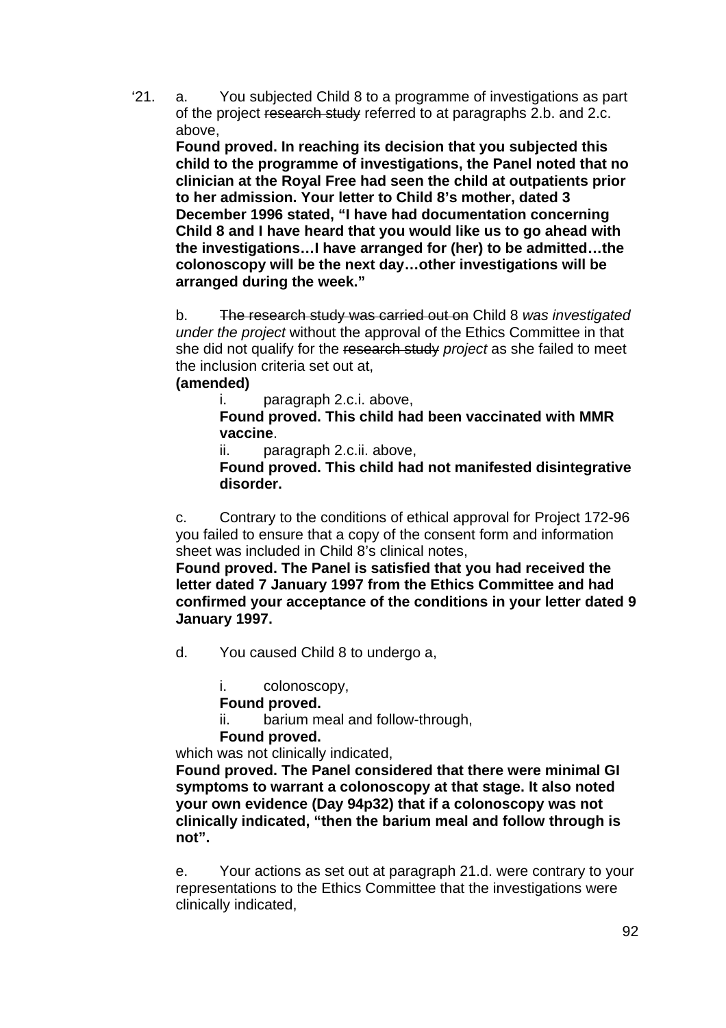'21. a. You subjected Child 8 to a programme of investigations as part of the project ~~research study~~ referred to at paragraphs 2.b. and 2.c. above,

**Found proved. In reaching its decision that you subjected this child to the programme of investigations, the Panel noted that no clinician at the Royal Free had seen the child at outpatients prior to her admission. Your letter to Child 8's mother, dated 3 December 1996 stated, "I have had documentation concerning Child 8 and I have heard that you would like us to go ahead with the investigations…I have arranged for (her) to be admitted…the colonoscopy will be the next day…other investigations will be arranged during the week."**

b. ~~The research study was carried out on~~ Child 8 *was investigated under the project* without the approval of the Ethics Committee in that she did not qualify for the ~~research study~~ *project* as she failed to meet the inclusion criteria set out at,

**(amended)**

i. paragraph 2.c.i. above,

**Found proved. This child had been vaccinated with MMR vaccine**.

ii. paragraph 2.c.ii. above,

**Found proved. This child had not manifested disintegrative disorder.**

c. Contrary to the conditions of ethical approval for Project 172-96 you failed to ensure that a copy of the consent form and information sheet was included in Child 8's clinical notes,

**Found proved. The Panel is satisfied that you had received the letter dated 7 January 1997 from the Ethics Committee and had confirmed your acceptance of the conditions in your letter dated 9 January 1997.**

d. You caused Child 8 to undergo a,

i. colonoscopy,

**Found proved.**

ii. barium meal and follow-through,

**Found proved.**

which was not clinically indicated,

**Found proved. The Panel considered that there were minimal GI symptoms to warrant a colonoscopy at that stage. It also noted your own evidence (Day 94p32) that if a colonoscopy was not clinically indicated, "then the barium meal and follow through is not".**

e. Your actions as set out at paragraph 21.d. were contrary to your representations to the Ethics Committee that the investigations were clinically indicated,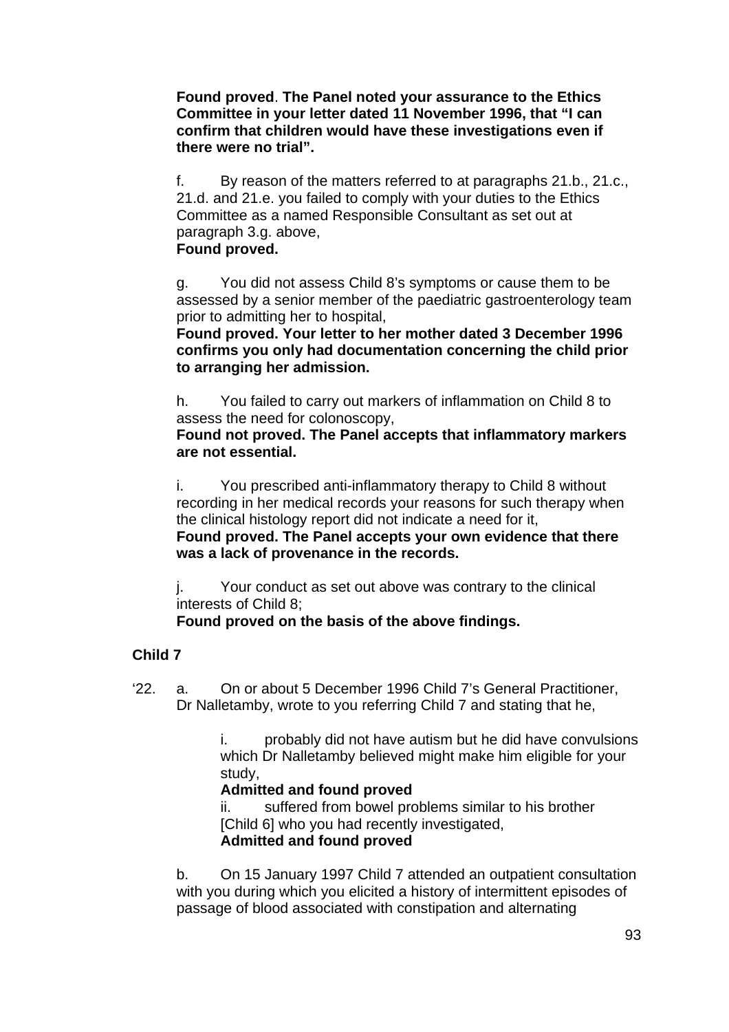**Found proved**. **The Panel noted your assurance to the Ethics Committee in your letter dated 11 November 1996, that "I can confirm that children would have these investigations even if there were no trial".**

f. By reason of the matters referred to at paragraphs 21.b., 21.c., 21.d. and 21.e. you failed to comply with your duties to the Ethics Committee as a named Responsible Consultant as set out at paragraph 3.g. above,
**Found proved.**

g. You did not assess Child 8's symptoms or cause them to be assessed by a senior member of the paediatric gastroenterology team prior to admitting her to hospital,
**Found proved. Your letter to her mother dated 3 December 1996 confirms you only had documentation concerning the child prior to arranging her admission.**

h. You failed to carry out markers of inflammation on Child 8 to assess the need for colonoscopy,
**Found not proved. The Panel accepts that inflammatory markers are not essential.**

i. You prescribed anti-inflammatory therapy to Child 8 without recording in her medical records your reasons for such therapy when the clinical histology report did not indicate a need for it,
**Found proved. The Panel accepts your own evidence that there was a lack of provenance in the records.**

j. Your conduct as set out above was contrary to the clinical interests of Child 8;
**Found proved on the basis of the above findings.**

**Child 7**

'22. a. On or about 5 December 1996 Child 7's General Practitioner, Dr Nalletamby, wrote to you referring Child 7 and stating that he,

i. probably did not have autism but he did have convulsions which Dr Nalletamby believed might make him eligible for your study,
**Admitted and found proved**

ii. suffered from bowel problems similar to his brother [Child 6] who you had recently investigated,
**Admitted and found proved**

b. On 15 January 1997 Child 7 attended an outpatient consultation with you during which you elicited a history of intermittent episodes of passage of blood associated with constipation and alternating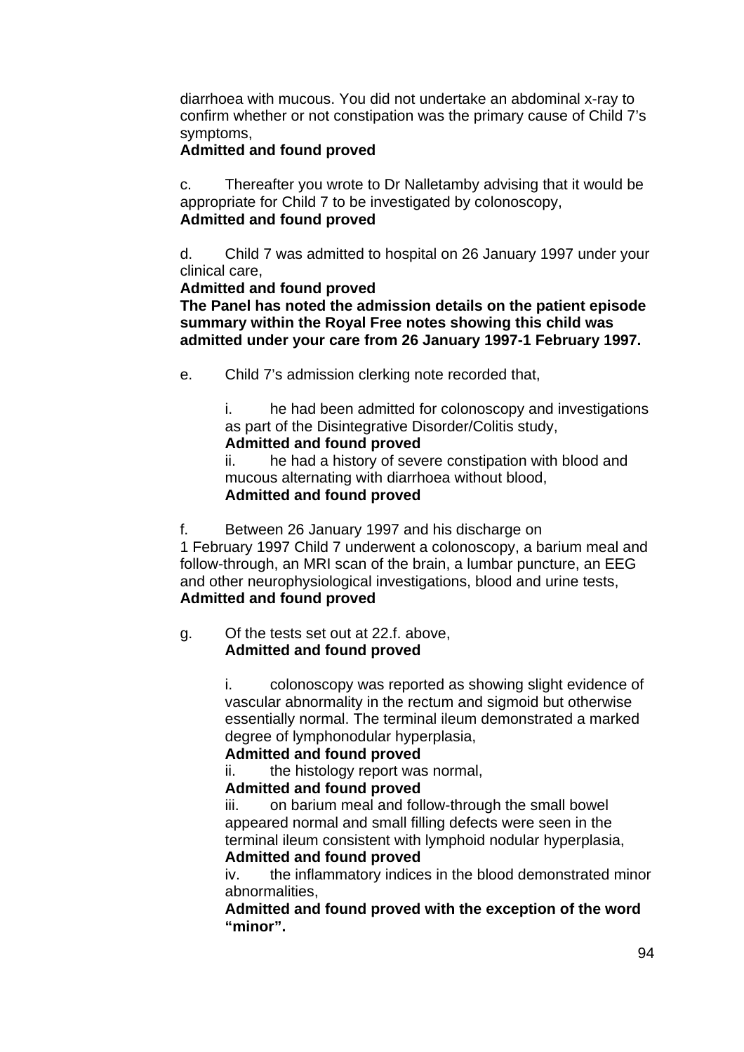diarrhoea with mucous. You did not undertake an abdominal x-ray to confirm whether or not constipation was the primary cause of Child 7's symptoms,
**Admitted and found proved**

c. Thereafter you wrote to Dr Nalletamby advising that it would be appropriate for Child 7 to be investigated by colonoscopy,
**Admitted and found proved**

d. Child 7 was admitted to hospital on 26 January 1997 under your clinical care,
**Admitted and found proved**
**The Panel has noted the admission details on the patient episode summary within the Royal Free notes showing this child was admitted under your care from 26 January 1997-1 February 1997.**

e. Child 7's admission clerking note recorded that,

i. he had been admitted for colonoscopy and investigations as part of the Disintegrative Disorder/Colitis study,
**Admitted and found proved**
ii. he had a history of severe constipation with blood and mucous alternating with diarrhoea without blood,
**Admitted and found proved**

f. Between 26 January 1997 and his discharge on 1 February 1997 Child 7 underwent a colonoscopy, a barium meal and follow-through, an MRI scan of the brain, a lumbar puncture, an EEG and other neurophysiological investigations, blood and urine tests,
**Admitted and found proved**

g. Of the tests set out at 22.f. above,
**Admitted and found proved**

i. colonoscopy was reported as showing slight evidence of vascular abnormality in the rectum and sigmoid but otherwise essentially normal. The terminal ileum demonstrated a marked degree of lymphonodular hyperplasia,
**Admitted and found proved**
ii. the histology report was normal,
**Admitted and found proved**
iii. on barium meal and follow-through the small bowel appeared normal and small filling defects were seen in the terminal ileum consistent with lymphoid nodular hyperplasia,
**Admitted and found proved**
iv. the inflammatory indices in the blood demonstrated minor abnormalities,
**Admitted and found proved with the exception of the word "minor".**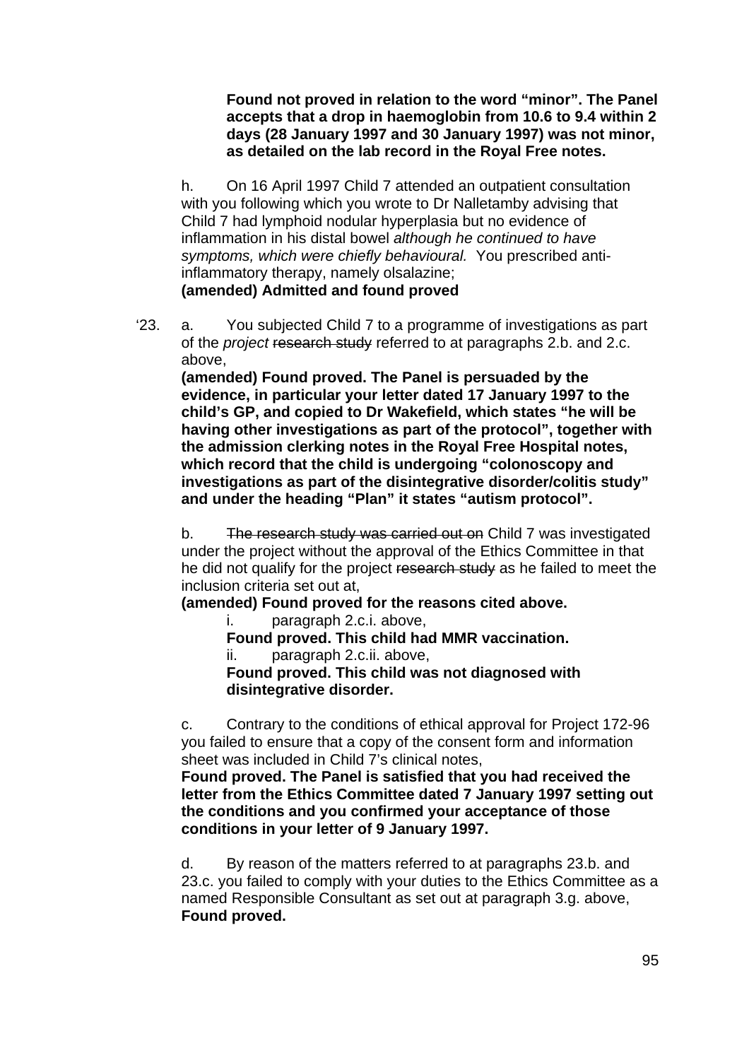**Found not proved in relation to the word "minor". The Panel accepts that a drop in haemoglobin from 10.6 to 9.4 within 2 days (28 January 1997 and 30 January 1997) was not minor, as detailed on the lab record in the Royal Free notes.**

h. On 16 April 1997 Child 7 attended an outpatient consultation with you following which you wrote to Dr Nalletamby advising that Child 7 had lymphoid nodular hyperplasia but no evidence of inflammation in his distal bowel *although he continued to have symptoms, which were chiefly behavioural.* You prescribed anti-inflammatory therapy, namely olsalazine;
**(amended) Admitted and found proved**

'23. a. You subjected Child 7 to a programme of investigations as part of the *project* ~~research study~~ referred to at paragraphs 2.b. and 2.c. above,
**(amended) Found proved. The Panel is persuaded by the evidence, in particular your letter dated 17 January 1997 to the child's GP, and copied to Dr Wakefield, which states "he will be having other investigations as part of the protocol", together with the admission clerking notes in the Royal Free Hospital notes, which record that the child is undergoing "colonoscopy and investigations as part of the disintegrative disorder/colitis study" and under the heading "Plan" it states "autism protocol".**

b. ~~The research study was carried out on~~ Child 7 was investigated under the project without the approval of the Ethics Committee in that he did not qualify for the project ~~research study~~ as he failed to meet the inclusion criteria set out at,
**(amended) Found proved for the reasons cited above.**

i. paragraph 2.c.i. above,
**Found proved. This child had MMR vaccination.**

ii. paragraph 2.c.ii. above,
**Found proved. This child was not diagnosed with disintegrative disorder.**

c. Contrary to the conditions of ethical approval for Project 172-96 you failed to ensure that a copy of the consent form and information sheet was included in Child 7's clinical notes,
**Found proved. The Panel is satisfied that you had received the letter from the Ethics Committee dated 7 January 1997 setting out the conditions and you confirmed your acceptance of those conditions in your letter of 9 January 1997.**

d. By reason of the matters referred to at paragraphs 23.b. and 23.c. you failed to comply with your duties to the Ethics Committee as a named Responsible Consultant as set out at paragraph 3.g. above,
**Found proved.**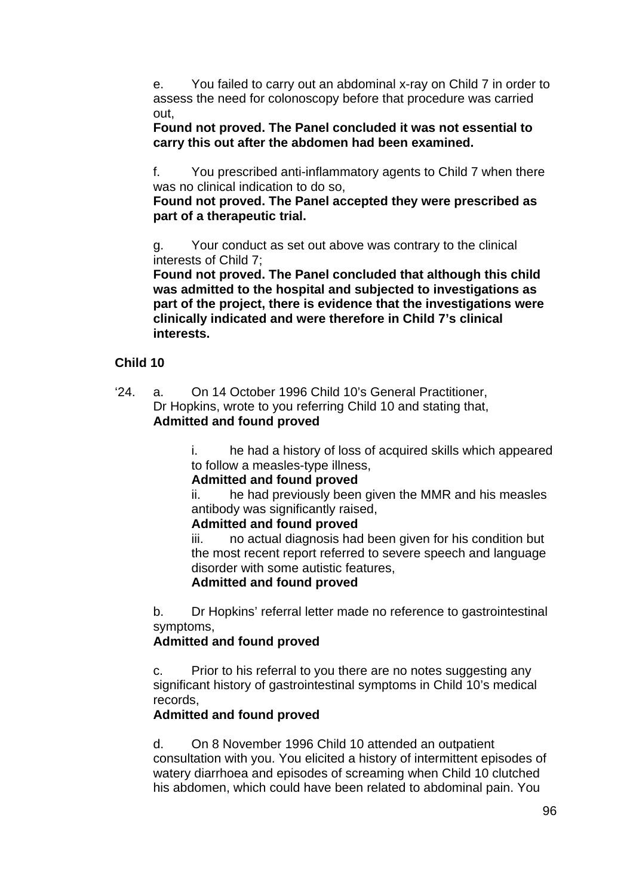e. You failed to carry out an abdominal x-ray on Child 7 in order to assess the need for colonoscopy before that procedure was carried out,

**Found not proved. The Panel concluded it was not essential to carry this out after the abdomen had been examined.**

f. You prescribed anti-inflammatory agents to Child 7 when there was no clinical indication to do so,

**Found not proved. The Panel accepted they were prescribed as part of a therapeutic trial.**

g. Your conduct as set out above was contrary to the clinical interests of Child 7;

**Found not proved. The Panel concluded that although this child was admitted to the hospital and subjected to investigations as part of the project, there is evidence that the investigations were clinically indicated and were therefore in Child 7's clinical interests.**

**Child 10**

'24. a. On 14 October 1996 Child 10's General Practitioner, Dr Hopkins, wrote to you referring Child 10 and stating that,

**Admitted and found proved**

i. he had a history of loss of acquired skills which appeared to follow a measles-type illness,

**Admitted and found proved**

ii. he had previously been given the MMR and his measles antibody was significantly raised,

**Admitted and found proved**

iii. no actual diagnosis had been given for his condition but the most recent report referred to severe speech and language disorder with some autistic features,

**Admitted and found proved**

b. Dr Hopkins' referral letter made no reference to gastrointestinal symptoms,

**Admitted and found proved**

c. Prior to his referral to you there are no notes suggesting any significant history of gastrointestinal symptoms in Child 10's medical records,

**Admitted and found proved**

d. On 8 November 1996 Child 10 attended an outpatient consultation with you. You elicited a history of intermittent episodes of watery diarrhoea and episodes of screaming when Child 10 clutched his abdomen, which could have been related to abdominal pain. You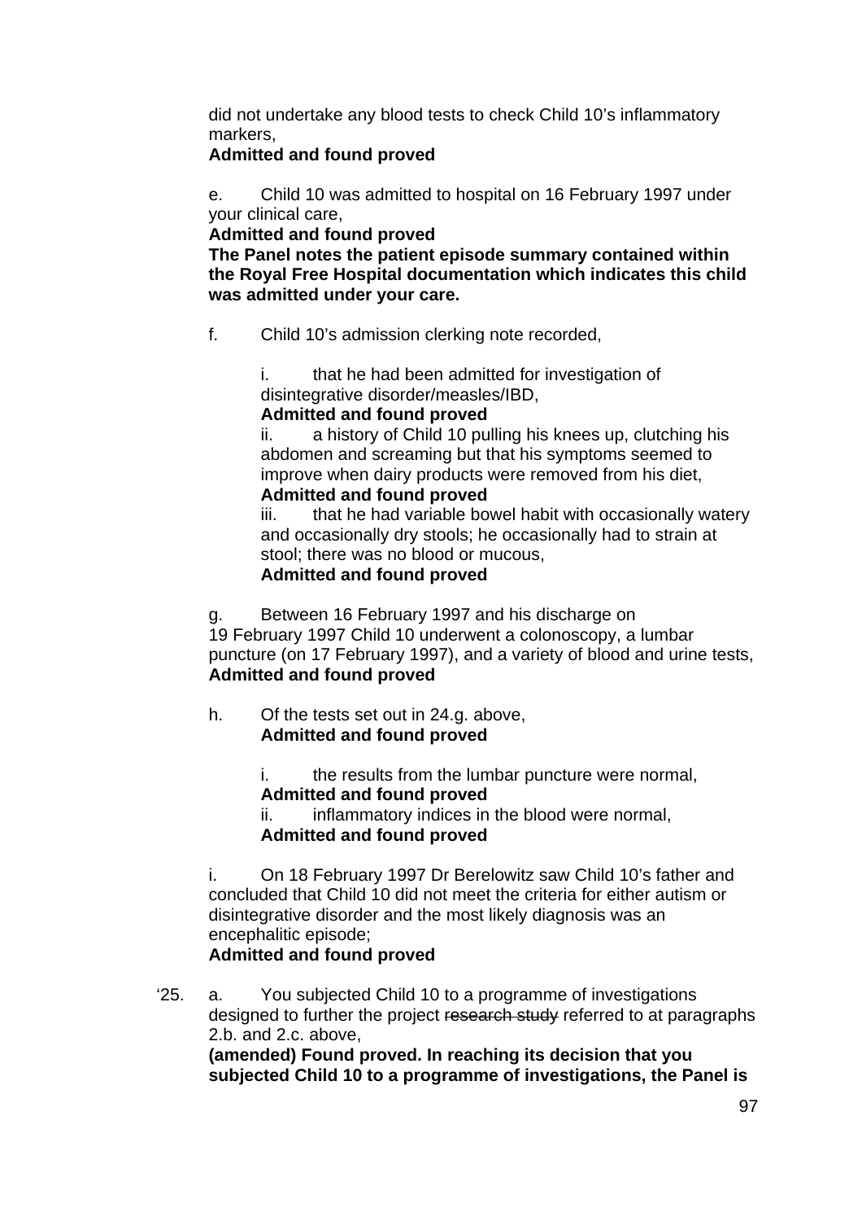did not undertake any blood tests to check Child 10's inflammatory markers,
**Admitted and found proved**

e. Child 10 was admitted to hospital on 16 February 1997 under your clinical care,
**Admitted and found proved**
**The Panel notes the patient episode summary contained within the Royal Free Hospital documentation which indicates this child was admitted under your care.**

f. Child 10's admission clerking note recorded,

i. that he had been admitted for investigation of disintegrative disorder/measles/IBD,
**Admitted and found proved**
ii. a history of Child 10 pulling his knees up, clutching his abdomen and screaming but that his symptoms seemed to improve when dairy products were removed from his diet,
**Admitted and found proved**
iii. that he had variable bowel habit with occasionally watery and occasionally dry stools; he occasionally had to strain at stool; there was no blood or mucous,
**Admitted and found proved**

g. Between 16 February 1997 and his discharge on 19 February 1997 Child 10 underwent a colonoscopy, a lumbar puncture (on 17 February 1997), and a variety of blood and urine tests,
**Admitted and found proved**

h. Of the tests set out in 24.g. above,
**Admitted and found proved**

i. the results from the lumbar puncture were normal,
**Admitted and found proved**
ii. inflammatory indices in the blood were normal,
**Admitted and found proved**

i. On 18 February 1997 Dr Berelowitz saw Child 10's father and concluded that Child 10 did not meet the criteria for either autism or disintegrative disorder and the most likely diagnosis was an encephalitic episode;
**Admitted and found proved**

'25. a. You subjected Child 10 to a programme of investigations designed to further the project ~~research study~~ referred to at paragraphs 2.b. and 2.c. above,
**(amended) Found proved. In reaching its decision that you subjected Child 10 to a programme of investigations, the Panel is**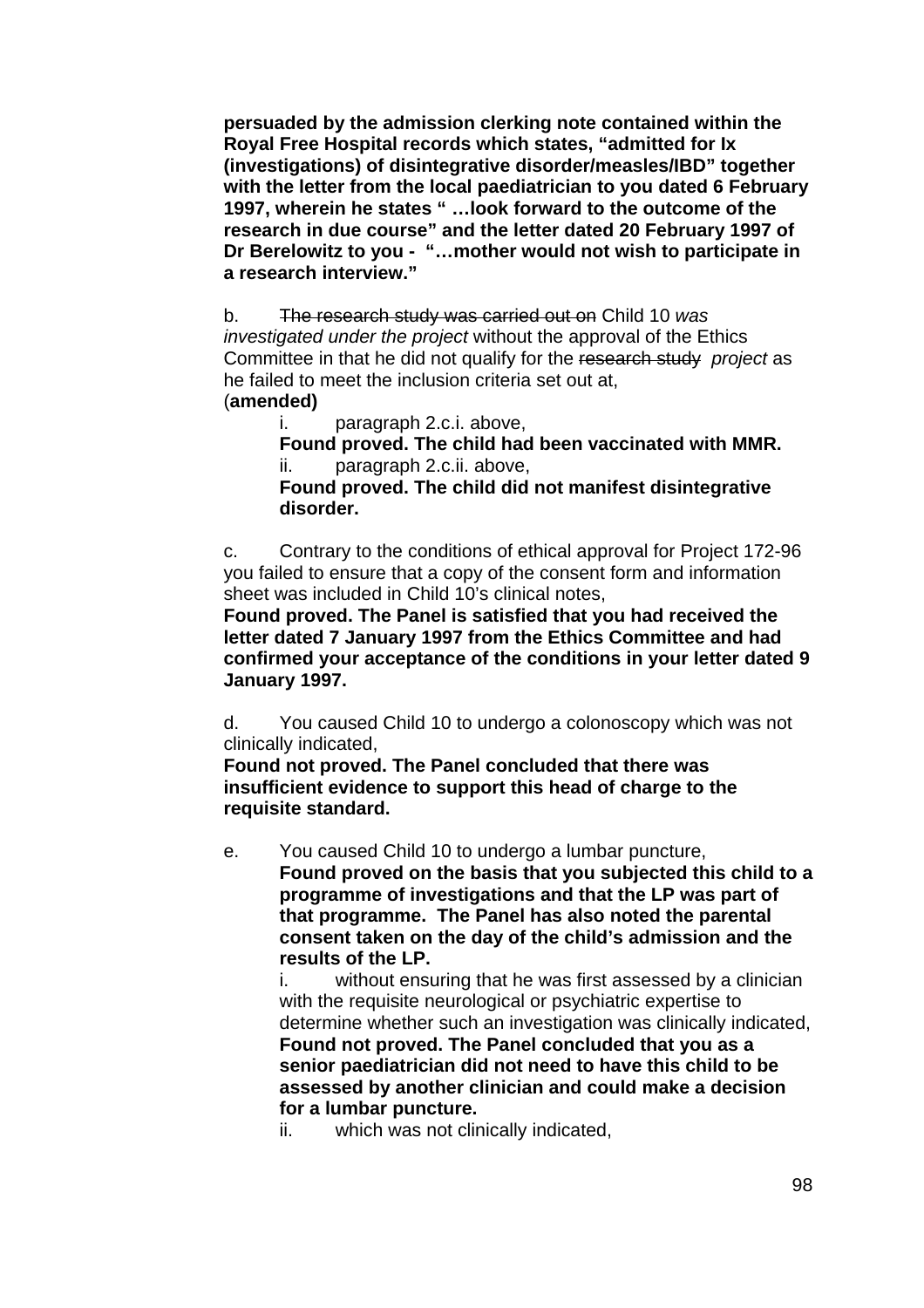**persuaded by the admission clerking note contained within the Royal Free Hospital records which states, "admitted for Ix (investigations) of disintegrative disorder/measles/IBD" together with the letter from the local paediatrician to you dated 6 February 1997, wherein he states " …look forward to the outcome of the research in due course" and the letter dated 20 February 1997 of Dr Berelowitz to you - "…mother would not wish to participate in a research interview."**

b. ~~The research study was carried out on~~ Child 10 *was investigated under the project* without the approval of the Ethics Committee in that he did not qualify for the ~~research study~~ *project* as he failed to meet the inclusion criteria set out at,
(**amended)**

> i. paragraph 2.c.i. above,
> **Found proved. The child had been vaccinated with MMR.**
>
> ii. paragraph 2.c.ii. above,
> **Found proved. The child did not manifest disintegrative disorder.**

c. Contrary to the conditions of ethical approval for Project 172-96 you failed to ensure that a copy of the consent form and information sheet was included in Child 10's clinical notes,
**Found proved. The Panel is satisfied that you had received the letter dated 7 January 1997 from the Ethics Committee and had confirmed your acceptance of the conditions in your letter dated 9 January 1997.**

d. You caused Child 10 to undergo a colonoscopy which was not clinically indicated,
**Found not proved. The Panel concluded that there was insufficient evidence to support this head of charge to the requisite standard.**

e. You caused Child 10 to undergo a lumbar puncture,
**Found proved on the basis that you subjected this child to a programme of investigations and that the LP was part of that programme. The Panel has also noted the parental consent taken on the day of the child's admission and the results of the LP.**

> i. without ensuring that he was first assessed by a clinician with the requisite neurological or psychiatric expertise to determine whether such an investigation was clinically indicated,
> **Found not proved. The Panel concluded that you as a senior paediatrician did not need to have this child to be assessed by another clinician and could make a decision for a lumbar puncture.**
>
> ii. which was not clinically indicated,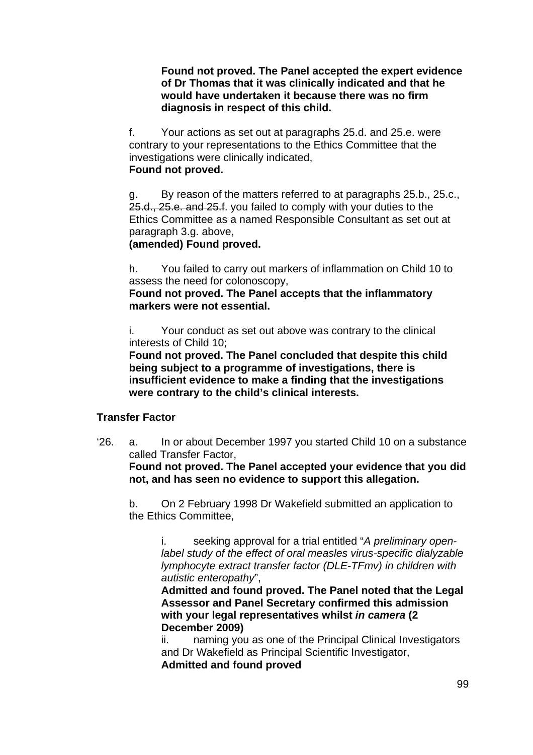**Found not proved. The Panel accepted the expert evidence of Dr Thomas that it was clinically indicated and that he would have undertaken it because there was no firm diagnosis in respect of this child.**

f. Your actions as set out at paragraphs 25.d. and 25.e. were contrary to your representations to the Ethics Committee that the investigations were clinically indicated,
**Found not proved.**

g. By reason of the matters referred to at paragraphs 25.b., 25.c., ~~25.d., 25.e. and 25.f~~. you failed to comply with your duties to the Ethics Committee as a named Responsible Consultant as set out at paragraph 3.g. above,
**(amended) Found proved.**

h. You failed to carry out markers of inflammation on Child 10 to assess the need for colonoscopy,
**Found not proved. The Panel accepts that the inflammatory markers were not essential.**

i. Your conduct as set out above was contrary to the clinical interests of Child 10;
**Found not proved. The Panel concluded that despite this child being subject to a programme of investigations, there is insufficient evidence to make a finding that the investigations were contrary to the child's clinical interests.**

**Transfer Factor**

'26. a. In or about December 1997 you started Child 10 on a substance called Transfer Factor,
**Found not proved. The Panel accepted your evidence that you did not, and has seen no evidence to support this allegation.**

b. On 2 February 1998 Dr Wakefield submitted an application to the Ethics Committee,

i. seeking approval for a trial entitled "*A preliminary open-label study of the effect of oral measles virus-specific dialyzable lymphocyte extract transfer factor (DLE-TFmv) in children with autistic enteropathy*",
**Admitted and found proved. The Panel noted that the Legal Assessor and Panel Secretary confirmed this admission with your legal representatives whilst *in camera* (2 December 2009)**

ii. naming you as one of the Principal Clinical Investigators and Dr Wakefield as Principal Scientific Investigator,
**Admitted and found proved**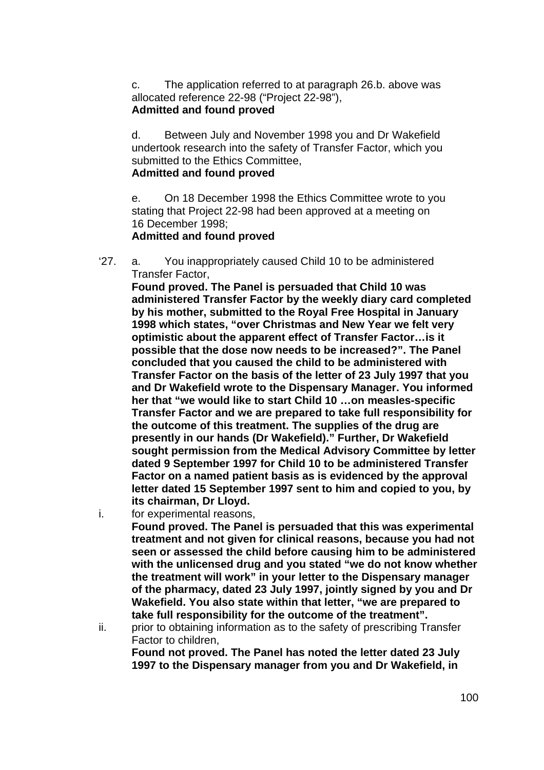c. The application referred to at paragraph 26.b. above was allocated reference 22-98 ("Project 22-98"),
**Admitted and found proved**

d. Between July and November 1998 you and Dr Wakefield undertook research into the safety of Transfer Factor, which you submitted to the Ethics Committee,
**Admitted and found proved**

e. On 18 December 1998 the Ethics Committee wrote to you stating that Project 22-98 had been approved at a meeting on 16 December 1998;
**Admitted and found proved**

'27. a. You inappropriately caused Child 10 to be administered Transfer Factor,
**Found proved. The Panel is persuaded that Child 10 was administered Transfer Factor by the weekly diary card completed by his mother, submitted to the Royal Free Hospital in January 1998 which states, "over Christmas and New Year we felt very optimistic about the apparent effect of Transfer Factor…is it possible that the dose now needs to be increased?". The Panel concluded that you caused the child to be administered with Transfer Factor on the basis of the letter of 23 July 1997 that you and Dr Wakefield wrote to the Dispensary Manager. You informed her that "we would like to start Child 10 …on measles-specific Transfer Factor and we are prepared to take full responsibility for the outcome of this treatment. The supplies of the drug are presently in our hands (Dr Wakefield)." Further, Dr Wakefield sought permission from the Medical Advisory Committee by letter dated 9 September 1997 for Child 10 to be administered Transfer Factor on a named patient basis as is evidenced by the approval letter dated 15 September 1997 sent to him and copied to you, by its chairman, Dr Lloyd.**

i. for experimental reasons,
**Found proved. The Panel is persuaded that this was experimental treatment and not given for clinical reasons, because you had not seen or assessed the child before causing him to be administered with the unlicensed drug and you stated "we do not know whether the treatment will work" in your letter to the Dispensary manager of the pharmacy, dated 23 July 1997, jointly signed by you and Dr Wakefield. You also state within that letter, "we are prepared to take full responsibility for the outcome of the treatment".**

ii. prior to obtaining information as to the safety of prescribing Transfer Factor to children,
**Found not proved. The Panel has noted the letter dated 23 July 1997 to the Dispensary manager from you and Dr Wakefield, in**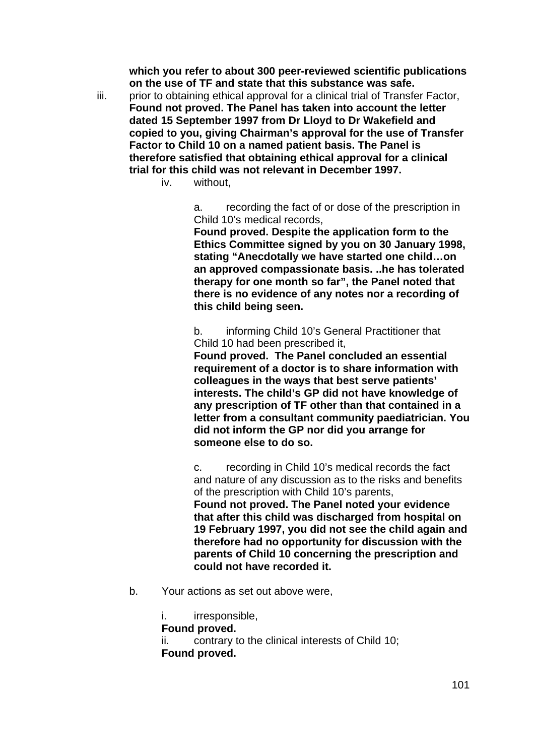**which you refer to about 300 peer-reviewed scientific publications on the use of TF and state that this substance was safe.**

iii. prior to obtaining ethical approval for a clinical trial of Transfer Factor,
**Found not proved. The Panel has taken into account the letter dated 15 September 1997 from Dr Lloyd to Dr Wakefield and copied to you, giving Chairman's approval for the use of Transfer Factor to Child 10 on a named patient basis. The Panel is therefore satisfied that obtaining ethical approval for a clinical trial for this child was not relevant in December 1997.**

iv. without,

a. recording the fact of or dose of the prescription in Child 10's medical records,
**Found proved. Despite the application form to the Ethics Committee signed by you on 30 January 1998, stating "Anecdotally we have started one child…on an approved compassionate basis. ..he has tolerated therapy for one month so far", the Panel noted that there is no evidence of any notes nor a recording of this child being seen.**

b. informing Child 10's General Practitioner that Child 10 had been prescribed it,
**Found proved. The Panel concluded an essential requirement of a doctor is to share information with colleagues in the ways that best serve patients' interests. The child's GP did not have knowledge of any prescription of TF other than that contained in a letter from a consultant community paediatrician. You did not inform the GP nor did you arrange for someone else to do so.**

c. recording in Child 10's medical records the fact and nature of any discussion as to the risks and benefits of the prescription with Child 10's parents,
**Found not proved. The Panel noted your evidence that after this child was discharged from hospital on 19 February 1997, you did not see the child again and therefore had no opportunity for discussion with the parents of Child 10 concerning the prescription and could not have recorded it.**

b. Your actions as set out above were,

i. irresponsible,
**Found proved.**
ii. contrary to the clinical interests of Child 10;
**Found proved.**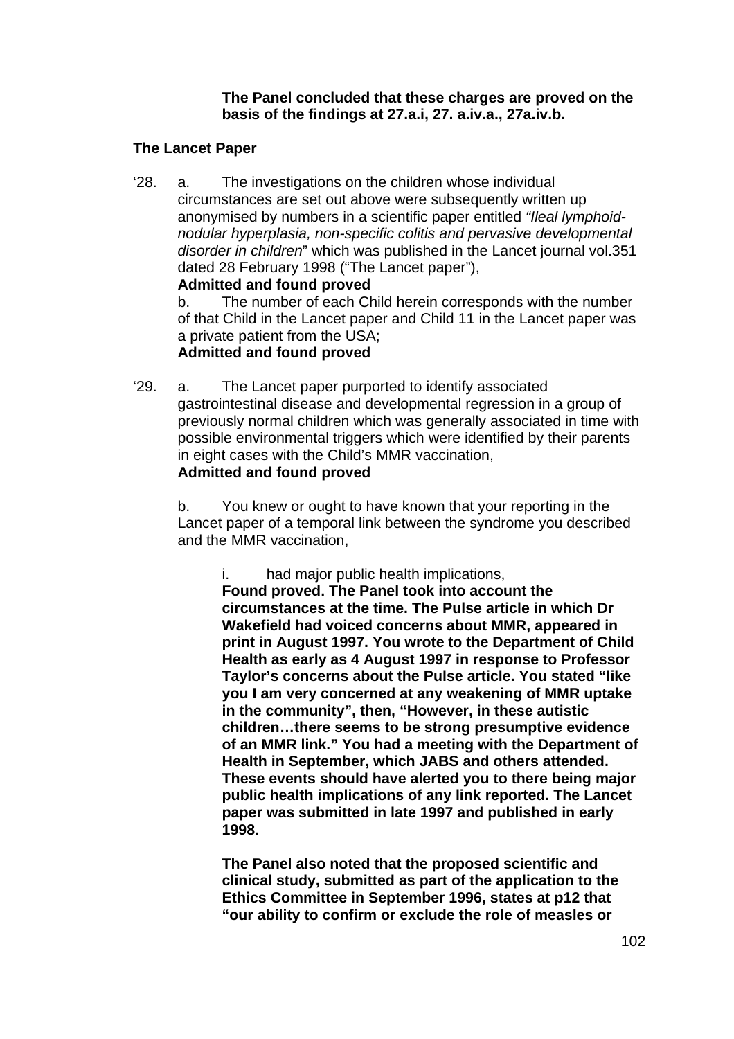**The Panel concluded that these charges are proved on the basis of the findings at 27.a.i, 27. a.iv.a., 27a.iv.b.**

**The Lancet Paper**

'28. a. The investigations on the children whose individual circumstances are set out above were subsequently written up anonymised by numbers in a scientific paper entitled *"Ileal lymphoid-nodular hyperplasia, non-specific colitis and pervasive developmental disorder in children*" which was published in the Lancet journal vol.351 dated 28 February 1998 ("The Lancet paper"),
**Admitted and found proved**

b. The number of each Child herein corresponds with the number of that Child in the Lancet paper and Child 11 in the Lancet paper was a private patient from the USA;
**Admitted and found proved**

'29. a. The Lancet paper purported to identify associated gastrointestinal disease and developmental regression in a group of previously normal children which was generally associated in time with possible environmental triggers which were identified by their parents in eight cases with the Child's MMR vaccination,
**Admitted and found proved**

b. You knew or ought to have known that your reporting in the Lancet paper of a temporal link between the syndrome you described and the MMR vaccination,

i. had major public health implications,
**Found proved. The Panel took into account the circumstances at the time. The Pulse article in which Dr Wakefield had voiced concerns about MMR, appeared in print in August 1997. You wrote to the Department of Child Health as early as 4 August 1997 in response to Professor Taylor's concerns about the Pulse article. You stated "like you I am very concerned at any weakening of MMR uptake in the community", then, "However, in these autistic children…there seems to be strong presumptive evidence of an MMR link." You had a meeting with the Department of Health in September, which JABS and others attended. These events should have alerted you to there being major public health implications of any link reported. The Lancet paper was submitted in late 1997 and published in early 1998.**

**The Panel also noted that the proposed scientific and clinical study, submitted as part of the application to the Ethics Committee in September 1996, states at p12 that "our ability to confirm or exclude the role of measles or**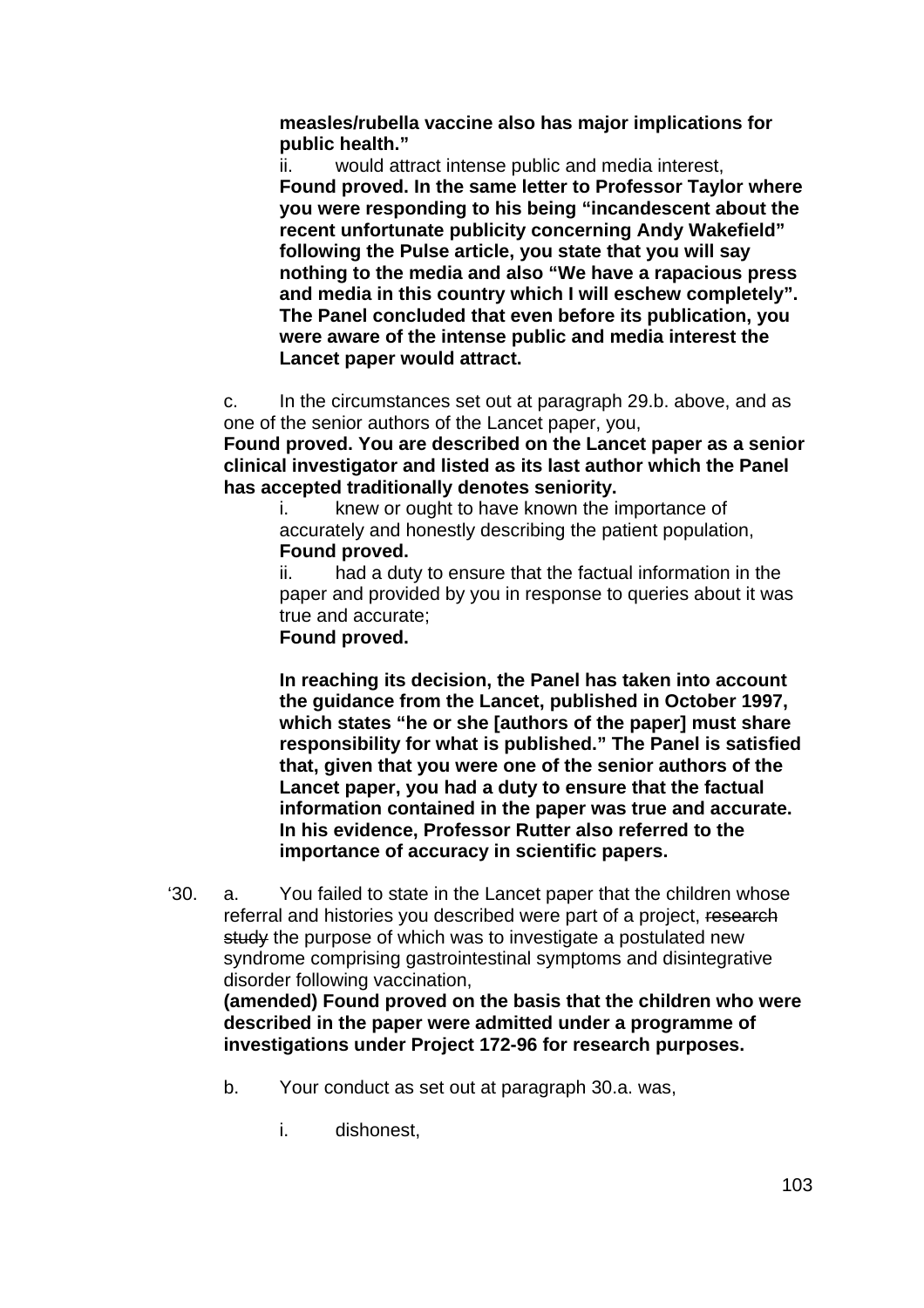**measles/rubella vaccine also has major implications for public health."**

ii. would attract intense public and media interest,

**Found proved. In the same letter to Professor Taylor where you were responding to his being "incandescent about the recent unfortunate publicity concerning Andy Wakefield" following the Pulse article, you state that you will say nothing to the media and also "We have a rapacious press and media in this country which I will eschew completely". The Panel concluded that even before its publication, you were aware of the intense public and media interest the Lancet paper would attract.**

c. In the circumstances set out at paragraph 29.b. above, and as one of the senior authors of the Lancet paper, you,

**Found proved. You are described on the Lancet paper as a senior clinical investigator and listed as its last author which the Panel has accepted traditionally denotes seniority.**

i. knew or ought to have known the importance of accurately and honestly describing the patient population,

**Found proved.**

ii. had a duty to ensure that the factual information in the paper and provided by you in response to queries about it was true and accurate;

**Found proved.**

**In reaching its decision, the Panel has taken into account the guidance from the Lancet, published in October 1997, which states "he or she [authors of the paper] must share responsibility for what is published." The Panel is satisfied that, given that you were one of the senior authors of the Lancet paper, you had a duty to ensure that the factual information contained in the paper was true and accurate. In his evidence, Professor Rutter also referred to the importance of accuracy in scientific papers.**

'30. a. You failed to state in the Lancet paper that the children whose referral and histories you described were part of a project, ~~research study~~ the purpose of which was to investigate a postulated new syndrome comprising gastrointestinal symptoms and disintegrative disorder following vaccination,

**(amended) Found proved on the basis that the children who were described in the paper were admitted under a programme of investigations under Project 172-96 for research purposes.**

b. Your conduct as set out at paragraph 30.a. was,

i. dishonest,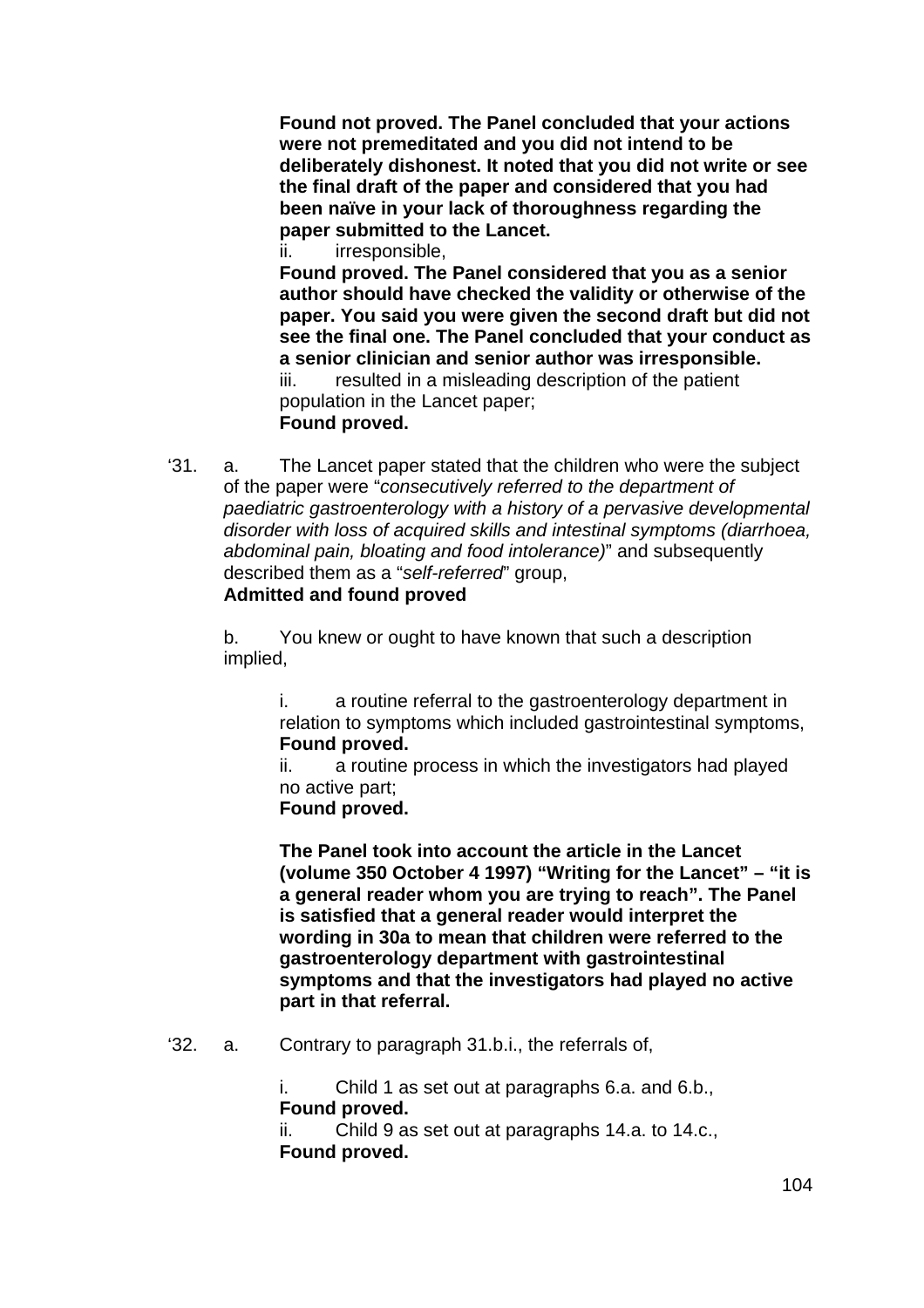**Found not proved. The Panel concluded that your actions were not premeditated and you did not intend to be deliberately dishonest. It noted that you did not write or see the final draft of the paper and considered that you had been naïve in your lack of thoroughness regarding the paper submitted to the Lancet.**

ii. irresponsible,

**Found proved. The Panel considered that you as a senior author should have checked the validity or otherwise of the paper. You said you were given the second draft but did not see the final one. The Panel concluded that your conduct as a senior clinician and senior author was irresponsible.**

iii. resulted in a misleading description of the patient population in the Lancet paper;

**Found proved.**

'31. a. The Lancet paper stated that the children who were the subject of the paper were "*consecutively referred to the department of paediatric gastroenterology with a history of a pervasive developmental disorder with loss of acquired skills and intestinal symptoms (diarrhoea, abdominal pain, bloating and food intolerance)*" and subsequently described them as a "*self-referred*" group,

**Admitted and found proved**

b. You knew or ought to have known that such a description implied,

i. a routine referral to the gastroenterology department in relation to symptoms which included gastrointestinal symptoms,

**Found proved.**

ii. a routine process in which the investigators had played no active part;

**Found proved.**

**The Panel took into account the article in the Lancet (volume 350 October 4 1997) "Writing for the Lancet" – "it is a general reader whom you are trying to reach". The Panel is satisfied that a general reader would interpret the wording in 30a to mean that children were referred to the gastroenterology department with gastrointestinal symptoms and that the investigators had played no active part in that referral.**

'32. a. Contrary to paragraph 31.b.i., the referrals of,

i. Child 1 as set out at paragraphs 6.a. and 6.b.,

**Found proved.**

ii. Child 9 as set out at paragraphs 14.a. to 14.c.,

**Found proved.**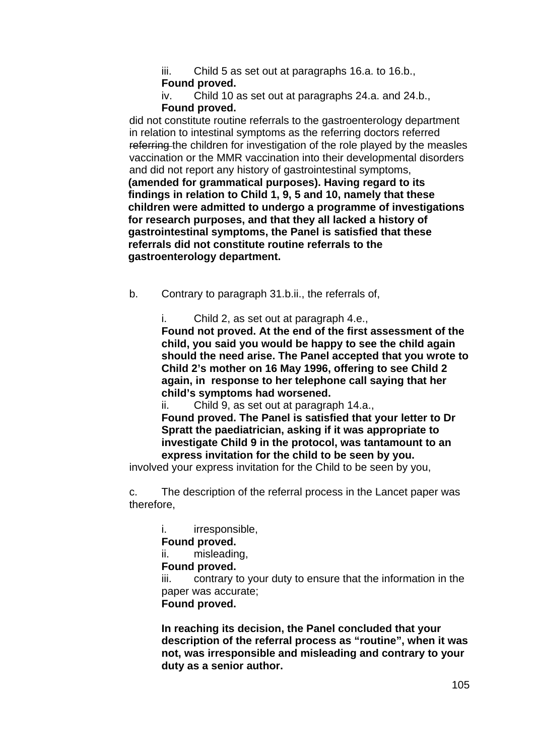iii. Child 5 as set out at paragraphs 16.a. to 16.b.,
**Found proved.**

iv. Child 10 as set out at paragraphs 24.a. and 24.b.,
**Found proved.**

did not constitute routine referrals to the gastroenterology department in relation to intestinal symptoms as the referring doctors referred ~~referring~~ the children for investigation of the role played by the measles vaccination or the MMR vaccination into their developmental disorders and did not report any history of gastrointestinal symptoms,
**(amended for grammatical purposes). Having regard to its findings in relation to Child 1, 9, 5 and 10, namely that these children were admitted to undergo a programme of investigations for research purposes, and that they all lacked a history of gastrointestinal symptoms, the Panel is satisfied that these referrals did not constitute routine referrals to the gastroenterology department.**

b. Contrary to paragraph 31.b.ii., the referrals of,

i. Child 2, as set out at paragraph 4.e.,
**Found not proved. At the end of the first assessment of the child, you said you would be happy to see the child again should the need arise. The Panel accepted that you wrote to Child 2's mother on 16 May 1996, offering to see Child 2 again, in response to her telephone call saying that her child's symptoms had worsened.**

ii. Child 9, as set out at paragraph 14.a.,
**Found proved. The Panel is satisfied that your letter to Dr Spratt the paediatrician, asking if it was appropriate to investigate Child 9 in the protocol, was tantamount to an express invitation for the child to be seen by you.**

involved your express invitation for the Child to be seen by you,

c. The description of the referral process in the Lancet paper was therefore,

i. irresponsible,
**Found proved.**

ii. misleading,
**Found proved.**

iii. contrary to your duty to ensure that the information in the paper was accurate;
**Found proved.**

**In reaching its decision, the Panel concluded that your description of the referral process as "routine", when it was not, was irresponsible and misleading and contrary to your duty as a senior author.**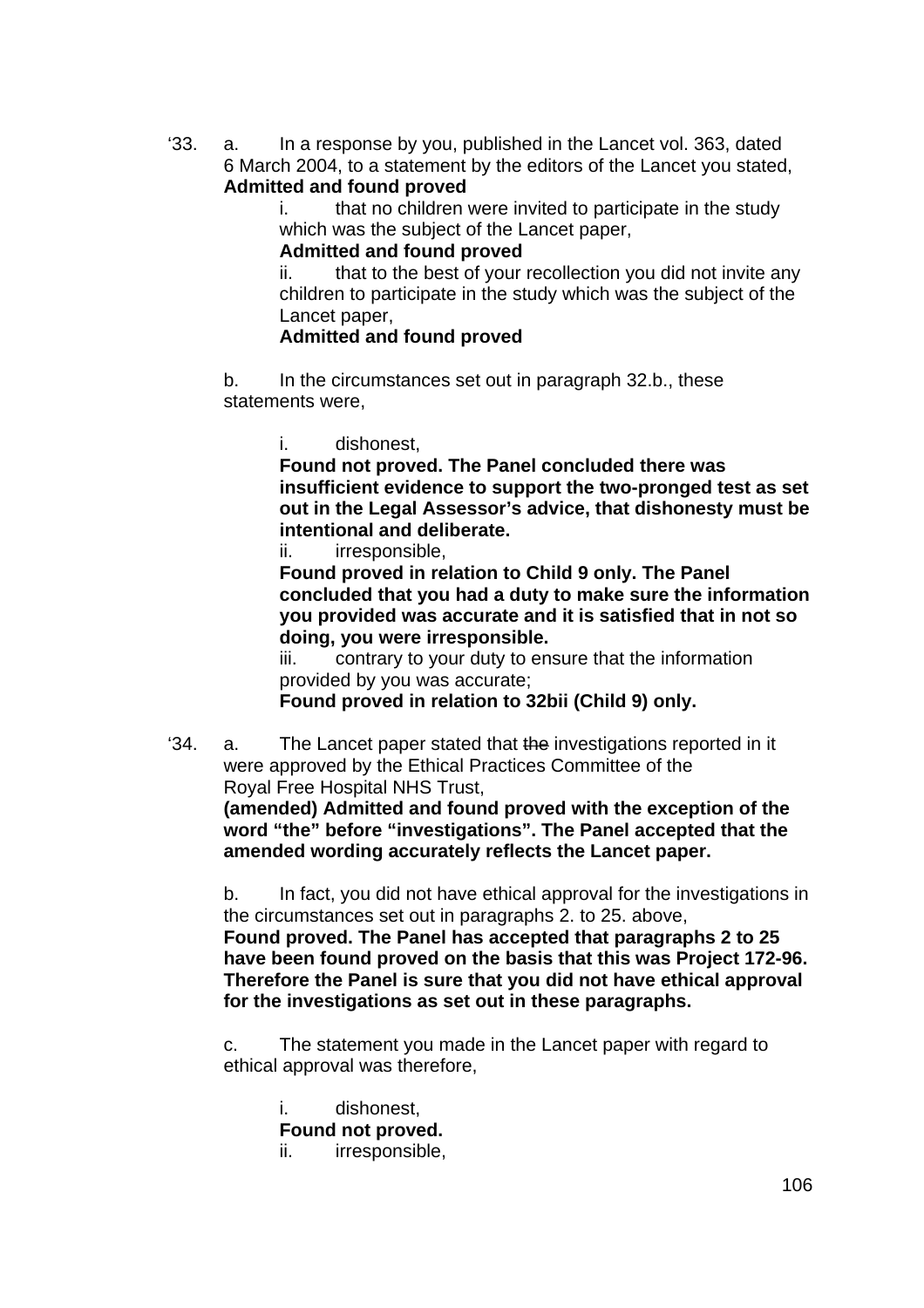‘33. a. In a response by you, published in the Lancet vol. 363, dated 6 March 2004, to a statement by the editors of the Lancet you stated,
**Admitted and found proved**

i. that no children were invited to participate in the study which was the subject of the Lancet paper,
**Admitted and found proved**

ii. that to the best of your recollection you did not invite any children to participate in the study which was the subject of the Lancet paper,
**Admitted and found proved**

b. In the circumstances set out in paragraph 32.b., these statements were,

i. dishonest,
**Found not proved. The Panel concluded there was insufficient evidence to support the two-pronged test as set out in the Legal Assessor’s advice, that dishonesty must be intentional and deliberate.**

ii. irresponsible,
**Found proved in relation to Child 9 only. The Panel concluded that you had a duty to make sure the information you provided was accurate and it is satisfied that in not so doing, you were irresponsible.**

iii. contrary to your duty to ensure that the information provided by you was accurate;
**Found proved in relation to 32bii (Child 9) only.**

‘34. a. The Lancet paper stated that ~~the~~ investigations reported in it were approved by the Ethical Practices Committee of the Royal Free Hospital NHS Trust,
**(amended) Admitted and found proved with the exception of the word “the” before “investigations”. The Panel accepted that the amended wording accurately reflects the Lancet paper.**

b. In fact, you did not have ethical approval for the investigations in the circumstances set out in paragraphs 2. to 25. above,
**Found proved. The Panel has accepted that paragraphs 2 to 25 have been found proved on the basis that this was Project 172-96. Therefore the Panel is sure that you did not have ethical approval for the investigations as set out in these paragraphs.**

c. The statement you made in the Lancet paper with regard to ethical approval was therefore,

i. dishonest,
**Found not proved.**

ii. irresponsible,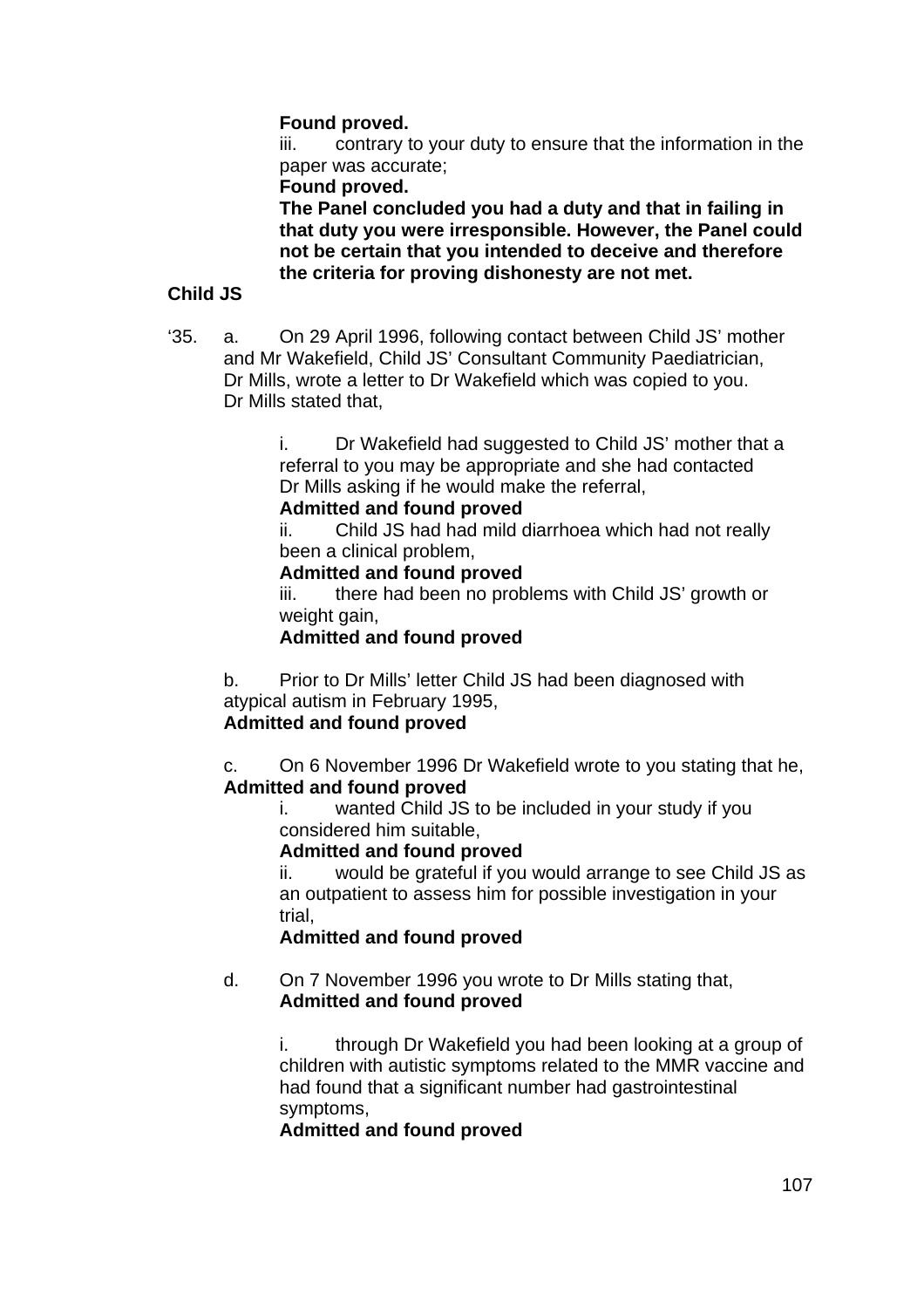**Found proved.**

iii. contrary to your duty to ensure that the information in the paper was accurate;

**Found proved.**

**The Panel concluded you had a duty and that in failing in that duty you were irresponsible. However, the Panel could not be certain that you intended to deceive and therefore the criteria for proving dishonesty are not met.**

**Child JS**

‘35. a. On 29 April 1996, following contact between Child JS’ mother and Mr Wakefield, Child JS’ Consultant Community Paediatrician, Dr Mills, wrote a letter to Dr Wakefield which was copied to you. Dr Mills stated that,

i. Dr Wakefield had suggested to Child JS’ mother that a referral to you may be appropriate and she had contacted Dr Mills asking if he would make the referral,

**Admitted and found proved**

ii. Child JS had had mild diarrhoea which had not really been a clinical problem,

**Admitted and found proved**

iii. there had been no problems with Child JS’ growth or weight gain,

**Admitted and found proved**

b. Prior to Dr Mills’ letter Child JS had been diagnosed with atypical autism in February 1995,

**Admitted and found proved**

c. On 6 November 1996 Dr Wakefield wrote to you stating that he,

**Admitted and found proved**

i. wanted Child JS to be included in your study if you considered him suitable,

**Admitted and found proved**

ii. would be grateful if you would arrange to see Child JS as an outpatient to assess him for possible investigation in your trial,

**Admitted and found proved**

d. On 7 November 1996 you wrote to Dr Mills stating that,

**Admitted and found proved**

i. through Dr Wakefield you had been looking at a group of children with autistic symptoms related to the MMR vaccine and had found that a significant number had gastrointestinal symptoms,

**Admitted and found proved**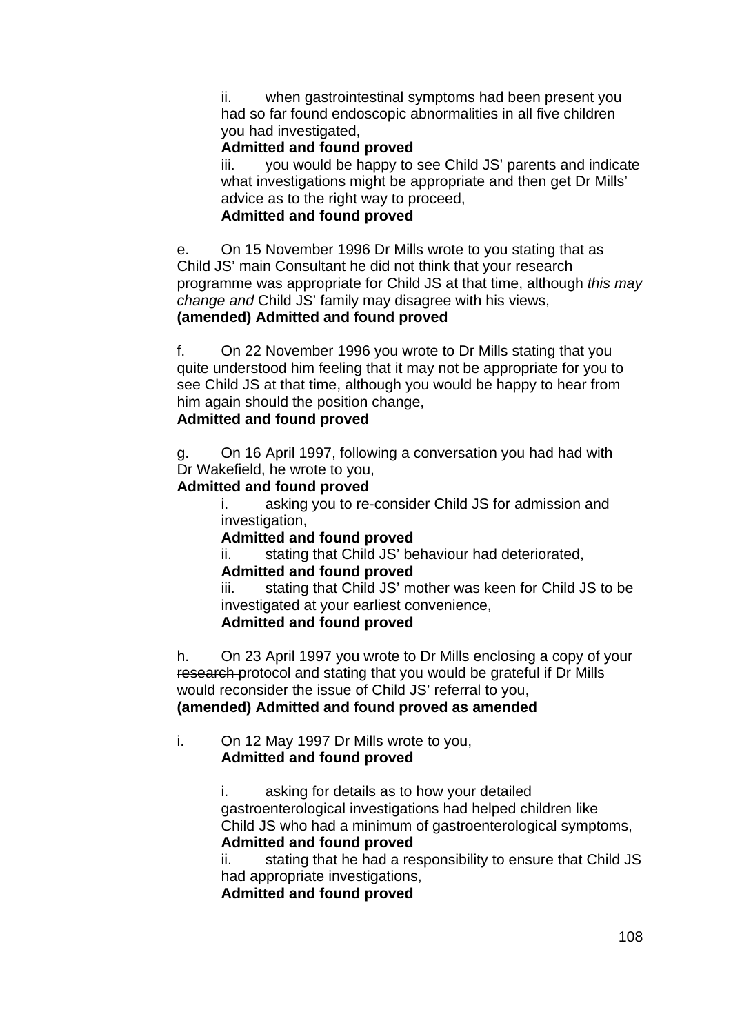ii. when gastrointestinal symptoms had been present you had so far found endoscopic abnormalities in all five children you had investigated,
**Admitted and found proved**
iii. you would be happy to see Child JS' parents and indicate what investigations might be appropriate and then get Dr Mills' advice as to the right way to proceed,
**Admitted and found proved**

e. On 15 November 1996 Dr Mills wrote to you stating that as Child JS' main Consultant he did not think that your research programme was appropriate for Child JS at that time, although *this may change and* Child JS' family may disagree with his views,
**(amended) Admitted and found proved**

f. On 22 November 1996 you wrote to Dr Mills stating that you quite understood him feeling that it may not be appropriate for you to see Child JS at that time, although you would be happy to hear from him again should the position change,
**Admitted and found proved**

g. On 16 April 1997, following a conversation you had had with Dr Wakefield, he wrote to you,
**Admitted and found proved**
i. asking you to re-consider Child JS for admission and investigation,
**Admitted and found proved**
ii. stating that Child JS' behaviour had deteriorated,
**Admitted and found proved**
iii. stating that Child JS' mother was keen for Child JS to be investigated at your earliest convenience,
**Admitted and found proved**

h. On 23 April 1997 you wrote to Dr Mills enclosing a copy of your ~~research~~ protocol and stating that you would be grateful if Dr Mills would reconsider the issue of Child JS' referral to you,
**(amended) Admitted and found proved as amended**

i. On 12 May 1997 Dr Mills wrote to you,
**Admitted and found proved**

i. asking for details as to how your detailed gastroenterological investigations had helped children like Child JS who had a minimum of gastroenterological symptoms,
**Admitted and found proved**
ii. stating that he had a responsibility to ensure that Child JS had appropriate investigations,
**Admitted and found proved**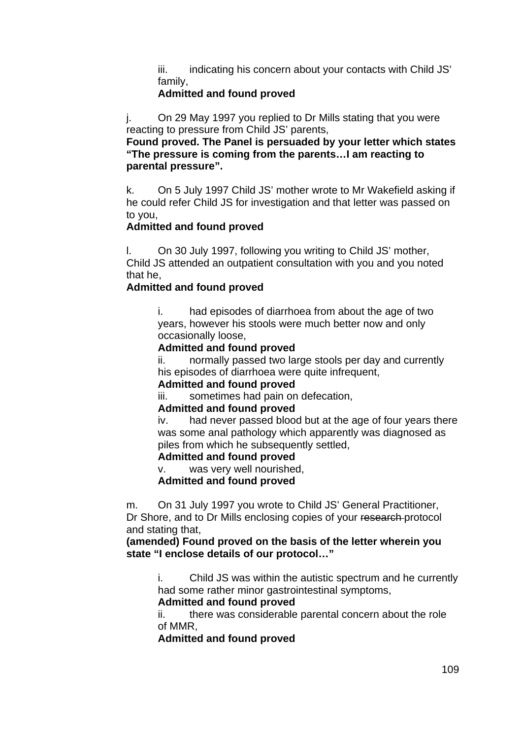iii. indicating his concern about your contacts with Child JS' family,
**Admitted and found proved**

j. On 29 May 1997 you replied to Dr Mills stating that you were reacting to pressure from Child JS' parents,
**Found proved. The Panel is persuaded by your letter which states "The pressure is coming from the parents…I am reacting to parental pressure".**

k. On 5 July 1997 Child JS' mother wrote to Mr Wakefield asking if he could refer Child JS for investigation and that letter was passed on to you,
**Admitted and found proved**

l. On 30 July 1997, following you writing to Child JS' mother, Child JS attended an outpatient consultation with you and you noted that he,
**Admitted and found proved**

i. had episodes of diarrhoea from about the age of two years, however his stools were much better now and only occasionally loose,
**Admitted and found proved**
ii. normally passed two large stools per day and currently his episodes of diarrhoea were quite infrequent,
**Admitted and found proved**
iii. sometimes had pain on defecation,
**Admitted and found proved**
iv. had never passed blood but at the age of four years there was some anal pathology which apparently was diagnosed as piles from which he subsequently settled,
**Admitted and found proved**
v. was very well nourished,
**Admitted and found proved**

m. On 31 July 1997 you wrote to Child JS' General Practitioner, Dr Shore, and to Dr Mills enclosing copies of your ~~research~~ protocol and stating that,
**(amended) Found proved on the basis of the letter wherein you state "I enclose details of our protocol…"**

i. Child JS was within the autistic spectrum and he currently had some rather minor gastrointestinal symptoms,
**Admitted and found proved**
ii. there was considerable parental concern about the role of MMR,
**Admitted and found proved**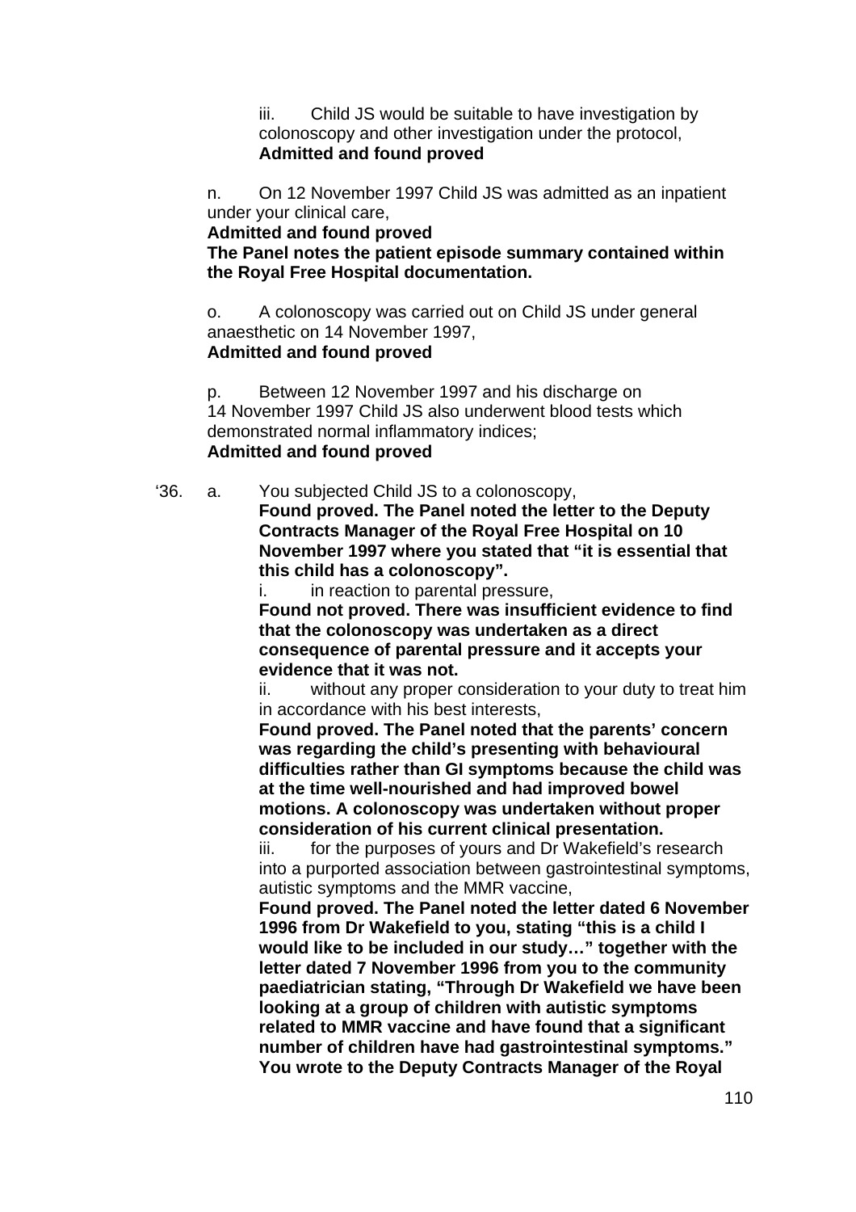iii. Child JS would be suitable to have investigation by colonoscopy and other investigation under the protocol,
**Admitted and found proved**

n. On 12 November 1997 Child JS was admitted as an inpatient under your clinical care,
**Admitted and found proved**
**The Panel notes the patient episode summary contained within the Royal Free Hospital documentation.**

o. A colonoscopy was carried out on Child JS under general anaesthetic on 14 November 1997,
**Admitted and found proved**

p. Between 12 November 1997 and his discharge on 14 November 1997 Child JS also underwent blood tests which demonstrated normal inflammatory indices;
**Admitted and found proved**

'36. a. You subjected Child JS to a colonoscopy,
**Found proved. The Panel noted the letter to the Deputy Contracts Manager of the Royal Free Hospital on 10 November 1997 where you stated that "it is essential that this child has a colonoscopy".**

i. in reaction to parental pressure,
**Found not proved. There was insufficient evidence to find that the colonoscopy was undertaken as a direct consequence of parental pressure and it accepts your evidence that it was not.**

ii. without any proper consideration to your duty to treat him in accordance with his best interests,
**Found proved. The Panel noted that the parents' concern was regarding the child's presenting with behavioural difficulties rather than GI symptoms because the child was at the time well-nourished and had improved bowel motions. A colonoscopy was undertaken without proper consideration of his current clinical presentation.**

iii. for the purposes of yours and Dr Wakefield's research into a purported association between gastrointestinal symptoms, autistic symptoms and the MMR vaccine,
**Found proved. The Panel noted the letter dated 6 November 1996 from Dr Wakefield to you, stating "this is a child I would like to be included in our study…" together with the letter dated 7 November 1996 from you to the community paediatrician stating, "Through Dr Wakefield we have been looking at a group of children with autistic symptoms related to MMR vaccine and have found that a significant number of children have had gastrointestinal symptoms." You wrote to the Deputy Contracts Manager of the Royal**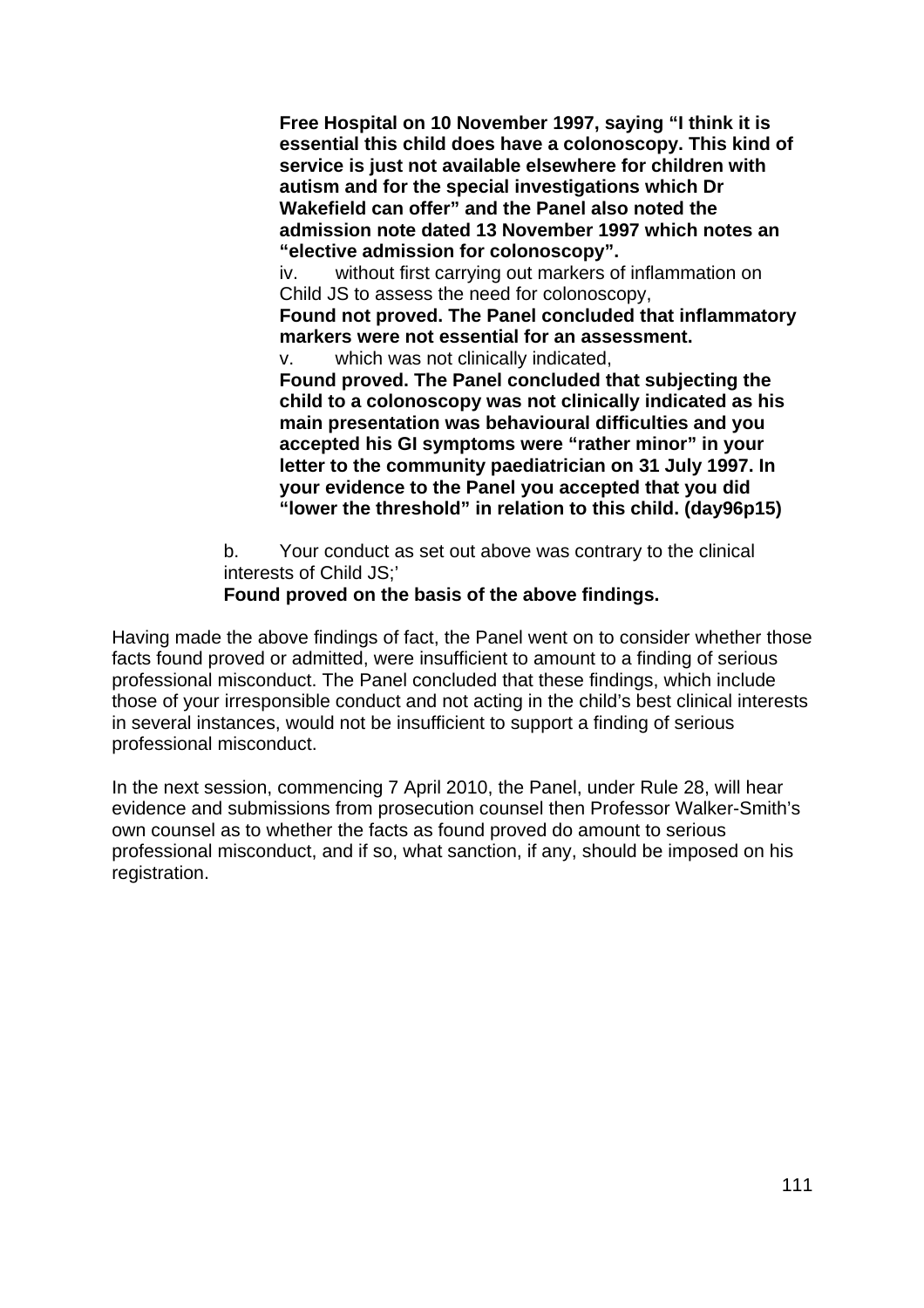**Free Hospital on 10 November 1997, saying "I think it is essential this child does have a colonoscopy. This kind of service is just not available elsewhere for children with autism and for the special investigations which Dr Wakefield can offer" and the Panel also noted the admission note dated 13 November 1997 which notes an "elective admission for colonoscopy".**

iv. without first carrying out markers of inflammation on Child JS to assess the need for colonoscopy,

**Found not proved. The Panel concluded that inflammatory markers were not essential for an assessment.**

v. which was not clinically indicated,

**Found proved. The Panel concluded that subjecting the child to a colonoscopy was not clinically indicated as his main presentation was behavioural difficulties and you accepted his GI symptoms were "rather minor" in your letter to the community paediatrician on 31 July 1997. In your evidence to the Panel you accepted that you did "lower the threshold" in relation to this child. (day96p15)**

b. Your conduct as set out above was contrary to the clinical interests of Child JS;'

**Found proved on the basis of the above findings.**

Having made the above findings of fact, the Panel went on to consider whether those facts found proved or admitted, were insufficient to amount to a finding of serious professional misconduct. The Panel concluded that these findings, which include those of your irresponsible conduct and not acting in the child's best clinical interests in several instances, would not be insufficient to support a finding of serious professional misconduct.

In the next session, commencing 7 April 2010, the Panel, under Rule 28, will hear evidence and submissions from prosecution counsel then Professor Walker-Smith's own counsel as to whether the facts as found proved do amount to serious professional misconduct, and if so, what sanction, if any, should be imposed on his registration.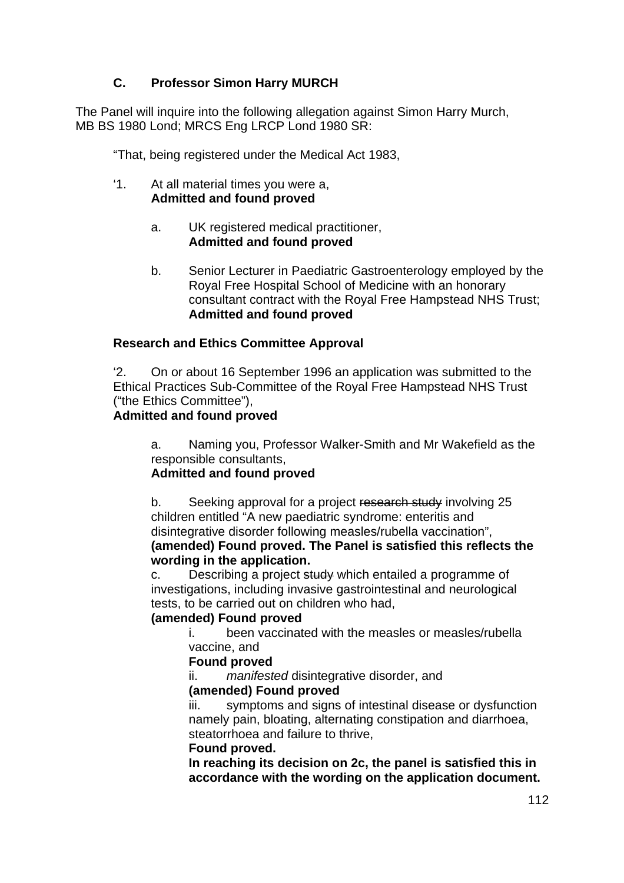### C. Professor Simon Harry MURCH

The Panel will inquire into the following allegation against Simon Harry Murch, MB BS 1980 Lond; MRCS Eng LRCP Lond 1980 SR:

"That, being registered under the Medical Act 1983,

'1. At all material times you were a,
**Admitted and found proved**

a. UK registered medical practitioner,
**Admitted and found proved**

b. Senior Lecturer in Paediatric Gastroenterology employed by the Royal Free Hospital School of Medicine with an honorary consultant contract with the Royal Free Hampstead NHS Trust;
**Admitted and found proved**

**Research and Ethics Committee Approval**

'2. On or about 16 September 1996 an application was submitted to the Ethical Practices Sub-Committee of the Royal Free Hampstead NHS Trust ("the Ethics Committee"),
**Admitted and found proved**

a. Naming you, Professor Walker-Smith and Mr Wakefield as the responsible consultants,
**Admitted and found proved**

b. Seeking approval for a project ~~research study~~ involving 25 children entitled "A new paediatric syndrome: enteritis and disintegrative disorder following measles/rubella vaccination",
**(amended) Found proved. The Panel is satisfied this reflects the wording in the application.**

c. Describing a project ~~study~~ which entailed a programme of investigations, including invasive gastrointestinal and neurological tests, to be carried out on children who had,
**(amended) Found proved**

i. been vaccinated with the measles or measles/rubella vaccine, and
**Found proved**

ii. *manifested* disintegrative disorder, and
**(amended) Found proved**

iii. symptoms and signs of intestinal disease or dysfunction namely pain, bloating, alternating constipation and diarrhoea, steatorrhoea and failure to thrive,
**Found proved.**
**In reaching its decision on 2c, the panel is satisfied this in accordance with the wording on the application document.**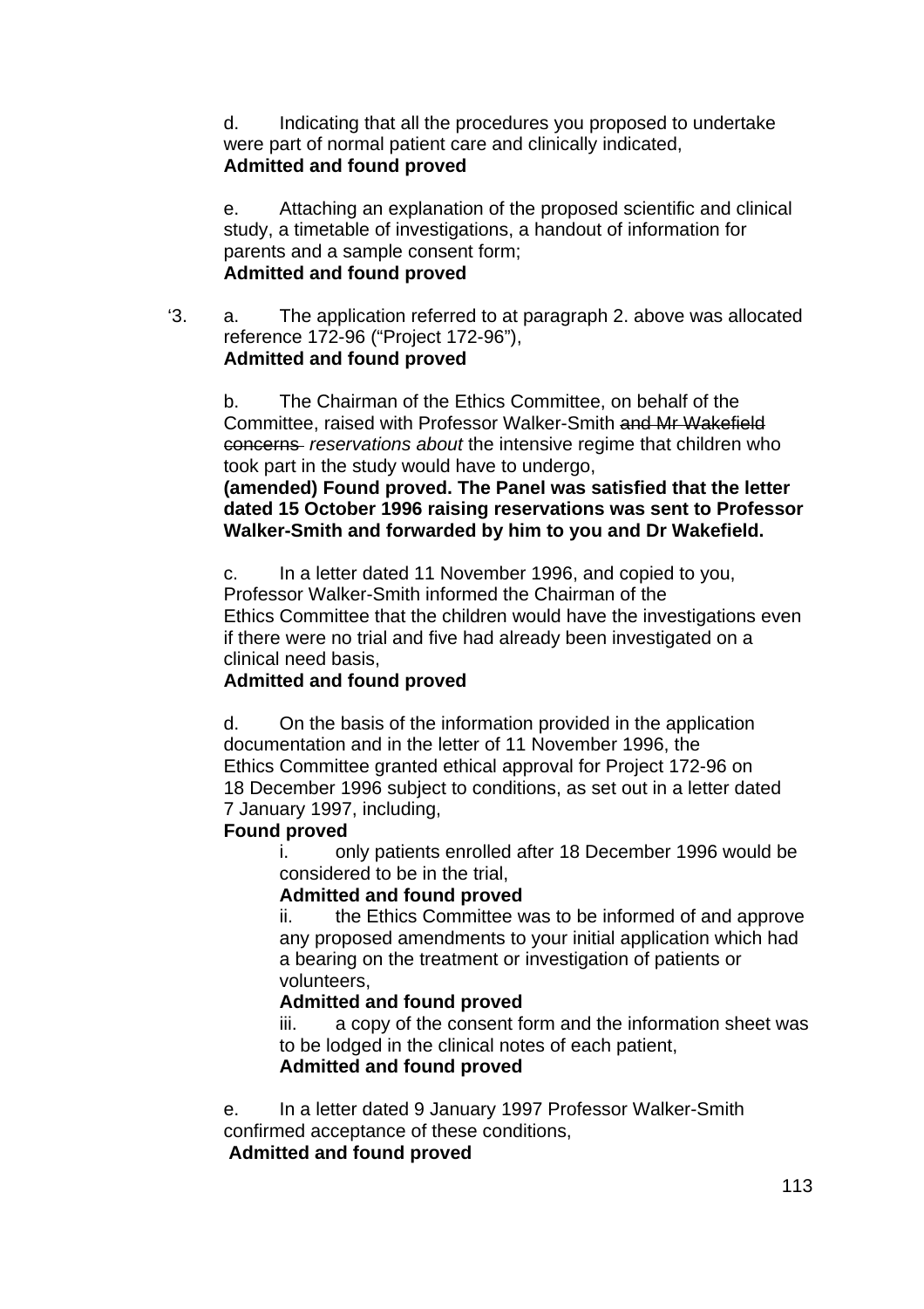d. Indicating that all the procedures you proposed to undertake were part of normal patient care and clinically indicated,
**Admitted and found proved**

e. Attaching an explanation of the proposed scientific and clinical study, a timetable of investigations, a handout of information for parents and a sample consent form;
**Admitted and found proved**

‘3. a. The application referred to at paragraph 2. above was allocated reference 172-96 (“Project 172-96”),
**Admitted and found proved**

b. The Chairman of the Ethics Committee, on behalf of the Committee, raised with Professor Walker-Smith ~~and Mr Wakefield concerns~~ *reservations about* the intensive regime that children who took part in the study would have to undergo,
**(amended) Found proved. The Panel was satisfied that the letter dated 15 October 1996 raising reservations was sent to Professor Walker-Smith and forwarded by him to you and Dr Wakefield.**

c. In a letter dated 11 November 1996, and copied to you, Professor Walker-Smith informed the Chairman of the Ethics Committee that the children would have the investigations even if there were no trial and five had already been investigated on a clinical need basis,
**Admitted and found proved**

d. On the basis of the information provided in the application documentation and in the letter of 11 November 1996, the Ethics Committee granted ethical approval for Project 172-96 on 18 December 1996 subject to conditions, as set out in a letter dated 7 January 1997, including,
**Found proved**

i. only patients enrolled after 18 December 1996 would be considered to be in the trial,
**Admitted and found proved**

ii. the Ethics Committee was to be informed of and approve any proposed amendments to your initial application which had a bearing on the treatment or investigation of patients or volunteers,
**Admitted and found proved**

iii. a copy of the consent form and the information sheet was to be lodged in the clinical notes of each patient,
**Admitted and found proved**

e. In a letter dated 9 January 1997 Professor Walker-Smith confirmed acceptance of these conditions,
**Admitted and found proved**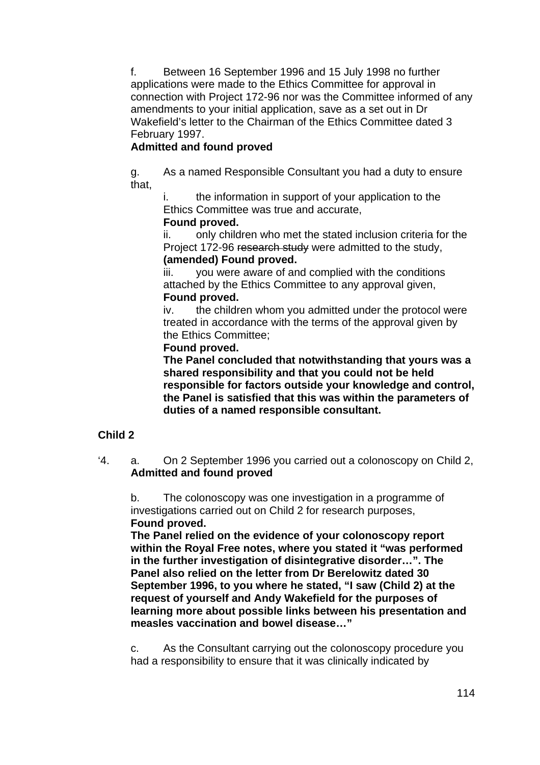f. Between 16 September 1996 and 15 July 1998 no further applications were made to the Ethics Committee for approval in connection with Project 172-96 nor was the Committee informed of any amendments to your initial application, save as a set out in Dr Wakefield's letter to the Chairman of the Ethics Committee dated 3 February 1997.
**Admitted and found proved**

g. As a named Responsible Consultant you had a duty to ensure that,

i. the information in support of your application to the Ethics Committee was true and accurate,
**Found proved.**

ii. only children who met the stated inclusion criteria for the Project 172-96 ~~research study~~ were admitted to the study,
**(amended) Found proved.**

iii. you were aware of and complied with the conditions attached by the Ethics Committee to any approval given,
**Found proved.**

iv. the children whom you admitted under the protocol were treated in accordance with the terms of the approval given by the Ethics Committee;
**Found proved.**
**The Panel concluded that notwithstanding that yours was a shared responsibility and that you could not be held responsible for factors outside your knowledge and control, the Panel is satisfied that this was within the parameters of duties of a named responsible consultant.**

**Child 2**

'4. a. On 2 September 1996 you carried out a colonoscopy on Child 2,
**Admitted and found proved**

b. The colonoscopy was one investigation in a programme of investigations carried out on Child 2 for research purposes,
**Found proved.**
**The Panel relied on the evidence of your colonoscopy report within the Royal Free notes, where you stated it "was performed in the further investigation of disintegrative disorder…". The Panel also relied on the letter from Dr Berelowitz dated 30 September 1996, to you where he stated, "I saw (Child 2) at the request of yourself and Andy Wakefield for the purposes of learning more about possible links between his presentation and measles vaccination and bowel disease…"**

c. As the Consultant carrying out the colonoscopy procedure you had a responsibility to ensure that it was clinically indicated by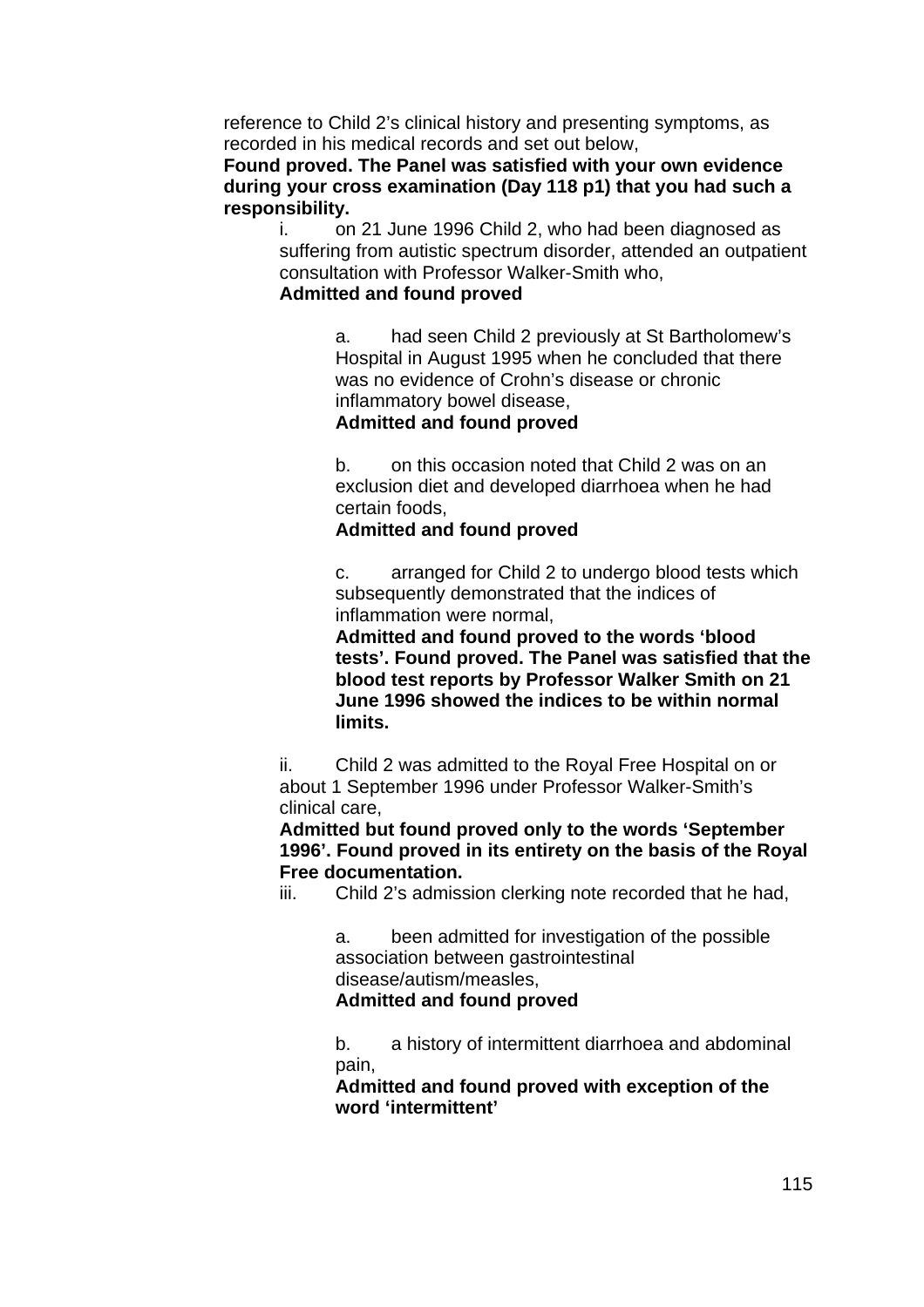reference to Child 2's clinical history and presenting symptoms, as recorded in his medical records and set out below,

**Found proved. The Panel was satisfied with your own evidence during your cross examination (Day 118 p1) that you had such a responsibility.**

i. on 21 June 1996 Child 2, who had been diagnosed as suffering from autistic spectrum disorder, attended an outpatient consultation with Professor Walker-Smith who,

**Admitted and found proved**

a. had seen Child 2 previously at St Bartholomew's Hospital in August 1995 when he concluded that there was no evidence of Crohn's disease or chronic inflammatory bowel disease,

**Admitted and found proved**

b. on this occasion noted that Child 2 was on an exclusion diet and developed diarrhoea when he had certain foods,

**Admitted and found proved**

c. arranged for Child 2 to undergo blood tests which subsequently demonstrated that the indices of inflammation were normal,

**Admitted and found proved to the words 'blood tests'. Found proved. The Panel was satisfied that the blood test reports by Professor Walker Smith on 21 June 1996 showed the indices to be within normal limits.**

ii. Child 2 was admitted to the Royal Free Hospital on or about 1 September 1996 under Professor Walker-Smith's clinical care,

**Admitted but found proved only to the words 'September 1996'. Found proved in its entirety on the basis of the Royal Free documentation.**

iii. Child 2's admission clerking note recorded that he had,

a. been admitted for investigation of the possible association between gastrointestinal disease/autism/measles,

**Admitted and found proved**

b. a history of intermittent diarrhoea and abdominal pain,

**Admitted and found proved with exception of the word 'intermittent'**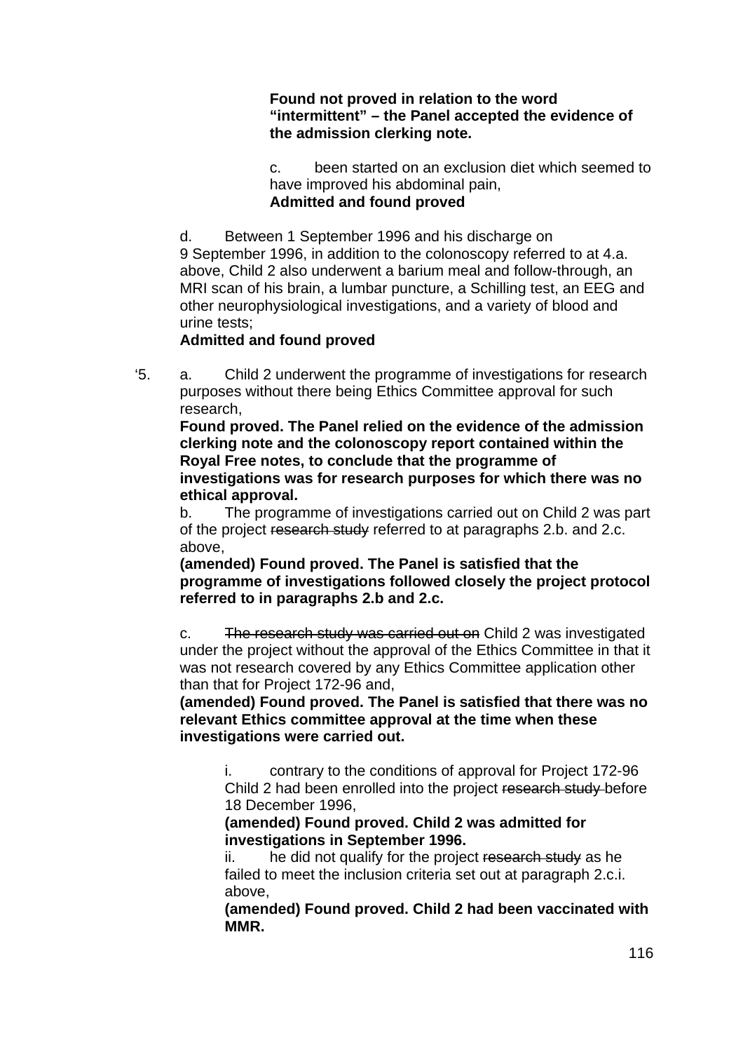**Found not proved in relation to the word "intermittent" – the Panel accepted the evidence of the admission clerking note.**

c. been started on an exclusion diet which seemed to have improved his abdominal pain,
**Admitted and found proved**

d. Between 1 September 1996 and his discharge on 9 September 1996, in addition to the colonoscopy referred to at 4.a. above, Child 2 also underwent a barium meal and follow-through, an MRI scan of his brain, a lumbar puncture, a Schilling test, an EEG and other neurophysiological investigations, and a variety of blood and urine tests;
**Admitted and found proved**

'5. a. Child 2 underwent the programme of investigations for research purposes without there being Ethics Committee approval for such research,
**Found proved. The Panel relied on the evidence of the admission clerking note and the colonoscopy report contained within the Royal Free notes, to conclude that the programme of investigations was for research purposes for which there was no ethical approval.**

b. The programme of investigations carried out on Child 2 was part of the project ~~research study~~ referred to at paragraphs 2.b. and 2.c. above,
**(amended) Found proved. The Panel is satisfied that the programme of investigations followed closely the project protocol referred to in paragraphs 2.b and 2.c.**

c. ~~The research study was carried out on~~ Child 2 was investigated under the project without the approval of the Ethics Committee in that it was not research covered by any Ethics Committee application other than that for Project 172-96 and,
**(amended) Found proved. The Panel is satisfied that there was no relevant Ethics committee approval at the time when these investigations were carried out.**

i. contrary to the conditions of approval for Project 172-96 Child 2 had been enrolled into the project ~~research study~~ before 18 December 1996,
**(amended) Found proved. Child 2 was admitted for investigations in September 1996.**

ii. he did not qualify for the project ~~research study~~ as he failed to meet the inclusion criteria set out at paragraph 2.c.i. above,
**(amended) Found proved. Child 2 had been vaccinated with MMR.**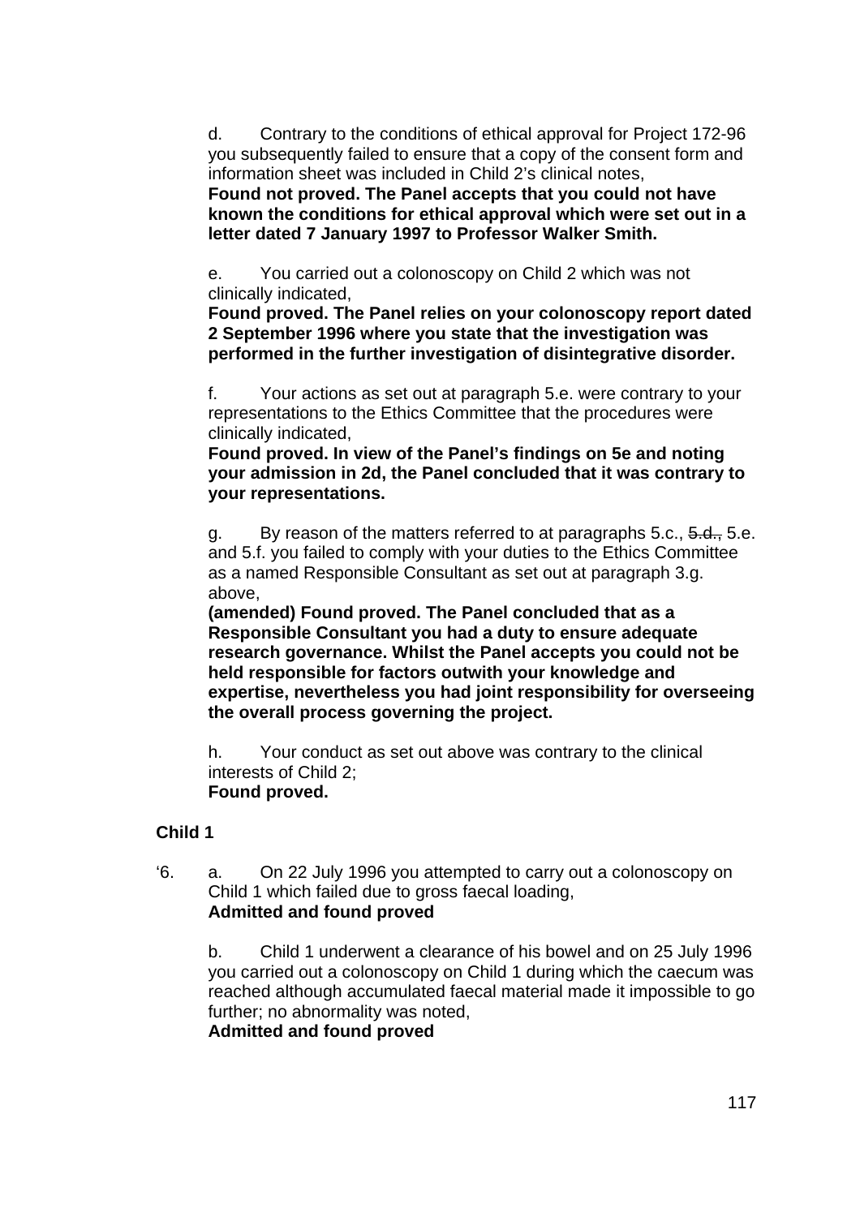d. Contrary to the conditions of ethical approval for Project 172-96 you subsequently failed to ensure that a copy of the consent form and information sheet was included in Child 2's clinical notes,
**Found not proved. The Panel accepts that you could not have known the conditions for ethical approval which were set out in a letter dated 7 January 1997 to Professor Walker Smith.**

e. You carried out a colonoscopy on Child 2 which was not clinically indicated,
**Found proved. The Panel relies on your colonoscopy report dated 2 September 1996 where you state that the investigation was performed in the further investigation of disintegrative disorder.**

f. Your actions as set out at paragraph 5.e. were contrary to your representations to the Ethics Committee that the procedures were clinically indicated,
**Found proved. In view of the Panel's findings on 5e and noting your admission in 2d, the Panel concluded that it was contrary to your representations.**

g. By reason of the matters referred to at paragraphs 5.c., ~~5.d.,~~ 5.e. and 5.f. you failed to comply with your duties to the Ethics Committee as a named Responsible Consultant as set out at paragraph 3.g. above,
**(amended) Found proved. The Panel concluded that as a Responsible Consultant you had a duty to ensure adequate research governance. Whilst the Panel accepts you could not be held responsible for factors outwith your knowledge and expertise, nevertheless you had joint responsibility for overseeing the overall process governing the project.**

h. Your conduct as set out above was contrary to the clinical interests of Child 2;
**Found proved.**

**Child 1**

'6. a. On 22 July 1996 you attempted to carry out a colonoscopy on Child 1 which failed due to gross faecal loading,
**Admitted and found proved**

b. Child 1 underwent a clearance of his bowel and on 25 July 1996 you carried out a colonoscopy on Child 1 during which the caecum was reached although accumulated faecal material made it impossible to go further; no abnormality was noted,
**Admitted and found proved**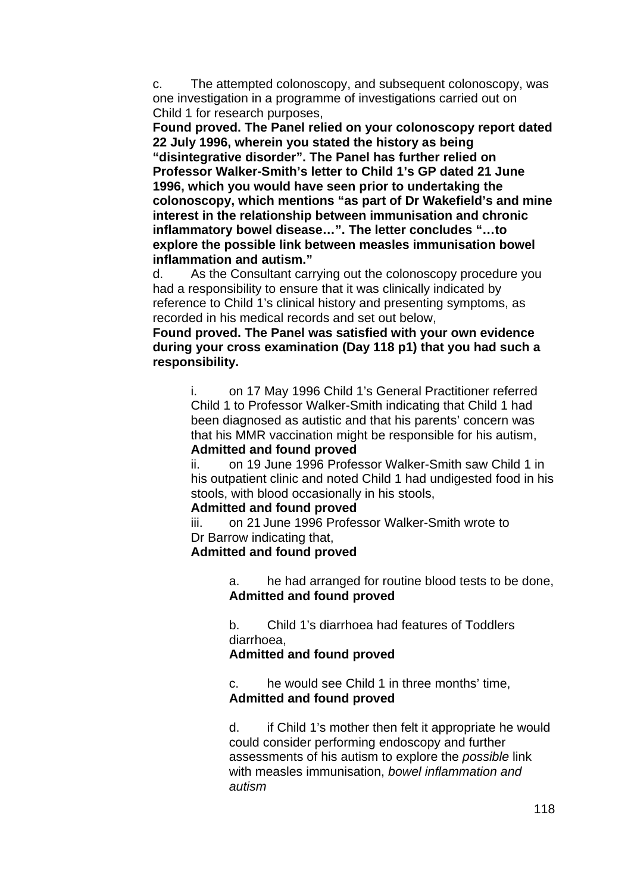c. The attempted colonoscopy, and subsequent colonoscopy, was one investigation in a programme of investigations carried out on Child 1 for research purposes,

**Found proved. The Panel relied on your colonoscopy report dated 22 July 1996, wherein you stated the history as being "disintegrative disorder". The Panel has further relied on Professor Walker-Smith's letter to Child 1's GP dated 21 June 1996, which you would have seen prior to undertaking the colonoscopy, which mentions "as part of Dr Wakefield's and mine interest in the relationship between immunisation and chronic inflammatory bowel disease…". The letter concludes "…to explore the possible link between measles immunisation bowel inflammation and autism."**

d. As the Consultant carrying out the colonoscopy procedure you had a responsibility to ensure that it was clinically indicated by reference to Child 1's clinical history and presenting symptoms, as recorded in his medical records and set out below,

**Found proved. The Panel was satisfied with your own evidence during your cross examination (Day 118 p1) that you had such a responsibility.**

> i. on 17 May 1996 Child 1's General Practitioner referred Child 1 to Professor Walker-Smith indicating that Child 1 had been diagnosed as autistic and that his parents' concern was that his MMR vaccination might be responsible for his autism,
> **Admitted and found proved**
>
> ii. on 19 June 1996 Professor Walker-Smith saw Child 1 in his outpatient clinic and noted Child 1 had undigested food in his stools, with blood occasionally in his stools,
> **Admitted and found proved**
>
> iii. on 21 June 1996 Professor Walker-Smith wrote to Dr Barrow indicating that,
> **Admitted and found proved**
>
> > a. he had arranged for routine blood tests to be done,
> > **Admitted and found proved**
> >
> > b. Child 1's diarrhoea had features of Toddlers diarrhoea,
> > **Admitted and found proved**
> >
> > c. he would see Child 1 in three months' time,
> > **Admitted and found proved**
> >
> > d. if Child 1's mother then felt it appropriate he ~~would~~ could consider performing endoscopy and further assessments of his autism to explore the *possible* link with measles immunisation, *bowel inflammation and autism*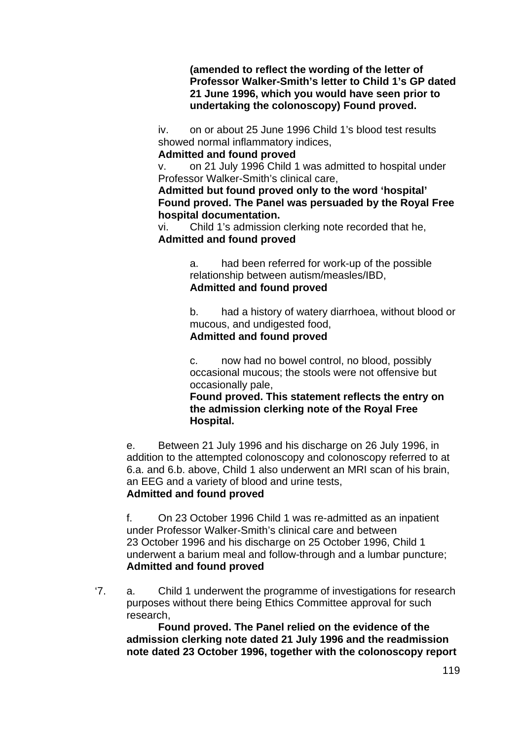**(amended to reflect the wording of the letter of Professor Walker-Smith's letter to Child 1's GP dated 21 June 1996, which you would have seen prior to undertaking the colonoscopy) Found proved.**

iv. on or about 25 June 1996 Child 1's blood test results showed normal inflammatory indices,
**Admitted and found proved**

v. on 21 July 1996 Child 1 was admitted to hospital under Professor Walker-Smith's clinical care,
**Admitted but found proved only to the word 'hospital' Found proved. The Panel was persuaded by the Royal Free hospital documentation.**

vi. Child 1's admission clerking note recorded that he,
**Admitted and found proved**

a. had been referred for work-up of the possible relationship between autism/measles/IBD,
**Admitted and found proved**

b. had a history of watery diarrhoea, without blood or mucous, and undigested food,
**Admitted and found proved**

c. now had no bowel control, no blood, possibly occasional mucous; the stools were not offensive but occasionally pale,
**Found proved. This statement reflects the entry on the admission clerking note of the Royal Free Hospital.**

e. Between 21 July 1996 and his discharge on 26 July 1996, in addition to the attempted colonoscopy and colonoscopy referred to at 6.a. and 6.b. above, Child 1 also underwent an MRI scan of his brain, an EEG and a variety of blood and urine tests,
**Admitted and found proved**

f. On 23 October 1996 Child 1 was re-admitted as an inpatient under Professor Walker-Smith's clinical care and between 23 October 1996 and his discharge on 25 October 1996, Child 1 underwent a barium meal and follow-through and a lumbar puncture;
**Admitted and found proved**

'7. a. Child 1 underwent the programme of investigations for research purposes without there being Ethics Committee approval for such research,
**Found proved. The Panel relied on the evidence of the admission clerking note dated 21 July 1996 and the readmission note dated 23 October 1996, together with the colonoscopy report**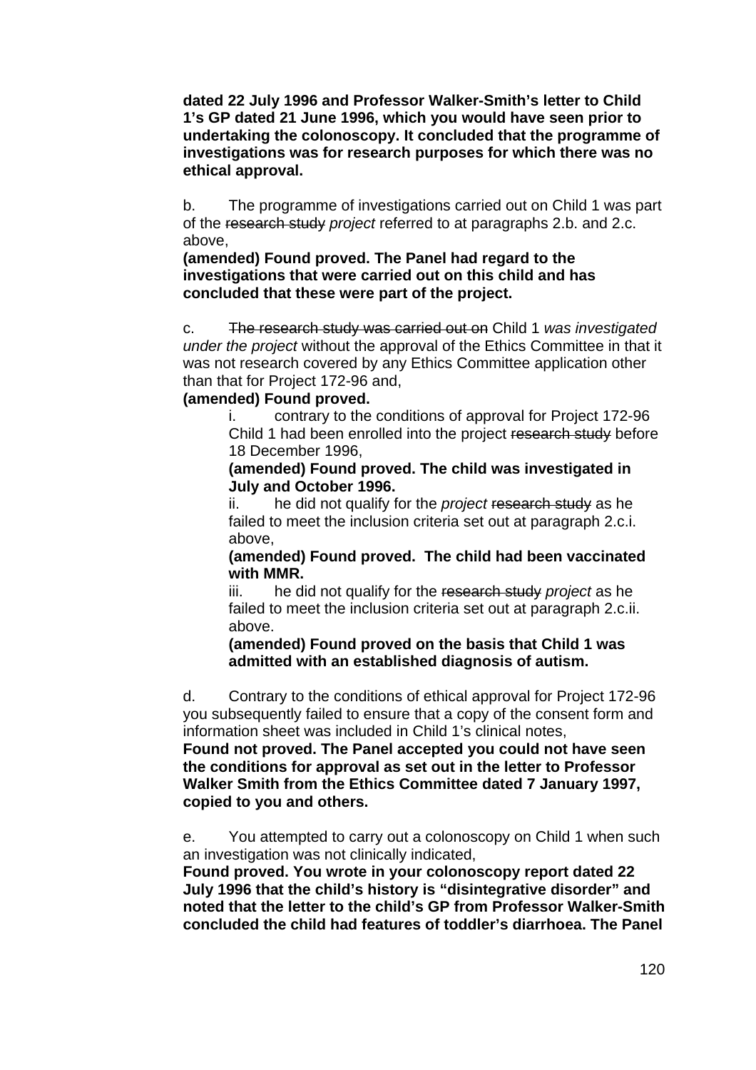**dated 22 July 1996 and Professor Walker-Smith's letter to Child 1's GP dated 21 June 1996, which you would have seen prior to undertaking the colonoscopy. It concluded that the programme of investigations was for research purposes for which there was no ethical approval.**

b. The programme of investigations carried out on Child 1 was part of the ~~research study~~ *project* referred to at paragraphs 2.b. and 2.c. above,

**(amended) Found proved. The Panel had regard to the investigations that were carried out on this child and has concluded that these were part of the project.**

c. ~~The research study was carried out on~~ Child 1 *was investigated under the project* without the approval of the Ethics Committee in that it was not research covered by any Ethics Committee application other than that for Project 172-96 and,

**(amended) Found proved.**

> i. contrary to the conditions of approval for Project 172-96 Child 1 had been enrolled into the project ~~research study~~ before 18 December 1996,
>
> **(amended) Found proved. The child was investigated in July and October 1996.**
>
> ii. he did not qualify for the *project* ~~research study~~ as he failed to meet the inclusion criteria set out at paragraph 2.c.i. above,
>
> **(amended) Found proved. The child had been vaccinated with MMR.**
>
> iii. he did not qualify for the ~~research study~~ *project* as he failed to meet the inclusion criteria set out at paragraph 2.c.ii. above.
>
> **(amended) Found proved on the basis that Child 1 was admitted with an established diagnosis of autism.**

d. Contrary to the conditions of ethical approval for Project 172-96 you subsequently failed to ensure that a copy of the consent form and information sheet was included in Child 1's clinical notes,

**Found not proved. The Panel accepted you could not have seen the conditions for approval as set out in the letter to Professor Walker Smith from the Ethics Committee dated 7 January 1997, copied to you and others.**

e. You attempted to carry out a colonoscopy on Child 1 when such an investigation was not clinically indicated,

**Found proved. You wrote in your colonoscopy report dated 22 July 1996 that the child's history is "disintegrative disorder" and noted that the letter to the child's GP from Professor Walker-Smith concluded the child had features of toddler's diarrhoea. The Panel**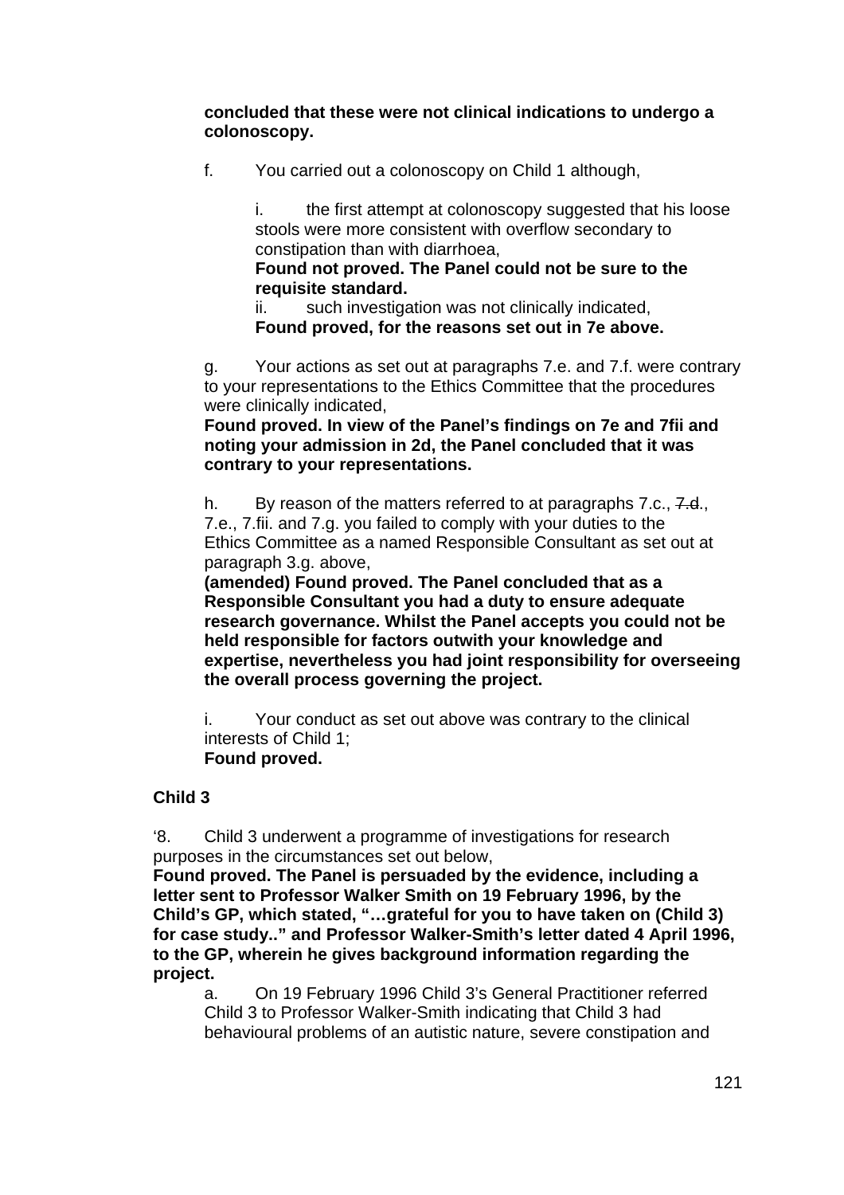**concluded that these were not clinical indications to undergo a colonoscopy.**

f. You carried out a colonoscopy on Child 1 although,

i. the first attempt at colonoscopy suggested that his loose stools were more consistent with overflow secondary to constipation than with diarrhoea,
**Found not proved. The Panel could not be sure to the requisite standard.**
ii. such investigation was not clinically indicated,
**Found proved, for the reasons set out in 7e above.**

g. Your actions as set out at paragraphs 7.e. and 7.f. were contrary to your representations to the Ethics Committee that the procedures were clinically indicated,
**Found proved. In view of the Panel's findings on 7e and 7fii and noting your admission in 2d, the Panel concluded that it was contrary to your representations.**

h. By reason of the matters referred to at paragraphs 7.c., ~~7.d.~~, 7.e., 7.fii. and 7.g. you failed to comply with your duties to the Ethics Committee as a named Responsible Consultant as set out at paragraph 3.g. above,
**(amended) Found proved. The Panel concluded that as a Responsible Consultant you had a duty to ensure adequate research governance. Whilst the Panel accepts you could not be held responsible for factors outwith your knowledge and expertise, nevertheless you had joint responsibility for overseeing the overall process governing the project.**

i. Your conduct as set out above was contrary to the clinical interests of Child 1;
**Found proved.**

**Child 3**

'8. Child 3 underwent a programme of investigations for research purposes in the circumstances set out below,
**Found proved. The Panel is persuaded by the evidence, including a letter sent to Professor Walker Smith on 19 February 1996, by the Child's GP, which stated, "…grateful for you to have taken on (Child 3) for case study.." and Professor Walker-Smith's letter dated 4 April 1996, to the GP, wherein he gives background information regarding the project.**

a. On 19 February 1996 Child 3's General Practitioner referred Child 3 to Professor Walker-Smith indicating that Child 3 had behavioural problems of an autistic nature, severe constipation and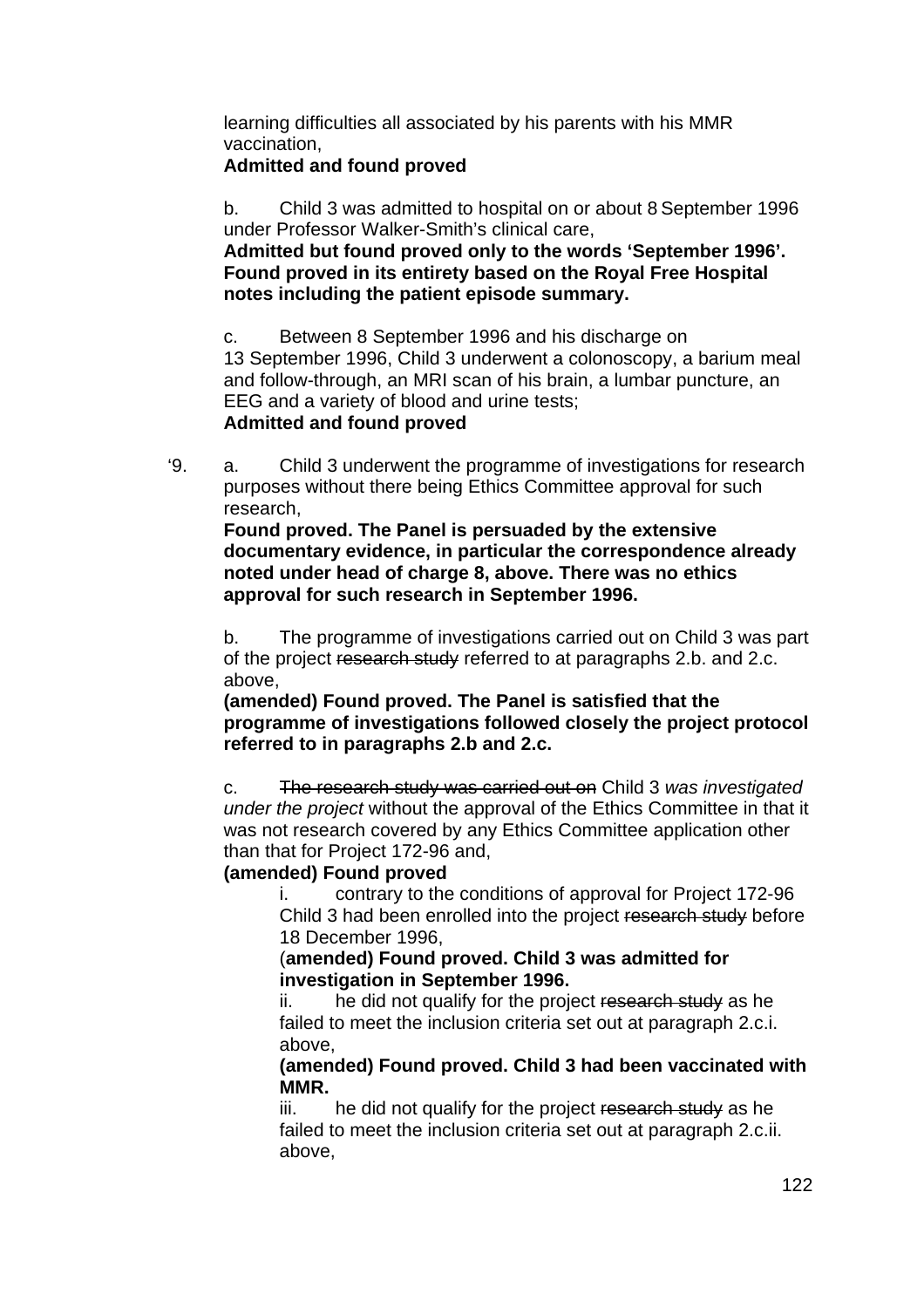learning difficulties all associated by his parents with his MMR vaccination,

**Admitted and found proved**

b. Child 3 was admitted to hospital on or about 8 September 1996 under Professor Walker-Smith's clinical care,

**Admitted but found proved only to the words 'September 1996'. Found proved in its entirety based on the Royal Free Hospital notes including the patient episode summary.**

c. Between 8 September 1996 and his discharge on 13 September 1996, Child 3 underwent a colonoscopy, a barium meal and follow-through, an MRI scan of his brain, a lumbar puncture, an EEG and a variety of blood and urine tests;

**Admitted and found proved**

'9. a. Child 3 underwent the programme of investigations for research purposes without there being Ethics Committee approval for such research,

**Found proved. The Panel is persuaded by the extensive documentary evidence, in particular the correspondence already noted under head of charge 8, above. There was no ethics approval for such research in September 1996.**

b. The programme of investigations carried out on Child 3 was part of the project ~~research study~~ referred to at paragraphs 2.b. and 2.c. above,

**(amended) Found proved. The Panel is satisfied that the programme of investigations followed closely the project protocol referred to in paragraphs 2.b and 2.c.**

c. ~~The research study was carried out on~~ Child 3 *was investigated under the project* without the approval of the Ethics Committee in that it was not research covered by any Ethics Committee application other than that for Project 172-96 and,

**(amended) Found proved**

i. contrary to the conditions of approval for Project 172-96 Child 3 had been enrolled into the project ~~research study~~ before 18 December 1996,

(**amended) Found proved. Child 3 was admitted for investigation in September 1996.**

ii. he did not qualify for the project ~~research study~~ as he failed to meet the inclusion criteria set out at paragraph 2.c.i. above,

**(amended) Found proved. Child 3 had been vaccinated with MMR.**

iii. he did not qualify for the project ~~research study~~ as he failed to meet the inclusion criteria set out at paragraph 2.c.ii. above,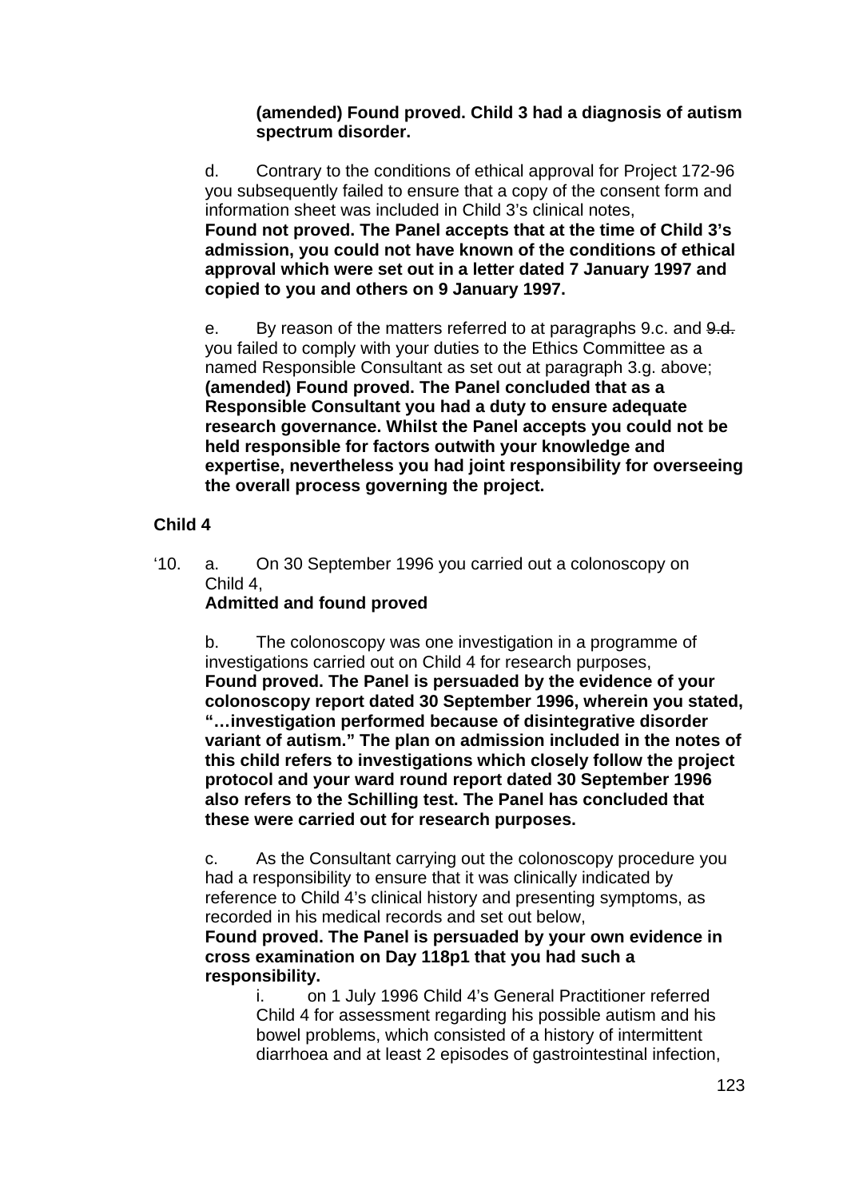**(amended) Found proved. Child 3 had a diagnosis of autism spectrum disorder.**

d. Contrary to the conditions of ethical approval for Project 172-96 you subsequently failed to ensure that a copy of the consent form and information sheet was included in Child 3's clinical notes,
**Found not proved. The Panel accepts that at the time of Child 3's admission, you could not have known of the conditions of ethical approval which were set out in a letter dated 7 January 1997 and copied to you and others on 9 January 1997.**

e. By reason of the matters referred to at paragraphs 9.c. and ~~9.d.~~ you failed to comply with your duties to the Ethics Committee as a named Responsible Consultant as set out at paragraph 3.g. above;
**(amended) Found proved. The Panel concluded that as a Responsible Consultant you had a duty to ensure adequate research governance. Whilst the Panel accepts you could not be held responsible for factors outwith your knowledge and expertise, nevertheless you had joint responsibility for overseeing the overall process governing the project.**

**Child 4**

'10. a. On 30 September 1996 you carried out a colonoscopy on Child 4,
**Admitted and found proved**

b. The colonoscopy was one investigation in a programme of investigations carried out on Child 4 for research purposes,
**Found proved. The Panel is persuaded by the evidence of your colonoscopy report dated 30 September 1996, wherein you stated, "…investigation performed because of disintegrative disorder variant of autism." The plan on admission included in the notes of this child refers to investigations which closely follow the project protocol and your ward round report dated 30 September 1996 also refers to the Schilling test. The Panel has concluded that these were carried out for research purposes.**

c. As the Consultant carrying out the colonoscopy procedure you had a responsibility to ensure that it was clinically indicated by reference to Child 4's clinical history and presenting symptoms, as recorded in his medical records and set out below,
**Found proved. The Panel is persuaded by your own evidence in cross examination on Day 118p1 that you had such a responsibility.**

i. on 1 July 1996 Child 4's General Practitioner referred Child 4 for assessment regarding his possible autism and his bowel problems, which consisted of a history of intermittent diarrhoea and at least 2 episodes of gastrointestinal infection,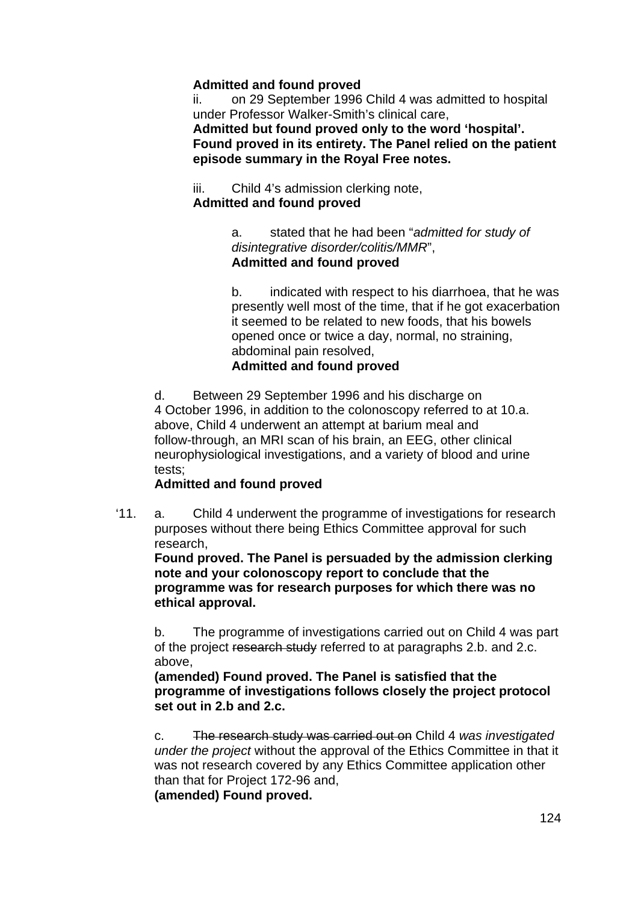**Admitted and found proved**

ii. on 29 September 1996 Child 4 was admitted to hospital under Professor Walker-Smith's clinical care,

**Admitted but found proved only to the word 'hospital'. Found proved in its entirety. The Panel relied on the patient episode summary in the Royal Free notes.**

iii. Child 4's admission clerking note,

**Admitted and found proved**

a. stated that he had been "*admitted for study of disintegrative disorder/colitis/MMR*",

**Admitted and found proved**

b. indicated with respect to his diarrhoea, that he was presently well most of the time, that if he got exacerbation it seemed to be related to new foods, that his bowels opened once or twice a day, normal, no straining, abdominal pain resolved,

**Admitted and found proved**

d. Between 29 September 1996 and his discharge on 4 October 1996, in addition to the colonoscopy referred to at 10.a. above, Child 4 underwent an attempt at barium meal and follow-through, an MRI scan of his brain, an EEG, other clinical neurophysiological investigations, and a variety of blood and urine tests;

**Admitted and found proved**

'11. a. Child 4 underwent the programme of investigations for research purposes without there being Ethics Committee approval for such research,

**Found proved. The Panel is persuaded by the admission clerking note and your colonoscopy report to conclude that the programme was for research purposes for which there was no ethical approval.**

b. The programme of investigations carried out on Child 4 was part of the project ~~research study~~ referred to at paragraphs 2.b. and 2.c. above,

**(amended) Found proved. The Panel is satisfied that the programme of investigations follows closely the project protocol set out in 2.b and 2.c.**

c. ~~The research study was carried out on~~ Child 4 *was investigated under the project* without the approval of the Ethics Committee in that it was not research covered by any Ethics Committee application other than that for Project 172-96 and,

**(amended) Found proved.**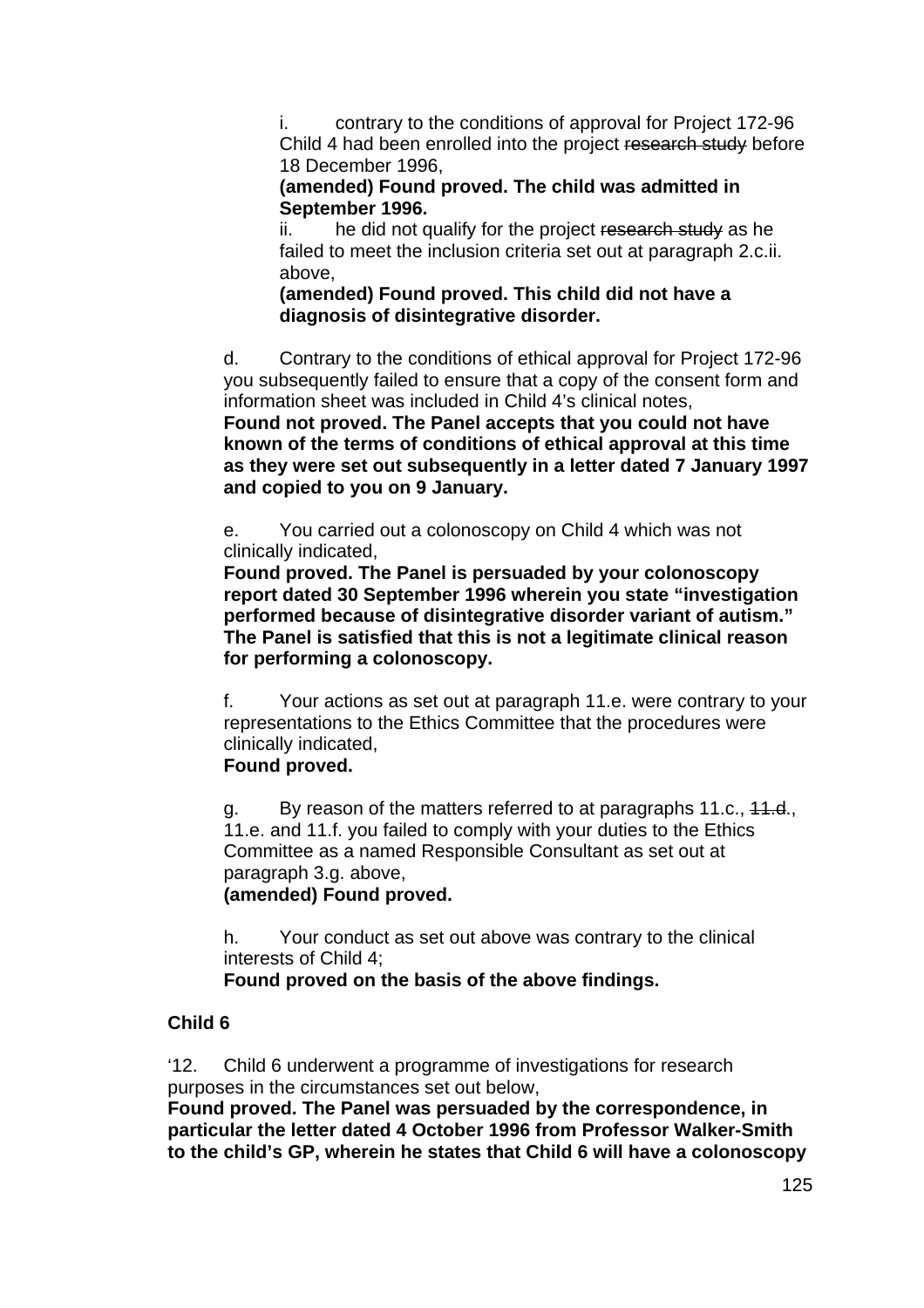i. contrary to the conditions of approval for Project 172-96 Child 4 had been enrolled into the project ~~research study~~ before 18 December 1996,

**(amended) Found proved. The child was admitted in September 1996.**

ii. he did not qualify for the project ~~research study~~ as he failed to meet the inclusion criteria set out at paragraph 2.c.ii. above,

**(amended) Found proved. This child did not have a diagnosis of disintegrative disorder.**

d. Contrary to the conditions of ethical approval for Project 172-96 you subsequently failed to ensure that a copy of the consent form and information sheet was included in Child 4's clinical notes,

**Found not proved. The Panel accepts that you could not have known of the terms of conditions of ethical approval at this time as they were set out subsequently in a letter dated 7 January 1997 and copied to you on 9 January.**

e. You carried out a colonoscopy on Child 4 which was not clinically indicated,

**Found proved. The Panel is persuaded by your colonoscopy report dated 30 September 1996 wherein you state "investigation performed because of disintegrative disorder variant of autism." The Panel is satisfied that this is not a legitimate clinical reason for performing a colonoscopy.**

f. Your actions as set out at paragraph 11.e. were contrary to your representations to the Ethics Committee that the procedures were clinically indicated,

**Found proved.**

g. By reason of the matters referred to at paragraphs 11.c., ~~11.d.~~, 11.e. and 11.f. you failed to comply with your duties to the Ethics Committee as a named Responsible Consultant as set out at paragraph 3.g. above,

**(amended) Found proved.**

h. Your conduct as set out above was contrary to the clinical interests of Child 4;

**Found proved on the basis of the above findings.**

**Child 6**

'12. Child 6 underwent a programme of investigations for research purposes in the circumstances set out below,

**Found proved. The Panel was persuaded by the correspondence, in particular the letter dated 4 October 1996 from Professor Walker-Smith to the child's GP, wherein he states that Child 6 will have a colonoscopy**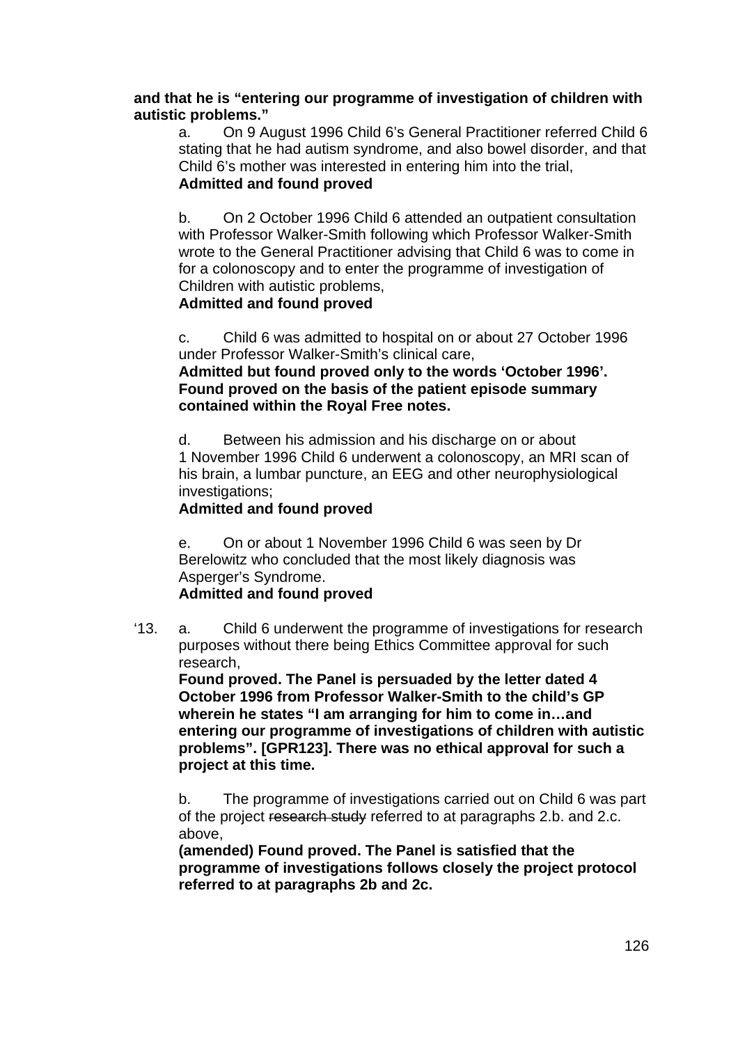**and that he is "entering our programme of investigation of children with autistic problems."**

a. On 9 August 1996 Child 6's General Practitioner referred Child 6 stating that he had autism syndrome, and also bowel disorder, and that Child 6's mother was interested in entering him into the trial,
**Admitted and found proved**

b. On 2 October 1996 Child 6 attended an outpatient consultation with Professor Walker-Smith following which Professor Walker-Smith wrote to the General Practitioner advising that Child 6 was to come in for a colonoscopy and to enter the programme of investigation of Children with autistic problems,
**Admitted and found proved**

c. Child 6 was admitted to hospital on or about 27 October 1996 under Professor Walker-Smith's clinical care,
**Admitted but found proved only to the words 'October 1996'. Found proved on the basis of the patient episode summary contained within the Royal Free notes.**

d. Between his admission and his discharge on or about 1 November 1996 Child 6 underwent a colonoscopy, an MRI scan of his brain, a lumbar puncture, an EEG and other neurophysiological investigations;
**Admitted and found proved**

e. On or about 1 November 1996 Child 6 was seen by Dr Berelowitz who concluded that the most likely diagnosis was Asperger's Syndrome.
**Admitted and found proved**

'13. a. Child 6 underwent the programme of investigations for research purposes without there being Ethics Committee approval for such research,
**Found proved. The Panel is persuaded by the letter dated 4 October 1996 from Professor Walker-Smith to the child's GP wherein he states "I am arranging for him to come in…and entering our programme of investigations of children with autistic problems". [GPR123]. There was no ethical approval for such a project at this time.**

b. The programme of investigations carried out on Child 6 was part of the project ~~research study~~ referred to at paragraphs 2.b. and 2.c. above,
**(amended) Found proved. The Panel is satisfied that the programme of investigations follows closely the project protocol referred to at paragraphs 2b and 2c.**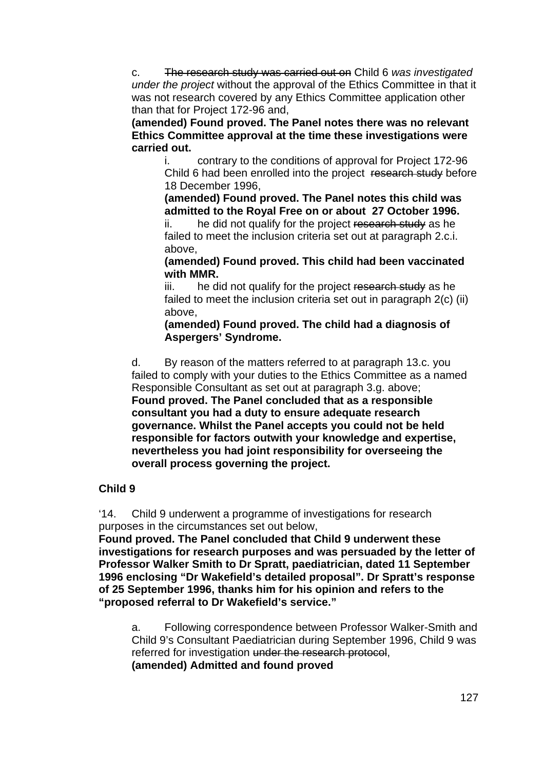c. ~~The research study was carried out on~~ Child 6 *was investigated under the project* without the approval of the Ethics Committee in that it was not research covered by any Ethics Committee application other than that for Project 172-96 and,

**(amended) Found proved. The Panel notes there was no relevant Ethics Committee approval at the time these investigations were carried out.**

i. contrary to the conditions of approval for Project 172-96 Child 6 had been enrolled into the project ~~research study~~ before 18 December 1996,

**(amended) Found proved. The Panel notes this child was admitted to the Royal Free on or about 27 October 1996.**

ii. he did not qualify for the project ~~research study~~ as he failed to meet the inclusion criteria set out at paragraph 2.c.i. above,

**(amended) Found proved. This child had been vaccinated with MMR.**

iii. he did not qualify for the project ~~research study~~ as he failed to meet the inclusion criteria set out in paragraph 2(c) (ii) above,

**(amended) Found proved. The child had a diagnosis of Aspergers' Syndrome.**

d. By reason of the matters referred to at paragraph 13.c. you failed to comply with your duties to the Ethics Committee as a named Responsible Consultant as set out at paragraph 3.g. above;

**Found proved. The Panel concluded that as a responsible consultant you had a duty to ensure adequate research governance. Whilst the Panel accepts you could not be held responsible for factors outwith your knowledge and expertise, nevertheless you had joint responsibility for overseeing the overall process governing the project.**

**Child 9**

'14. Child 9 underwent a programme of investigations for research purposes in the circumstances set out below,

**Found proved. The Panel concluded that Child 9 underwent these investigations for research purposes and was persuaded by the letter of Professor Walker Smith to Dr Spratt, paediatrician, dated 11 September 1996 enclosing "Dr Wakefield's detailed proposal". Dr Spratt's response of 25 September 1996, thanks him for his opinion and refers to the "proposed referral to Dr Wakefield's service."**

a. Following correspondence between Professor Walker-Smith and Child 9's Consultant Paediatrician during September 1996, Child 9 was referred for investigation ~~under the research protocol~~,

**(amended) Admitted and found proved**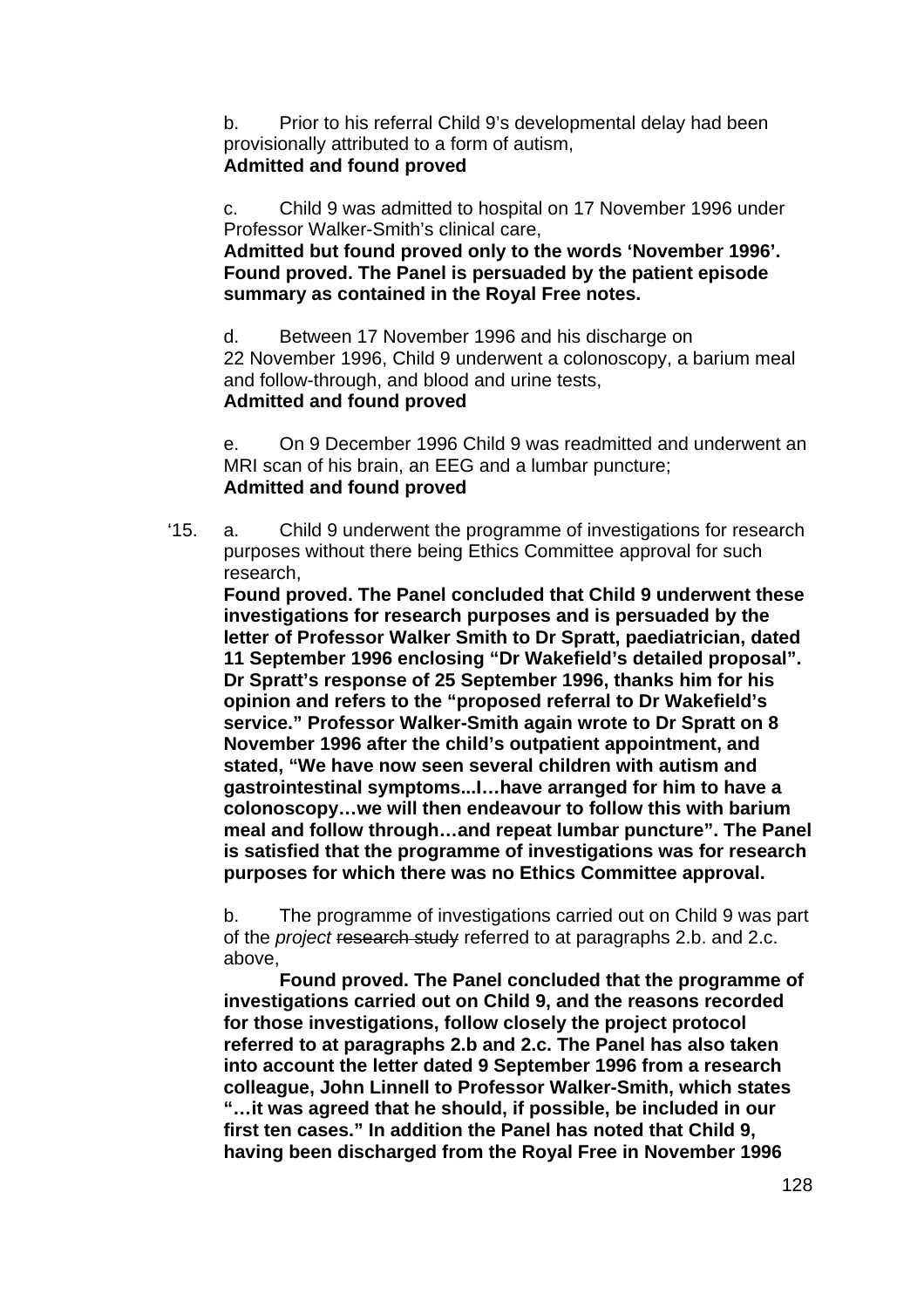b. Prior to his referral Child 9's developmental delay had been provisionally attributed to a form of autism,
**Admitted and found proved**

c. Child 9 was admitted to hospital on 17 November 1996 under Professor Walker-Smith's clinical care,
**Admitted but found proved only to the words 'November 1996'. Found proved. The Panel is persuaded by the patient episode summary as contained in the Royal Free notes.**

d. Between 17 November 1996 and his discharge on 22 November 1996, Child 9 underwent a colonoscopy, a barium meal and follow-through, and blood and urine tests,
**Admitted and found proved**

e. On 9 December 1996 Child 9 was readmitted and underwent an MRI scan of his brain, an EEG and a lumbar puncture;
**Admitted and found proved**

'15. a. Child 9 underwent the programme of investigations for research purposes without there being Ethics Committee approval for such research,
**Found proved. The Panel concluded that Child 9 underwent these investigations for research purposes and is persuaded by the letter of Professor Walker Smith to Dr Spratt, paediatrician, dated 11 September 1996 enclosing "Dr Wakefield's detailed proposal". Dr Spratt's response of 25 September 1996, thanks him for his opinion and refers to the "proposed referral to Dr Wakefield's service." Professor Walker-Smith again wrote to Dr Spratt on 8 November 1996 after the child's outpatient appointment, and stated, "We have now seen several children with autism and gastrointestinal symptoms...I…have arranged for him to have a colonoscopy…we will then endeavour to follow this with barium meal and follow through…and repeat lumbar puncture". The Panel is satisfied that the programme of investigations was for research purposes for which there was no Ethics Committee approval.**

b. The programme of investigations carried out on Child 9 was part of the *project* ~~research study~~ referred to at paragraphs 2.b. and 2.c. above,
**Found proved. The Panel concluded that the programme of investigations carried out on Child 9, and the reasons recorded for those investigations, follow closely the project protocol referred to at paragraphs 2.b and 2.c. The Panel has also taken into account the letter dated 9 September 1996 from a research colleague, John Linnell to Professor Walker-Smith, which states "…it was agreed that he should, if possible, be included in our first ten cases." In addition the Panel has noted that Child 9, having been discharged from the Royal Free in November 1996**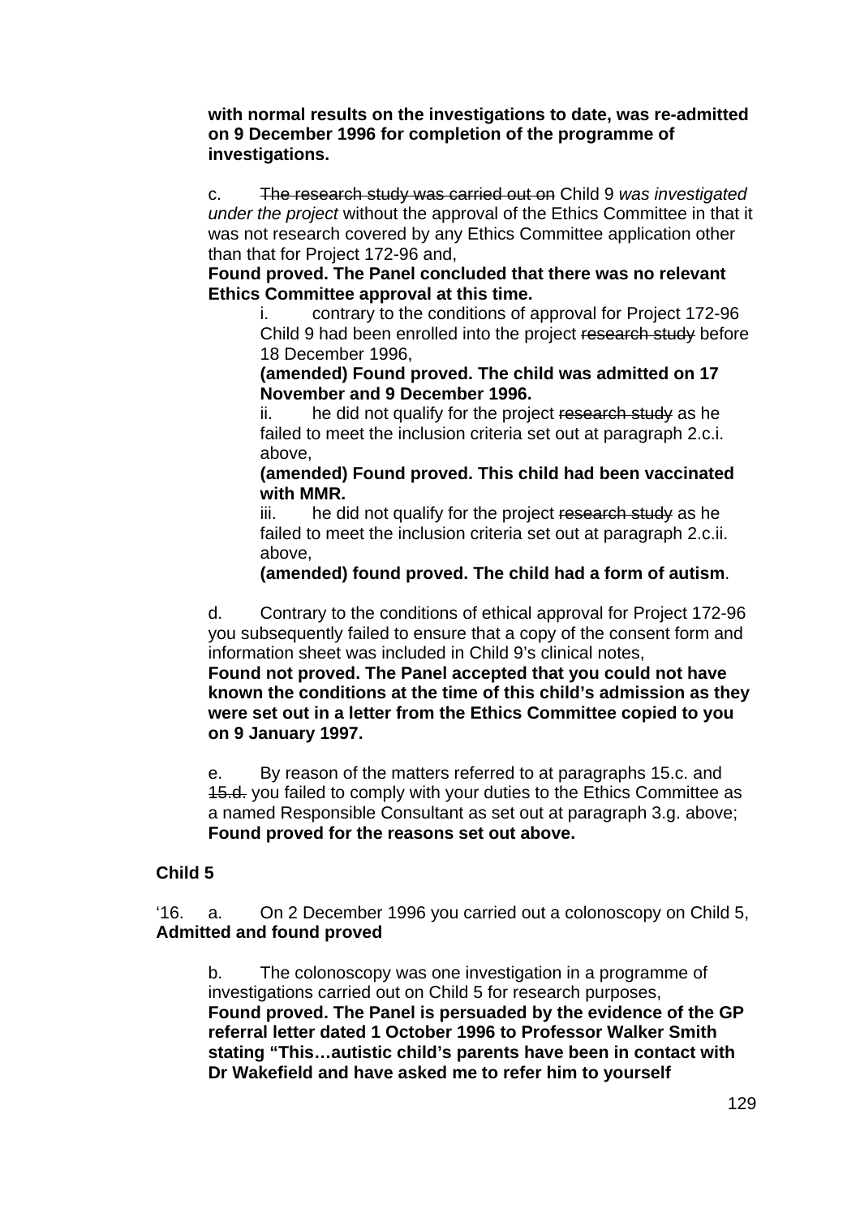**with normal results on the investigations to date, was re-admitted on 9 December 1996 for completion of the programme of investigations.**

c. ~~The research study was carried out on~~ Child 9 *was investigated under the project* without the approval of the Ethics Committee in that it was not research covered by any Ethics Committee application other than that for Project 172-96 and,
**Found proved. The Panel concluded that there was no relevant Ethics Committee approval at this time.**

i. contrary to the conditions of approval for Project 172-96 Child 9 had been enrolled into the project ~~research study~~ before 18 December 1996,
**(amended) Found proved. The child was admitted on 17 November and 9 December 1996.**

ii. he did not qualify for the project ~~research study~~ as he failed to meet the inclusion criteria set out at paragraph 2.c.i. above,
**(amended) Found proved. This child had been vaccinated with MMR.**

iii. he did not qualify for the project ~~research study~~ as he failed to meet the inclusion criteria set out at paragraph 2.c.ii. above,
**(amended) found proved. The child had a form of autism**.

d. Contrary to the conditions of ethical approval for Project 172-96 you subsequently failed to ensure that a copy of the consent form and information sheet was included in Child 9's clinical notes,
**Found not proved. The Panel accepted that you could not have known the conditions at the time of this child's admission as they were set out in a letter from the Ethics Committee copied to you on 9 January 1997.**

e. By reason of the matters referred to at paragraphs 15.c. and ~~15.d.~~ you failed to comply with your duties to the Ethics Committee as a named Responsible Consultant as set out at paragraph 3.g. above;
**Found proved for the reasons set out above.**

**Child 5**

'16. a. On 2 December 1996 you carried out a colonoscopy on Child 5,
**Admitted and found proved**

b. The colonoscopy was one investigation in a programme of investigations carried out on Child 5 for research purposes,
**Found proved. The Panel is persuaded by the evidence of the GP referral letter dated 1 October 1996 to Professor Walker Smith stating "This…autistic child's parents have been in contact with Dr Wakefield and have asked me to refer him to yourself**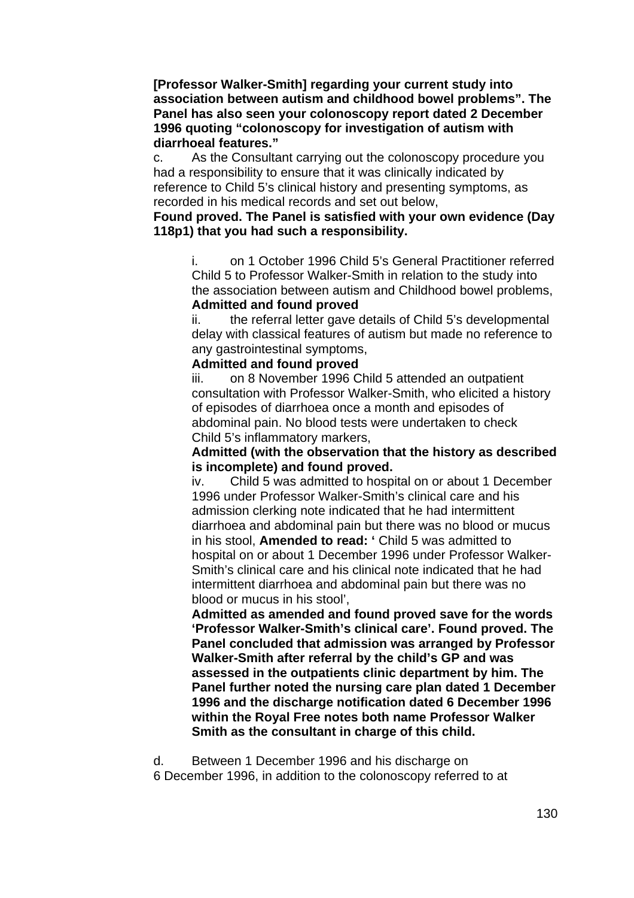**[Professor Walker-Smith] regarding your current study into association between autism and childhood bowel problems". The Panel has also seen your colonoscopy report dated 2 December 1996 quoting "colonoscopy for investigation of autism with diarrhoeal features."**

c. As the Consultant carrying out the colonoscopy procedure you had a responsibility to ensure that it was clinically indicated by reference to Child 5's clinical history and presenting symptoms, as recorded in his medical records and set out below,

**Found proved. The Panel is satisfied with your own evidence (Day 118p1) that you had such a responsibility.**

> i. on 1 October 1996 Child 5's General Practitioner referred Child 5 to Professor Walker-Smith in relation to the study into the association between autism and Childhood bowel problems,
>
> **Admitted and found proved**
>
> ii. the referral letter gave details of Child 5's developmental delay with classical features of autism but made no reference to any gastrointestinal symptoms,
>
> **Admitted and found proved**
>
> iii. on 8 November 1996 Child 5 attended an outpatient consultation with Professor Walker-Smith, who elicited a history of episodes of diarrhoea once a month and episodes of abdominal pain. No blood tests were undertaken to check Child 5's inflammatory markers,
>
> **Admitted (with the observation that the history as described is incomplete) and found proved.**
>
> iv. Child 5 was admitted to hospital on or about 1 December 1996 under Professor Walker-Smith's clinical care and his admission clerking note indicated that he had intermittent diarrhoea and abdominal pain but there was no blood or mucus in his stool, **Amended to read: '** Child 5 was admitted to hospital on or about 1 December 1996 under Professor Walker-Smith's clinical care and his clinical note indicated that he had intermittent diarrhoea and abdominal pain but there was no blood or mucus in his stool',
>
> **Admitted as amended and found proved save for the words 'Professor Walker-Smith's clinical care'. Found proved. The Panel concluded that admission was arranged by Professor Walker-Smith after referral by the child's GP and was assessed in the outpatients clinic department by him. The Panel further noted the nursing care plan dated 1 December 1996 and the discharge notification dated 6 December 1996 within the Royal Free notes both name Professor Walker Smith as the consultant in charge of this child.**

d. Between 1 December 1996 and his discharge on 6 December 1996, in addition to the colonoscopy referred to at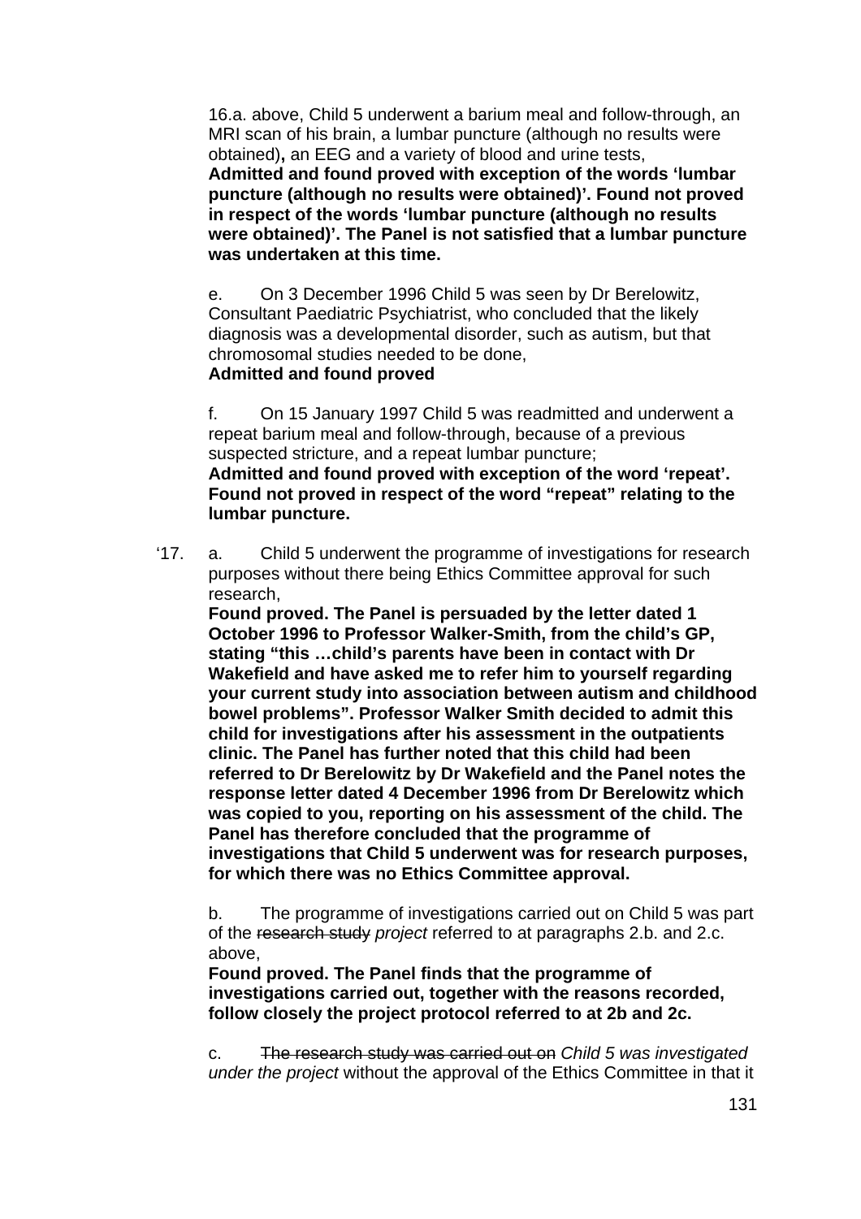16.a. above, Child 5 underwent a barium meal and follow-through, an MRI scan of his brain, a lumbar puncture (although no results were obtained)**,** an EEG and a variety of blood and urine tests,
**Admitted and found proved with exception of the words 'lumbar puncture (although no results were obtained)'. Found not proved in respect of the words 'lumbar puncture (although no results were obtained)'. The Panel is not satisfied that a lumbar puncture was undertaken at this time.**

e. On 3 December 1996 Child 5 was seen by Dr Berelowitz, Consultant Paediatric Psychiatrist, who concluded that the likely diagnosis was a developmental disorder, such as autism, but that chromosomal studies needed to be done,
**Admitted and found proved**

f. On 15 January 1997 Child 5 was readmitted and underwent a repeat barium meal and follow-through, because of a previous suspected stricture, and a repeat lumbar puncture;
**Admitted and found proved with exception of the word 'repeat'. Found not proved in respect of the word "repeat" relating to the lumbar puncture.**

'17. a. Child 5 underwent the programme of investigations for research purposes without there being Ethics Committee approval for such research,
**Found proved. The Panel is persuaded by the letter dated 1 October 1996 to Professor Walker-Smith, from the child's GP, stating "this …child's parents have been in contact with Dr Wakefield and have asked me to refer him to yourself regarding your current study into association between autism and childhood bowel problems". Professor Walker Smith decided to admit this child for investigations after his assessment in the outpatients clinic. The Panel has further noted that this child had been referred to Dr Berelowitz by Dr Wakefield and the Panel notes the response letter dated 4 December 1996 from Dr Berelowitz which was copied to you, reporting on his assessment of the child. The Panel has therefore concluded that the programme of investigations that Child 5 underwent was for research purposes, for which there was no Ethics Committee approval.**

b. The programme of investigations carried out on Child 5 was part of the ~~research study~~ *project* referred to at paragraphs 2.b. and 2.c. above,
**Found proved. The Panel finds that the programme of investigations carried out, together with the reasons recorded, follow closely the project protocol referred to at 2b and 2c.**

c. ~~The research study was carried out on~~ *Child 5 was investigated under the project* without the approval of the Ethics Committee in that it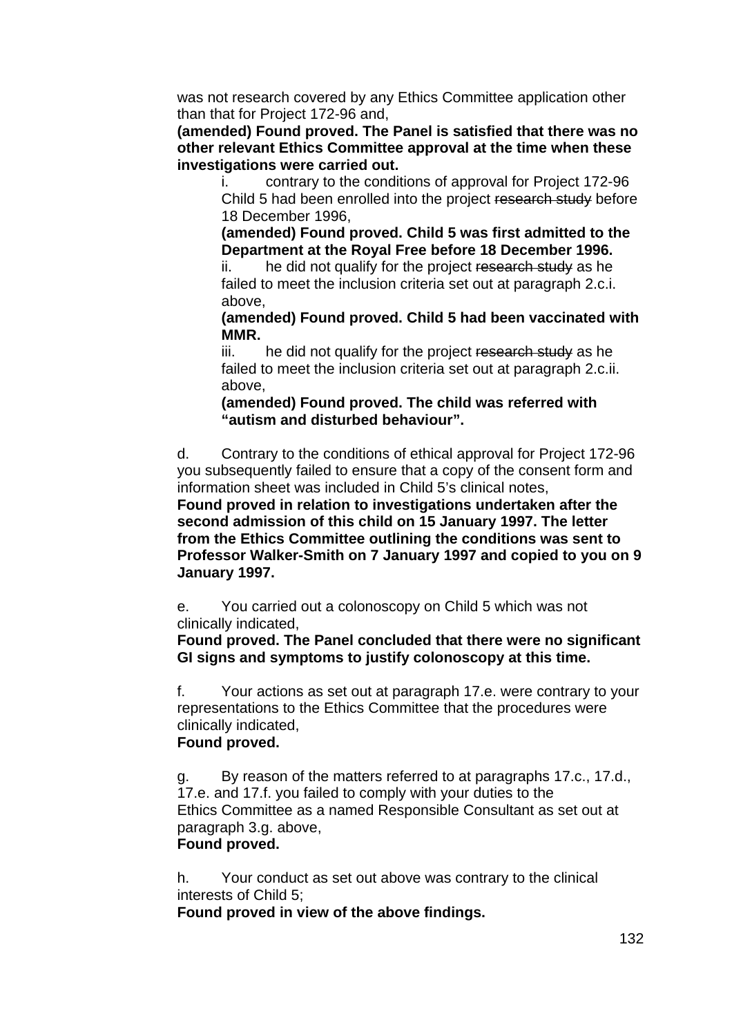was not research covered by any Ethics Committee application other than that for Project 172-96 and,
**(amended) Found proved. The Panel is satisfied that there was no other relevant Ethics Committee approval at the time when these investigations were carried out.**

i. contrary to the conditions of approval for Project 172-96 Child 5 had been enrolled into the project ~~research study~~ before 18 December 1996,
**(amended) Found proved. Child 5 was first admitted to the Department at the Royal Free before 18 December 1996.**

ii. he did not qualify for the project ~~research study~~ as he failed to meet the inclusion criteria set out at paragraph 2.c.i. above,
**(amended) Found proved. Child 5 had been vaccinated with MMR.**

iii. he did not qualify for the project ~~research study~~ as he failed to meet the inclusion criteria set out at paragraph 2.c.ii. above,
**(amended) Found proved. The child was referred with "autism and disturbed behaviour".**

d. Contrary to the conditions of ethical approval for Project 172-96 you subsequently failed to ensure that a copy of the consent form and information sheet was included in Child 5's clinical notes,
**Found proved in relation to investigations undertaken after the second admission of this child on 15 January 1997. The letter from the Ethics Committee outlining the conditions was sent to Professor Walker-Smith on 7 January 1997 and copied to you on 9 January 1997.**

e. You carried out a colonoscopy on Child 5 which was not clinically indicated,
**Found proved. The Panel concluded that there were no significant GI signs and symptoms to justify colonoscopy at this time.**

f. Your actions as set out at paragraph 17.e. were contrary to your representations to the Ethics Committee that the procedures were clinically indicated,
**Found proved.**

g. By reason of the matters referred to at paragraphs 17.c., 17.d., 17.e. and 17.f. you failed to comply with your duties to the Ethics Committee as a named Responsible Consultant as set out at paragraph 3.g. above,
**Found proved.**

h. Your conduct as set out above was contrary to the clinical interests of Child 5;
**Found proved in view of the above findings.**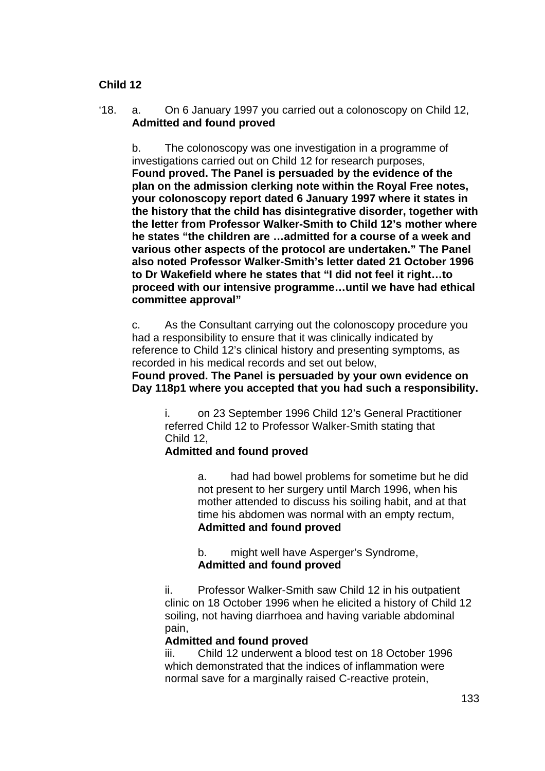**Child 12**

‘18. a. On 6 January 1997 you carried out a colonoscopy on Child 12,
**Admitted and found proved**

b. The colonoscopy was one investigation in a programme of investigations carried out on Child 12 for research purposes,
**Found proved. The Panel is persuaded by the evidence of the plan on the admission clerking note within the Royal Free notes, your colonoscopy report dated 6 January 1997 where it states in the history that the child has disintegrative disorder, together with the letter from Professor Walker-Smith to Child 12’s mother where he states “the children are …admitted for a course of a week and various other aspects of the protocol are undertaken.” The Panel also noted Professor Walker-Smith’s letter dated 21 October 1996 to Dr Wakefield where he states that “I did not feel it right…to proceed with our intensive programme…until we have had ethical committee approval”**

c. As the Consultant carrying out the colonoscopy procedure you had a responsibility to ensure that it was clinically indicated by reference to Child 12’s clinical history and presenting symptoms, as recorded in his medical records and set out below,
**Found proved. The Panel is persuaded by your own evidence on Day 118p1 where you accepted that you had such a responsibility.**

i. on 23 September 1996 Child 12’s General Practitioner referred Child 12 to Professor Walker-Smith stating that Child 12,
**Admitted and found proved**

a. had had bowel problems for sometime but he did not present to her surgery until March 1996, when his mother attended to discuss his soiling habit, and at that time his abdomen was normal with an empty rectum,
**Admitted and found proved**

b. might well have Asperger’s Syndrome,
**Admitted and found proved**

ii. Professor Walker-Smith saw Child 12 in his outpatient clinic on 18 October 1996 when he elicited a history of Child 12 soiling, not having diarrhoea and having variable abdominal pain,
**Admitted and found proved**

iii. Child 12 underwent a blood test on 18 October 1996 which demonstrated that the indices of inflammation were normal save for a marginally raised C-reactive protein,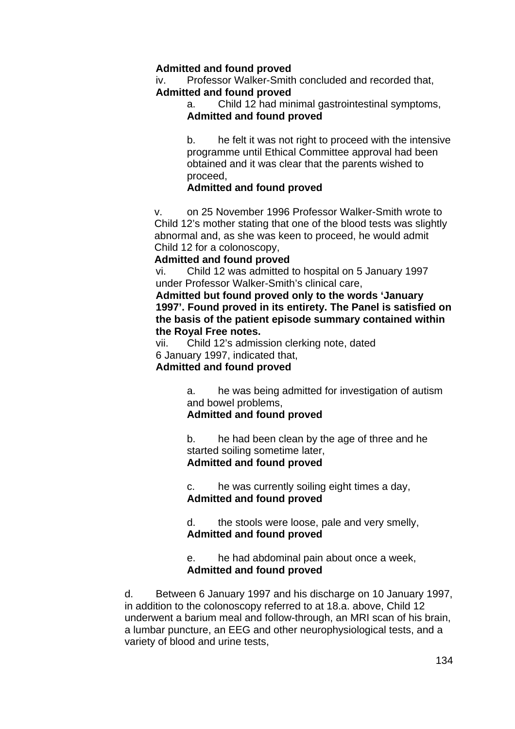**Admitted and found proved**

iv. Professor Walker-Smith concluded and recorded that,

**Admitted and found proved**

a. Child 12 had minimal gastrointestinal symptoms,

**Admitted and found proved**

b. he felt it was not right to proceed with the intensive programme until Ethical Committee approval had been obtained and it was clear that the parents wished to proceed,

**Admitted and found proved**

v. on 25 November 1996 Professor Walker-Smith wrote to Child 12's mother stating that one of the blood tests was slightly abnormal and, as she was keen to proceed, he would admit Child 12 for a colonoscopy,

**Admitted and found proved**

vi. Child 12 was admitted to hospital on 5 January 1997 under Professor Walker-Smith's clinical care,

**Admitted but found proved only to the words 'January 1997'. Found proved in its entirety. The Panel is satisfied on the basis of the patient episode summary contained within the Royal Free notes.**

vii. Child 12's admission clerking note, dated 6 January 1997, indicated that,

**Admitted and found proved**

a. he was being admitted for investigation of autism and bowel problems,

**Admitted and found proved**

b. he had been clean by the age of three and he started soiling sometime later,

**Admitted and found proved**

c. he was currently soiling eight times a day,

**Admitted and found proved**

d. the stools were loose, pale and very smelly,

**Admitted and found proved**

e. he had abdominal pain about once a week,

**Admitted and found proved**

d. Between 6 January 1997 and his discharge on 10 January 1997, in addition to the colonoscopy referred to at 18.a. above, Child 12 underwent a barium meal and follow-through, an MRI scan of his brain, a lumbar puncture, an EEG and other neurophysiological tests, and a variety of blood and urine tests,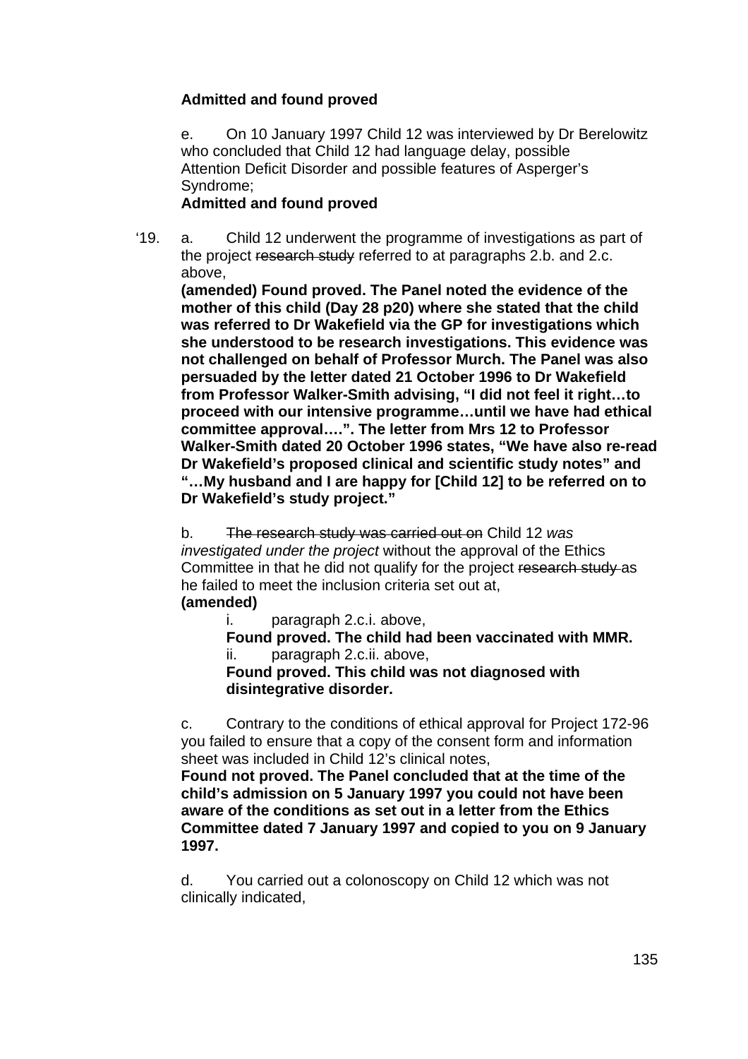**Admitted and found proved**

e. On 10 January 1997 Child 12 was interviewed by Dr Berelowitz who concluded that Child 12 had language delay, possible Attention Deficit Disorder and possible features of Asperger's Syndrome;
**Admitted and found proved**

'19. a. Child 12 underwent the programme of investigations as part of the project ~~research study~~ referred to at paragraphs 2.b. and 2.c. above,
**(amended) Found proved. The Panel noted the evidence of the mother of this child (Day 28 p20) where she stated that the child was referred to Dr Wakefield via the GP for investigations which she understood to be research investigations. This evidence was not challenged on behalf of Professor Murch. The Panel was also persuaded by the letter dated 21 October 1996 to Dr Wakefield from Professor Walker-Smith advising, "I did not feel it right…to proceed with our intensive programme…until we have had ethical committee approval….". The letter from Mrs 12 to Professor Walker-Smith dated 20 October 1996 states, "We have also re-read Dr Wakefield's proposed clinical and scientific study notes" and "…My husband and I are happy for [Child 12] to be referred on to Dr Wakefield's study project."**

b. ~~The research study was carried out on~~ Child 12 *was investigated under the project* without the approval of the Ethics Committee in that he did not qualify for the project ~~research study~~ as he failed to meet the inclusion criteria set out at,
**(amended)**

i. paragraph 2.c.i. above,
**Found proved. The child had been vaccinated with MMR.**

ii. paragraph 2.c.ii. above,
**Found proved. This child was not diagnosed with disintegrative disorder.**

c. Contrary to the conditions of ethical approval for Project 172-96 you failed to ensure that a copy of the consent form and information sheet was included in Child 12's clinical notes,
**Found not proved. The Panel concluded that at the time of the child's admission on 5 January 1997 you could not have been aware of the conditions as set out in a letter from the Ethics Committee dated 7 January 1997 and copied to you on 9 January 1997.**

d. You carried out a colonoscopy on Child 12 which was not clinically indicated,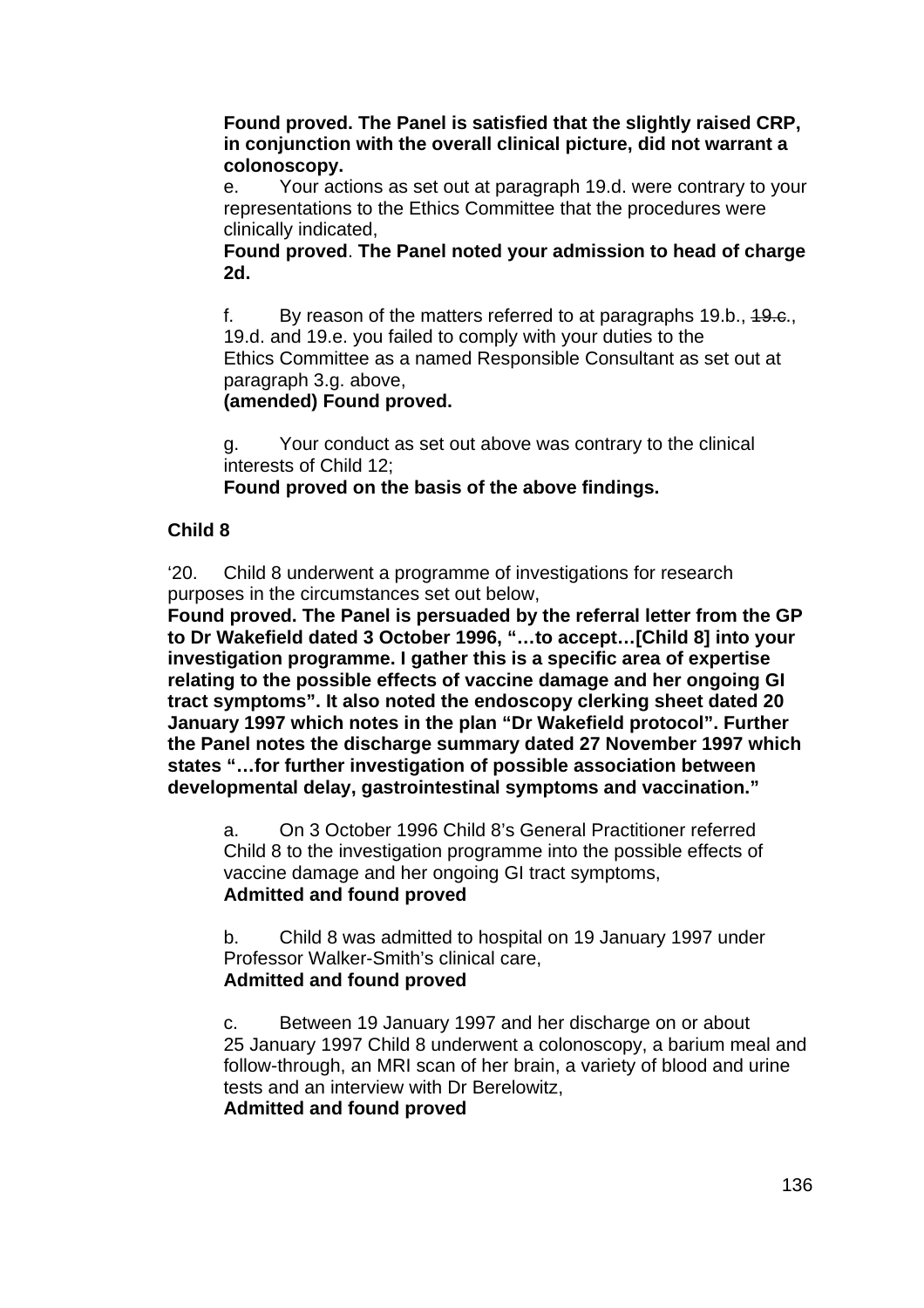**Found proved. The Panel is satisfied that the slightly raised CRP, in conjunction with the overall clinical picture, did not warrant a colonoscopy.**

e. Your actions as set out at paragraph 19.d. were contrary to your representations to the Ethics Committee that the procedures were clinically indicated,

**Found proved**. **The Panel noted your admission to head of charge 2d.**

f. By reason of the matters referred to at paragraphs 19.b., ~~19.c.~~, 19.d. and 19.e. you failed to comply with your duties to the Ethics Committee as a named Responsible Consultant as set out at paragraph 3.g. above,

**(amended) Found proved.**

g. Your conduct as set out above was contrary to the clinical interests of Child 12;

**Found proved on the basis of the above findings.**

**Child 8**

'20. Child 8 underwent a programme of investigations for research purposes in the circumstances set out below,

**Found proved. The Panel is persuaded by the referral letter from the GP to Dr Wakefield dated 3 October 1996, "…to accept…[Child 8] into your investigation programme. I gather this is a specific area of expertise relating to the possible effects of vaccine damage and her ongoing GI tract symptoms". It also noted the endoscopy clerking sheet dated 20 January 1997 which notes in the plan "Dr Wakefield protocol". Further the Panel notes the discharge summary dated 27 November 1997 which states "…for further investigation of possible association between developmental delay, gastrointestinal symptoms and vaccination."**

a. On 3 October 1996 Child 8's General Practitioner referred Child 8 to the investigation programme into the possible effects of vaccine damage and her ongoing GI tract symptoms,

**Admitted and found proved**

b. Child 8 was admitted to hospital on 19 January 1997 under Professor Walker-Smith's clinical care,

**Admitted and found proved**

c. Between 19 January 1997 and her discharge on or about 25 January 1997 Child 8 underwent a colonoscopy, a barium meal and follow-through, an MRI scan of her brain, a variety of blood and urine tests and an interview with Dr Berelowitz,

**Admitted and found proved**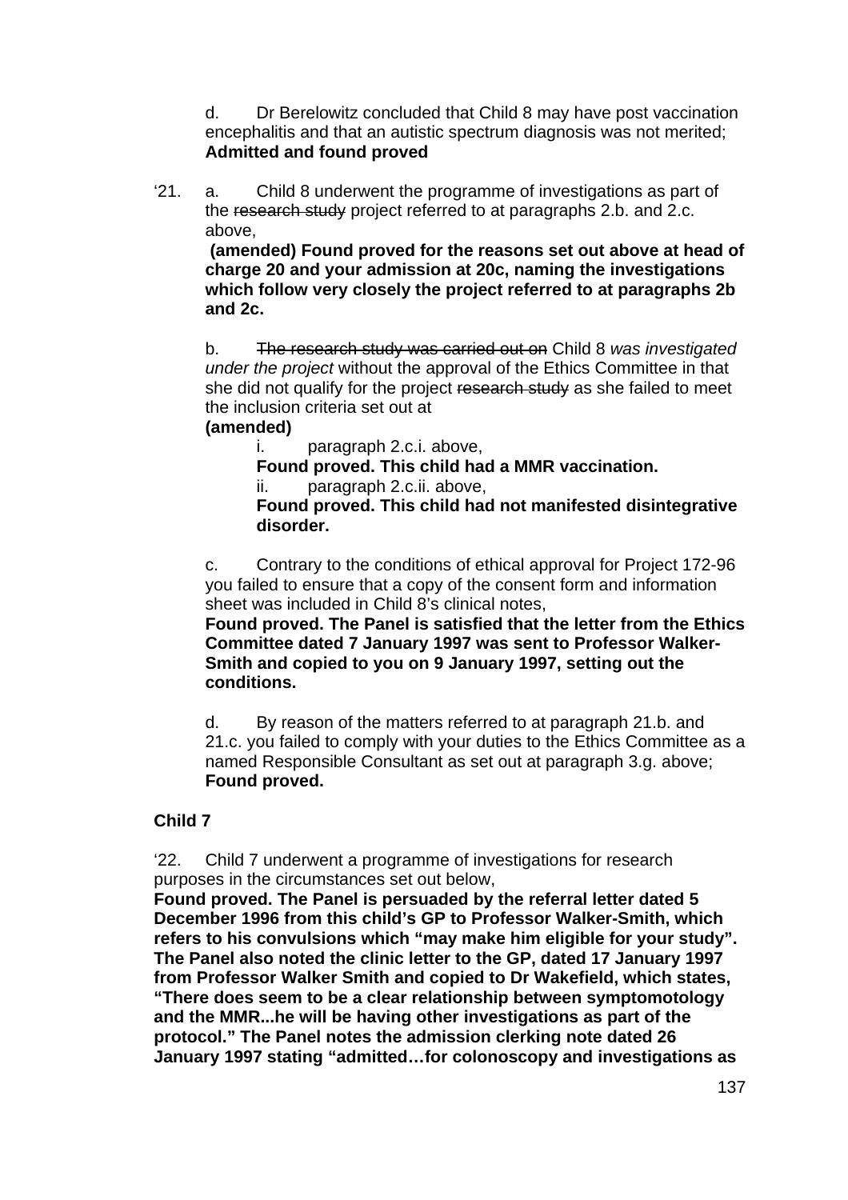d. Dr Berelowitz concluded that Child 8 may have post vaccination encephalitis and that an autistic spectrum diagnosis was not merited;
**Admitted and found proved**

'21. a. Child 8 underwent the programme of investigations as part of the ~~research study~~ project referred to at paragraphs 2.b. and 2.c. above,
**(amended) Found proved for the reasons set out above at head of charge 20 and your admission at 20c, naming the investigations which follow very closely the project referred to at paragraphs 2b and 2c.**

b. ~~The research study was carried out on~~ Child 8 *was investigated under the project* without the approval of the Ethics Committee in that she did not qualify for the project ~~research study~~ as she failed to meet the inclusion criteria set out at
**(amended)**

i. paragraph 2.c.i. above,
**Found proved. This child had a MMR vaccination.**

ii. paragraph 2.c.ii. above,
**Found proved. This child had not manifested disintegrative disorder.**

c. Contrary to the conditions of ethical approval for Project 172-96 you failed to ensure that a copy of the consent form and information sheet was included in Child 8's clinical notes,
**Found proved. The Panel is satisfied that the letter from the Ethics Committee dated 7 January 1997 was sent to Professor Walker-Smith and copied to you on 9 January 1997, setting out the conditions.**

d. By reason of the matters referred to at paragraph 21.b. and 21.c. you failed to comply with your duties to the Ethics Committee as a named Responsible Consultant as set out at paragraph 3.g. above;
**Found proved.**

**Child 7**

'22. Child 7 underwent a programme of investigations for research purposes in the circumstances set out below,
**Found proved. The Panel is persuaded by the referral letter dated 5 December 1996 from this child's GP to Professor Walker-Smith, which refers to his convulsions which "may make him eligible for your study". The Panel also noted the clinic letter to the GP, dated 17 January 1997 from Professor Walker Smith and copied to Dr Wakefield, which states, "There does seem to be a clear relationship between symptomotology and the MMR...he will be having other investigations as part of the protocol." The Panel notes the admission clerking note dated 26 January 1997 stating "admitted…for colonoscopy and investigations as**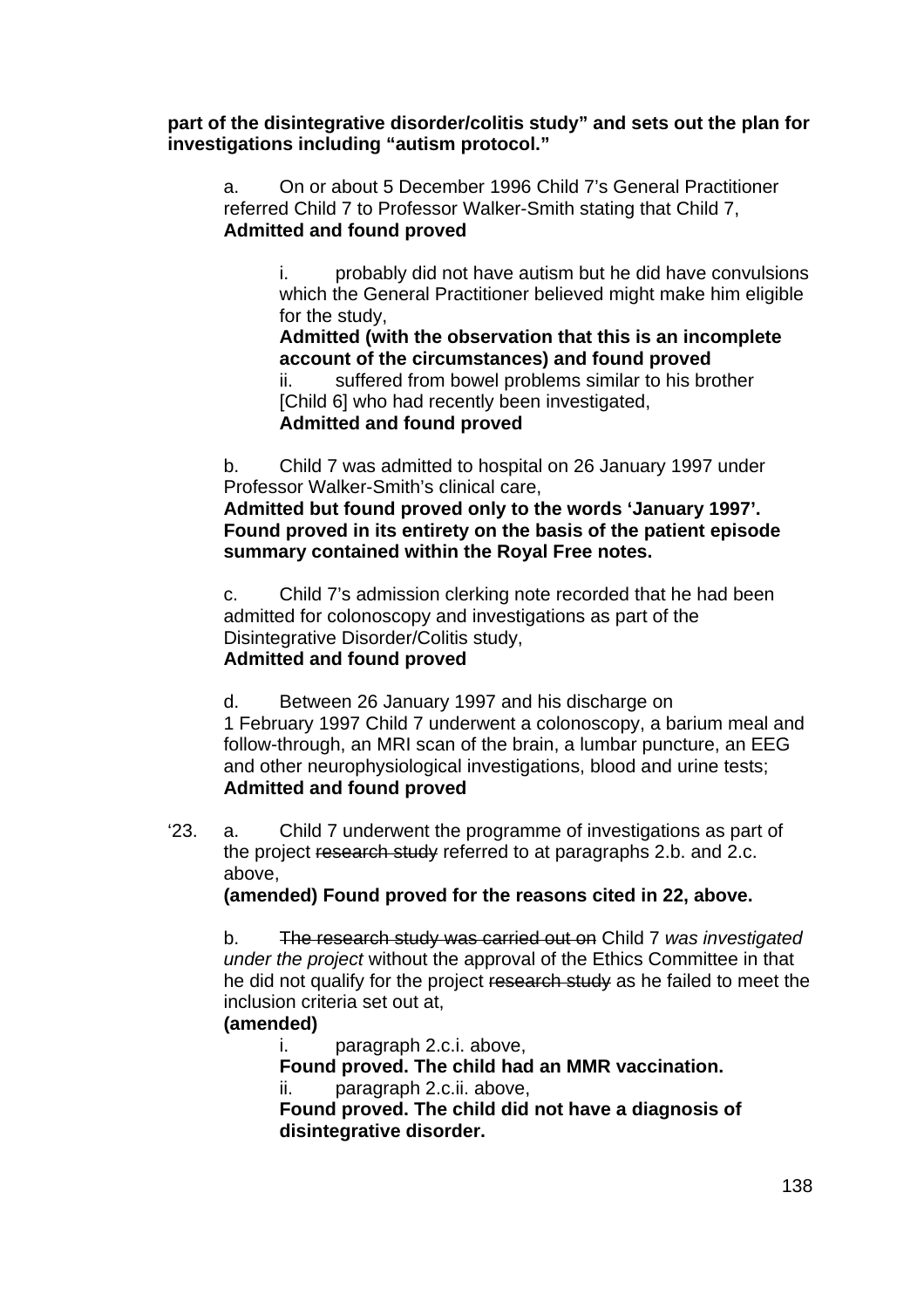**part of the disintegrative disorder/colitis study" and sets out the plan for investigations including "autism protocol."**

a. On or about 5 December 1996 Child 7's General Practitioner referred Child 7 to Professor Walker-Smith stating that Child 7,
**Admitted and found proved**

i. probably did not have autism but he did have convulsions which the General Practitioner believed might make him eligible for the study,
**Admitted (with the observation that this is an incomplete account of the circumstances) and found proved**

ii. suffered from bowel problems similar to his brother [Child 6] who had recently been investigated,
**Admitted and found proved**

b. Child 7 was admitted to hospital on 26 January 1997 under Professor Walker-Smith's clinical care,
**Admitted but found proved only to the words 'January 1997'. Found proved in its entirety on the basis of the patient episode summary contained within the Royal Free notes.**

c. Child 7's admission clerking note recorded that he had been admitted for colonoscopy and investigations as part of the Disintegrative Disorder/Colitis study,
**Admitted and found proved**

d. Between 26 January 1997 and his discharge on 1 February 1997 Child 7 underwent a colonoscopy, a barium meal and follow-through, an MRI scan of the brain, a lumbar puncture, an EEG and other neurophysiological investigations, blood and urine tests;
**Admitted and found proved**

'23. a. Child 7 underwent the programme of investigations as part of the project ~~research study~~ referred to at paragraphs 2.b. and 2.c. above,
**(amended) Found proved for the reasons cited in 22, above.**

b. ~~The research study was carried out on~~ Child 7 *was investigated under the project* without the approval of the Ethics Committee in that he did not qualify for the project ~~research study~~ as he failed to meet the inclusion criteria set out at,
**(amended)**

i. paragraph 2.c.i. above,
**Found proved. The child had an MMR vaccination.**

ii. paragraph 2.c.ii. above,
**Found proved. The child did not have a diagnosis of disintegrative disorder.**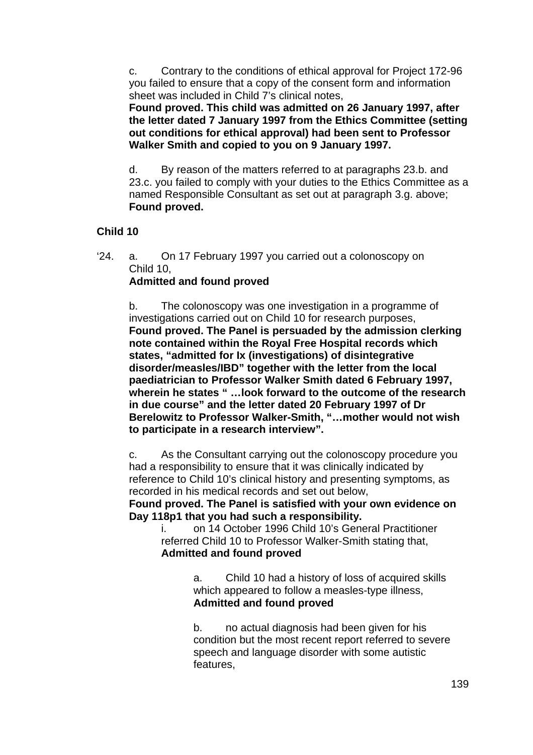c. Contrary to the conditions of ethical approval for Project 172-96 you failed to ensure that a copy of the consent form and information sheet was included in Child 7's clinical notes,
**Found proved. This child was admitted on 26 January 1997, after the letter dated 7 January 1997 from the Ethics Committee (setting out conditions for ethical approval) had been sent to Professor Walker Smith and copied to you on 9 January 1997.**

d. By reason of the matters referred to at paragraphs 23.b. and 23.c. you failed to comply with your duties to the Ethics Committee as a named Responsible Consultant as set out at paragraph 3.g. above;
**Found proved.**

**Child 10**

'24. a. On 17 February 1997 you carried out a colonoscopy on Child 10,
**Admitted and found proved**

b. The colonoscopy was one investigation in a programme of investigations carried out on Child 10 for research purposes,
**Found proved. The Panel is persuaded by the admission clerking note contained within the Royal Free Hospital records which states, "admitted for Ix (investigations) of disintegrative disorder/measles/IBD" together with the letter from the local paediatrician to Professor Walker Smith dated 6 February 1997, wherein he states " …look forward to the outcome of the research in due course" and the letter dated 20 February 1997 of Dr Berelowitz to Professor Walker-Smith, "…mother would not wish to participate in a research interview".**

c. As the Consultant carrying out the colonoscopy procedure you had a responsibility to ensure that it was clinically indicated by reference to Child 10's clinical history and presenting symptoms, as recorded in his medical records and set out below,
**Found proved. The Panel is satisfied with your own evidence on Day 118p1 that you had such a responsibility.**

i. on 14 October 1996 Child 10's General Practitioner referred Child 10 to Professor Walker-Smith stating that,
**Admitted and found proved**

a. Child 10 had a history of loss of acquired skills which appeared to follow a measles-type illness,
**Admitted and found proved**

b. no actual diagnosis had been given for his condition but the most recent report referred to severe speech and language disorder with some autistic features,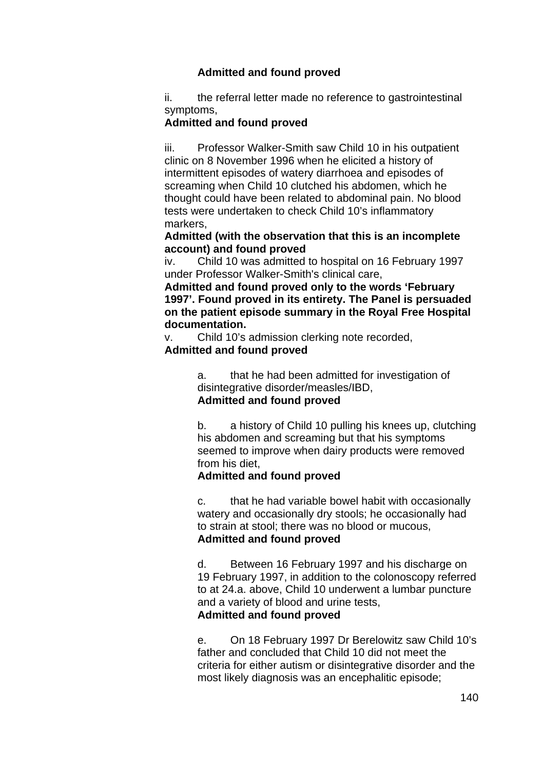**Admitted and found proved**

ii. the referral letter made no reference to gastrointestinal symptoms,
**Admitted and found proved**

iii. Professor Walker-Smith saw Child 10 in his outpatient clinic on 8 November 1996 when he elicited a history of intermittent episodes of watery diarrhoea and episodes of screaming when Child 10 clutched his abdomen, which he thought could have been related to abdominal pain. No blood tests were undertaken to check Child 10's inflammatory markers,
**Admitted (with the observation that this is an incomplete account) and found proved**

iv. Child 10 was admitted to hospital on 16 February 1997 under Professor Walker-Smith's clinical care,
**Admitted and found proved only to the words 'February 1997'. Found proved in its entirety. The Panel is persuaded on the patient episode summary in the Royal Free Hospital documentation.**

v. Child 10's admission clerking note recorded,
**Admitted and found proved**

a. that he had been admitted for investigation of disintegrative disorder/measles/IBD,
**Admitted and found proved**

b. a history of Child 10 pulling his knees up, clutching his abdomen and screaming but that his symptoms seemed to improve when dairy products were removed from his diet,
**Admitted and found proved**

c. that he had variable bowel habit with occasionally watery and occasionally dry stools; he occasionally had to strain at stool; there was no blood or mucous,
**Admitted and found proved**

d. Between 16 February 1997 and his discharge on 19 February 1997, in addition to the colonoscopy referred to at 24.a. above, Child 10 underwent a lumbar puncture and a variety of blood and urine tests,
**Admitted and found proved**

e. On 18 February 1997 Dr Berelowitz saw Child 10's father and concluded that Child 10 did not meet the criteria for either autism or disintegrative disorder and the most likely diagnosis was an encephalitic episode;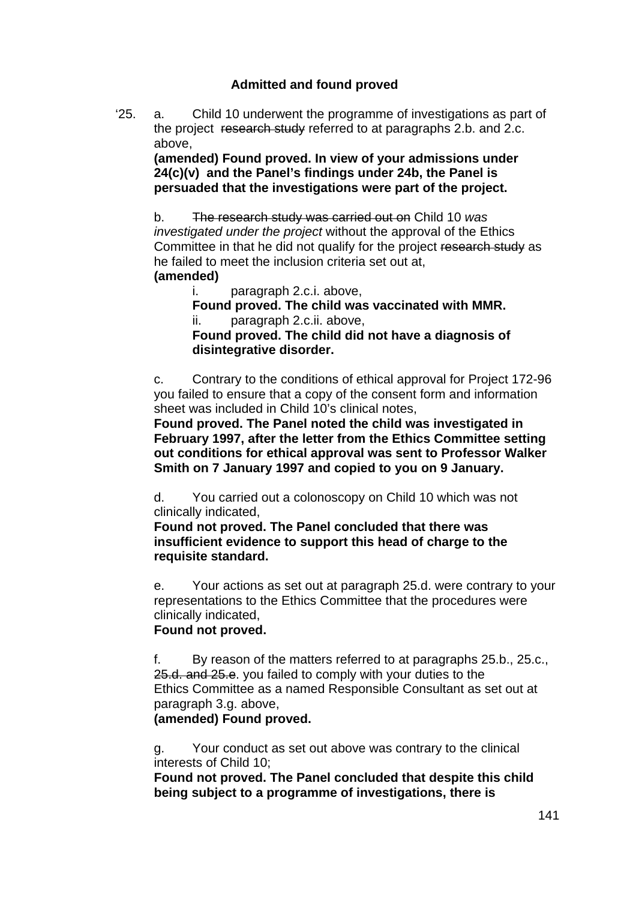**Admitted and found proved**

'25. a. Child 10 underwent the programme of investigations as part of the project ~~research study~~ referred to at paragraphs 2.b. and 2.c. above,
**(amended) Found proved. In view of your admissions under 24(c)(v) and the Panel's findings under 24b, the Panel is persuaded that the investigations were part of the project.**

b. ~~The research study was carried out on~~ Child 10 *was investigated under the project* without the approval of the Ethics Committee in that he did not qualify for the project ~~research study~~ as he failed to meet the inclusion criteria set out at,
**(amended)**

i. paragraph 2.c.i. above,
**Found proved. The child was vaccinated with MMR.**

ii. paragraph 2.c.ii. above,
**Found proved. The child did not have a diagnosis of disintegrative disorder.**

c. Contrary to the conditions of ethical approval for Project 172-96 you failed to ensure that a copy of the consent form and information sheet was included in Child 10's clinical notes,
**Found proved. The Panel noted the child was investigated in February 1997, after the letter from the Ethics Committee setting out conditions for ethical approval was sent to Professor Walker Smith on 7 January 1997 and copied to you on 9 January.**

d. You carried out a colonoscopy on Child 10 which was not clinically indicated,
**Found not proved. The Panel concluded that there was insufficient evidence to support this head of charge to the requisite standard.**

e. Your actions as set out at paragraph 25.d. were contrary to your representations to the Ethics Committee that the procedures were clinically indicated,
**Found not proved.**

f. By reason of the matters referred to at paragraphs 25.b., 25.c., ~~25.d. and 25.e~~. you failed to comply with your duties to the Ethics Committee as a named Responsible Consultant as set out at paragraph 3.g. above,
**(amended) Found proved.**

g. Your conduct as set out above was contrary to the clinical interests of Child 10;
**Found not proved. The Panel concluded that despite this child being subject to a programme of investigations, there is**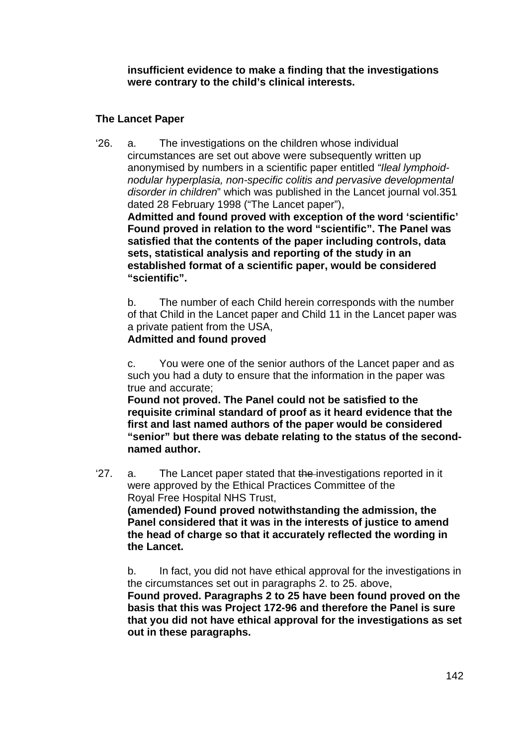**insufficient evidence to make a finding that the investigations were contrary to the child's clinical interests.**

**The Lancet Paper**

'26. a. The investigations on the children whose individual circumstances are set out above were subsequently written up anonymised by numbers in a scientific paper entitled *"Ileal lymphoid-nodular hyperplasia, non-specific colitis and pervasive developmental disorder in children*" which was published in the Lancet journal vol.351 dated 28 February 1998 ("The Lancet paper"),
**Admitted and found proved with exception of the word 'scientific' Found proved in relation to the word "scientific". The Panel was satisfied that the contents of the paper including controls, data sets, statistical analysis and reporting of the study in an established format of a scientific paper, would be considered "scientific".**

b. The number of each Child herein corresponds with the number of that Child in the Lancet paper and Child 11 in the Lancet paper was a private patient from the USA,
**Admitted and found proved**

c. You were one of the senior authors of the Lancet paper and as such you had a duty to ensure that the information in the paper was true and accurate;
**Found not proved. The Panel could not be satisfied to the requisite criminal standard of proof as it heard evidence that the first and last named authors of the paper would be considered "senior" but there was debate relating to the status of the second-named author.**

'27. a. The Lancet paper stated that ~~the~~ investigations reported in it were approved by the Ethical Practices Committee of the Royal Free Hospital NHS Trust,
**(amended) Found proved notwithstanding the admission, the Panel considered that it was in the interests of justice to amend the head of charge so that it accurately reflected the wording in the Lancet.**

b. In fact, you did not have ethical approval for the investigations in the circumstances set out in paragraphs 2. to 25. above,
**Found proved. Paragraphs 2 to 25 have been found proved on the basis that this was Project 172-96 and therefore the Panel is sure that you did not have ethical approval for the investigations as set out in these paragraphs.**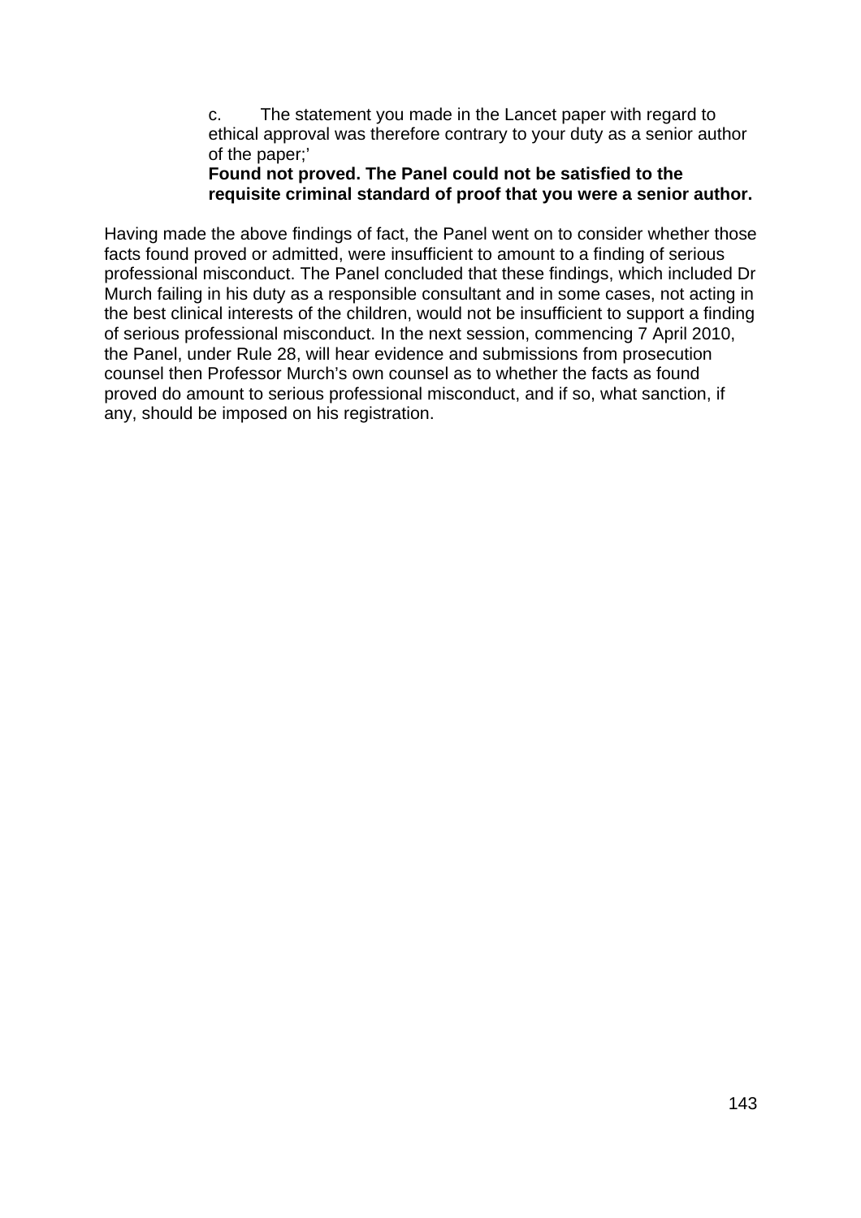c. The statement you made in the Lancet paper with regard to ethical approval was therefore contrary to your duty as a senior author of the paper;'

**Found not proved. The Panel could not be satisfied to the requisite criminal standard of proof that you were a senior author.**

Having made the above findings of fact, the Panel went on to consider whether those facts found proved or admitted, were insufficient to amount to a finding of serious professional misconduct. The Panel concluded that these findings, which included Dr Murch failing in his duty as a responsible consultant and in some cases, not acting in the best clinical interests of the children, would not be insufficient to support a finding of serious professional misconduct. In the next session, commencing 7 April 2010, the Panel, under Rule 28, will hear evidence and submissions from prosecution counsel then Professor Murch's own counsel as to whether the facts as found proved do amount to serious professional misconduct, and if so, what sanction, if any, should be imposed on his registration.